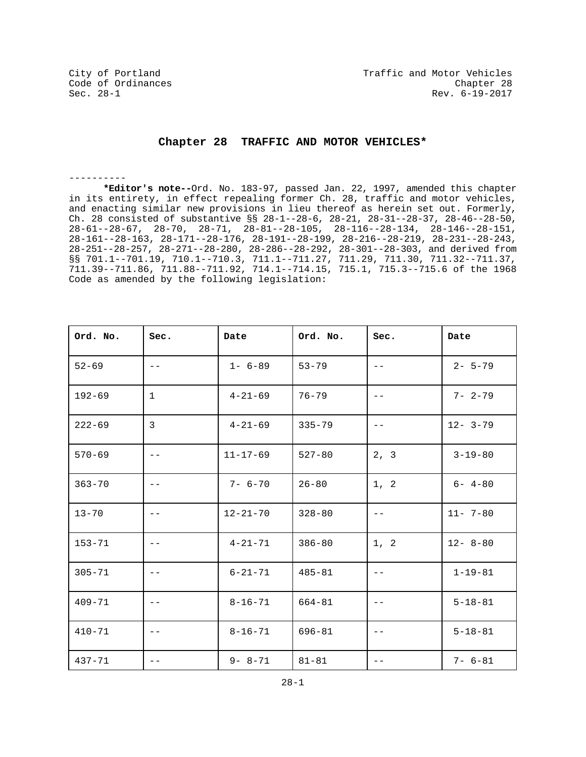# Chapter 28 TRAFFIC AND MOTOR VEHICLES*

----------

**\*Editor's note--**Ord. No. 183-97, passed Jan. 22, 1997, amended this chapter in its entirety, in effect repealing former Ch. 28, traffic and motor vehicles, and enacting similar new provisions in lieu thereof as herein set out. Formerly, Ch. 28 consisted of substantive §§ 28-1--28-6, 28-21, 28-31--28-37, 28-46--28-50, 28-61--28-67, 28-70, 28-71, 28-81--28-105, 28-116--28-134, 28-146--28-151, 28-161--28-163, 28-171--28-176, 28-191--28-199, 28-216--28-219, 28-231--28-243, 28-251--28-257, 28-271--28-280, 28-286--28-292, 28-301--28-303, and derived from §§ 701.1--701.19, 710.1--710.3, 711.1--711.27, 711.29, 711.30, 711.32--711.37, 711.39--711.86, 711.88--711.92, 714.1--714.15, 715.1, 715.3--715.6 of the 1968 Code as amended by the following legislation:

| Ord. No. | Sec. | Date | Ord. No. | Sec. | Date |
|---|---|---|---|---|---|
| 52-69 | -- | 1- 6-89 | 53-79 | -- | 2- 5-79 |
| 192-69 | 1 | 4-21-69 | 76-79 | -- | 7- 2-79 |
| 222-69 | 3 | 4-21-69 | 335-79 | -- | 12- 3-79 |
| 570-69 | -- | 11-17-69 | 527-80 | 2, 3 | 3-19-80 |
| 363-70 | -- | 7- 6-70 | 26-80 | 1, 2 | 6- 4-80 |
| 13-70 | -- | 12-21-70 | 328-80 | -- | 11- 7-80 |
| 153-71 | -- | 4-21-71 | 386-80 | 1, 2 | 12- 8-80 |
| 305-71 | -- | 6-21-71 | 485-81 | -- | 1-19-81 |
| 409-71 | -- | 8-16-71 | 664-81 | -- | 5-18-81 |
| 410-71 | -- | 8-16-71 | 696-81 | -- | 5-18-81 |
| 437-71 | -- | 9- 8-71 | 81-81 | -- | 7- 6-81 |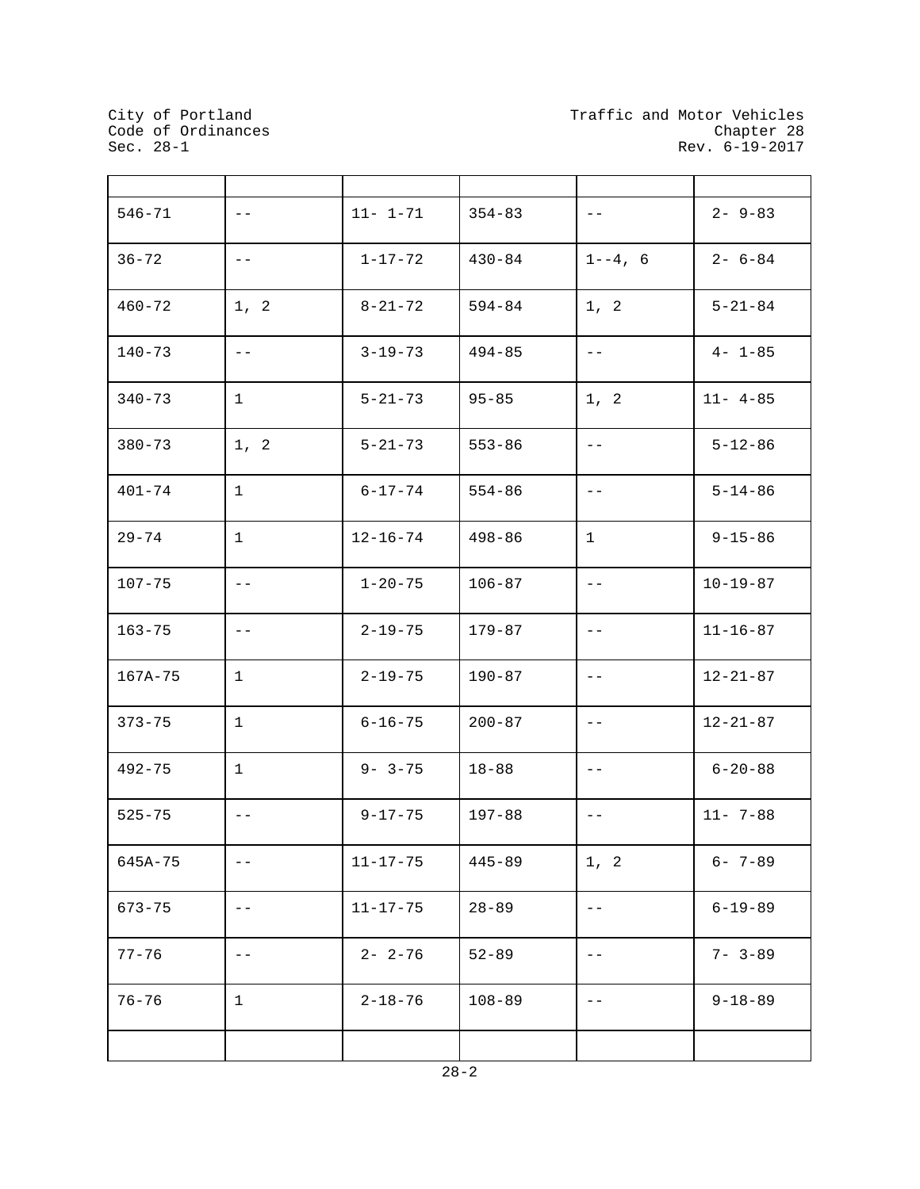| | | | | | |
|---|---|---|---|---|---|
| 546-71 | -- | 11- 1-71 | 354-83 | -- | 2- 9-83 |
| 36-72 | -- | 1-17-72 | 430-84 | 1--4, 6 | 2- 6-84 |
| 460-72 | 1, 2 | 8-21-72 | 594-84 | 1, 2 | 5-21-84 |
| 140-73 | -- | 3-19-73 | 494-85 | -- | 4- 1-85 |
| 340-73 | 1 | 5-21-73 | 95-85 | 1, 2 | 11- 4-85 |
| 380-73 | 1, 2 | 5-21-73 | 553-86 | -- | 5-12-86 |
| 401-74 | 1 | 6-17-74 | 554-86 | -- | 5-14-86 |
| 29-74 | 1 | 12-16-74 | 498-86 | 1 | 9-15-86 |
| 107-75 | -- | 1-20-75 | 106-87 | -- | 10-19-87 |
| 163-75 | -- | 2-19-75 | 179-87 | -- | 11-16-87 |
| 167A-75 | 1 | 2-19-75 | 190-87 | -- | 12-21-87 |
| 373-75 | 1 | 6-16-75 | 200-87 | -- | 12-21-87 |
| 492-75 | 1 | 9- 3-75 | 18-88 | -- | 6-20-88 |
| 525-75 | -- | 9-17-75 | 197-88 | -- | 11- 7-88 |
| 645A-75 | -- | 11-17-75 | 445-89 | 1, 2 | 6- 7-89 |
| 673-75 | -- | 11-17-75 | 28-89 | -- | 6-19-89 |
| 77-76 | -- | 2- 2-76 | 52-89 | -- | 7- 3-89 |
| 76-76 | 1 | 2-18-76 | 108-89 | -- | 9-18-89 |
| | | | | | |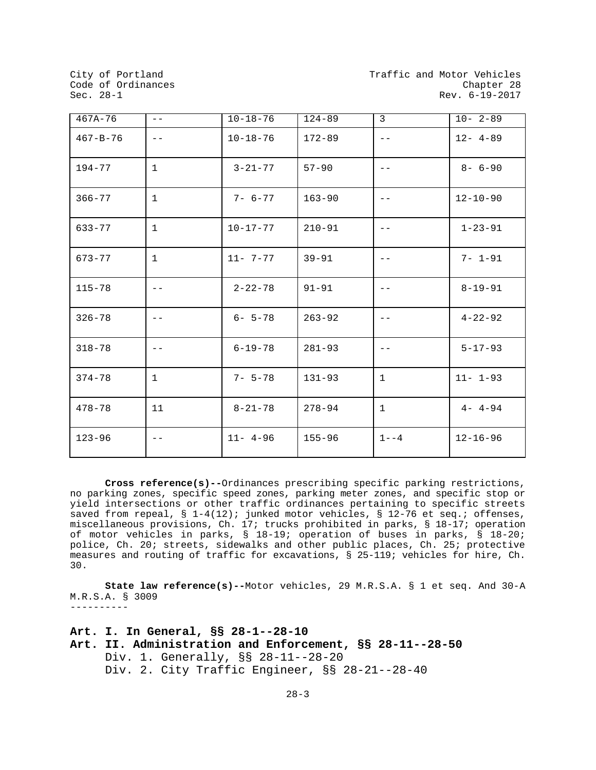| 467A-76 | -- | 10-18-76 | 124-89 | 3 | 10- 2-89 |
|---|---|---|---|---|---|
| 467-B-76 | -- | 10-18-76 | 172-89 | -- | 12- 4-89 |
| 194-77 | 1 | 3-21-77 | 57-90 | -- | 8- 6-90 |
| 366-77 | 1 | 7- 6-77 | 163-90 | -- | 12-10-90 |
| 633-77 | 1 | 10-17-77 | 210-91 | -- | 1-23-91 |
| 673-77 | 1 | 11- 7-77 | 39-91 | -- | 7- 1-91 |
| 115-78 | -- | 2-22-78 | 91-91 | -- | 8-19-91 |
| 326-78 | -- | 6- 5-78 | 263-92 | -- | 4-22-92 |
| 318-78 | -- | 6-19-78 | 281-93 | -- | 5-17-93 |
| 374-78 | 1 | 7- 5-78 | 131-93 | 1 | 11- 1-93 |
| 478-78 | 11 | 8-21-78 | 278-94 | 1 | 4- 4-94 |
| 123-96 | -- | 11- 4-96 | 155-96 | 1--4 | 12-16-96 |

**Cross reference(s)--**Ordinances prescribing specific parking restrictions, no parking zones, specific speed zones, parking meter zones, and specific stop or yield intersections or other traffic ordinances pertaining to specific streets saved from repeal, § 1-4(12); junked motor vehicles, § 12-76 et seq.; offenses, miscellaneous provisions, Ch. 17; trucks prohibited in parks, § 18-17; operation of motor vehicles in parks, § 18-19; operation of buses in parks, § 18-20; police, Ch. 20; streets, sidewalks and other public places, Ch. 25; protective measures and routing of traffic for excavations, § 25-119; vehicles for hire, Ch. 30.

**State law reference(s)--**Motor vehicles, 29 M.R.S.A. § 1 et seq. And 30-A M.R.S.A. § 3009

----------

**Art. I. In General, §§ 28-1--28-10**

**Art. II. Administration and Enforcement, §§ 28-11--28-50**

Div. 1. Generally, §§ 28-11--28-20

Div. 2. City Traffic Engineer, §§ 28-21--28-40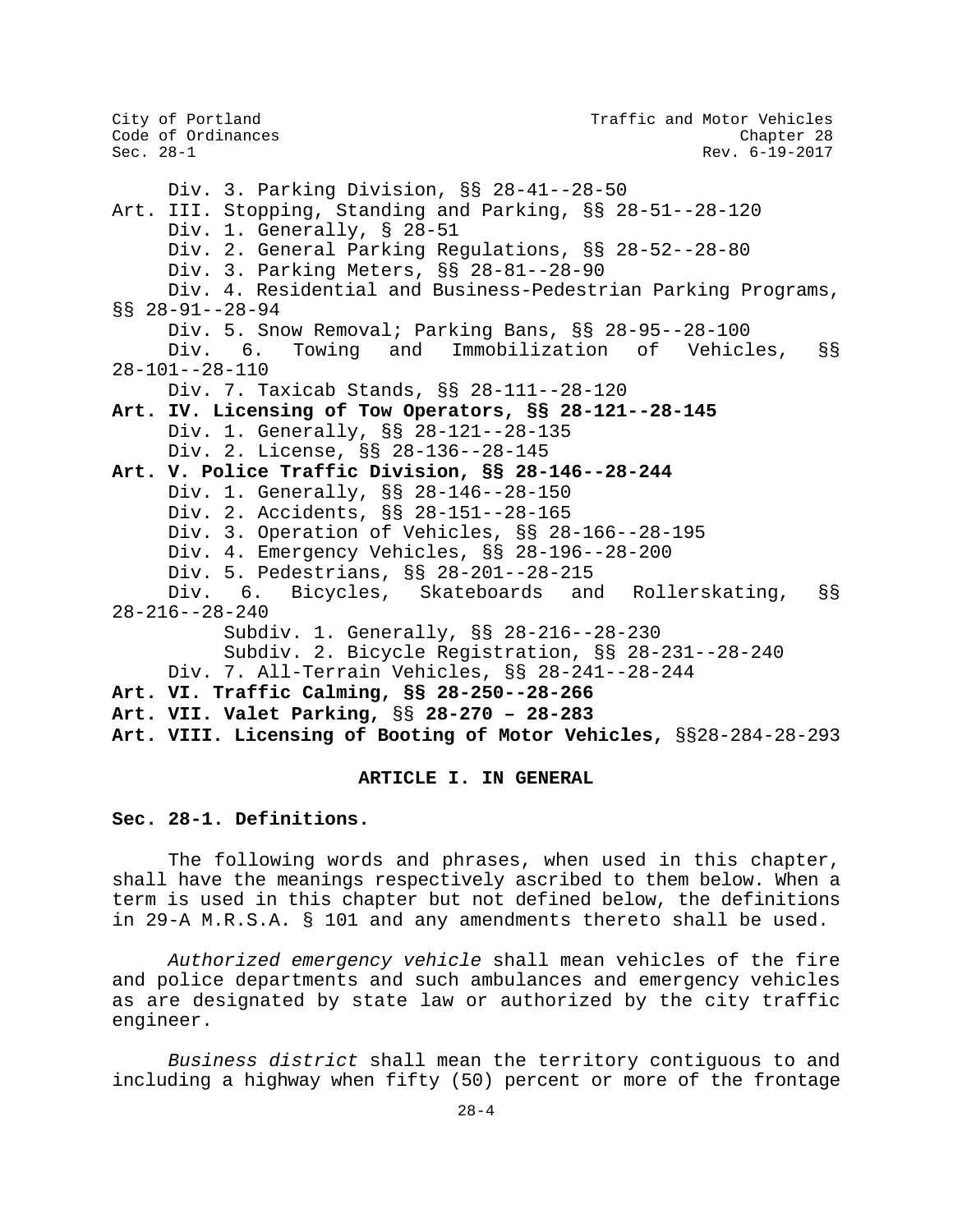Div. 3. Parking Division, §§ 28-41--28-50

Art. III. Stopping, Standing and Parking, §§ 28-51--28-120

Div. 1. Generally, § 28-51

Div. 2. General Parking Regulations, §§ 28-52--28-80

Div. 3. Parking Meters, §§ 28-81--28-90

Div. 4. Residential and Business-Pedestrian Parking Programs, §§ 28-91--28-94

Div. 5. Snow Removal; Parking Bans, §§ 28-95--28-100

Div. 6. Towing and Immobilization of Vehicles, §§ 28-101--28-110

Div. 7. Taxicab Stands, §§ 28-111--28-120

**Art. IV. Licensing of Tow Operators, §§ 28-121--28-145**

Div. 1. Generally, §§ 28-121--28-135

Div. 2. License, §§ 28-136--28-145

**Art. V. Police Traffic Division, §§ 28-146--28-244**

Div. 1. Generally, §§ 28-146--28-150

Div. 2. Accidents, §§ 28-151--28-165

Div. 3. Operation of Vehicles, §§ 28-166--28-195

Div. 4. Emergency Vehicles, §§ 28-196--28-200

Div. 5. Pedestrians, §§ 28-201--28-215

Div. 6. Bicycles, Skateboards and Rollerskating, §§ 28-216--28-240

Subdiv. 1. Generally, §§ 28-216--28-230

Subdiv. 2. Bicycle Registration, §§ 28-231--28-240

Div. 7. All-Terrain Vehicles, §§ 28-241--28-244

**Art. VI. Traffic Calming, §§ 28-250--28-266**

**Art. VII. Valet Parking,** §§ **28-270 – 28-283**

**Art. VIII. Licensing of Booting of Motor Vehicles,** §§28-284-28-293

## ARTICLE I. IN GENERAL

### Sec. 28-1. Definitions.

The following words and phrases, when used in this chapter, shall have the meanings respectively ascribed to them below. When a term is used in this chapter but not defined below, the definitions in 29-A M.R.S.A. § 101 and any amendments thereto shall be used.

*Authorized emergency vehicle* shall mean vehicles of the fire and police departments and such ambulances and emergency vehicles as are designated by state law or authorized by the city traffic engineer.

*Business district* shall mean the territory contiguous to and including a highway when fifty (50) percent or more of the frontage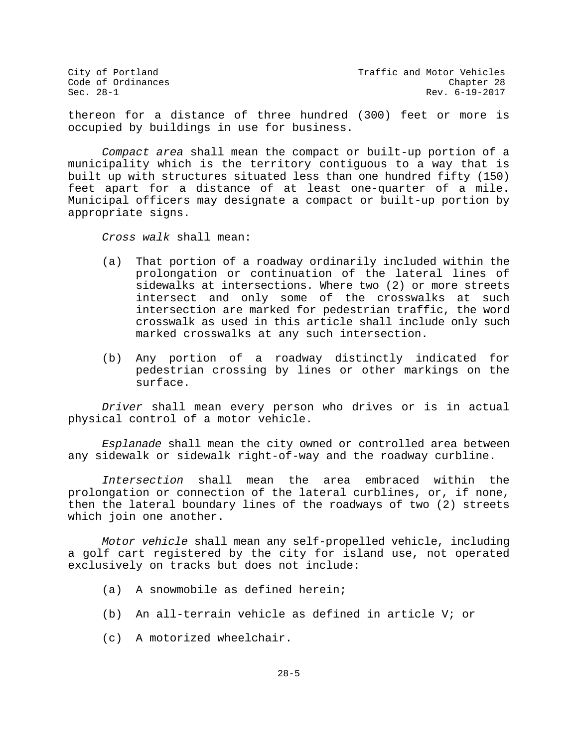thereon for a distance of three hundred (300) feet or more is occupied by buildings in use for business.

*Compact area* shall mean the compact or built-up portion of a municipality which is the territory contiguous to a way that is built up with structures situated less than one hundred fifty (150) feet apart for a distance of at least one-quarter of a mile. Municipal officers may designate a compact or built-up portion by appropriate signs.

*Cross walk* shall mean:

(a) That portion of a roadway ordinarily included within the prolongation or continuation of the lateral lines of sidewalks at intersections. Where two (2) or more streets intersect and only some of the crosswalks at such intersection are marked for pedestrian traffic, the word crosswalk as used in this article shall include only such marked crosswalks at any such intersection.

(b) Any portion of a roadway distinctly indicated for pedestrian crossing by lines or other markings on the surface.

*Driver* shall mean every person who drives or is in actual physical control of a motor vehicle.

*Esplanade* shall mean the city owned or controlled area between any sidewalk or sidewalk right-of-way and the roadway curbline.

*Intersection* shall mean the area embraced within the prolongation or connection of the lateral curblines, or, if none, then the lateral boundary lines of the roadways of two (2) streets which join one another.

*Motor vehicle* shall mean any self-propelled vehicle, including a golf cart registered by the city for island use, not operated exclusively on tracks but does not include:

(a) A snowmobile as defined herein;

(b) An all-terrain vehicle as defined in article V; or

(c) A motorized wheelchair.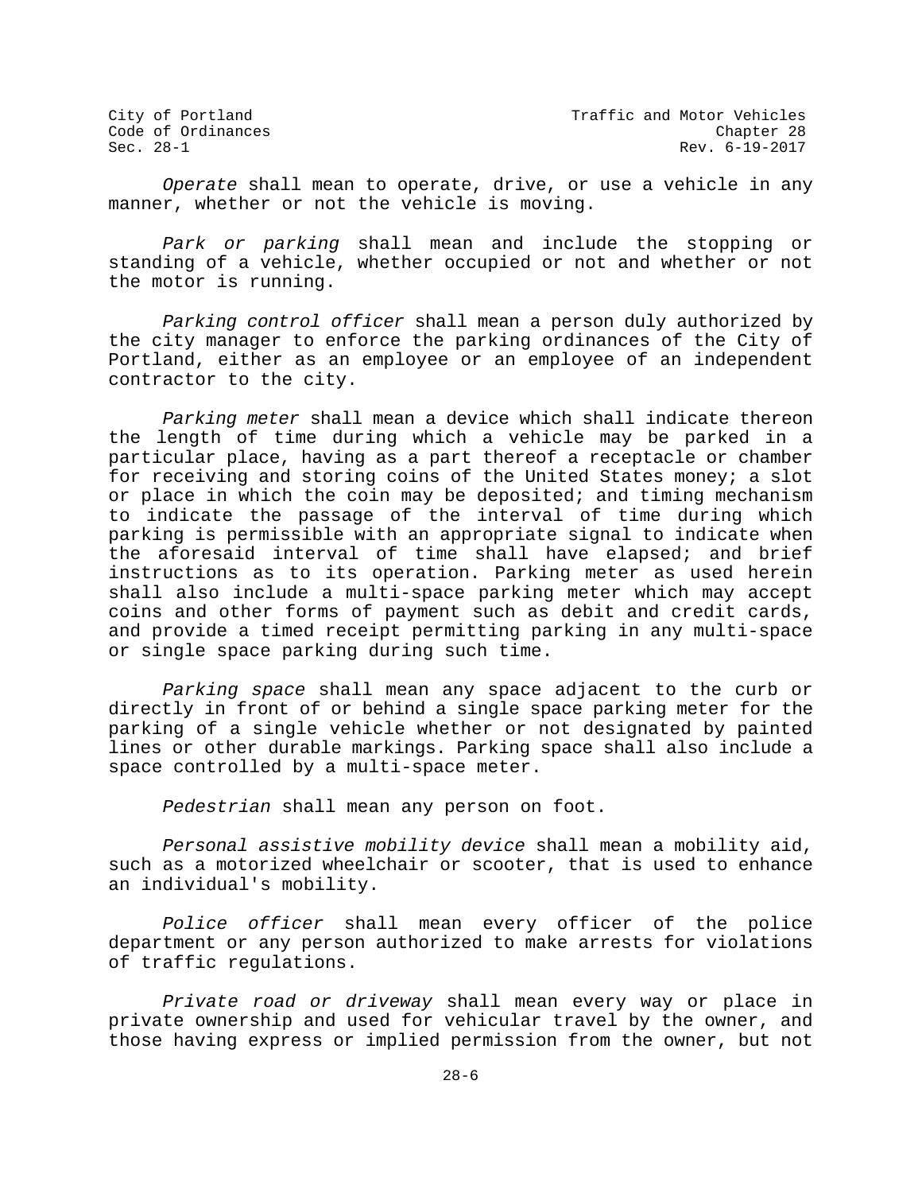*Operate* shall mean to operate, drive, or use a vehicle in any manner, whether or not the vehicle is moving.

*Park or parking* shall mean and include the stopping or standing of a vehicle, whether occupied or not and whether or not the motor is running.

*Parking control officer* shall mean a person duly authorized by the city manager to enforce the parking ordinances of the City of Portland, either as an employee or an employee of an independent contractor to the city.

*Parking meter* shall mean a device which shall indicate thereon the length of time during which a vehicle may be parked in a particular place, having as a part thereof a receptacle or chamber for receiving and storing coins of the United States money; a slot or place in which the coin may be deposited; and timing mechanism to indicate the passage of the interval of time during which parking is permissible with an appropriate signal to indicate when the aforesaid interval of time shall have elapsed; and brief instructions as to its operation. Parking meter as used herein shall also include a multi-space parking meter which may accept coins and other forms of payment such as debit and credit cards, and provide a timed receipt permitting parking in any multi-space or single space parking during such time.

*Parking space* shall mean any space adjacent to the curb or directly in front of or behind a single space parking meter for the parking of a single vehicle whether or not designated by painted lines or other durable markings. Parking space shall also include a space controlled by a multi-space meter.

*Pedestrian* shall mean any person on foot.

*Personal assistive mobility device* shall mean a mobility aid, such as a motorized wheelchair or scooter, that is used to enhance an individual's mobility.

*Police officer* shall mean every officer of the police department or any person authorized to make arrests for violations of traffic regulations.

*Private road or driveway* shall mean every way or place in private ownership and used for vehicular travel by the owner, and those having express or implied permission from the owner, but not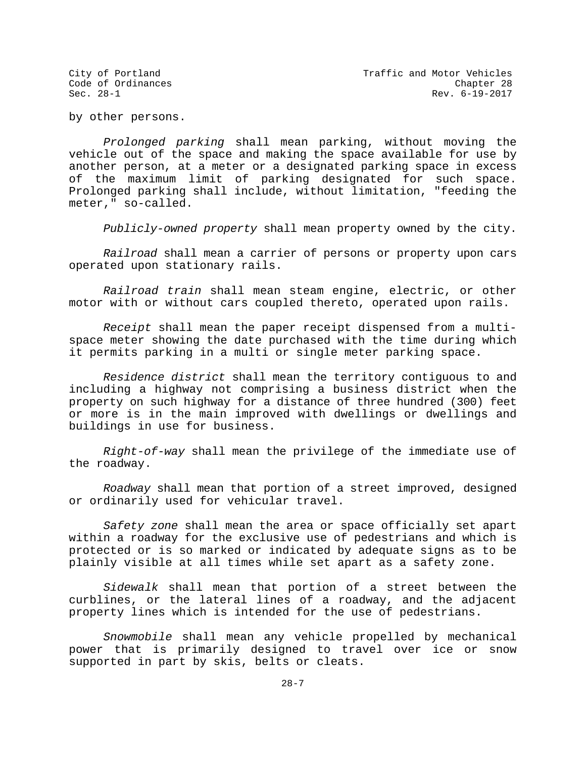by other persons.

*Prolonged parking* shall mean parking, without moving the vehicle out of the space and making the space available for use by another person, at a meter or a designated parking space in excess of the maximum limit of parking designated for such space. Prolonged parking shall include, without limitation, "feeding the meter," so-called.

*Publicly-owned property* shall mean property owned by the city.

*Railroad* shall mean a carrier of persons or property upon cars operated upon stationary rails.

*Railroad train* shall mean steam engine, electric, or other motor with or without cars coupled thereto, operated upon rails.

*Receipt* shall mean the paper receipt dispensed from a multi-space meter showing the date purchased with the time during which it permits parking in a multi or single meter parking space.

*Residence district* shall mean the territory contiguous to and including a highway not comprising a business district when the property on such highway for a distance of three hundred (300) feet or more is in the main improved with dwellings or dwellings and buildings in use for business.

*Right-of-way* shall mean the privilege of the immediate use of the roadway.

*Roadway* shall mean that portion of a street improved, designed or ordinarily used for vehicular travel.

*Safety zone* shall mean the area or space officially set apart within a roadway for the exclusive use of pedestrians and which is protected or is so marked or indicated by adequate signs as to be plainly visible at all times while set apart as a safety zone.

*Sidewalk* shall mean that portion of a street between the curblines, or the lateral lines of a roadway, and the adjacent property lines which is intended for the use of pedestrians.

*Snowmobile* shall mean any vehicle propelled by mechanical power that is primarily designed to travel over ice or snow supported in part by skis, belts or cleats.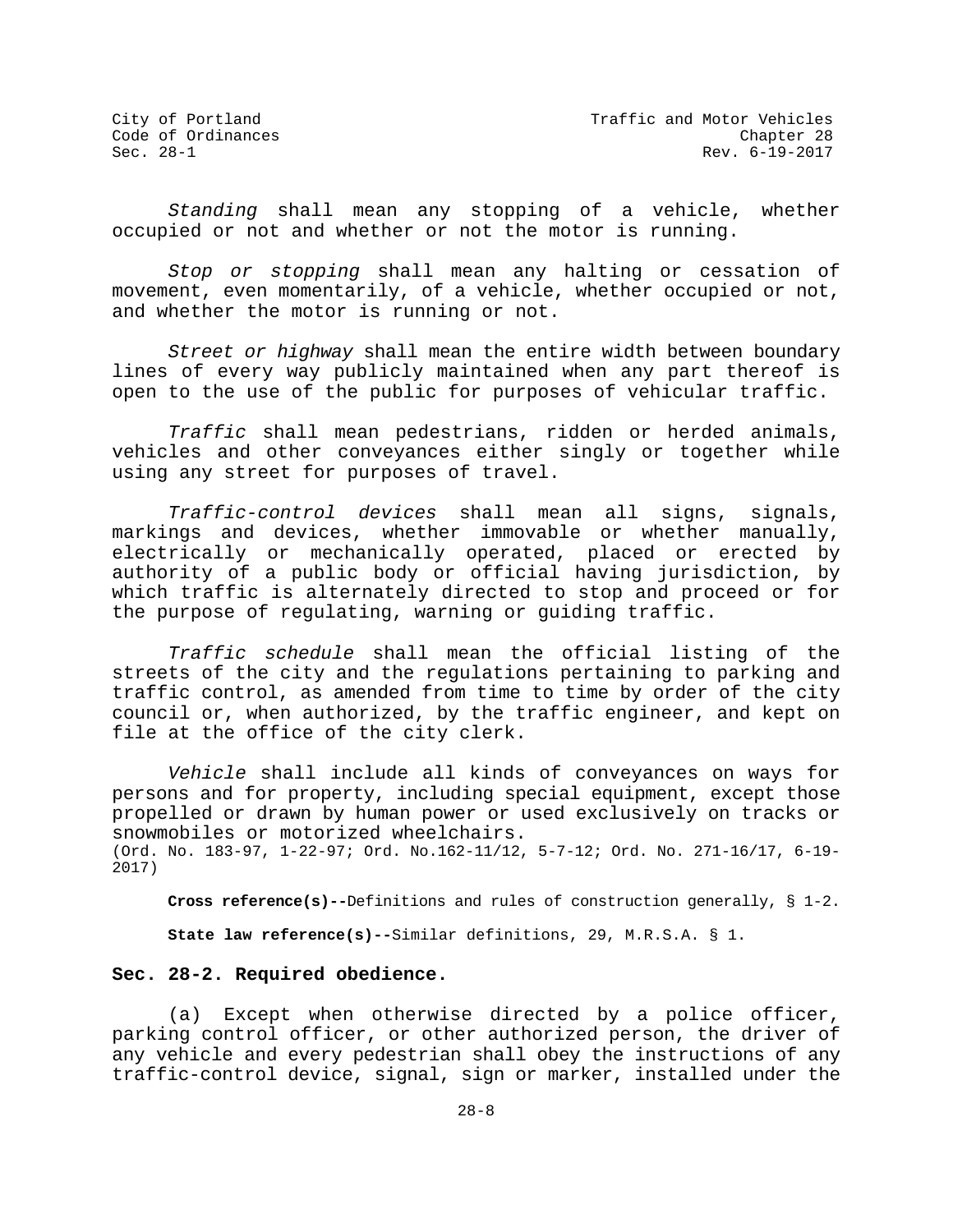*Standing* shall mean any stopping of a vehicle, whether occupied or not and whether or not the motor is running.

*Stop or stopping* shall mean any halting or cessation of movement, even momentarily, of a vehicle, whether occupied or not, and whether the motor is running or not.

*Street or highway* shall mean the entire width between boundary lines of every way publicly maintained when any part thereof is open to the use of the public for purposes of vehicular traffic.

*Traffic* shall mean pedestrians, ridden or herded animals, vehicles and other conveyances either singly or together while using any street for purposes of travel.

*Traffic-control devices* shall mean all signs, signals, markings and devices, whether immovable or whether manually, electrically or mechanically operated, placed or erected by authority of a public body or official having jurisdiction, by which traffic is alternately directed to stop and proceed or for the purpose of regulating, warning or guiding traffic.

*Traffic schedule* shall mean the official listing of the streets of the city and the regulations pertaining to parking and traffic control, as amended from time to time by order of the city council or, when authorized, by the traffic engineer, and kept on file at the office of the city clerk.

*Vehicle* shall include all kinds of conveyances on ways for persons and for property, including special equipment, except those propelled or drawn by human power or used exclusively on tracks or snowmobiles or motorized wheelchairs.
(Ord. No. 183-97, 1-22-97; Ord. No.162-11/12, 5-7-12; Ord. No. 271-16/17, 6-19-2017)

**Cross reference(s)--**Definitions and rules of construction generally, § 1-2.

**State law reference(s)--**Similar definitions, 29, M.R.S.A. § 1.

### Sec. 28-2. Required obedience.

(a) Except when otherwise directed by a police officer, parking control officer, or other authorized person, the driver of any vehicle and every pedestrian shall obey the instructions of any traffic-control device, signal, sign or marker, installed under the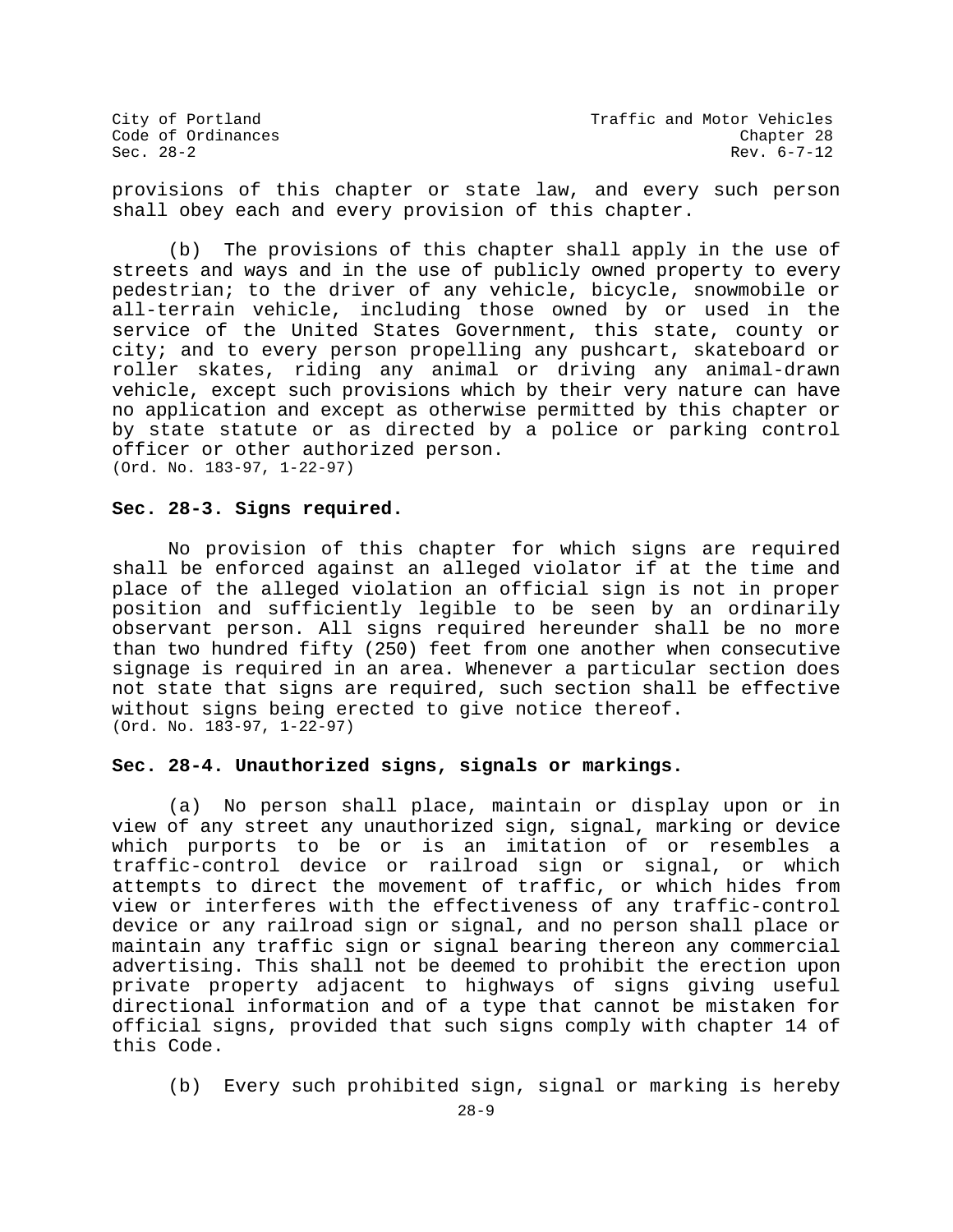provisions of this chapter or state law, and every such person shall obey each and every provision of this chapter.

(b) The provisions of this chapter shall apply in the use of streets and ways and in the use of publicly owned property to every pedestrian; to the driver of any vehicle, bicycle, snowmobile or all-terrain vehicle, including those owned by or used in the service of the United States Government, this state, county or city; and to every person propelling any pushcart, skateboard or roller skates, riding any animal or driving any animal-drawn vehicle, except such provisions which by their very nature can have no application and except as otherwise permitted by this chapter or by state statute or as directed by a police or parking control officer or other authorized person.
(Ord. No. 183-97, 1-22-97)

**Sec. 28-3. Signs required.**

No provision of this chapter for which signs are required shall be enforced against an alleged violator if at the time and place of the alleged violation an official sign is not in proper position and sufficiently legible to be seen by an ordinarily observant person. All signs required hereunder shall be no more than two hundred fifty (250) feet from one another when consecutive signage is required in an area. Whenever a particular section does not state that signs are required, such section shall be effective without signs being erected to give notice thereof.
(Ord. No. 183-97, 1-22-97)

**Sec. 28-4. Unauthorized signs, signals or markings.**

(a) No person shall place, maintain or display upon or in view of any street any unauthorized sign, signal, marking or device which purports to be or is an imitation of or resembles a traffic-control device or railroad sign or signal, or which attempts to direct the movement of traffic, or which hides from view or interferes with the effectiveness of any traffic-control device or any railroad sign or signal, and no person shall place or maintain any traffic sign or signal bearing thereon any commercial advertising. This shall not be deemed to prohibit the erection upon private property adjacent to highways of signs giving useful directional information and of a type that cannot be mistaken for official signs, provided that such signs comply with chapter 14 of this Code.

(b) Every such prohibited sign, signal or marking is hereby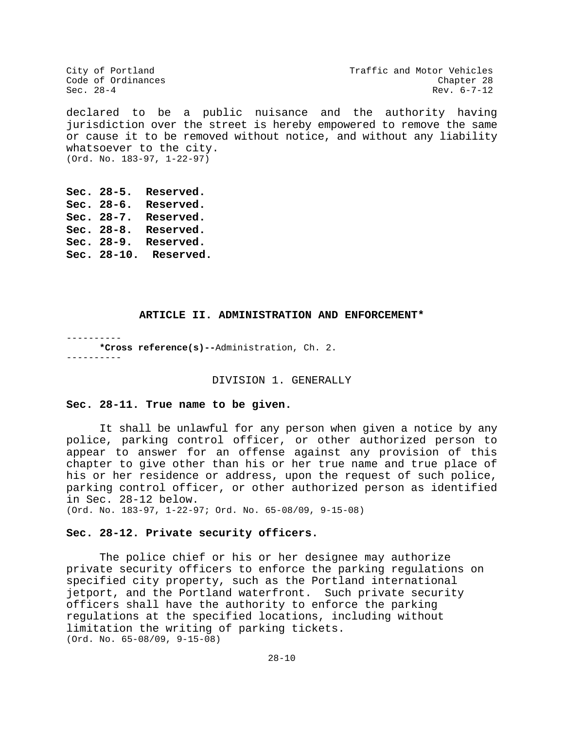declared to be a public nuisance and the authority having jurisdiction over the street is hereby empowered to remove the same or cause it to be removed without notice, and without any liability whatsoever to the city.
(Ord. No. 183-97, 1-22-97)

**Sec. 28-5. Reserved.**
**Sec. 28-6. Reserved.**
**Sec. 28-7. Reserved.**
**Sec. 28-8. Reserved.**
**Sec. 28-9. Reserved.**
**Sec. 28-10. Reserved.**

## ARTICLE II. ADMINISTRATION AND ENFORCEMENT*

----------
**\*Cross reference(s)--**Administration, Ch. 2.
----------

### DIVISION 1. GENERALLY

**Sec. 28-11. True name to be given.**

It shall be unlawful for any person when given a notice by any police, parking control officer, or other authorized person to appear to answer for an offense against any provision of this chapter to give other than his or her true name and true place of his or her residence or address, upon the request of such police, parking control officer, or other authorized person as identified in Sec. 28-12 below.
(Ord. No. 183-97, 1-22-97; Ord. No. 65-08/09, 9-15-08)

**Sec. 28-12. Private security officers.**

The police chief or his or her designee may authorize private security officers to enforce the parking regulations on specified city property, such as the Portland international jetport, and the Portland waterfront. Such private security officers shall have the authority to enforce the parking regulations at the specified locations, including without limitation the writing of parking tickets.
(Ord. No. 65-08/09, 9-15-08)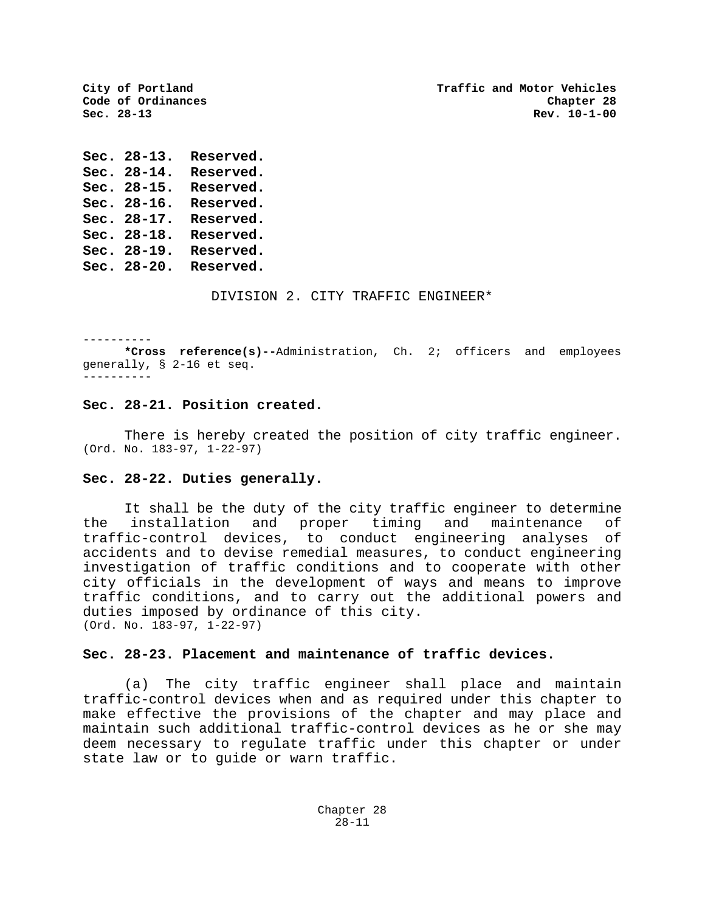**Sec. 28-13. Reserved.**
**Sec. 28-14. Reserved.**
**Sec. 28-15. Reserved.**
**Sec. 28-16. Reserved.**
**Sec. 28-17. Reserved.**
**Sec. 28-18. Reserved.**
**Sec. 28-19. Reserved.**
**Sec. 28-20. Reserved.**

## DIVISION 2. CITY TRAFFIC ENGINEER*

----------

**\*Cross reference(s)--**Administration, Ch. 2; officers and employees generally, § 2-16 et seq.

----------

### Sec. 28-21. Position created.

There is hereby created the position of city traffic engineer.
(Ord. No. 183-97, 1-22-97)

### Sec. 28-22. Duties generally.

It shall be the duty of the city traffic engineer to determine the installation and proper timing and maintenance of traffic-control devices, to conduct engineering analyses of accidents and to devise remedial measures, to conduct engineering investigation of traffic conditions and to cooperate with other city officials in the development of ways and means to improve traffic conditions, and to carry out the additional powers and duties imposed by ordinance of this city.
(Ord. No. 183-97, 1-22-97)

### Sec. 28-23. Placement and maintenance of traffic devices.

(a) The city traffic engineer shall place and maintain traffic-control devices when and as required under this chapter to make effective the provisions of the chapter and may place and maintain such additional traffic-control devices as he or she may deem necessary to regulate traffic under this chapter or under state law or to guide or warn traffic.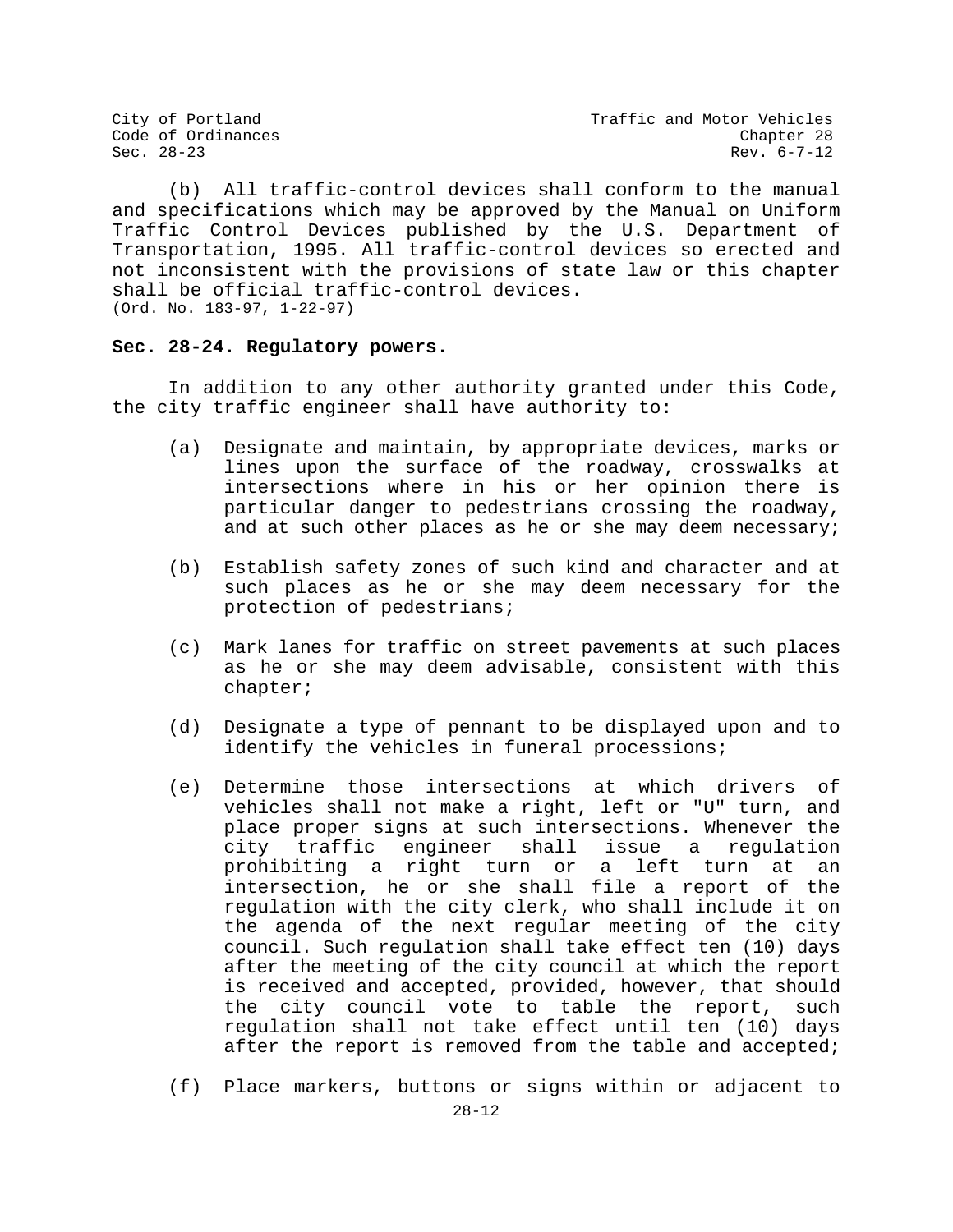(b) All traffic-control devices shall conform to the manual and specifications which may be approved by the Manual on Uniform Traffic Control Devices published by the U.S. Department of Transportation, 1995. All traffic-control devices so erected and not inconsistent with the provisions of state law or this chapter shall be official traffic-control devices.
(Ord. No. 183-97, 1-22-97)

**Sec. 28-24. Regulatory powers.**

In addition to any other authority granted under this Code, the city traffic engineer shall have authority to:

(a) Designate and maintain, by appropriate devices, marks or lines upon the surface of the roadway, crosswalks at intersections where in his or her opinion there is particular danger to pedestrians crossing the roadway, and at such other places as he or she may deem necessary;

(b) Establish safety zones of such kind and character and at such places as he or she may deem necessary for the protection of pedestrians;

(c) Mark lanes for traffic on street pavements at such places as he or she may deem advisable, consistent with this chapter;

(d) Designate a type of pennant to be displayed upon and to identify the vehicles in funeral processions;

(e) Determine those intersections at which drivers of vehicles shall not make a right, left or "U" turn, and place proper signs at such intersections. Whenever the city traffic engineer shall issue a regulation prohibiting a right turn or a left turn at an intersection, he or she shall file a report of the regulation with the city clerk, who shall include it on the agenda of the next regular meeting of the city council. Such regulation shall take effect ten (10) days after the meeting of the city council at which the report is received and accepted, provided, however, that should the city council vote to table the report, such regulation shall not take effect until ten (10) days after the report is removed from the table and accepted;

(f) Place markers, buttons or signs within or adjacent to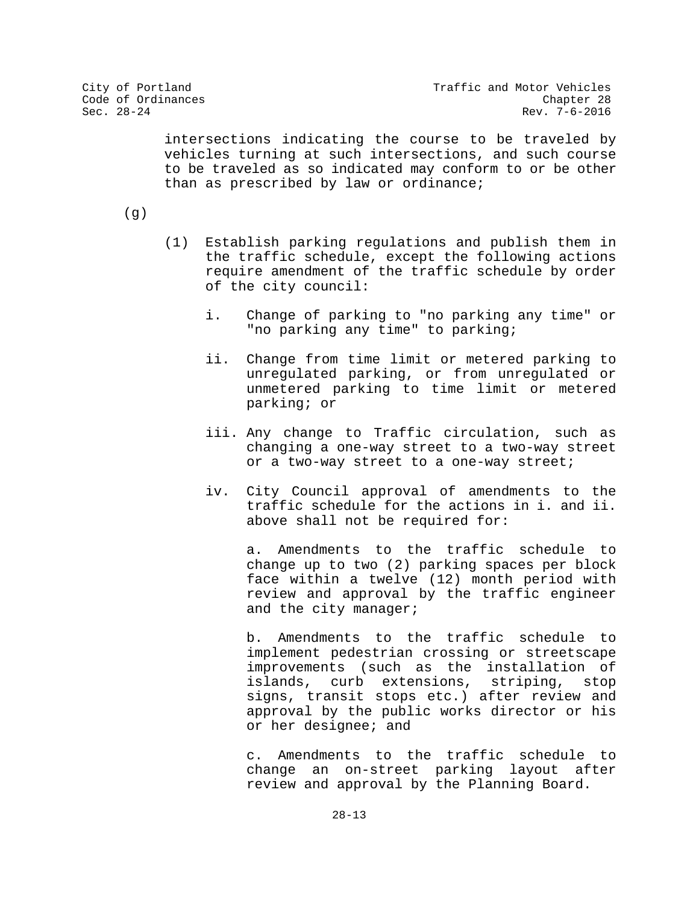intersections indicating the course to be traveled by vehicles turning at such intersections, and such course to be traveled as so indicated may conform to or be other than as prescribed by law or ordinance;

(g)

(1) Establish parking regulations and publish them in the traffic schedule, except the following actions require amendment of the traffic schedule by order of the city council:

i. Change of parking to "no parking any time" or "no parking any time" to parking;

ii. Change from time limit or metered parking to unregulated parking, or from unregulated or unmetered parking to time limit or metered parking; or

iii. Any change to Traffic circulation, such as changing a one-way street to a two-way street or a two-way street to a one-way street;

iv. City Council approval of amendments to the traffic schedule for the actions in i. and ii. above shall not be required for:

a. Amendments to the traffic schedule to change up to two (2) parking spaces per block face within a twelve (12) month period with review and approval by the traffic engineer and the city manager;

b. Amendments to the traffic schedule to implement pedestrian crossing or streetscape improvements (such as the installation of islands, curb extensions, striping, stop signs, transit stops etc.) after review and approval by the public works director or his or her designee; and

c. Amendments to the traffic schedule to change an on-street parking layout after review and approval by the Planning Board.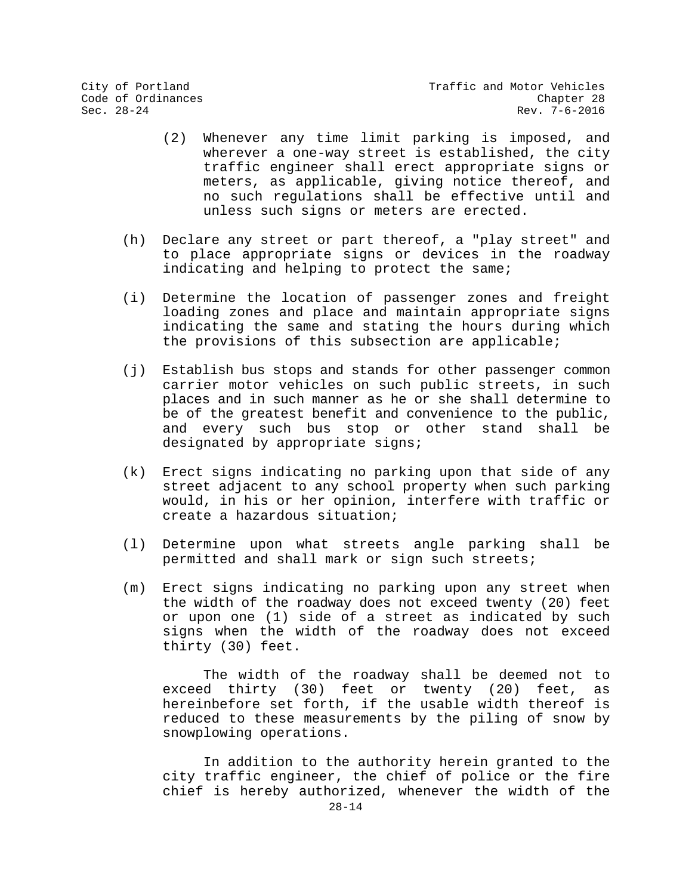(2) Whenever any time limit parking is imposed, and wherever a one-way street is established, the city traffic engineer shall erect appropriate signs or meters, as applicable, giving notice thereof, and no such regulations shall be effective until and unless such signs or meters are erected.

(h) Declare any street or part thereof, a "play street" and to place appropriate signs or devices in the roadway indicating and helping to protect the same;

(i) Determine the location of passenger zones and freight loading zones and place and maintain appropriate signs indicating the same and stating the hours during which the provisions of this subsection are applicable;

(j) Establish bus stops and stands for other passenger common carrier motor vehicles on such public streets, in such places and in such manner as he or she shall determine to be of the greatest benefit and convenience to the public, and every such bus stop or other stand shall be designated by appropriate signs;

(k) Erect signs indicating no parking upon that side of any street adjacent to any school property when such parking would, in his or her opinion, interfere with traffic or create a hazardous situation;

(l) Determine upon what streets angle parking shall be permitted and shall mark or sign such streets;

(m) Erect signs indicating no parking upon any street when the width of the roadway does not exceed twenty (20) feet or upon one (1) side of a street as indicated by such signs when the width of the roadway does not exceed thirty (30) feet.

The width of the roadway shall be deemed not to exceed thirty (30) feet or twenty (20) feet, as hereinbefore set forth, if the usable width thereof is reduced to these measurements by the piling of snow by snowplowing operations.

In addition to the authority herein granted to the city traffic engineer, the chief of police or the fire chief is hereby authorized, whenever the width of the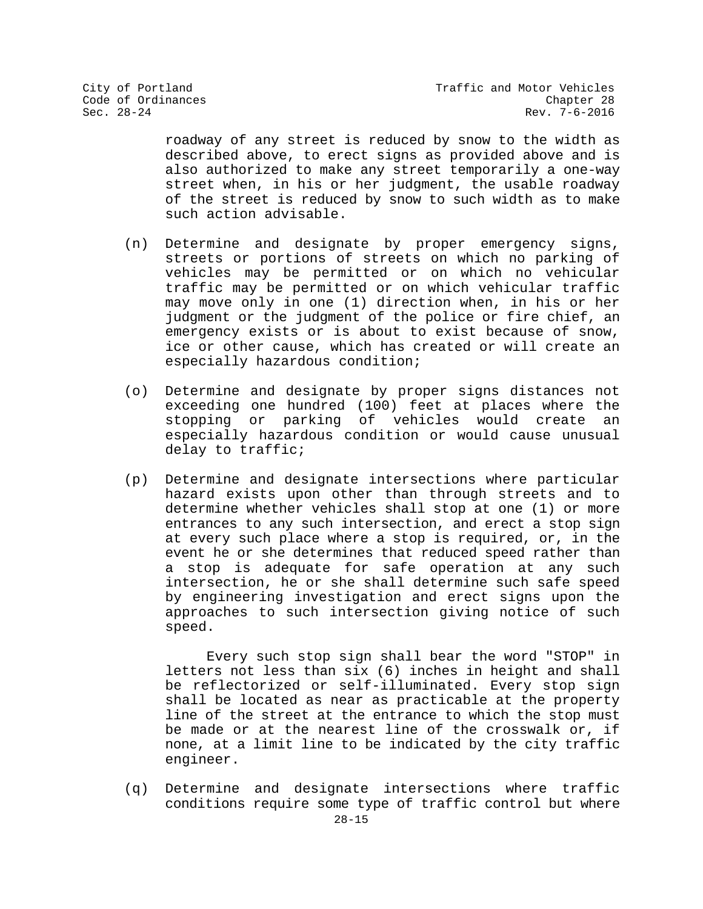roadway of any street is reduced by snow to the width as described above, to erect signs as provided above and is also authorized to make any street temporarily a one-way street when, in his or her judgment, the usable roadway of the street is reduced by snow to such width as to make such action advisable.

(n) Determine and designate by proper emergency signs, streets or portions of streets on which no parking of vehicles may be permitted or on which no vehicular traffic may be permitted or on which vehicular traffic may move only in one (1) direction when, in his or her judgment or the judgment of the police or fire chief, an emergency exists or is about to exist because of snow, ice or other cause, which has created or will create an especially hazardous condition;

(o) Determine and designate by proper signs distances not exceeding one hundred (100) feet at places where the stopping or parking of vehicles would create an especially hazardous condition or would cause unusual delay to traffic;

(p) Determine and designate intersections where particular hazard exists upon other than through streets and to determine whether vehicles shall stop at one (1) or more entrances to any such intersection, and erect a stop sign at every such place where a stop is required, or, in the event he or she determines that reduced speed rather than a stop is adequate for safe operation at any such intersection, he or she shall determine such safe speed by engineering investigation and erect signs upon the approaches to such intersection giving notice of such speed.

Every such stop sign shall bear the word "STOP" in letters not less than six (6) inches in height and shall be reflectorized or self-illuminated. Every stop sign shall be located as near as practicable at the property line of the street at the entrance to which the stop must be made or at the nearest line of the crosswalk or, if none, at a limit line to be indicated by the city traffic engineer.

(q) Determine and designate intersections where traffic conditions require some type of traffic control but where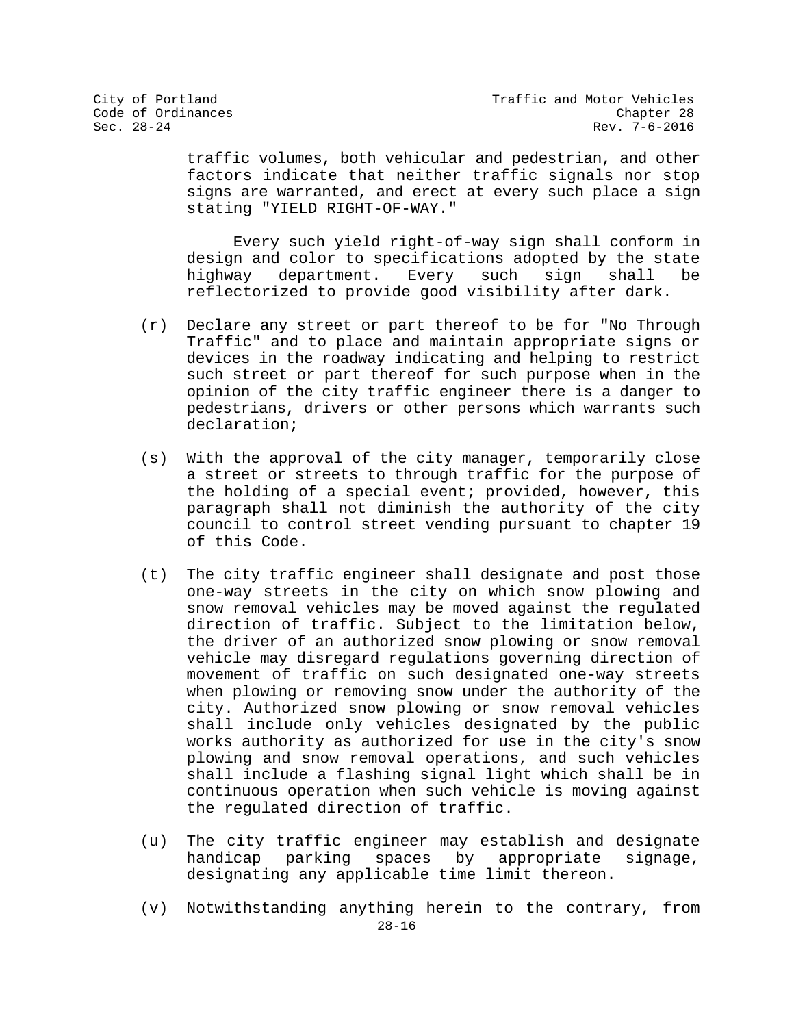traffic volumes, both vehicular and pedestrian, and other factors indicate that neither traffic signals nor stop signs are warranted, and erect at every such place a sign stating "YIELD RIGHT-OF-WAY."

Every such yield right-of-way sign shall conform in design and color to specifications adopted by the state highway department. Every such sign shall be reflectorized to provide good visibility after dark.

(r) Declare any street or part thereof to be for "No Through Traffic" and to place and maintain appropriate signs or devices in the roadway indicating and helping to restrict such street or part thereof for such purpose when in the opinion of the city traffic engineer there is a danger to pedestrians, drivers or other persons which warrants such declaration;

(s) With the approval of the city manager, temporarily close a street or streets to through traffic for the purpose of the holding of a special event; provided, however, this paragraph shall not diminish the authority of the city council to control street vending pursuant to chapter 19 of this Code.

(t) The city traffic engineer shall designate and post those one-way streets in the city on which snow plowing and snow removal vehicles may be moved against the regulated direction of traffic. Subject to the limitation below, the driver of an authorized snow plowing or snow removal vehicle may disregard regulations governing direction of movement of traffic on such designated one-way streets when plowing or removing snow under the authority of the city. Authorized snow plowing or snow removal vehicles shall include only vehicles designated by the public works authority as authorized for use in the city's snow plowing and snow removal operations, and such vehicles shall include a flashing signal light which shall be in continuous operation when such vehicle is moving against the regulated direction of traffic.

(u) The city traffic engineer may establish and designate handicap parking spaces by appropriate signage, designating any applicable time limit thereon.

(v) Notwithstanding anything herein to the contrary, from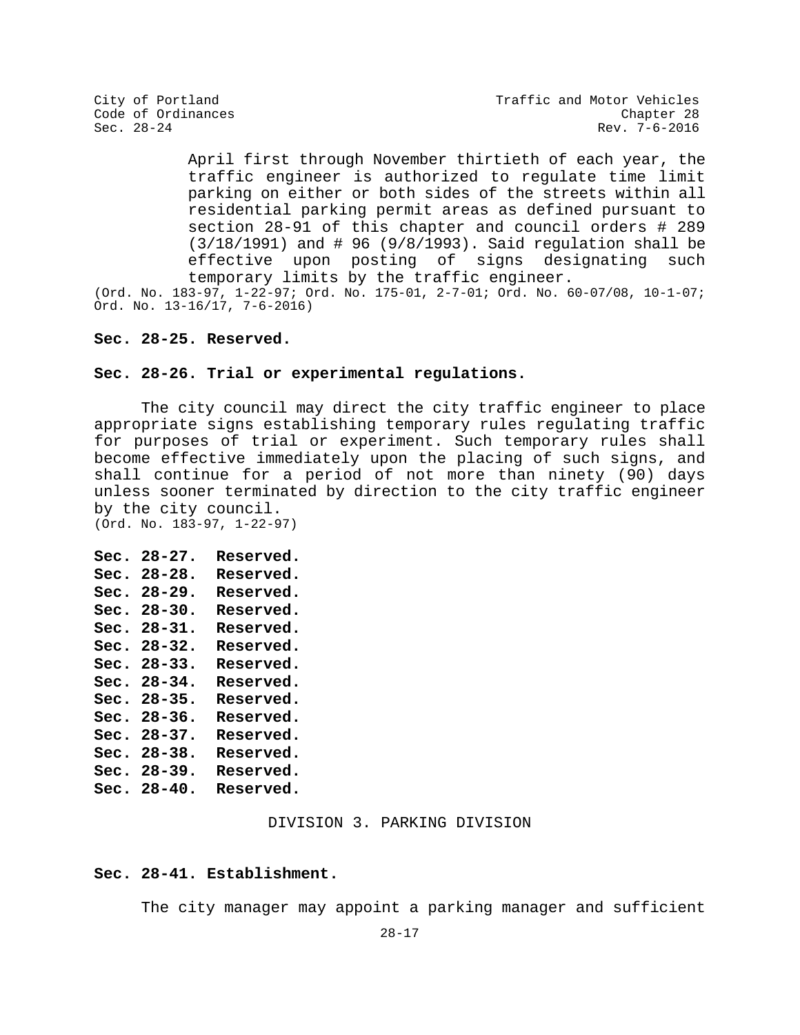April first through November thirtieth of each year, the traffic engineer is authorized to regulate time limit parking on either or both sides of the streets within all residential parking permit areas as defined pursuant to section 28-91 of this chapter and council orders # 289 (3/18/1991) and # 96 (9/8/1993). Said regulation shall be effective upon posting of signs designating such temporary limits by the traffic engineer.

(Ord. No. 183-97, 1-22-97; Ord. No. 175-01, 2-7-01; Ord. No. 60-07/08, 10-1-07; Ord. No. 13-16/17, 7-6-2016)

**Sec. 28-25. Reserved.**

**Sec. 28-26. Trial or experimental regulations.**

The city council may direct the city traffic engineer to place appropriate signs establishing temporary rules regulating traffic for purposes of trial or experiment. Such temporary rules shall become effective immediately upon the placing of such signs, and shall continue for a period of not more than ninety (90) days unless sooner terminated by direction to the city traffic engineer by the city council.

(Ord. No. 183-97, 1-22-97)

**Sec. 28-27. Reserved.**
**Sec. 28-28. Reserved.**
**Sec. 28-29. Reserved.**
**Sec. 28-30. Reserved.**
**Sec. 28-31. Reserved.**
**Sec. 28-32. Reserved.**
**Sec. 28-33. Reserved.**
**Sec. 28-34. Reserved.**
**Sec. 28-35. Reserved.**
**Sec. 28-36. Reserved.**
**Sec. 28-37. Reserved.**
**Sec. 28-38. Reserved.**
**Sec. 28-39. Reserved.**
**Sec. 28-40. Reserved.**

## DIVISION 3. PARKING DIVISION

**Sec. 28-41. Establishment.**

The city manager may appoint a parking manager and sufficient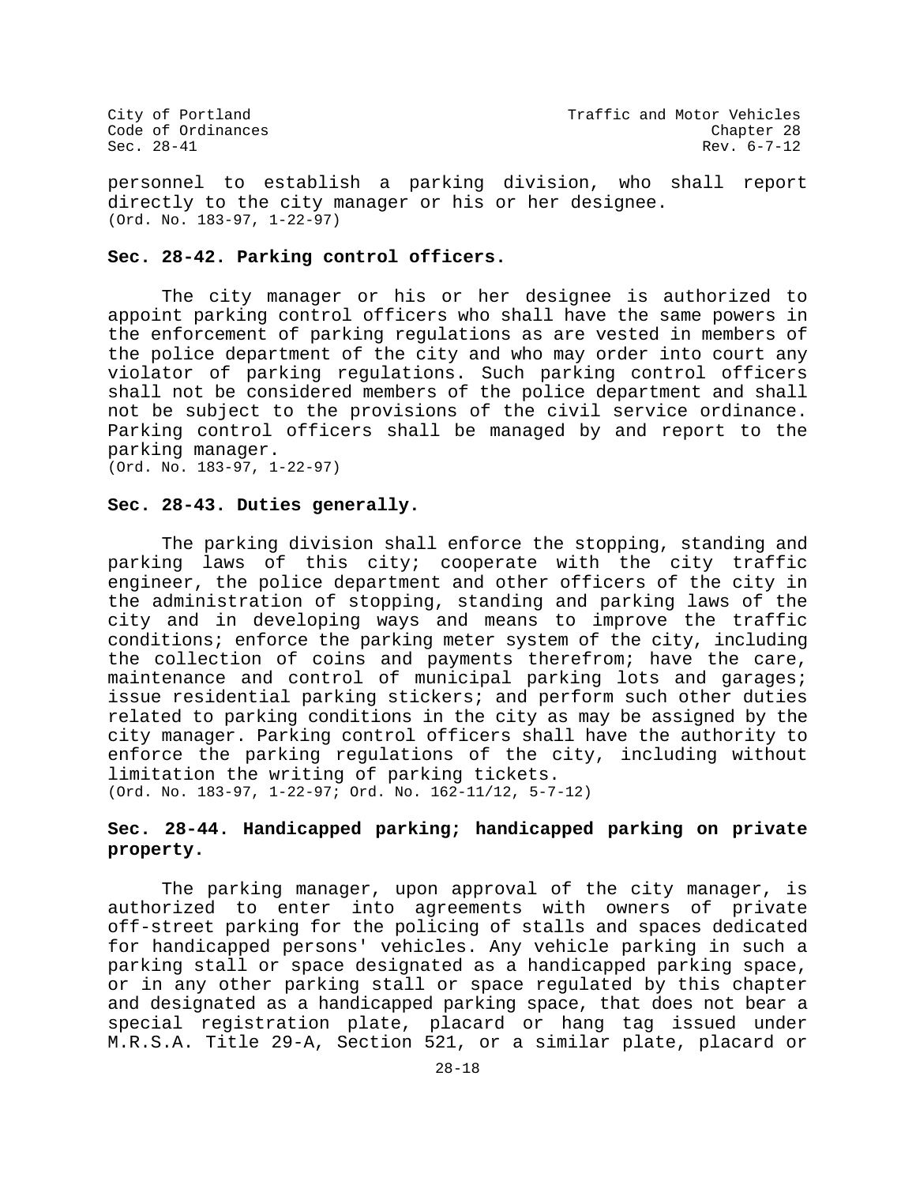personnel to establish a parking division, who shall report directly to the city manager or his or her designee.
(Ord. No. 183-97, 1-22-97)

**Sec. 28-42. Parking control officers.**

The city manager or his or her designee is authorized to appoint parking control officers who shall have the same powers in the enforcement of parking regulations as are vested in members of the police department of the city and who may order into court any violator of parking regulations. Such parking control officers shall not be considered members of the police department and shall not be subject to the provisions of the civil service ordinance. Parking control officers shall be managed by and report to the parking manager.
(Ord. No. 183-97, 1-22-97)

**Sec. 28-43. Duties generally.**

The parking division shall enforce the stopping, standing and parking laws of this city; cooperate with the city traffic engineer, the police department and other officers of the city in the administration of stopping, standing and parking laws of the city and in developing ways and means to improve the traffic conditions; enforce the parking meter system of the city, including the collection of coins and payments therefrom; have the care, maintenance and control of municipal parking lots and garages; issue residential parking stickers; and perform such other duties related to parking conditions in the city as may be assigned by the city manager. Parking control officers shall have the authority to enforce the parking regulations of the city, including without limitation the writing of parking tickets.
(Ord. No. 183-97, 1-22-97; Ord. No. 162-11/12, 5-7-12)

**Sec. 28-44. Handicapped parking; handicapped parking on private property.**

The parking manager, upon approval of the city manager, is authorized to enter into agreements with owners of private off-street parking for the policing of stalls and spaces dedicated for handicapped persons' vehicles. Any vehicle parking in such a parking stall or space designated as a handicapped parking space, or in any other parking stall or space regulated by this chapter and designated as a handicapped parking space, that does not bear a special registration plate, placard or hang tag issued under M.R.S.A. Title 29-A, Section 521, or a similar plate, placard or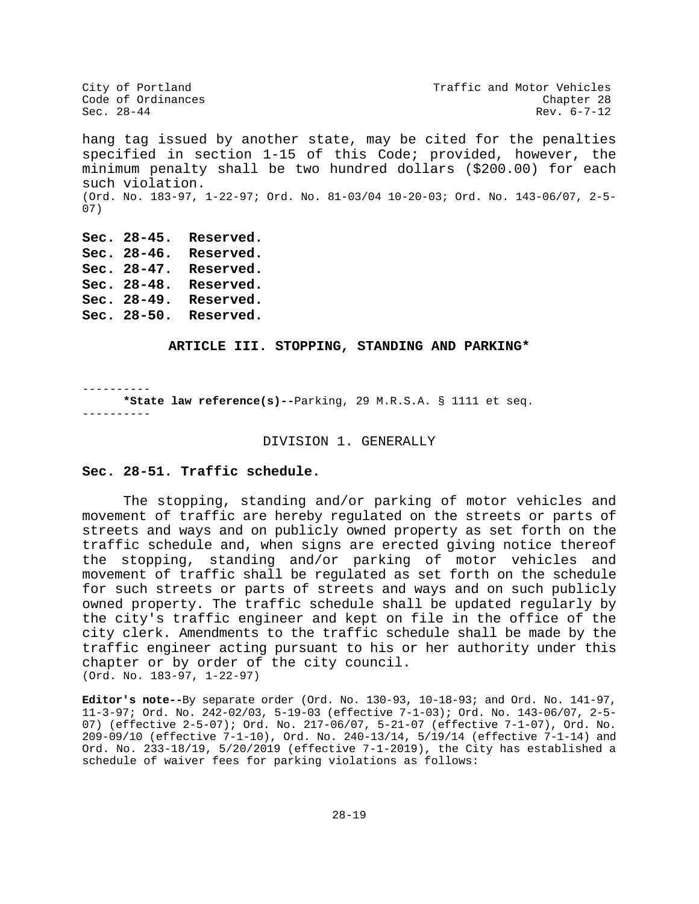hang tag issued by another state, may be cited for the penalties specified in section 1-15 of this Code; provided, however, the minimum penalty shall be two hundred dollars ($200.00) for each such violation.
(Ord. No. 183-97, 1-22-97; Ord. No. 81-03/04 10-20-03; Ord. No. 143-06/07, 2-5-07)

**Sec. 28-45. Reserved.**
**Sec. 28-46. Reserved.**
**Sec. 28-47. Reserved.**
**Sec. 28-48. Reserved.**
**Sec. 28-49. Reserved.**
**Sec. 28-50. Reserved.**

## ARTICLE III. STOPPING, STANDING AND PARKING*

----------
**\*State law reference(s)--**Parking, 29 M.R.S.A. § 1111 et seq.
----------

### DIVISION 1. GENERALLY

### Sec. 28-51. Traffic schedule.

The stopping, standing and/or parking of motor vehicles and movement of traffic are hereby regulated on the streets or parts of streets and ways and on publicly owned property as set forth on the traffic schedule and, when signs are erected giving notice thereof the stopping, standing and/or parking of motor vehicles and movement of traffic shall be regulated as set forth on the schedule for such streets or parts of streets and ways and on such publicly owned property. The traffic schedule shall be updated regularly by the city's traffic engineer and kept on file in the office of the city clerk. Amendments to the traffic schedule shall be made by the traffic engineer acting pursuant to his or her authority under this chapter or by order of the city council.
(Ord. No. 183-97, 1-22-97)

**Editor's note--**By separate order (Ord. No. 130-93, 10-18-93; and Ord. No. 141-97, 11-3-97; Ord. No. 242-02/03, 5-19-03 (effective 7-1-03); Ord. No. 143-06/07, 2-5-07) (effective 2-5-07); Ord. No. 217-06/07, 5-21-07 (effective 7-1-07), Ord. No. 209-09/10 (effective 7-1-10), Ord. No. 240-13/14, 5/19/14 (effective 7-1-14) and Ord. No. 233-18/19, 5/20/2019 (effective 7-1-2019), the City has established a schedule of waiver fees for parking violations as follows: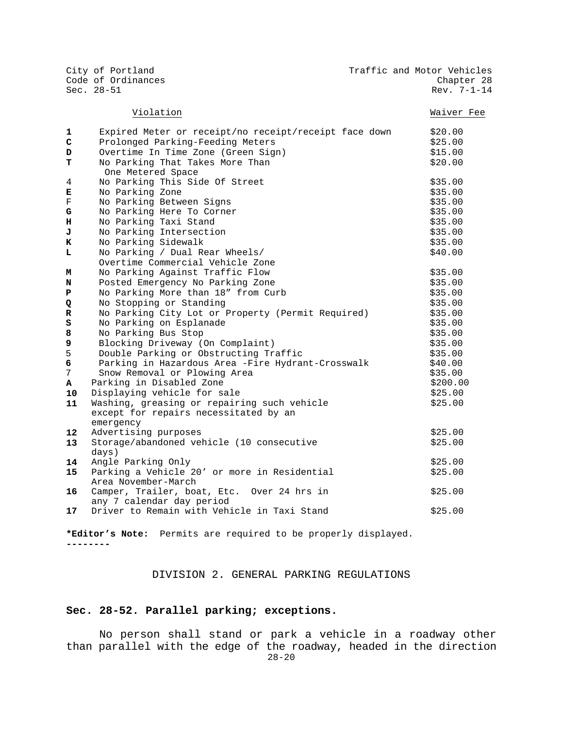| | Violation | Waiver Fee |
|---|---|---|
| **1** | Expired Meter or receipt/no receipt/receipt face down | $20.00 |
| **C** | Prolonged Parking-Feeding Meters | $25.00 |
| **D** | Overtime In Time Zone (Green Sign) | $15.00 |
| **T** | No Parking That Takes More Than One Metered Space | $20.00 |
| 4 | No Parking This Side Of Street | $35.00 |
| **E** | No Parking Zone | $35.00 |
| F | No Parking Between Signs | $35.00 |
| **G** | No Parking Here To Corner | $35.00 |
| **H** | No Parking Taxi Stand | $35.00 |
| **J** | No Parking Intersection | $35.00 |
| **K** | No Parking Sidewalk | $35.00 |
| **L** | No Parking / Dual Rear Wheels/ Overtime Commercial Vehicle Zone | $40.00 |
| **M** | No Parking Against Traffic Flow | $35.00 |
| **N** | Posted Emergency No Parking Zone | $35.00 |
| **P** | No Parking More than 18" from Curb | $35.00 |
| **Q** | No Stopping or Standing | $35.00 |
| **R** | No Parking City Lot or Property (Permit Required) | $35.00 |
| **S** | No Parking on Esplanade | $35.00 |
| **8** | No Parking Bus Stop | $35.00 |
| **9** | Blocking Driveway (On Complaint) | $35.00 |
| 5 | Double Parking or Obstructing Traffic | $35.00 |
| **6** | Parking in Hazardous Area -Fire Hydrant-Crosswalk | $40.00 |
| 7 | Snow Removal or Plowing Area | $35.00 |
| **A** | Parking in Disabled Zone | $200.00 |
| **10** | Displaying vehicle for sale | $25.00 |
| **11** | Washing, greasing or repairing such vehicle except for repairs necessitated by an emergency | $25.00 |
| **12** | Advertising purposes | $25.00 |
| **13** | Storage/abandoned vehicle (10 consecutive days) | $25.00 |
| **14** | Angle Parking Only | $25.00 |
| **15** | Parking a Vehicle 20' or more in Residential Area November-March | $25.00 |
| **16** | Camper, Trailer, boat, Etc. Over 24 hrs in any 7 calendar day period | $25.00 |
| **17** | Driver to Remain with Vehicle in Taxi Stand | $25.00 |

***Editor's Note:** Permits are required to be properly displayed.

**--------**

## DIVISION 2. GENERAL PARKING REGULATIONS

### Sec. 28-52. Parallel parking; exceptions.

No person shall stand or park a vehicle in a roadway other than parallel with the edge of the roadway, headed in the direction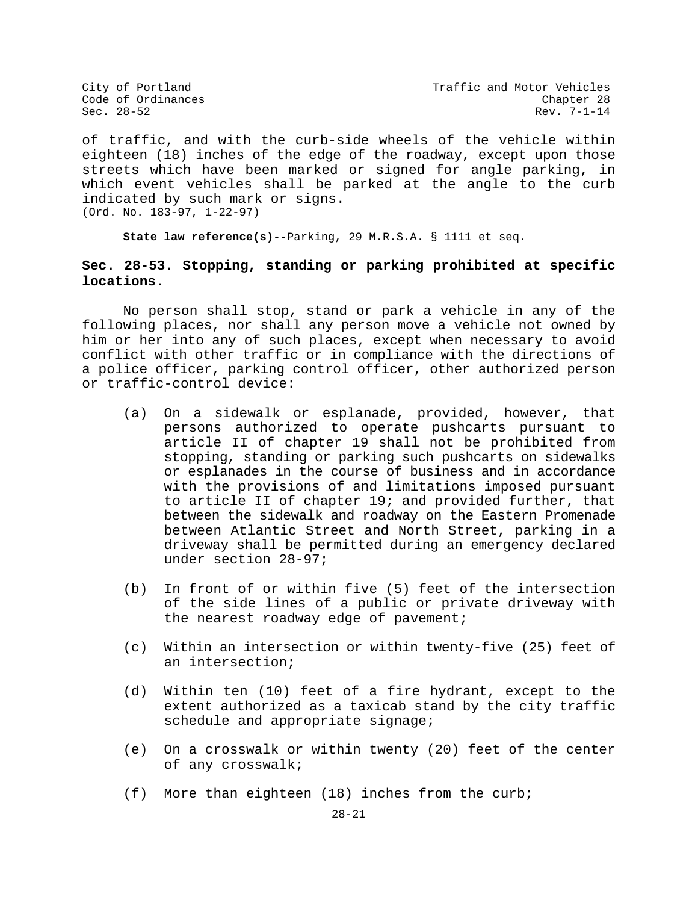of traffic, and with the curb-side wheels of the vehicle within eighteen (18) inches of the edge of the roadway, except upon those streets which have been marked or signed for angle parking, in which event vehicles shall be parked at the angle to the curb indicated by such mark or signs.
(Ord. No. 183-97, 1-22-97)

**State law reference(s)--**Parking, 29 M.R.S.A. § 1111 et seq.

### Sec. 28-53. Stopping, standing or parking prohibited at specific locations.

No person shall stop, stand or park a vehicle in any of the following places, nor shall any person move a vehicle not owned by him or her into any of such places, except when necessary to avoid conflict with other traffic or in compliance with the directions of a police officer, parking control officer, other authorized person or traffic-control device:

(a) On a sidewalk or esplanade, provided, however, that persons authorized to operate pushcarts pursuant to article II of chapter 19 shall not be prohibited from stopping, standing or parking such pushcarts on sidewalks or esplanades in the course of business and in accordance with the provisions of and limitations imposed pursuant to article II of chapter 19; and provided further, that between the sidewalk and roadway on the Eastern Promenade between Atlantic Street and North Street, parking in a driveway shall be permitted during an emergency declared under section 28-97;

(b) In front of or within five (5) feet of the intersection of the side lines of a public or private driveway with the nearest roadway edge of pavement;

(c) Within an intersection or within twenty-five (25) feet of an intersection;

(d) Within ten (10) feet of a fire hydrant, except to the extent authorized as a taxicab stand by the city traffic schedule and appropriate signage;

(e) On a crosswalk or within twenty (20) feet of the center of any crosswalk;

(f) More than eighteen (18) inches from the curb;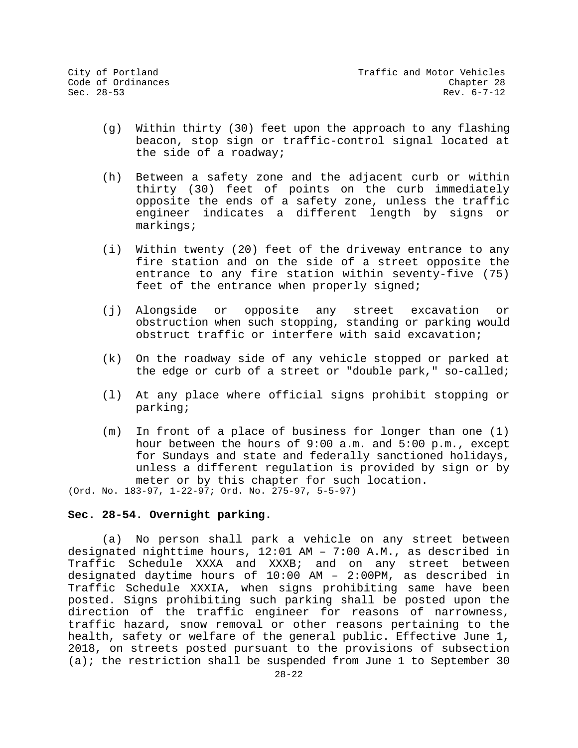(g) Within thirty (30) feet upon the approach to any flashing beacon, stop sign or traffic-control signal located at the side of a roadway;

(h) Between a safety zone and the adjacent curb or within thirty (30) feet of points on the curb immediately opposite the ends of a safety zone, unless the traffic engineer indicates a different length by signs or markings;

(i) Within twenty (20) feet of the driveway entrance to any fire station and on the side of a street opposite the entrance to any fire station within seventy-five (75) feet of the entrance when properly signed;

(j) Alongside or opposite any street excavation or obstruction when such stopping, standing or parking would obstruct traffic or interfere with said excavation;

(k) On the roadway side of any vehicle stopped or parked at the edge or curb of a street or "double park," so-called;

(l) At any place where official signs prohibit stopping or parking;

(m) In front of a place of business for longer than one (1) hour between the hours of 9:00 a.m. and 5:00 p.m., except for Sundays and state and federally sanctioned holidays, unless a different regulation is provided by sign or by meter or by this chapter for such location.

(Ord. No. 183-97, 1-22-97; Ord. No. 275-97, 5-5-97)

**Sec. 28-54. Overnight parking.**

(a) No person shall park a vehicle on any street between designated nighttime hours, 12:01 AM – 7:00 A.M., as described in Traffic Schedule XXXA and XXXB; and on any street between designated daytime hours of 10:00 AM – 2:00PM, as described in Traffic Schedule XXXIA, when signs prohibiting same have been posted. Signs prohibiting such parking shall be posted upon the direction of the traffic engineer for reasons of narrowness, traffic hazard, snow removal or other reasons pertaining to the health, safety or welfare of the general public. Effective June 1, 2018, on streets posted pursuant to the provisions of subsection (a); the restriction shall be suspended from June 1 to September 30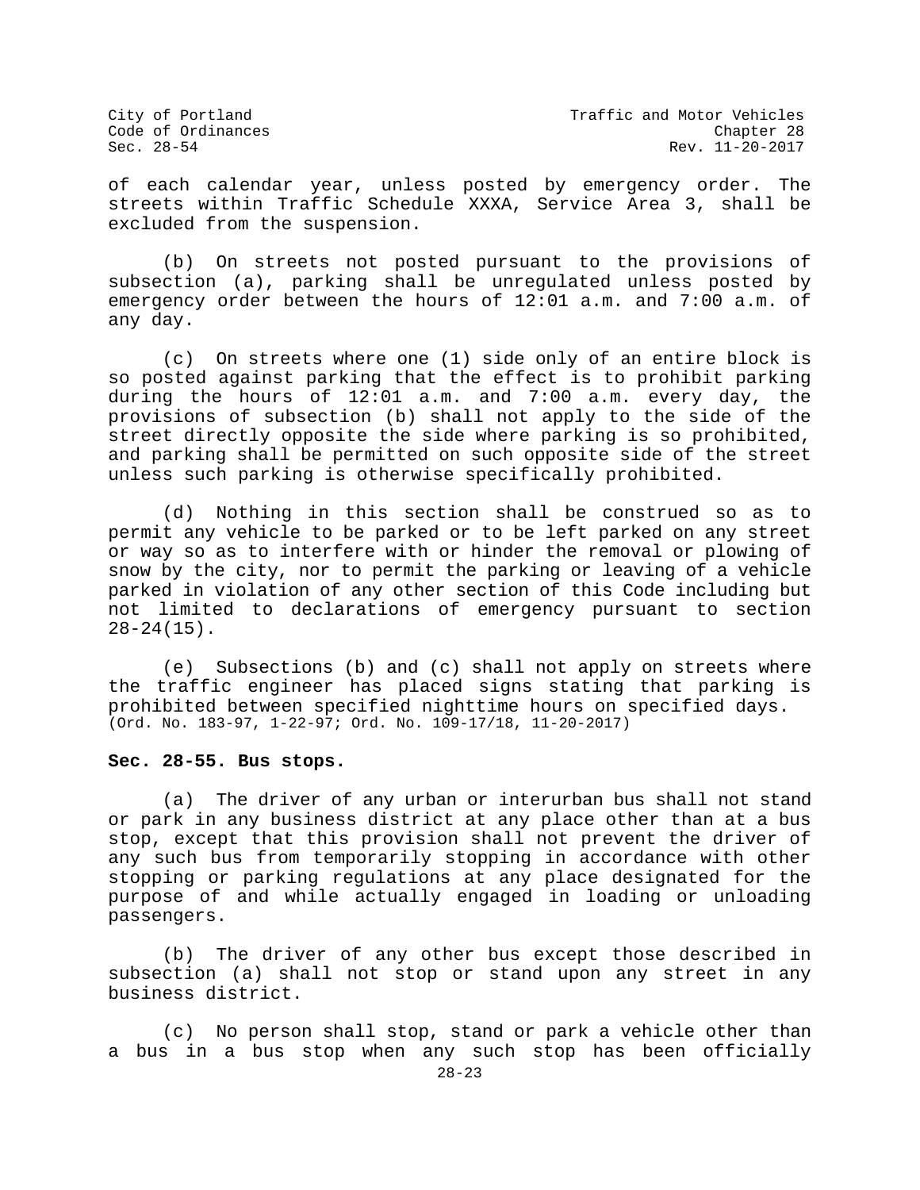of each calendar year, unless posted by emergency order. The streets within Traffic Schedule XXXA, Service Area 3, shall be excluded from the suspension.

(b) On streets not posted pursuant to the provisions of subsection (a), parking shall be unregulated unless posted by emergency order between the hours of 12:01 a.m. and 7:00 a.m. of any day.

(c) On streets where one (1) side only of an entire block is so posted against parking that the effect is to prohibit parking during the hours of 12:01 a.m. and 7:00 a.m. every day, the provisions of subsection (b) shall not apply to the side of the street directly opposite the side where parking is so prohibited, and parking shall be permitted on such opposite side of the street unless such parking is otherwise specifically prohibited.

(d) Nothing in this section shall be construed so as to permit any vehicle to be parked or to be left parked on any street or way so as to interfere with or hinder the removal or plowing of snow by the city, nor to permit the parking or leaving of a vehicle parked in violation of any other section of this Code including but not limited to declarations of emergency pursuant to section 28-24(15).

(e) Subsections (b) and (c) shall not apply on streets where the traffic engineer has placed signs stating that parking is prohibited between specified nighttime hours on specified days.
(Ord. No. 183-97, 1-22-97; Ord. No. 109-17/18, 11-20-2017)

**Sec. 28-55. Bus stops.**

(a) The driver of any urban or interurban bus shall not stand or park in any business district at any place other than at a bus stop, except that this provision shall not prevent the driver of any such bus from temporarily stopping in accordance with other stopping or parking regulations at any place designated for the purpose of and while actually engaged in loading or unloading passengers.

(b) The driver of any other bus except those described in subsection (a) shall not stop or stand upon any street in any business district.

(c) No person shall stop, stand or park a vehicle other than a bus in a bus stop when any such stop has been officially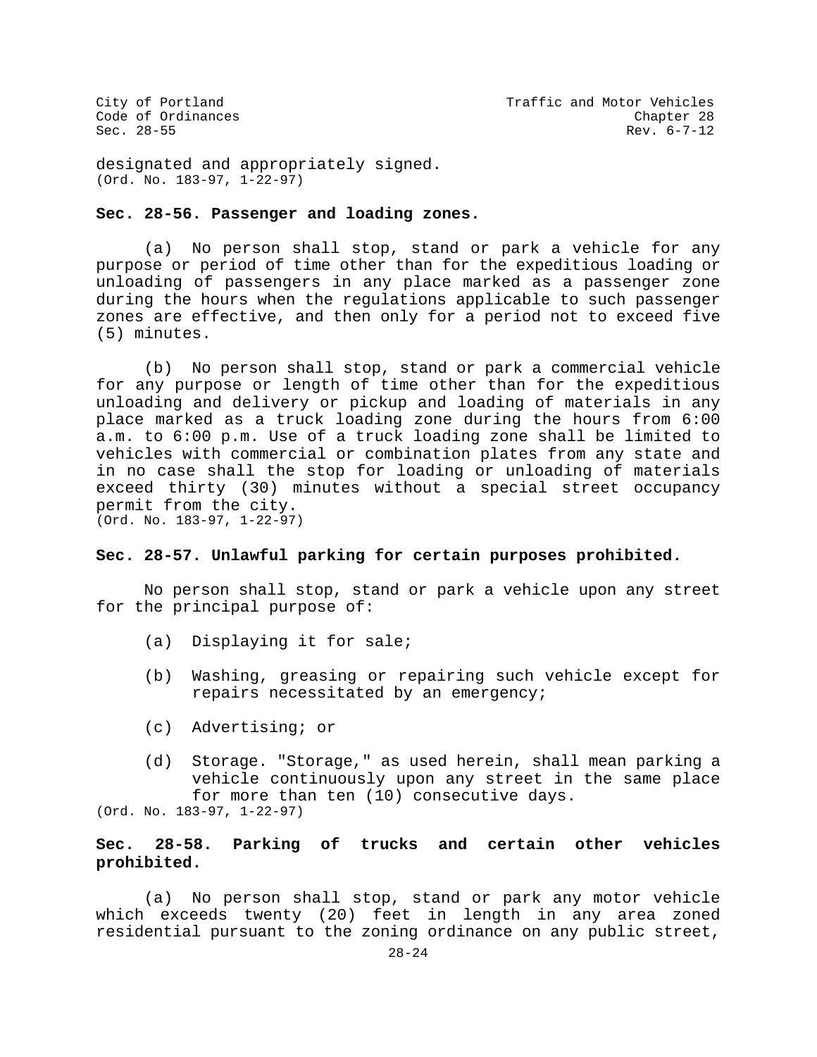designated and appropriately signed.
(Ord. No. 183-97, 1-22-97)

**Sec. 28-56. Passenger and loading zones.**

(a) No person shall stop, stand or park a vehicle for any purpose or period of time other than for the expeditious loading or unloading of passengers in any place marked as a passenger zone during the hours when the regulations applicable to such passenger zones are effective, and then only for a period not to exceed five (5) minutes.

(b) No person shall stop, stand or park a commercial vehicle for any purpose or length of time other than for the expeditious unloading and delivery or pickup and loading of materials in any place marked as a truck loading zone during the hours from 6:00 a.m. to 6:00 p.m. Use of a truck loading zone shall be limited to vehicles with commercial or combination plates from any state and in no case shall the stop for loading or unloading of materials exceed thirty (30) minutes without a special street occupancy permit from the city.
(Ord. No. 183-97, 1-22-97)

**Sec. 28-57. Unlawful parking for certain purposes prohibited.**

No person shall stop, stand or park a vehicle upon any street for the principal purpose of:

(a) Displaying it for sale;

(b) Washing, greasing or repairing such vehicle except for repairs necessitated by an emergency;

(c) Advertising; or

(d) Storage. "Storage," as used herein, shall mean parking a vehicle continuously upon any street in the same place for more than ten (10) consecutive days.

(Ord. No. 183-97, 1-22-97)

**Sec. 28-58. Parking of trucks and certain other vehicles prohibited.**

(a) No person shall stop, stand or park any motor vehicle which exceeds twenty (20) feet in length in any area zoned residential pursuant to the zoning ordinance on any public street,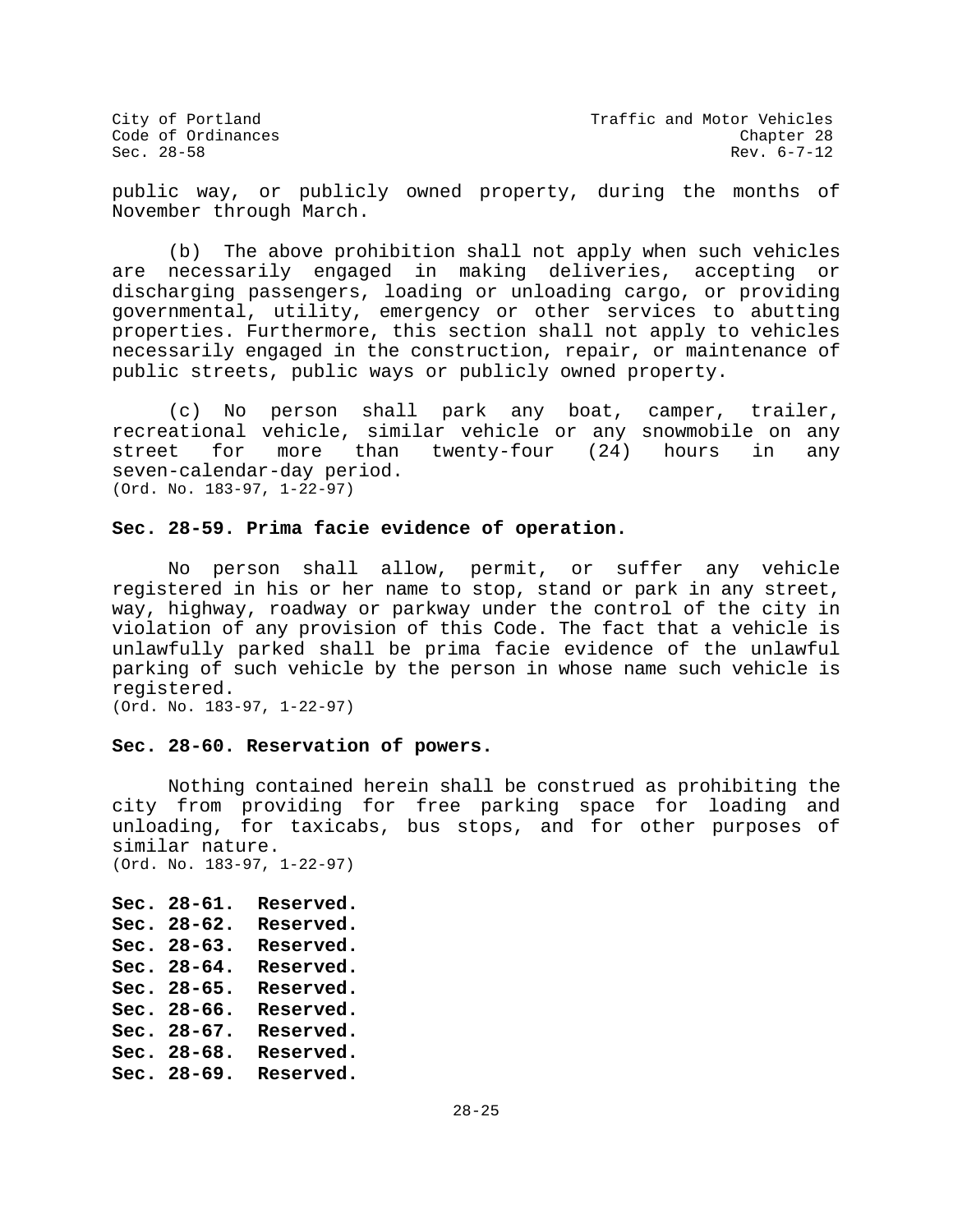public way, or publicly owned property, during the months of November through March.

(b) The above prohibition shall not apply when such vehicles are necessarily engaged in making deliveries, accepting or discharging passengers, loading or unloading cargo, or providing governmental, utility, emergency or other services to abutting properties. Furthermore, this section shall not apply to vehicles necessarily engaged in the construction, repair, or maintenance of public streets, public ways or publicly owned property.

(c) No person shall park any boat, camper, trailer, recreational vehicle, similar vehicle or any snowmobile on any street for more than twenty-four (24) hours in any seven-calendar-day period.
(Ord. No. 183-97, 1-22-97)

**Sec. 28-59. Prima facie evidence of operation.**

No person shall allow, permit, or suffer any vehicle registered in his or her name to stop, stand or park in any street, way, highway, roadway or parkway under the control of the city in violation of any provision of this Code. The fact that a vehicle is unlawfully parked shall be prima facie evidence of the unlawful parking of such vehicle by the person in whose name such vehicle is registered.
(Ord. No. 183-97, 1-22-97)

**Sec. 28-60. Reservation of powers.**

Nothing contained herein shall be construed as prohibiting the city from providing for free parking space for loading and unloading, for taxicabs, bus stops, and for other purposes of similar nature.
(Ord. No. 183-97, 1-22-97)

**Sec. 28-61. Reserved.**
**Sec. 28-62. Reserved.**
**Sec. 28-63. Reserved.**
**Sec. 28-64. Reserved.**
**Sec. 28-65. Reserved.**
**Sec. 28-66. Reserved.**
**Sec. 28-67. Reserved.**
**Sec. 28-68. Reserved.**
**Sec. 28-69. Reserved.**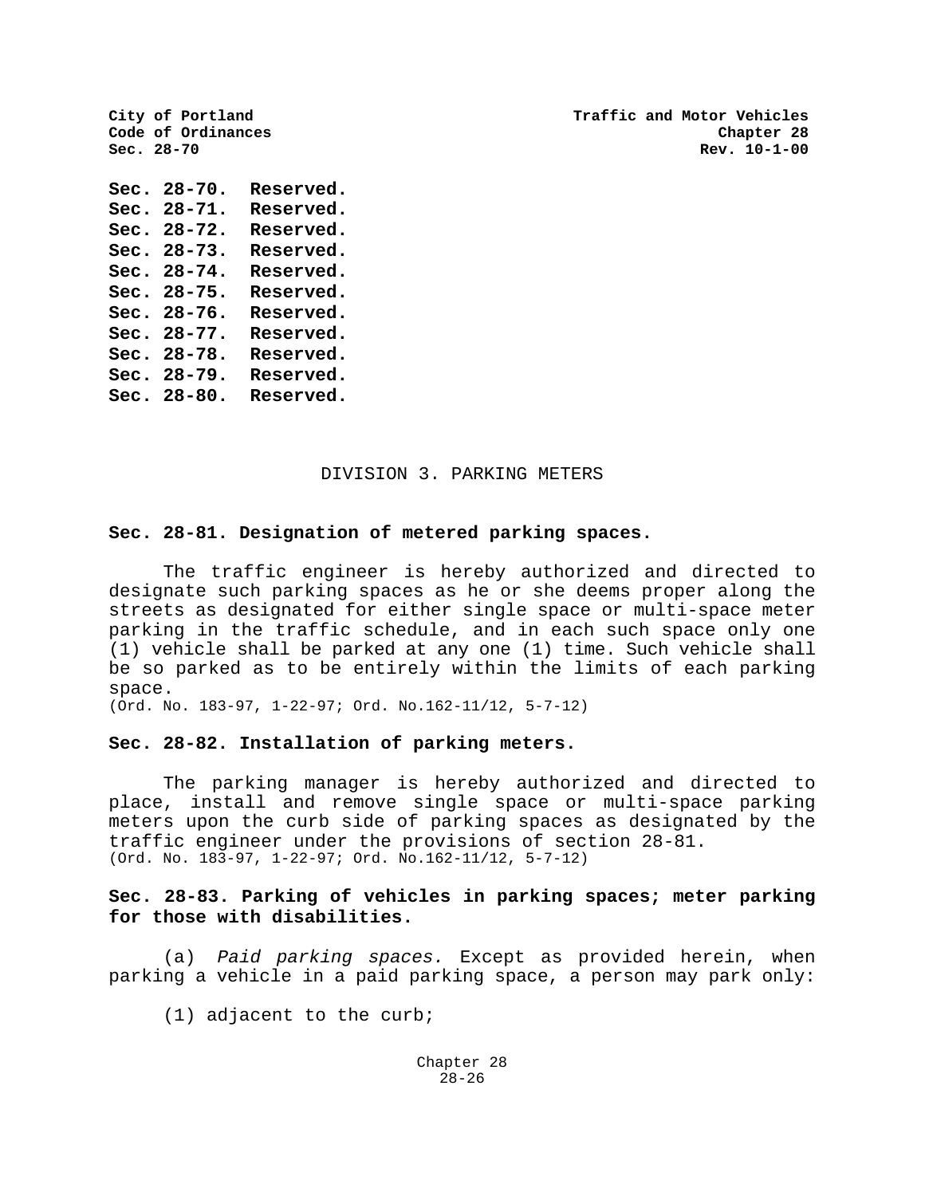**Sec. 28-70. Reserved.**
**Sec. 28-71. Reserved.**
**Sec. 28-72. Reserved.**
**Sec. 28-73. Reserved.**
**Sec. 28-74. Reserved.**
**Sec. 28-75. Reserved.**
**Sec. 28-76. Reserved.**
**Sec. 28-77. Reserved.**
**Sec. 28-78. Reserved.**
**Sec. 28-79. Reserved.**
**Sec. 28-80. Reserved.**

## DIVISION 3. PARKING METERS

### Sec. 28-81. Designation of metered parking spaces.

The traffic engineer is hereby authorized and directed to designate such parking spaces as he or she deems proper along the streets as designated for either single space or multi-space meter parking in the traffic schedule, and in each such space only one (1) vehicle shall be parked at any one (1) time. Such vehicle shall be so parked as to be entirely within the limits of each parking space.
(Ord. No. 183-97, 1-22-97; Ord. No.162-11/12, 5-7-12)

### Sec. 28-82. Installation of parking meters.

The parking manager is hereby authorized and directed to place, install and remove single space or multi-space parking meters upon the curb side of parking spaces as designated by the traffic engineer under the provisions of section 28-81.
(Ord. No. 183-97, 1-22-97; Ord. No.162-11/12, 5-7-12)

### Sec. 28-83. Parking of vehicles in parking spaces; meter parking for those with disabilities.

(a) *Paid parking spaces.* Except as provided herein, when parking a vehicle in a paid parking space, a person may park only:

(1) adjacent to the curb;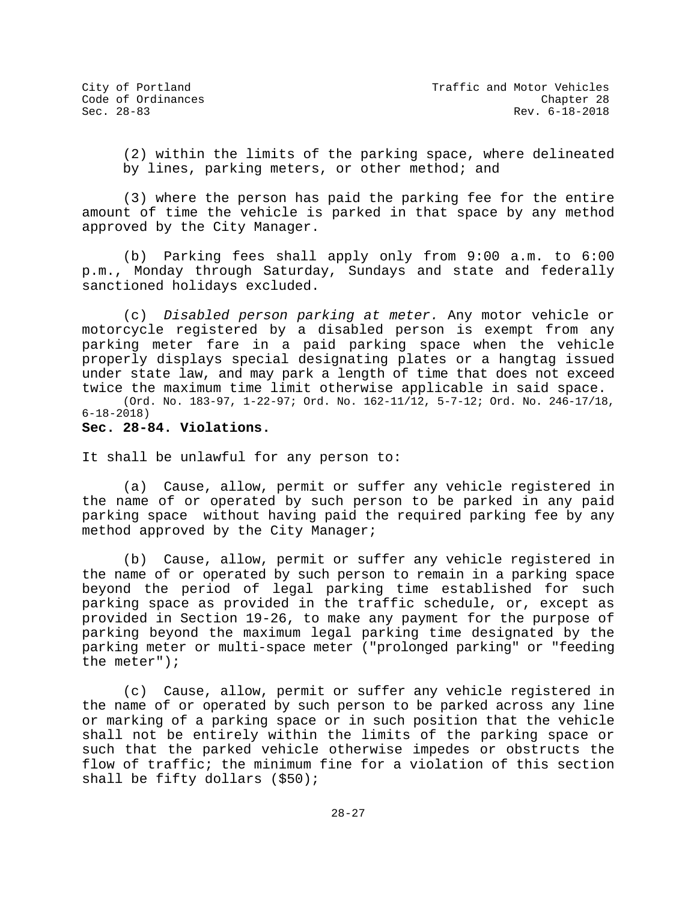(2) within the limits of the parking space, where delineated by lines, parking meters, or other method; and

(3) where the person has paid the parking fee for the entire amount of time the vehicle is parked in that space by any method approved by the City Manager.

(b) Parking fees shall apply only from 9:00 a.m. to 6:00 p.m., Monday through Saturday, Sundays and state and federally sanctioned holidays excluded.

(c) *Disabled person parking at meter.* Any motor vehicle or motorcycle registered by a disabled person is exempt from any parking meter fare in a paid parking space when the vehicle properly displays special designating plates or a hangtag issued under state law, and may park a length of time that does not exceed twice the maximum time limit otherwise applicable in said space.

(Ord. No. 183-97, 1-22-97; Ord. No. 162-11/12, 5-7-12; Ord. No. 246-17/18, 6-18-2018)

**Sec. 28-84. Violations.**

It shall be unlawful for any person to:

(a) Cause, allow, permit or suffer any vehicle registered in the name of or operated by such person to be parked in any paid parking space without having paid the required parking fee by any method approved by the City Manager;

(b) Cause, allow, permit or suffer any vehicle registered in the name of or operated by such person to remain in a parking space beyond the period of legal parking time established for such parking space as provided in the traffic schedule, or, except as provided in Section 19-26, to make any payment for the purpose of parking beyond the maximum legal parking time designated by the parking meter or multi-space meter ("prolonged parking" or "feeding the meter");

(c) Cause, allow, permit or suffer any vehicle registered in the name of or operated by such person to be parked across any line or marking of a parking space or in such position that the vehicle shall not be entirely within the limits of the parking space or such that the parked vehicle otherwise impedes or obstructs the flow of traffic; the minimum fine for a violation of this section shall be fifty dollars ($50);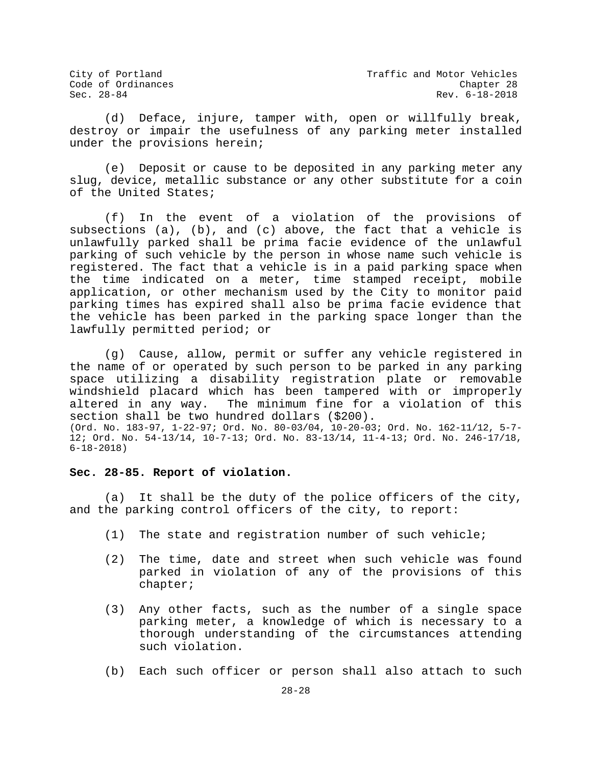(d) Deface, injure, tamper with, open or willfully break, destroy or impair the usefulness of any parking meter installed under the provisions herein;

(e) Deposit or cause to be deposited in any parking meter any slug, device, metallic substance or any other substitute for a coin of the United States;

(f) In the event of a violation of the provisions of subsections (a), (b), and (c) above, the fact that a vehicle is unlawfully parked shall be prima facie evidence of the unlawful parking of such vehicle by the person in whose name such vehicle is registered. The fact that a vehicle is in a paid parking space when the time indicated on a meter, time stamped receipt, mobile application, or other mechanism used by the City to monitor paid parking times has expired shall also be prima facie evidence that the vehicle has been parked in the parking space longer than the lawfully permitted period; or

(g) Cause, allow, permit or suffer any vehicle registered in the name of or operated by such person to be parked in any parking space utilizing a disability registration plate or removable windshield placard which has been tampered with or improperly altered in any way. The minimum fine for a violation of this section shall be two hundred dollars ($200).

(Ord. No. 183-97, 1-22-97; Ord. No. 80-03/04, 10-20-03; Ord. No. 162-11/12, 5-7-12; Ord. No. 54-13/14, 10-7-13; Ord. No. 83-13/14, 11-4-13; Ord. No. 246-17/18, 6-18-2018)

**Sec. 28-85. Report of violation.**

(a) It shall be the duty of the police officers of the city, and the parking control officers of the city, to report:

(1) The state and registration number of such vehicle;

(2) The time, date and street when such vehicle was found parked in violation of any of the provisions of this chapter;

(3) Any other facts, such as the number of a single space parking meter, a knowledge of which is necessary to a thorough understanding of the circumstances attending such violation.

(b) Each such officer or person shall also attach to such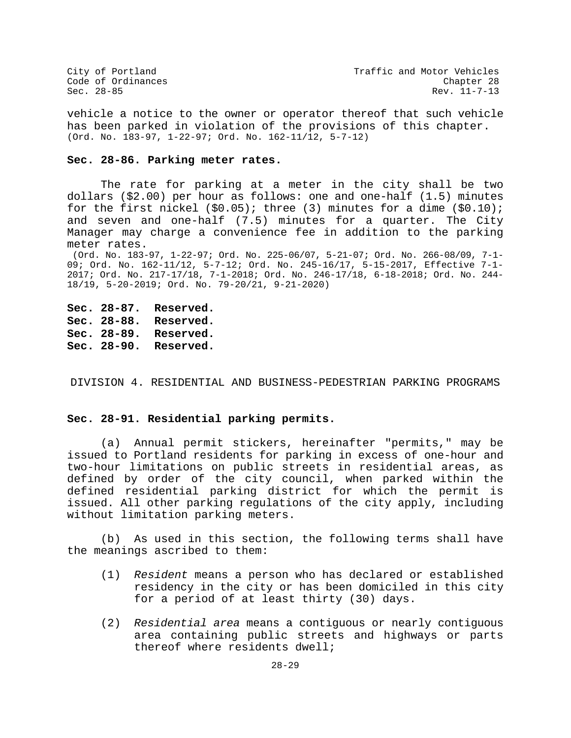vehicle a notice to the owner or operator thereof that such vehicle has been parked in violation of the provisions of this chapter.
(Ord. No. 183-97, 1-22-97; Ord. No. 162-11/12, 5-7-12)

**Sec. 28-86. Parking meter rates.**

The rate for parking at a meter in the city shall be two dollars ($2.00) per hour as follows: one and one-half (1.5) minutes for the first nickel ($0.05); three (3) minutes for a dime ($0.10); and seven and one-half (7.5) minutes for a quarter. The City Manager may charge a convenience fee in addition to the parking meter rates.
(Ord. No. 183-97, 1-22-97; Ord. No. 225-06/07, 5-21-07; Ord. No. 266-08/09, 7-1-09; Ord. No. 162-11/12, 5-7-12; Ord. No. 245-16/17, 5-15-2017, Effective 7-1-2017; Ord. No. 217-17/18, 7-1-2018; Ord. No. 246-17/18, 6-18-2018; Ord. No. 244-18/19, 5-20-2019; Ord. No. 79-20/21, 9-21-2020)

**Sec. 28-87. Reserved.**
**Sec. 28-88. Reserved.**
**Sec. 28-89. Reserved.**
**Sec. 28-90. Reserved.**

## DIVISION 4. RESIDENTIAL AND BUSINESS-PEDESTRIAN PARKING PROGRAMS

**Sec. 28-91. Residential parking permits.**

(a) Annual permit stickers, hereinafter "permits," may be issued to Portland residents for parking in excess of one-hour and two-hour limitations on public streets in residential areas, as defined by order of the city council, when parked within the defined residential parking district for which the permit is issued. All other parking regulations of the city apply, including without limitation parking meters.

(b) As used in this section, the following terms shall have the meanings ascribed to them:

(1) *Resident* means a person who has declared or established residency in the city or has been domiciled in this city for a period of at least thirty (30) days.

(2) *Residential area* means a contiguous or nearly contiguous area containing public streets and highways or parts thereof where residents dwell;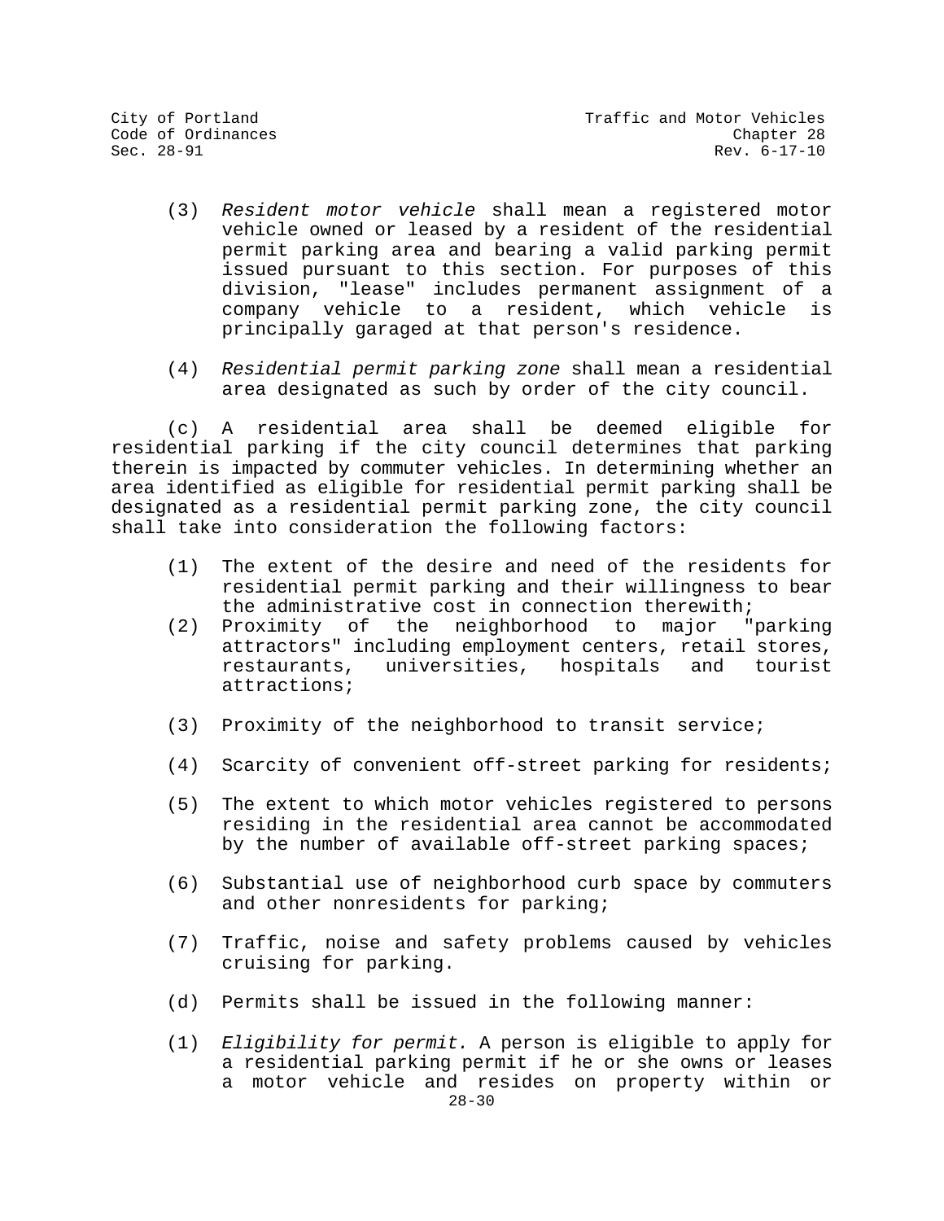(3) *Resident motor vehicle* shall mean a registered motor vehicle owned or leased by a resident of the residential permit parking area and bearing a valid parking permit issued pursuant to this section. For purposes of this division, "lease" includes permanent assignment of a company vehicle to a resident, which vehicle is principally garaged at that person's residence.

(4) *Residential permit parking zone* shall mean a residential area designated as such by order of the city council.

(c) A residential area shall be deemed eligible for residential parking if the city council determines that parking therein is impacted by commuter vehicles. In determining whether an area identified as eligible for residential permit parking shall be designated as a residential permit parking zone, the city council shall take into consideration the following factors:

(1) The extent of the desire and need of the residents for residential permit parking and their willingness to bear the administrative cost in connection therewith;

(2) Proximity of the neighborhood to major "parking attractors" including employment centers, retail stores, restaurants, universities, hospitals and tourist attractions;

(3) Proximity of the neighborhood to transit service;

(4) Scarcity of convenient off-street parking for residents;

(5) The extent to which motor vehicles registered to persons residing in the residential area cannot be accommodated by the number of available off-street parking spaces;

(6) Substantial use of neighborhood curb space by commuters and other nonresidents for parking;

(7) Traffic, noise and safety problems caused by vehicles cruising for parking.

(d) Permits shall be issued in the following manner:

(1) *Eligibility for permit.* A person is eligible to apply for a residential parking permit if he or she owns or leases a motor vehicle and resides on property within or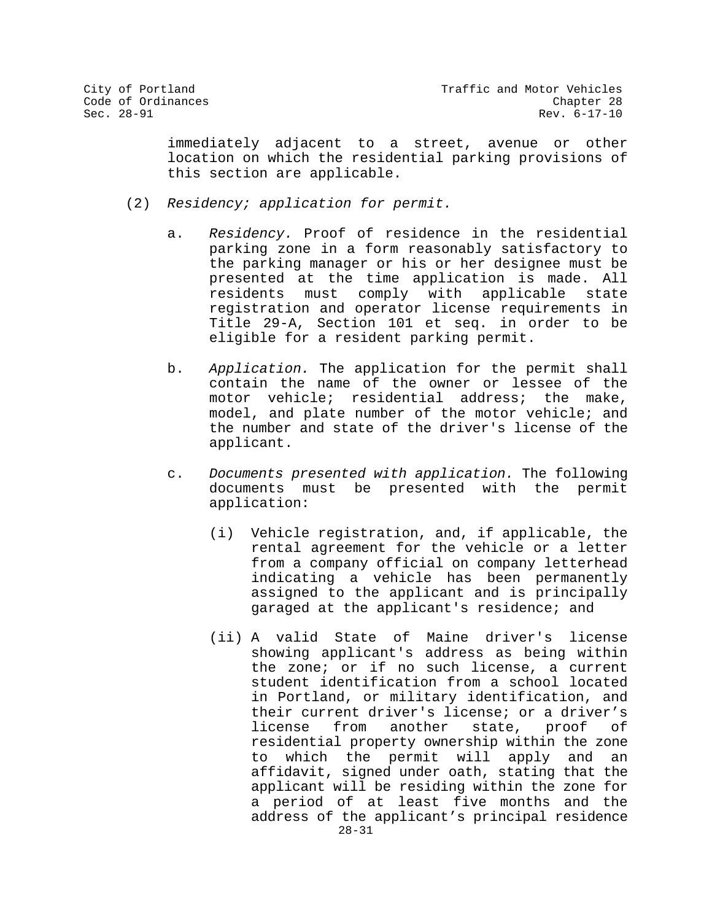immediately adjacent to a street, avenue or other location on which the residential parking provisions of this section are applicable.

(2) *Residency; application for permit.*

a. *Residency.* Proof of residence in the residential parking zone in a form reasonably satisfactory to the parking manager or his or her designee must be presented at the time application is made. All residents must comply with applicable state registration and operator license requirements in Title 29-A, Section 101 et seq. in order to be eligible for a resident parking permit.

b. *Application.* The application for the permit shall contain the name of the owner or lessee of the motor vehicle; residential address; the make, model, and plate number of the motor vehicle; and the number and state of the driver's license of the applicant.

c. *Documents presented with application.* The following documents must be presented with the permit application:

(i) Vehicle registration, and, if applicable, the rental agreement for the vehicle or a letter from a company official on company letterhead indicating a vehicle has been permanently assigned to the applicant and is principally garaged at the applicant's residence; and

(ii) A valid State of Maine driver's license showing applicant's address as being within the zone; or if no such license, a current student identification from a school located in Portland, or military identification, and their current driver's license; or a driver's license from another state, proof of residential property ownership within the zone to which the permit will apply and an affidavit, signed under oath, stating that the applicant will be residing within the zone for a period of at least five months and the address of the applicant's principal residence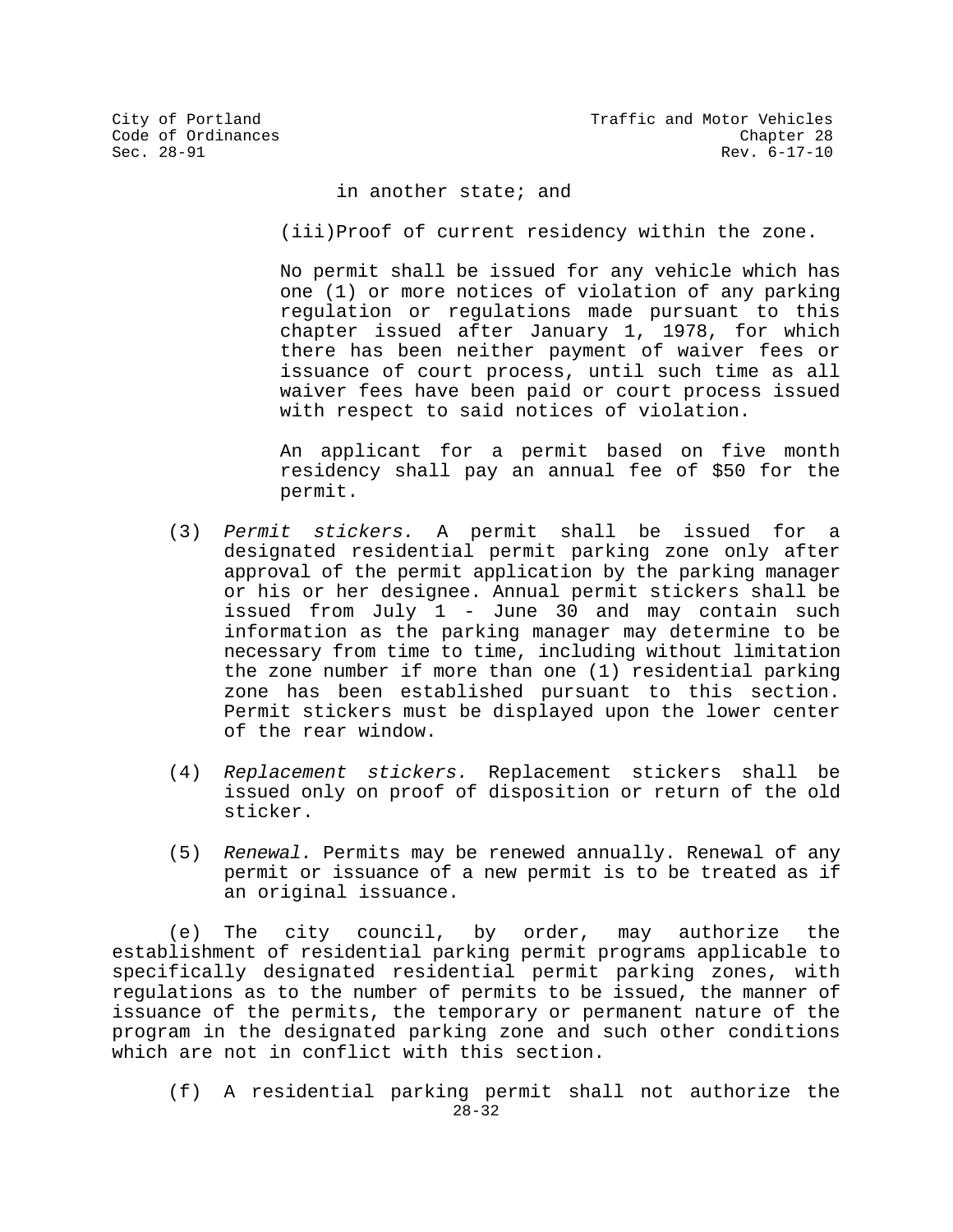in another state; and

(iii)Proof of current residency within the zone.

No permit shall be issued for any vehicle which has one (1) or more notices of violation of any parking regulation or regulations made pursuant to this chapter issued after January 1, 1978, for which there has been neither payment of waiver fees or issuance of court process, until such time as all waiver fees have been paid or court process issued with respect to said notices of violation.

An applicant for a permit based on five month residency shall pay an annual fee of $50 for the permit.

(3) *Permit stickers.* A permit shall be issued for a designated residential permit parking zone only after approval of the permit application by the parking manager or his or her designee. Annual permit stickers shall be issued from July 1 - June 30 and may contain such information as the parking manager may determine to be necessary from time to time, including without limitation the zone number if more than one (1) residential parking zone has been established pursuant to this section. Permit stickers must be displayed upon the lower center of the rear window.

(4) *Replacement stickers.* Replacement stickers shall be issued only on proof of disposition or return of the old sticker.

(5) *Renewal.* Permits may be renewed annually. Renewal of any permit or issuance of a new permit is to be treated as if an original issuance.

(e) The city council, by order, may authorize the establishment of residential parking permit programs applicable to specifically designated residential permit parking zones, with regulations as to the number of permits to be issued, the manner of issuance of the permits, the temporary or permanent nature of the program in the designated parking zone and such other conditions which are not in conflict with this section.

(f) A residential parking permit shall not authorize the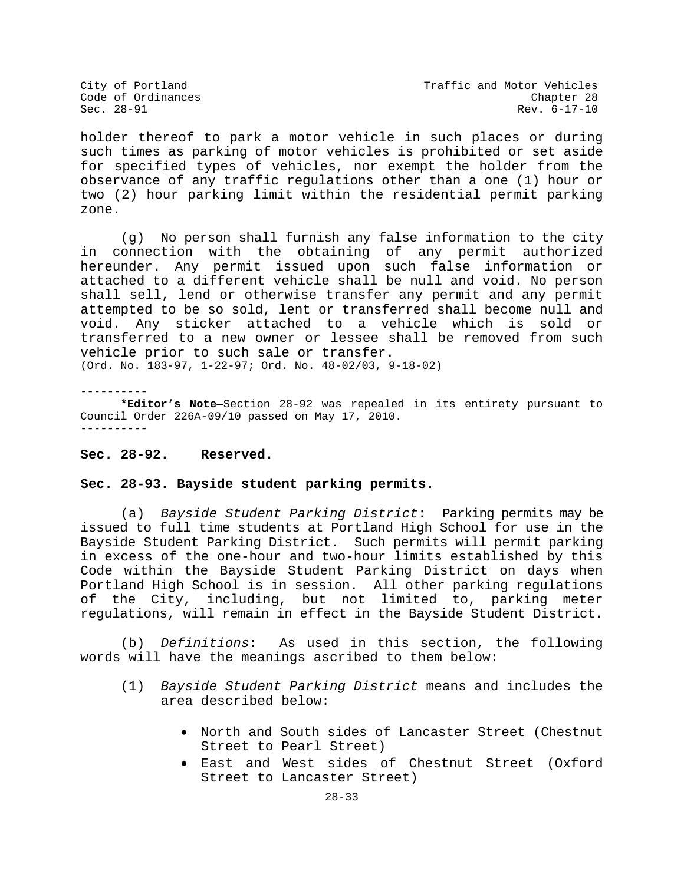holder thereof to park a motor vehicle in such places or during such times as parking of motor vehicles is prohibited or set aside for specified types of vehicles, nor exempt the holder from the observance of any traffic regulations other than a one (1) hour or two (2) hour parking limit within the residential permit parking zone.

(g) No person shall furnish any false information to the city in connection with the obtaining of any permit authorized hereunder. Any permit issued upon such false information or attached to a different vehicle shall be null and void. No person shall sell, lend or otherwise transfer any permit and any permit attempted to be so sold, lent or transferred shall become null and void. Any sticker attached to a vehicle which is sold or transferred to a new owner or lessee shall be removed from such vehicle prior to such sale or transfer.
(Ord. No. 183-97, 1-22-97; Ord. No. 48-02/03, 9-18-02)

----------

**\*Editor's Note—**Section 28-92 was repealed in its entirety pursuant to Council Order 226A-09/10 passed on May 17, 2010.

----------

**Sec. 28-92. Reserved.**

**Sec. 28-93. Bayside student parking permits.**

(a) *Bayside Student Parking District*: Parking permits may be issued to full time students at Portland High School for use in the Bayside Student Parking District. Such permits will permit parking in excess of the one-hour and two-hour limits established by this Code within the Bayside Student Parking District on days when Portland High School is in session. All other parking regulations of the City, including, but not limited to, parking meter regulations, will remain in effect in the Bayside Student District.

(b) *Definitions*: As used in this section, the following words will have the meanings ascribed to them below:

(1) *Bayside Student Parking District* means and includes the area described below:

- North and South sides of Lancaster Street (Chestnut Street to Pearl Street)
- East and West sides of Chestnut Street (Oxford Street to Lancaster Street)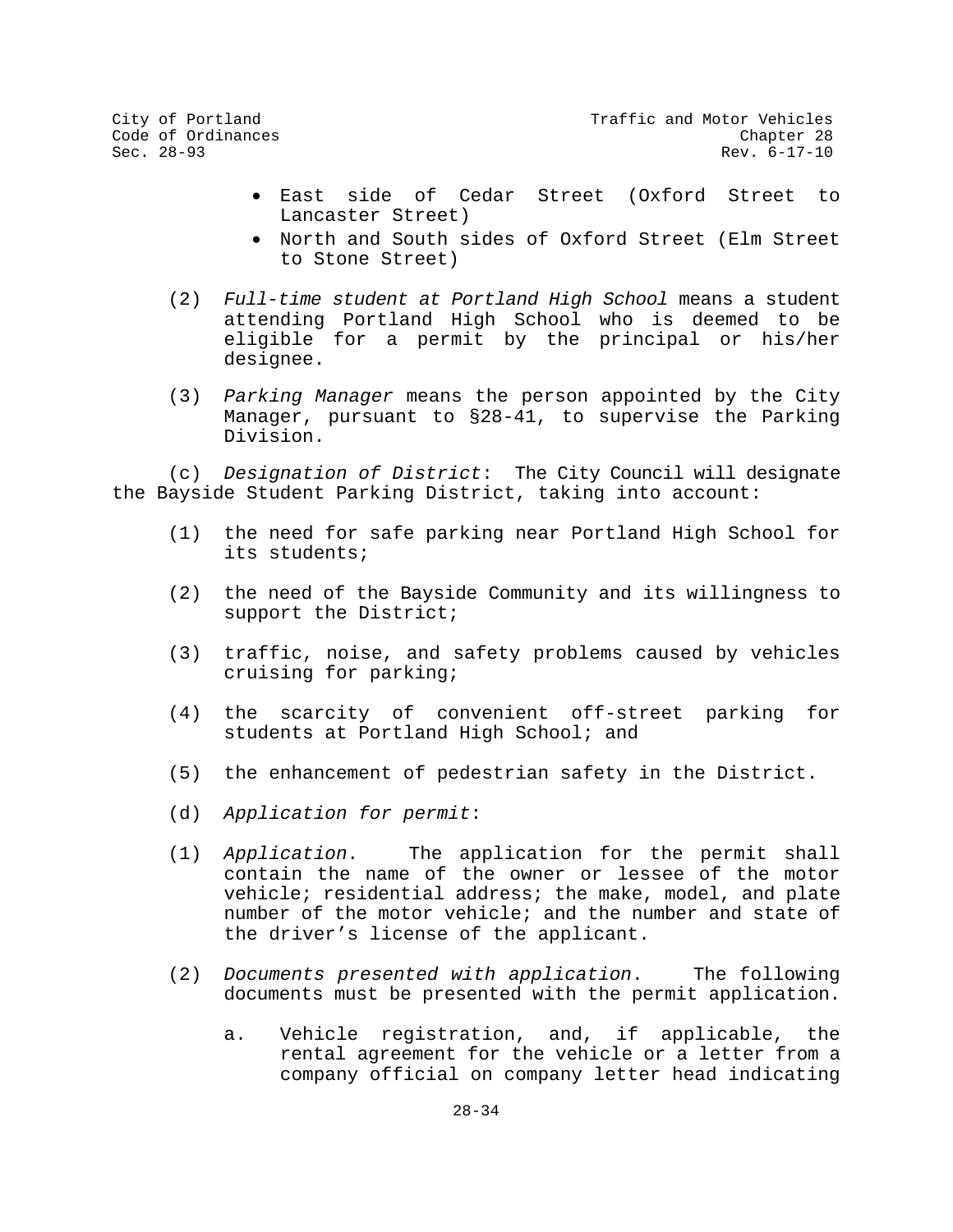- East side of Cedar Street (Oxford Street to Lancaster Street)
- North and South sides of Oxford Street (Elm Street to Stone Street)

(2) *Full-time student at Portland High School* means a student attending Portland High School who is deemed to be eligible for a permit by the principal or his/her designee.

(3) *Parking Manager* means the person appointed by the City Manager, pursuant to §28-41, to supervise the Parking Division.

(c) *Designation of District*: The City Council will designate the Bayside Student Parking District, taking into account:

(1) the need for safe parking near Portland High School for its students;

(2) the need of the Bayside Community and its willingness to support the District;

(3) traffic, noise, and safety problems caused by vehicles cruising for parking;

(4) the scarcity of convenient off-street parking for students at Portland High School; and

(5) the enhancement of pedestrian safety in the District.

(d) *Application for permit*:

(1) *Application*. The application for the permit shall contain the name of the owner or lessee of the motor vehicle; residential address; the make, model, and plate number of the motor vehicle; and the number and state of the driver's license of the applicant.

(2) *Documents presented with application*. The following documents must be presented with the permit application.

a. Vehicle registration, and, if applicable, the rental agreement for the vehicle or a letter from a company official on company letter head indicating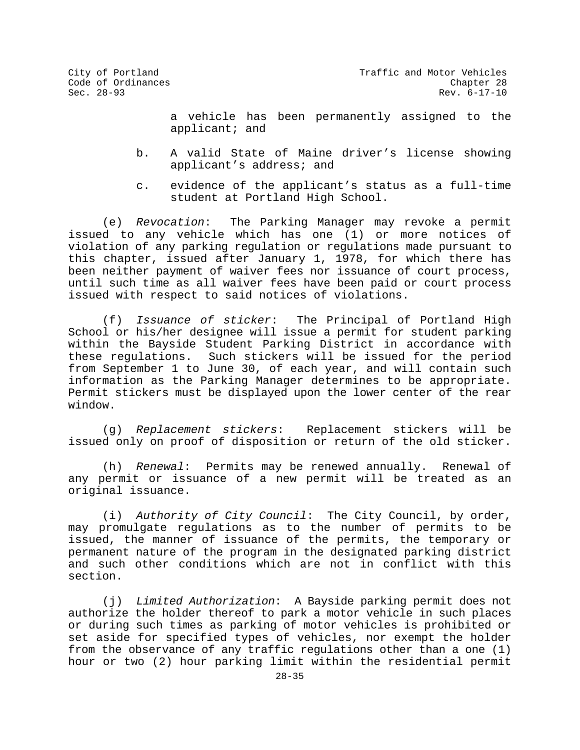a vehicle has been permanently assigned to the applicant; and

b. A valid State of Maine driver's license showing applicant's address; and

c. evidence of the applicant's status as a full-time student at Portland High School.

(e) *Revocation*: The Parking Manager may revoke a permit issued to any vehicle which has one (1) or more notices of violation of any parking regulation or regulations made pursuant to this chapter, issued after January 1, 1978, for which there has been neither payment of waiver fees nor issuance of court process, until such time as all waiver fees have been paid or court process issued with respect to said notices of violations.

(f) *Issuance of sticker*: The Principal of Portland High School or his/her designee will issue a permit for student parking within the Bayside Student Parking District in accordance with these regulations. Such stickers will be issued for the period from September 1 to June 30, of each year, and will contain such information as the Parking Manager determines to be appropriate. Permit stickers must be displayed upon the lower center of the rear window.

(g) *Replacement stickers*: Replacement stickers will be issued only on proof of disposition or return of the old sticker.

(h) *Renewal*: Permits may be renewed annually. Renewal of any permit or issuance of a new permit will be treated as an original issuance.

(i) *Authority of City Council*: The City Council, by order, may promulgate regulations as to the number of permits to be issued, the manner of issuance of the permits, the temporary or permanent nature of the program in the designated parking district and such other conditions which are not in conflict with this section.

(j) *Limited Authorization*: A Bayside parking permit does not authorize the holder thereof to park a motor vehicle in such places or during such times as parking of motor vehicles is prohibited or set aside for specified types of vehicles, nor exempt the holder from the observance of any traffic regulations other than a one (1) hour or two (2) hour parking limit within the residential permit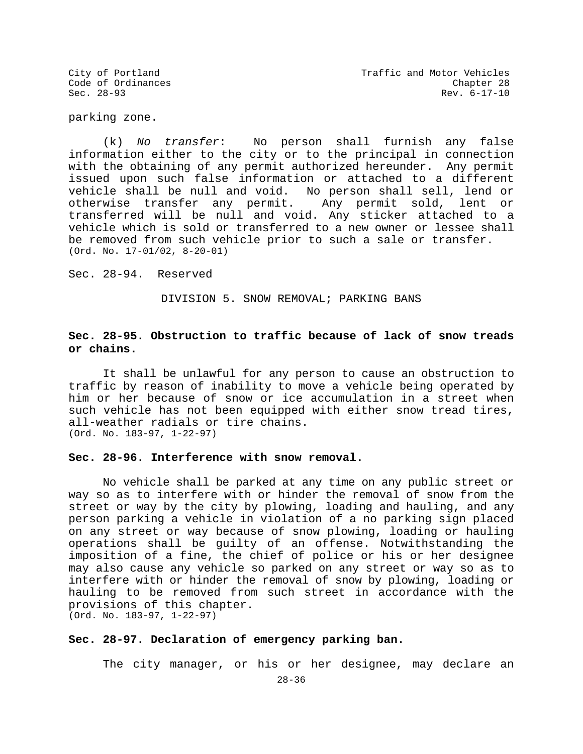parking zone.

(k) *No transfer*: No person shall furnish any false information either to the city or to the principal in connection with the obtaining of any permit authorized hereunder. Any permit issued upon such false information or attached to a different vehicle shall be null and void. No person shall sell, lend or otherwise transfer any permit. Any permit sold, lent or transferred will be null and void. Any sticker attached to a vehicle which is sold or transferred to a new owner or lessee shall be removed from such vehicle prior to such a sale or transfer.
(Ord. No. 17-01/02, 8-20-01)

Sec. 28-94. Reserved

DIVISION 5. SNOW REMOVAL; PARKING BANS

**Sec. 28-95. Obstruction to traffic because of lack of snow treads or chains.**

It shall be unlawful for any person to cause an obstruction to traffic by reason of inability to move a vehicle being operated by him or her because of snow or ice accumulation in a street when such vehicle has not been equipped with either snow tread tires, all-weather radials or tire chains.
(Ord. No. 183-97, 1-22-97)

**Sec. 28-96. Interference with snow removal.**

No vehicle shall be parked at any time on any public street or way so as to interfere with or hinder the removal of snow from the street or way by the city by plowing, loading and hauling, and any person parking a vehicle in violation of a no parking sign placed on any street or way because of snow plowing, loading or hauling operations shall be guilty of an offense. Notwithstanding the imposition of a fine, the chief of police or his or her designee may also cause any vehicle so parked on any street or way so as to interfere with or hinder the removal of snow by plowing, loading or hauling to be removed from such street in accordance with the provisions of this chapter.
(Ord. No. 183-97, 1-22-97)

**Sec. 28-97. Declaration of emergency parking ban.**

The city manager, or his or her designee, may declare an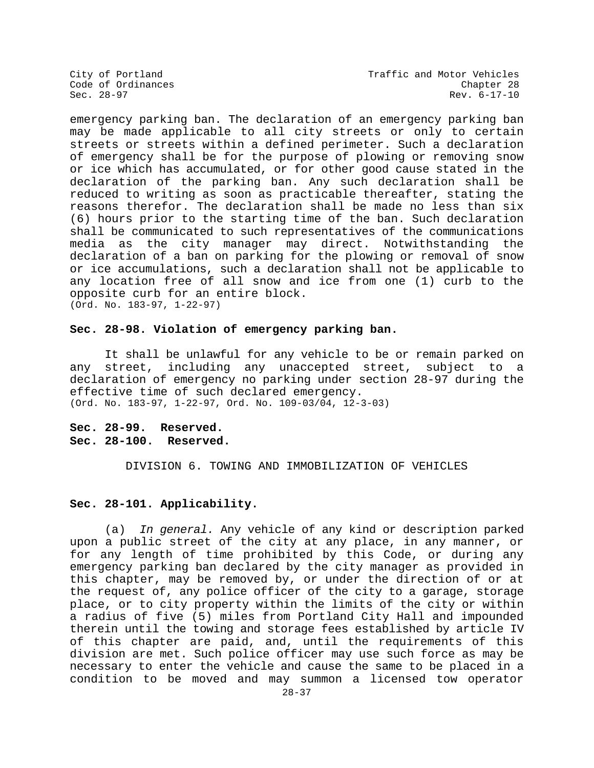emergency parking ban. The declaration of an emergency parking ban may be made applicable to all city streets or only to certain streets or streets within a defined perimeter. Such a declaration of emergency shall be for the purpose of plowing or removing snow or ice which has accumulated, or for other good cause stated in the declaration of the parking ban. Any such declaration shall be reduced to writing as soon as practicable thereafter, stating the reasons therefor. The declaration shall be made no less than six (6) hours prior to the starting time of the ban. Such declaration shall be communicated to such representatives of the communications media as the city manager may direct. Notwithstanding the declaration of a ban on parking for the plowing or removal of snow or ice accumulations, such a declaration shall not be applicable to any location free of all snow and ice from one (1) curb to the opposite curb for an entire block.
(Ord. No. 183-97, 1-22-97)

**Sec. 28-98. Violation of emergency parking ban.**

It shall be unlawful for any vehicle to be or remain parked on any street, including any unaccepted street, subject to a declaration of emergency no parking under section 28-97 during the effective time of such declared emergency.
(Ord. No. 183-97, 1-22-97, Ord. No. 109-03/04, 12-3-03)

**Sec. 28-99. Reserved.**
**Sec. 28-100. Reserved.**

DIVISION 6. TOWING AND IMMOBILIZATION OF VEHICLES

**Sec. 28-101. Applicability.**

(a) *In general.* Any vehicle of any kind or description parked upon a public street of the city at any place, in any manner, or for any length of time prohibited by this Code, or during any emergency parking ban declared by the city manager as provided in this chapter, may be removed by, or under the direction of or at the request of, any police officer of the city to a garage, storage place, or to city property within the limits of the city or within a radius of five (5) miles from Portland City Hall and impounded therein until the towing and storage fees established by article IV of this chapter are paid, and, until the requirements of this division are met. Such police officer may use such force as may be necessary to enter the vehicle and cause the same to be placed in a condition to be moved and may summon a licensed tow operator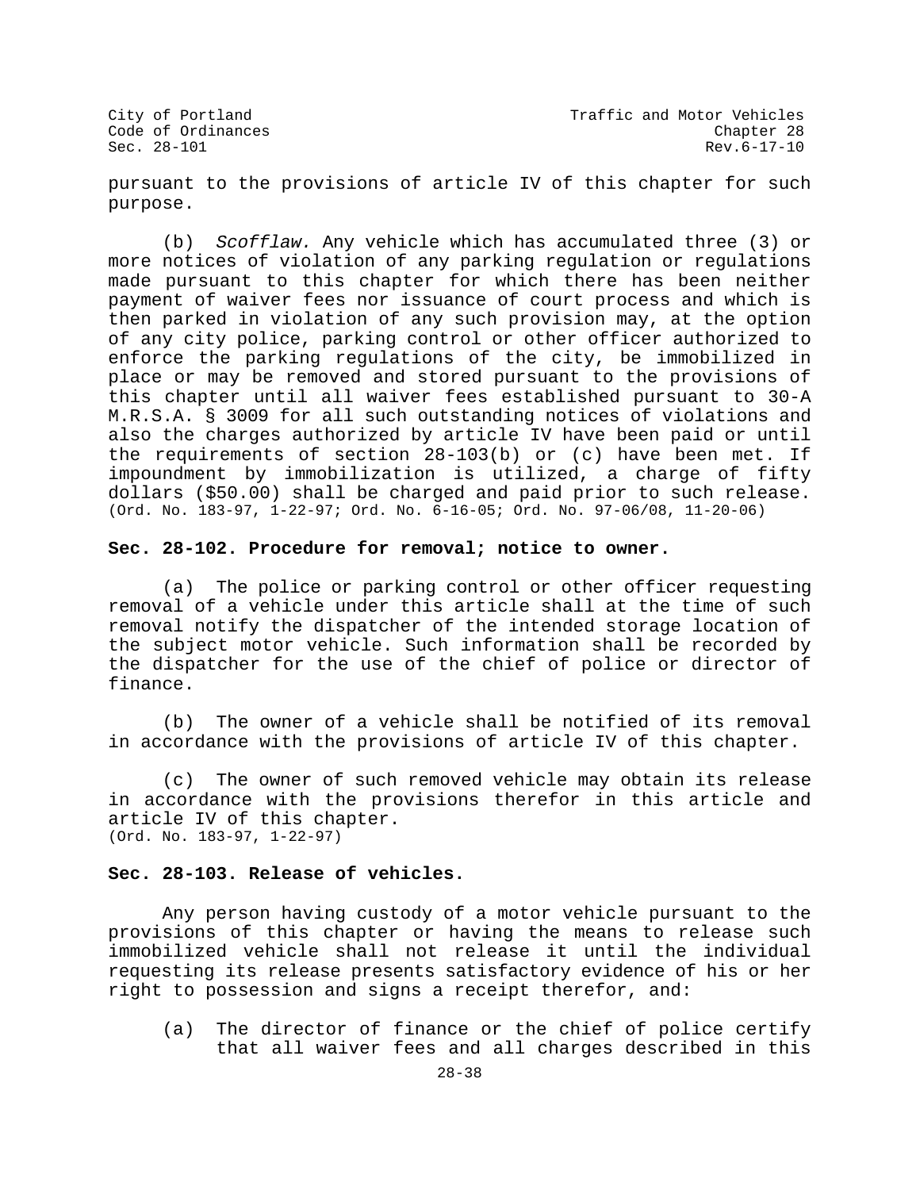pursuant to the provisions of article IV of this chapter for such purpose.

(b) *Scofflaw.* Any vehicle which has accumulated three (3) or more notices of violation of any parking regulation or regulations made pursuant to this chapter for which there has been neither payment of waiver fees nor issuance of court process and which is then parked in violation of any such provision may, at the option of any city police, parking control or other officer authorized to enforce the parking regulations of the city, be immobilized in place or may be removed and stored pursuant to the provisions of this chapter until all waiver fees established pursuant to 30-A M.R.S.A. § 3009 for all such outstanding notices of violations and also the charges authorized by article IV have been paid or until the requirements of section 28-103(b) or (c) have been met. If impoundment by immobilization is utilized, a charge of fifty dollars ($50.00) shall be charged and paid prior to such release.
(Ord. No. 183-97, 1-22-97; Ord. No. 6-16-05; Ord. No. 97-06/08, 11-20-06)

**Sec. 28-102. Procedure for removal; notice to owner.**

(a) The police or parking control or other officer requesting removal of a vehicle under this article shall at the time of such removal notify the dispatcher of the intended storage location of the subject motor vehicle. Such information shall be recorded by the dispatcher for the use of the chief of police or director of finance.

(b) The owner of a vehicle shall be notified of its removal in accordance with the provisions of article IV of this chapter.

(c) The owner of such removed vehicle may obtain its release in accordance with the provisions therefor in this article and article IV of this chapter.
(Ord. No. 183-97, 1-22-97)

**Sec. 28-103. Release of vehicles.**

Any person having custody of a motor vehicle pursuant to the provisions of this chapter or having the means to release such immobilized vehicle shall not release it until the individual requesting its release presents satisfactory evidence of his or her right to possession and signs a receipt therefor, and:

(a) The director of finance or the chief of police certify that all waiver fees and all charges described in this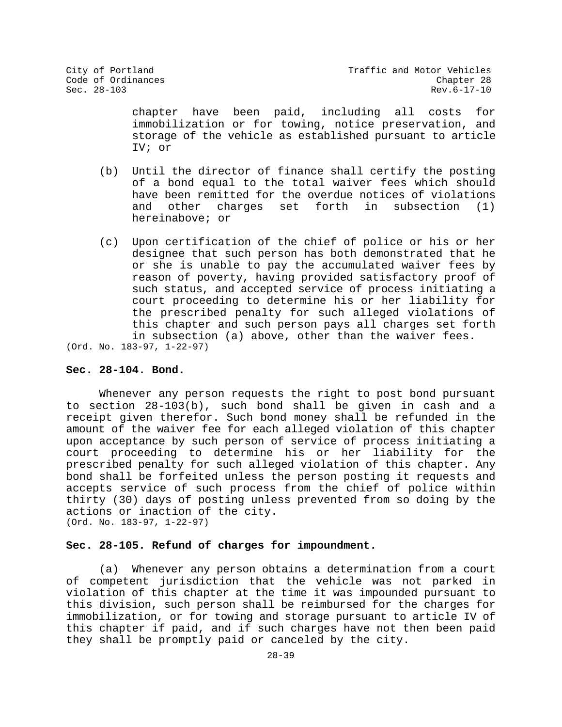chapter have been paid, including all costs for immobilization or for towing, notice preservation, and storage of the vehicle as established pursuant to article IV; or

(b) Until the director of finance shall certify the posting of a bond equal to the total waiver fees which should have been remitted for the overdue notices of violations and other charges set forth in subsection (1) hereinabove; or

(c) Upon certification of the chief of police or his or her designee that such person has both demonstrated that he or she is unable to pay the accumulated waiver fees by reason of poverty, having provided satisfactory proof of such status, and accepted service of process initiating a court proceeding to determine his or her liability for the prescribed penalty for such alleged violations of this chapter and such person pays all charges set forth in subsection (a) above, other than the waiver fees.

(Ord. No. 183-97, 1-22-97)

**Sec. 28-104. Bond.**

Whenever any person requests the right to post bond pursuant to section 28-103(b), such bond shall be given in cash and a receipt given therefor. Such bond money shall be refunded in the amount of the waiver fee for each alleged violation of this chapter upon acceptance by such person of service of process initiating a court proceeding to determine his or her liability for the prescribed penalty for such alleged violation of this chapter. Any bond shall be forfeited unless the person posting it requests and accepts service of such process from the chief of police within thirty (30) days of posting unless prevented from so doing by the actions or inaction of the city.

(Ord. No. 183-97, 1-22-97)

**Sec. 28-105. Refund of charges for impoundment.**

(a) Whenever any person obtains a determination from a court of competent jurisdiction that the vehicle was not parked in violation of this chapter at the time it was impounded pursuant to this division, such person shall be reimbursed for the charges for immobilization, or for towing and storage pursuant to article IV of this chapter if paid, and if such charges have not then been paid they shall be promptly paid or canceled by the city.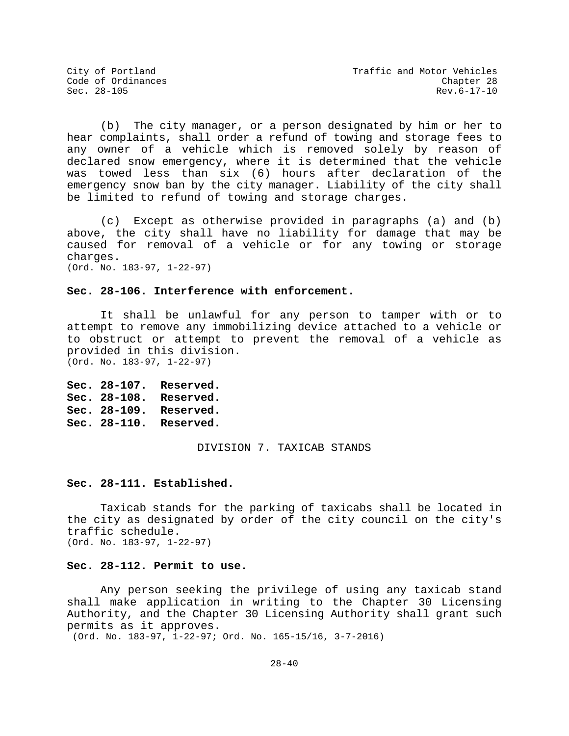(b) The city manager, or a person designated by him or her to hear complaints, shall order a refund of towing and storage fees to any owner of a vehicle which is removed solely by reason of declared snow emergency, where it is determined that the vehicle was towed less than six (6) hours after declaration of the emergency snow ban by the city manager. Liability of the city shall be limited to refund of towing and storage charges.

(c) Except as otherwise provided in paragraphs (a) and (b) above, the city shall have no liability for damage that may be caused for removal of a vehicle or for any towing or storage charges.
(Ord. No. 183-97, 1-22-97)

**Sec. 28-106. Interference with enforcement.**

It shall be unlawful for any person to tamper with or to attempt to remove any immobilizing device attached to a vehicle or to obstruct or attempt to prevent the removal of a vehicle as provided in this division.
(Ord. No. 183-97, 1-22-97)

**Sec. 28-107. Reserved.**
**Sec. 28-108. Reserved.**
**Sec. 28-109. Reserved.**
**Sec. 28-110. Reserved.**

## DIVISION 7. TAXICAB STANDS

**Sec. 28-111. Established.**

Taxicab stands for the parking of taxicabs shall be located in the city as designated by order of the city council on the city's traffic schedule.
(Ord. No. 183-97, 1-22-97)

**Sec. 28-112. Permit to use.**

Any person seeking the privilege of using any taxicab stand shall make application in writing to the Chapter 30 Licensing Authority, and the Chapter 30 Licensing Authority shall grant such permits as it approves.
(Ord. No. 183-97, 1-22-97; Ord. No. 165-15/16, 3-7-2016)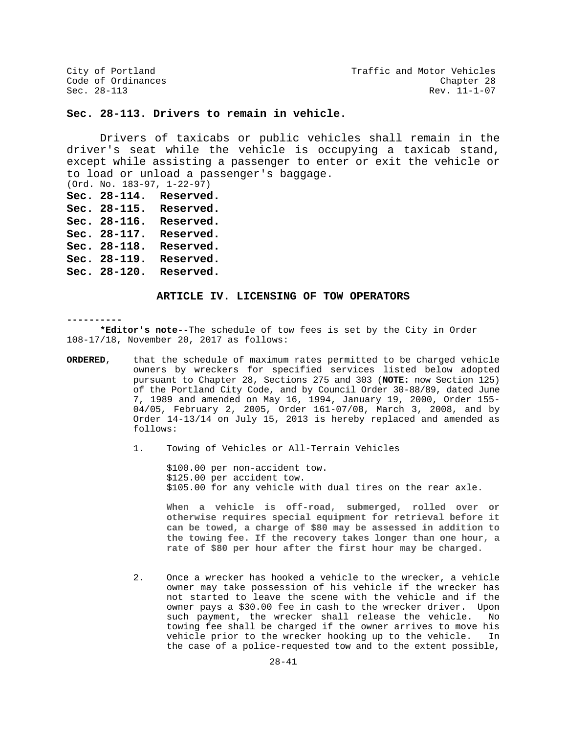### Sec. 28-113. Drivers to remain in vehicle.

Drivers of taxicabs or public vehicles shall remain in the driver's seat while the vehicle is occupying a taxicab stand, except while assisting a passenger to enter or exit the vehicle or to load or unload a passenger's baggage.
(Ord. No. 183-97, 1-22-97)

**Sec. 28-114. Reserved.**
**Sec. 28-115. Reserved.**
**Sec. 28-116. Reserved.**
**Sec. 28-117. Reserved.**
**Sec. 28-118. Reserved.**
**Sec. 28-119. Reserved.**
**Sec. 28-120. Reserved.**

## ARTICLE IV. LICENSING OF TOW OPERATORS

----------

**\*Editor's note--**The schedule of tow fees is set by the City in Order 108-17/18, November 20, 2017 as follows:

**ORDERED**, that the schedule of maximum rates permitted to be charged vehicle owners by wreckers for specified services listed below adopted pursuant to Chapter 28, Sections 275 and 303 (**NOTE:** now Section 125) of the Portland City Code, and by Council Order 30-88/89, dated June 7, 1989 and amended on May 16, 1994, January 19, 2000, Order 155-04/05, February 2, 2005, Order 161-07/08, March 3, 2008, and by Order 14-13/14 on July 15, 2013 is hereby replaced and amended as follows:

1. Towing of Vehicles or All-Terrain Vehicles

   $100.00 per non-accident tow.
   $125.00 per accident tow.
   $105.00 for any vehicle with dual tires on the rear axle.

   **When a vehicle is off-road, submerged, rolled over or otherwise requires special equipment for retrieval before it can be towed, a charge of $80 may be assessed in addition to the towing fee. If the recovery takes longer than one hour, a rate of $80 per hour after the first hour may be charged.**

2. Once a wrecker has hooked a vehicle to the wrecker, a vehicle owner may take possession of his vehicle if the wrecker has not started to leave the scene with the vehicle and if the owner pays a $30.00 fee in cash to the wrecker driver. Upon such payment, the wrecker shall release the vehicle. No towing fee shall be charged if the owner arrives to move his vehicle prior to the wrecker hooking up to the vehicle. In the case of a police-requested tow and to the extent possible,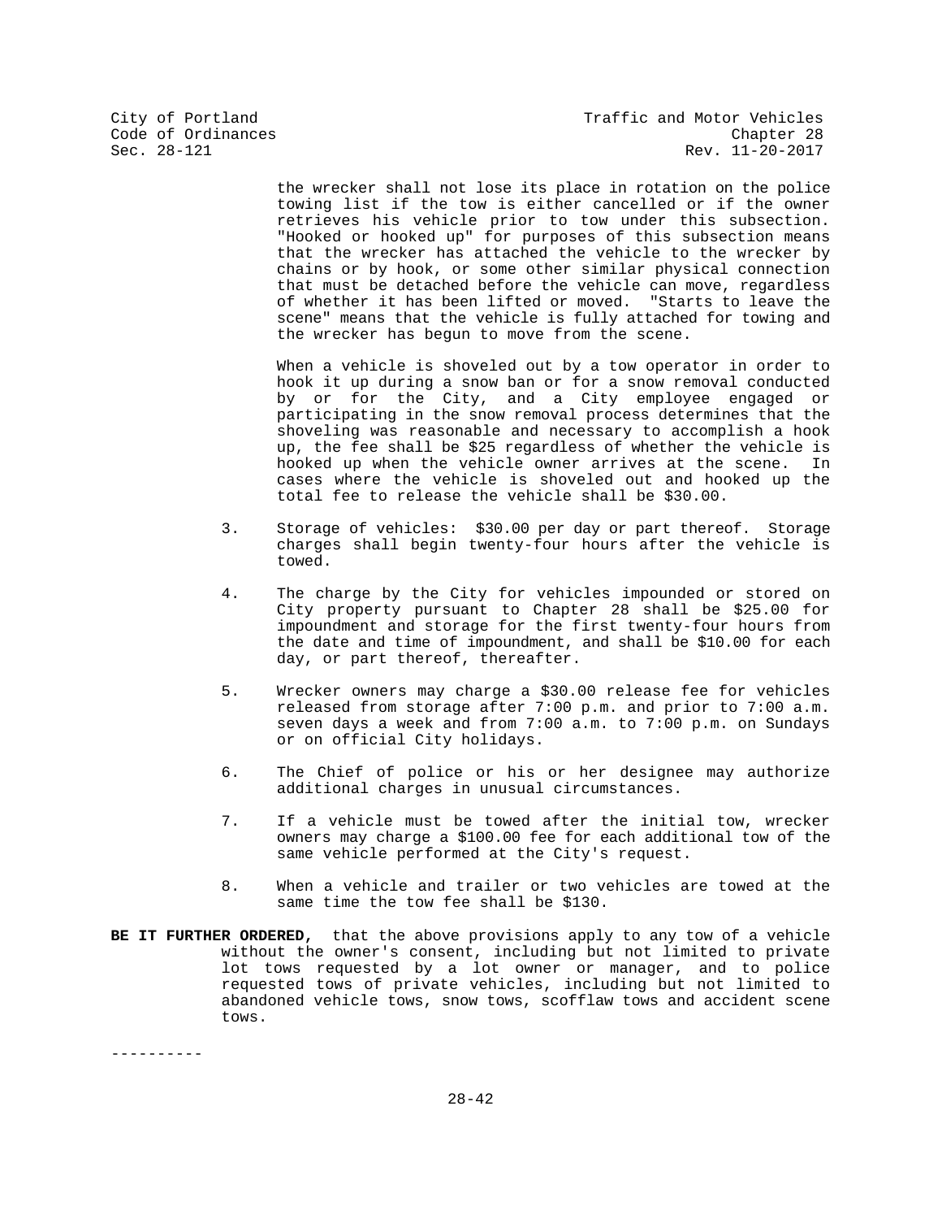the wrecker shall not lose its place in rotation on the police towing list if the tow is either cancelled or if the owner retrieves his vehicle prior to tow under this subsection. "Hooked or hooked up" for purposes of this subsection means that the wrecker has attached the vehicle to the wrecker by chains or by hook, or some other similar physical connection that must be detached before the vehicle can move, regardless of whether it has been lifted or moved. "Starts to leave the scene" means that the vehicle is fully attached for towing and the wrecker has begun to move from the scene.

When a vehicle is shoveled out by a tow operator in order to hook it up during a snow ban or for a snow removal conducted by or for the City, and a City employee engaged or participating in the snow removal process determines that the shoveling was reasonable and necessary to accomplish a hook up, the fee shall be $25 regardless of whether the vehicle is hooked up when the vehicle owner arrives at the scene. In cases where the vehicle is shoveled out and hooked up the total fee to release the vehicle shall be $30.00.

3. Storage of vehicles: $30.00 per day or part thereof. Storage charges shall begin twenty-four hours after the vehicle is towed.

4. The charge by the City for vehicles impounded or stored on City property pursuant to Chapter 28 shall be $25.00 for impoundment and storage for the first twenty-four hours from the date and time of impoundment, and shall be $10.00 for each day, or part thereof, thereafter.

5. Wrecker owners may charge a $30.00 release fee for vehicles released from storage after 7:00 p.m. and prior to 7:00 a.m. seven days a week and from 7:00 a.m. to 7:00 p.m. on Sundays or on official City holidays.

6. The Chief of police or his or her designee may authorize additional charges in unusual circumstances.

7. If a vehicle must be towed after the initial tow, wrecker owners may charge a $100.00 fee for each additional tow of the same vehicle performed at the City's request.

8. When a vehicle and trailer or two vehicles are towed at the same time the tow fee shall be $130.

**BE IT FURTHER ORDERED,** that the above provisions apply to any tow of a vehicle without the owner's consent, including but not limited to private lot tows requested by a lot owner or manager, and to police requested tows of private vehicles, including but not limited to abandoned vehicle tows, snow tows, scofflaw tows and accident scene tows.

----------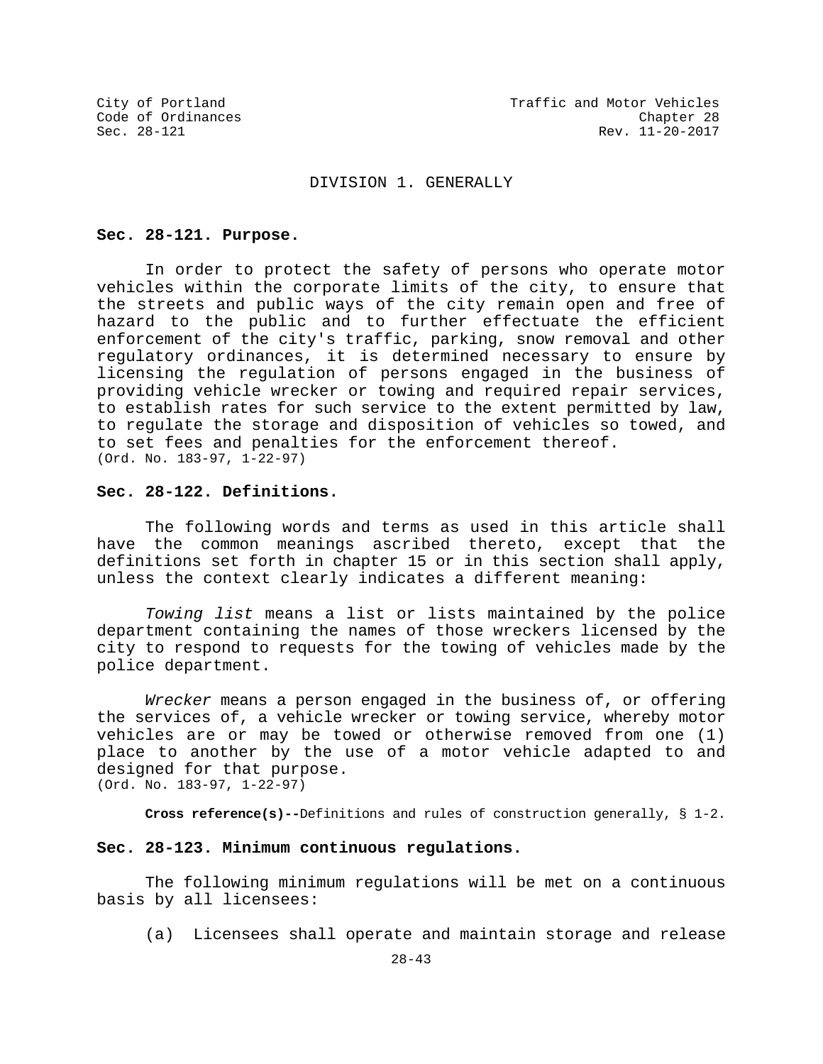## DIVISION 1. GENERALLY

### Sec. 28-121. Purpose.

In order to protect the safety of persons who operate motor vehicles within the corporate limits of the city, to ensure that the streets and public ways of the city remain open and free of hazard to the public and to further effectuate the efficient enforcement of the city's traffic, parking, snow removal and other regulatory ordinances, it is determined necessary to ensure by licensing the regulation of persons engaged in the business of providing vehicle wrecker or towing and required repair services, to establish rates for such service to the extent permitted by law, to regulate the storage and disposition of vehicles so towed, and to set fees and penalties for the enforcement thereof.
(Ord. No. 183-97, 1-22-97)

### Sec. 28-122. Definitions.

The following words and terms as used in this article shall have the common meanings ascribed thereto, except that the definitions set forth in chapter 15 or in this section shall apply, unless the context clearly indicates a different meaning:

*Towing list* means a list or lists maintained by the police department containing the names of those wreckers licensed by the city to respond to requests for the towing of vehicles made by the police department.

*Wrecker* means a person engaged in the business of, or offering the services of, a vehicle wrecker or towing service, whereby motor vehicles are or may be towed or otherwise removed from one (1) place to another by the use of a motor vehicle adapted to and designed for that purpose.
(Ord. No. 183-97, 1-22-97)

**Cross reference(s)--**Definitions and rules of construction generally, § 1-2.

### Sec. 28-123. Minimum continuous regulations.

The following minimum regulations will be met on a continuous basis by all licensees:

(a) Licensees shall operate and maintain storage and release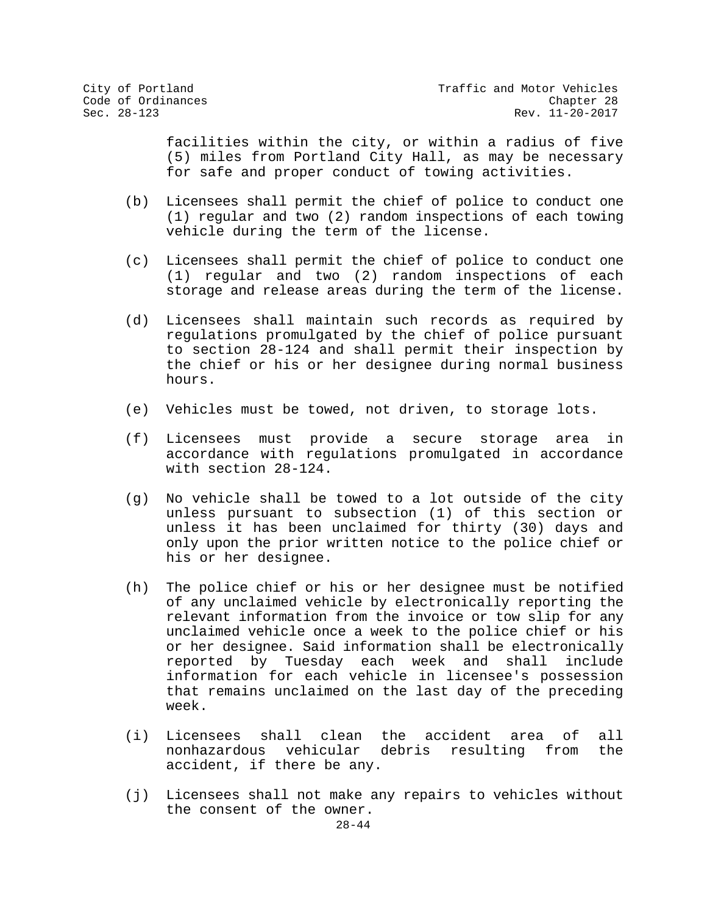facilities within the city, or within a radius of five (5) miles from Portland City Hall, as may be necessary for safe and proper conduct of towing activities.

(b) Licensees shall permit the chief of police to conduct one (1) regular and two (2) random inspections of each towing vehicle during the term of the license.

(c) Licensees shall permit the chief of police to conduct one (1) regular and two (2) random inspections of each storage and release areas during the term of the license.

(d) Licensees shall maintain such records as required by regulations promulgated by the chief of police pursuant to section 28-124 and shall permit their inspection by the chief or his or her designee during normal business hours.

(e) Vehicles must be towed, not driven, to storage lots.

(f) Licensees must provide a secure storage area in accordance with regulations promulgated in accordance with section 28-124.

(g) No vehicle shall be towed to a lot outside of the city unless pursuant to subsection (1) of this section or unless it has been unclaimed for thirty (30) days and only upon the prior written notice to the police chief or his or her designee.

(h) The police chief or his or her designee must be notified of any unclaimed vehicle by electronically reporting the relevant information from the invoice or tow slip for any unclaimed vehicle once a week to the police chief or his or her designee. Said information shall be electronically reported by Tuesday each week and shall include information for each vehicle in licensee's possession that remains unclaimed on the last day of the preceding week.

(i) Licensees shall clean the accident area of all nonhazardous vehicular debris resulting from the accident, if there be any.

(j) Licensees shall not make any repairs to vehicles without the consent of the owner.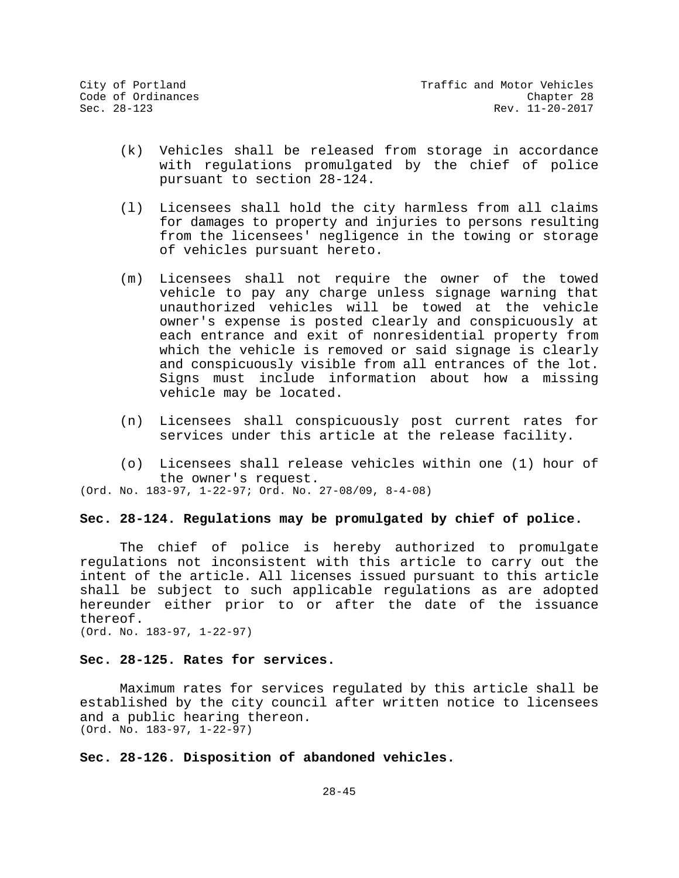(k) Vehicles shall be released from storage in accordance with regulations promulgated by the chief of police pursuant to section 28-124.

(l) Licensees shall hold the city harmless from all claims for damages to property and injuries to persons resulting from the licensees' negligence in the towing or storage of vehicles pursuant hereto.

(m) Licensees shall not require the owner of the towed vehicle to pay any charge unless signage warning that unauthorized vehicles will be towed at the vehicle owner's expense is posted clearly and conspicuously at each entrance and exit of nonresidential property from which the vehicle is removed or said signage is clearly and conspicuously visible from all entrances of the lot. Signs must include information about how a missing vehicle may be located.

(n) Licensees shall conspicuously post current rates for services under this article at the release facility.

(o) Licensees shall release vehicles within one (1) hour of the owner's request.

(Ord. No. 183-97, 1-22-97; Ord. No. 27-08/09, 8-4-08)

**Sec. 28-124. Regulations may be promulgated by chief of police.**

The chief of police is hereby authorized to promulgate regulations not inconsistent with this article to carry out the intent of the article. All licenses issued pursuant to this article shall be subject to such applicable regulations as are adopted hereunder either prior to or after the date of the issuance thereof.

(Ord. No. 183-97, 1-22-97)

**Sec. 28-125. Rates for services.**

Maximum rates for services regulated by this article shall be established by the city council after written notice to licensees and a public hearing thereon.

(Ord. No. 183-97, 1-22-97)

**Sec. 28-126. Disposition of abandoned vehicles.**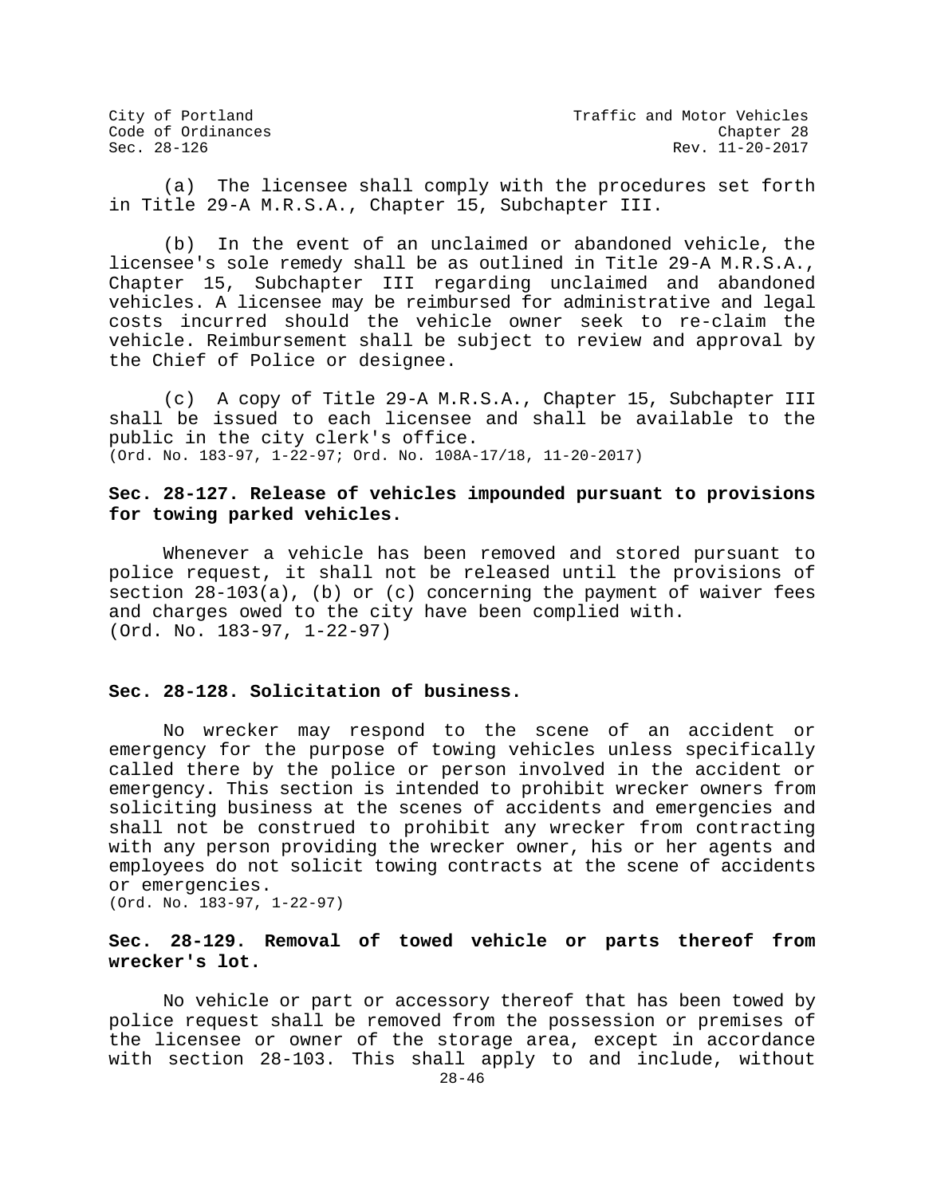(a) The licensee shall comply with the procedures set forth in Title 29-A M.R.S.A., Chapter 15, Subchapter III.

(b) In the event of an unclaimed or abandoned vehicle, the licensee's sole remedy shall be as outlined in Title 29-A M.R.S.A., Chapter 15, Subchapter III regarding unclaimed and abandoned vehicles. A licensee may be reimbursed for administrative and legal costs incurred should the vehicle owner seek to re-claim the vehicle. Reimbursement shall be subject to review and approval by the Chief of Police or designee.

(c) A copy of Title 29-A M.R.S.A., Chapter 15, Subchapter III shall be issued to each licensee and shall be available to the public in the city clerk's office.
(Ord. No. 183-97, 1-22-97; Ord. No. 108A-17/18, 11-20-2017)

**Sec. 28-127. Release of vehicles impounded pursuant to provisions for towing parked vehicles.**

Whenever a vehicle has been removed and stored pursuant to police request, it shall not be released until the provisions of section 28-103(a), (b) or (c) concerning the payment of waiver fees and charges owed to the city have been complied with.
(Ord. No. 183-97, 1-22-97)

**Sec. 28-128. Solicitation of business.**

No wrecker may respond to the scene of an accident or emergency for the purpose of towing vehicles unless specifically called there by the police or person involved in the accident or emergency. This section is intended to prohibit wrecker owners from soliciting business at the scenes of accidents and emergencies and shall not be construed to prohibit any wrecker from contracting with any person providing the wrecker owner, his or her agents and employees do not solicit towing contracts at the scene of accidents or emergencies.
(Ord. No. 183-97, 1-22-97)

**Sec. 28-129. Removal of towed vehicle or parts thereof from wrecker's lot.**

No vehicle or part or accessory thereof that has been towed by police request shall be removed from the possession or premises of the licensee or owner of the storage area, except in accordance with section 28-103. This shall apply to and include, without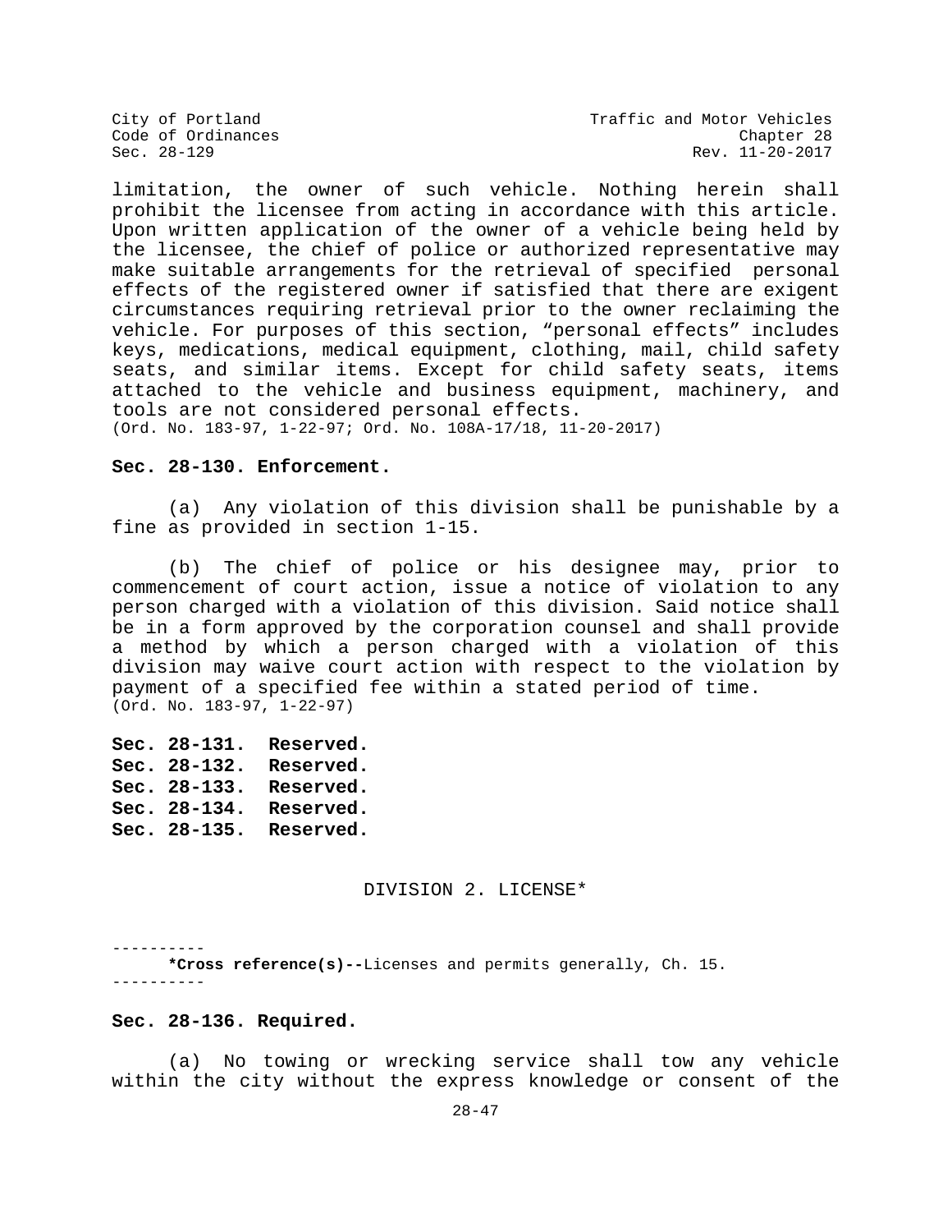limitation, the owner of such vehicle. Nothing herein shall prohibit the licensee from acting in accordance with this article. Upon written application of the owner of a vehicle being held by the licensee, the chief of police or authorized representative may make suitable arrangements for the retrieval of specified personal effects of the registered owner if satisfied that there are exigent circumstances requiring retrieval prior to the owner reclaiming the vehicle. For purposes of this section, "personal effects" includes keys, medications, medical equipment, clothing, mail, child safety seats, and similar items. Except for child safety seats, items attached to the vehicle and business equipment, machinery, and tools are not considered personal effects.
(Ord. No. 183-97, 1-22-97; Ord. No. 108A-17/18, 11-20-2017)

**Sec. 28-130. Enforcement.**

(a) Any violation of this division shall be punishable by a fine as provided in section 1-15.

(b) The chief of police or his designee may, prior to commencement of court action, issue a notice of violation to any person charged with a violation of this division. Said notice shall be in a form approved by the corporation counsel and shall provide a method by which a person charged with a violation of this division may waive court action with respect to the violation by payment of a specified fee within a stated period of time.
(Ord. No. 183-97, 1-22-97)

**Sec. 28-131. Reserved.**
**Sec. 28-132. Reserved.**
**Sec. 28-133. Reserved.**
**Sec. 28-134. Reserved.**
**Sec. 28-135. Reserved.**

## DIVISION 2. LICENSE*

----------
**\*Cross reference(s)--**Licenses and permits generally, Ch. 15.
----------

**Sec. 28-136. Required.**

(a) No towing or wrecking service shall tow any vehicle within the city without the express knowledge or consent of the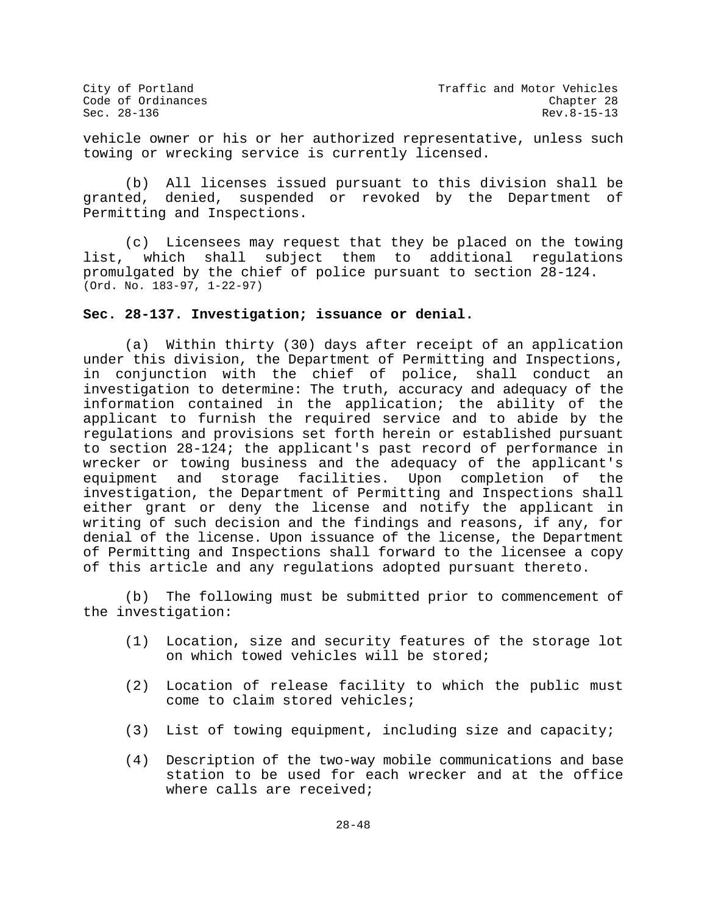vehicle owner or his or her authorized representative, unless such towing or wrecking service is currently licensed.

(b) All licenses issued pursuant to this division shall be granted, denied, suspended or revoked by the Department of Permitting and Inspections.

(c) Licensees may request that they be placed on the towing list, which shall subject them to additional regulations promulgated by the chief of police pursuant to section 28-124.
(Ord. No. 183-97, 1-22-97)

**Sec. 28-137. Investigation; issuance or denial.**

(a) Within thirty (30) days after receipt of an application under this division, the Department of Permitting and Inspections, in conjunction with the chief of police, shall conduct an investigation to determine: The truth, accuracy and adequacy of the information contained in the application; the ability of the applicant to furnish the required service and to abide by the regulations and provisions set forth herein or established pursuant to section 28-124; the applicant's past record of performance in wrecker or towing business and the adequacy of the applicant's equipment and storage facilities. Upon completion of the investigation, the Department of Permitting and Inspections shall either grant or deny the license and notify the applicant in writing of such decision and the findings and reasons, if any, for denial of the license. Upon issuance of the license, the Department of Permitting and Inspections shall forward to the licensee a copy of this article and any regulations adopted pursuant thereto.

(b) The following must be submitted prior to commencement of the investigation:

(1) Location, size and security features of the storage lot on which towed vehicles will be stored;

(2) Location of release facility to which the public must come to claim stored vehicles;

(3) List of towing equipment, including size and capacity;

(4) Description of the two-way mobile communications and base station to be used for each wrecker and at the office where calls are received;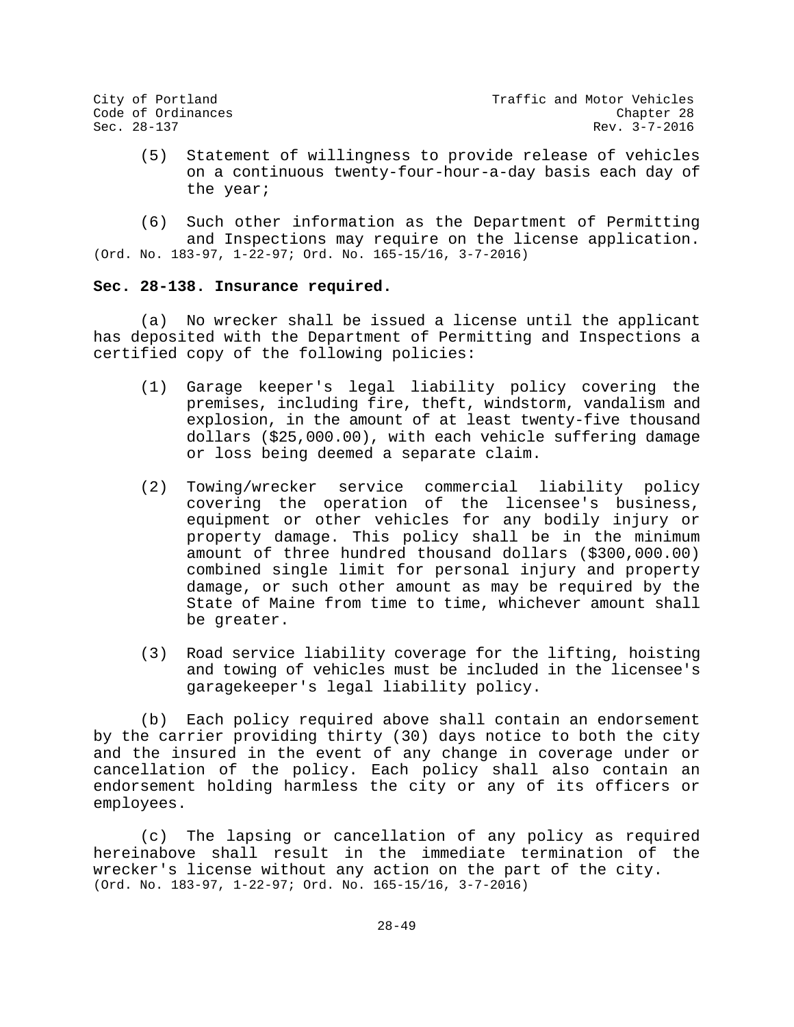(5) Statement of willingness to provide release of vehicles on a continuous twenty-four-hour-a-day basis each day of the year;

(6) Such other information as the Department of Permitting and Inspections may require on the license application.

(Ord. No. 183-97, 1-22-97; Ord. No. 165-15/16, 3-7-2016)

**Sec. 28-138. Insurance required.**

(a) No wrecker shall be issued a license until the applicant has deposited with the Department of Permitting and Inspections a certified copy of the following policies:

(1) Garage keeper's legal liability policy covering the premises, including fire, theft, windstorm, vandalism and explosion, in the amount of at least twenty-five thousand dollars ($25,000.00), with each vehicle suffering damage or loss being deemed a separate claim.

(2) Towing/wrecker service commercial liability policy covering the operation of the licensee's business, equipment or other vehicles for any bodily injury or property damage. This policy shall be in the minimum amount of three hundred thousand dollars ($300,000.00) combined single limit for personal injury and property damage, or such other amount as may be required by the State of Maine from time to time, whichever amount shall be greater.

(3) Road service liability coverage for the lifting, hoisting and towing of vehicles must be included in the licensee's garagekeeper's legal liability policy.

(b) Each policy required above shall contain an endorsement by the carrier providing thirty (30) days notice to both the city and the insured in the event of any change in coverage under or cancellation of the policy. Each policy shall also contain an endorsement holding harmless the city or any of its officers or employees.

(c) The lapsing or cancellation of any policy as required hereinabove shall result in the immediate termination of the wrecker's license without any action on the part of the city.

(Ord. No. 183-97, 1-22-97; Ord. No. 165-15/16, 3-7-2016)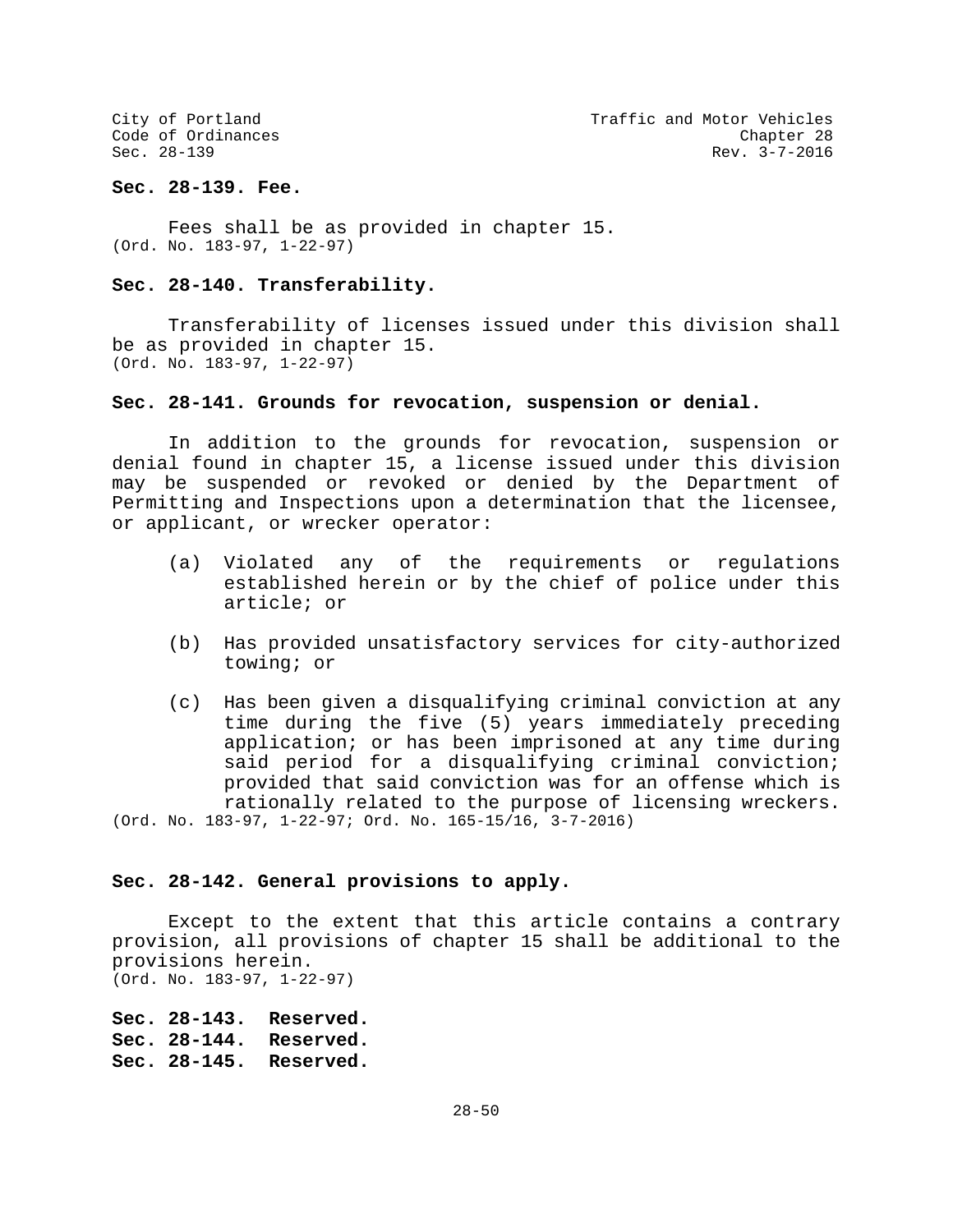**Sec. 28-139. Fee.**

Fees shall be as provided in chapter 15.
(Ord. No. 183-97, 1-22-97)

**Sec. 28-140. Transferability.**

Transferability of licenses issued under this division shall be as provided in chapter 15.
(Ord. No. 183-97, 1-22-97)

**Sec. 28-141. Grounds for revocation, suspension or denial.**

In addition to the grounds for revocation, suspension or denial found in chapter 15, a license issued under this division may be suspended or revoked or denied by the Department of Permitting and Inspections upon a determination that the licensee, or applicant, or wrecker operator:

(a) Violated any of the requirements or regulations established herein or by the chief of police under this article; or

(b) Has provided unsatisfactory services for city-authorized towing; or

(c) Has been given a disqualifying criminal conviction at any time during the five (5) years immediately preceding application; or has been imprisoned at any time during said period for a disqualifying criminal conviction; provided that said conviction was for an offense which is rationally related to the purpose of licensing wreckers.

(Ord. No. 183-97, 1-22-97; Ord. No. 165-15/16, 3-7-2016)

**Sec. 28-142. General provisions to apply.**

Except to the extent that this article contains a contrary provision, all provisions of chapter 15 shall be additional to the provisions herein.
(Ord. No. 183-97, 1-22-97)

**Sec. 28-143. Reserved.**
**Sec. 28-144. Reserved.**
**Sec. 28-145. Reserved.**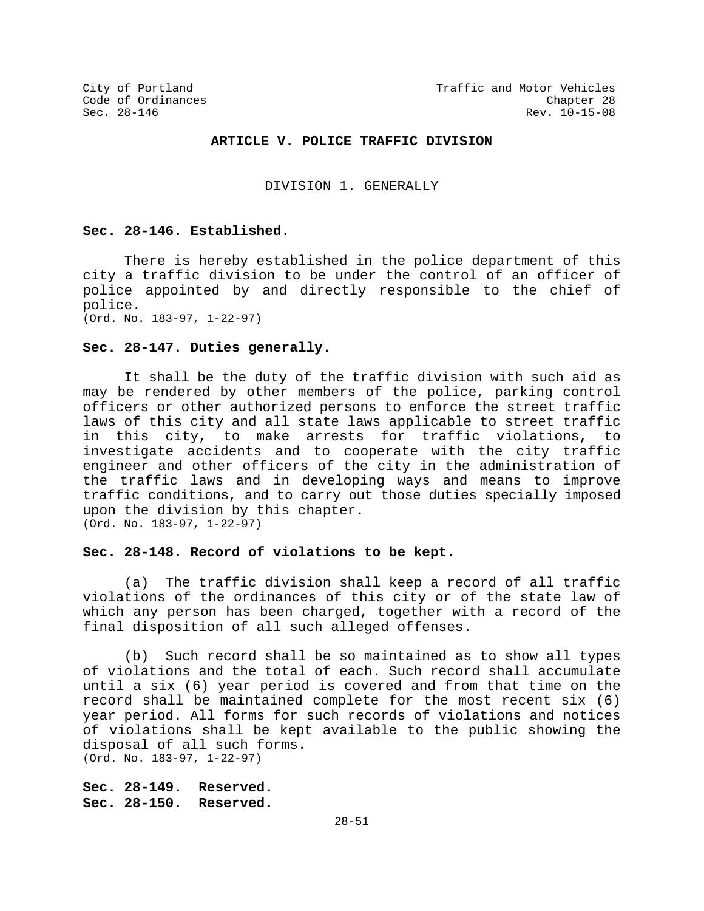## ARTICLE V. POLICE TRAFFIC DIVISION

### DIVISION 1. GENERALLY

**Sec. 28-146. Established.**

There is hereby established in the police department of this city a traffic division to be under the control of an officer of police appointed by and directly responsible to the chief of police.
(Ord. No. 183-97, 1-22-97)

**Sec. 28-147. Duties generally.**

It shall be the duty of the traffic division with such aid as may be rendered by other members of the police, parking control officers or other authorized persons to enforce the street traffic laws of this city and all state laws applicable to street traffic in this city, to make arrests for traffic violations, to investigate accidents and to cooperate with the city traffic engineer and other officers of the city in the administration of the traffic laws and in developing ways and means to improve traffic conditions, and to carry out those duties specially imposed upon the division by this chapter.
(Ord. No. 183-97, 1-22-97)

**Sec. 28-148. Record of violations to be kept.**

(a) The traffic division shall keep a record of all traffic violations of the ordinances of this city or of the state law of which any person has been charged, together with a record of the final disposition of all such alleged offenses.

(b) Such record shall be so maintained as to show all types of violations and the total of each. Such record shall accumulate until a six (6) year period is covered and from that time on the record shall be maintained complete for the most recent six (6) year period. All forms for such records of violations and notices of violations shall be kept available to the public showing the disposal of all such forms.
(Ord. No. 183-97, 1-22-97)

**Sec. 28-149. Reserved.**
**Sec. 28-150. Reserved.**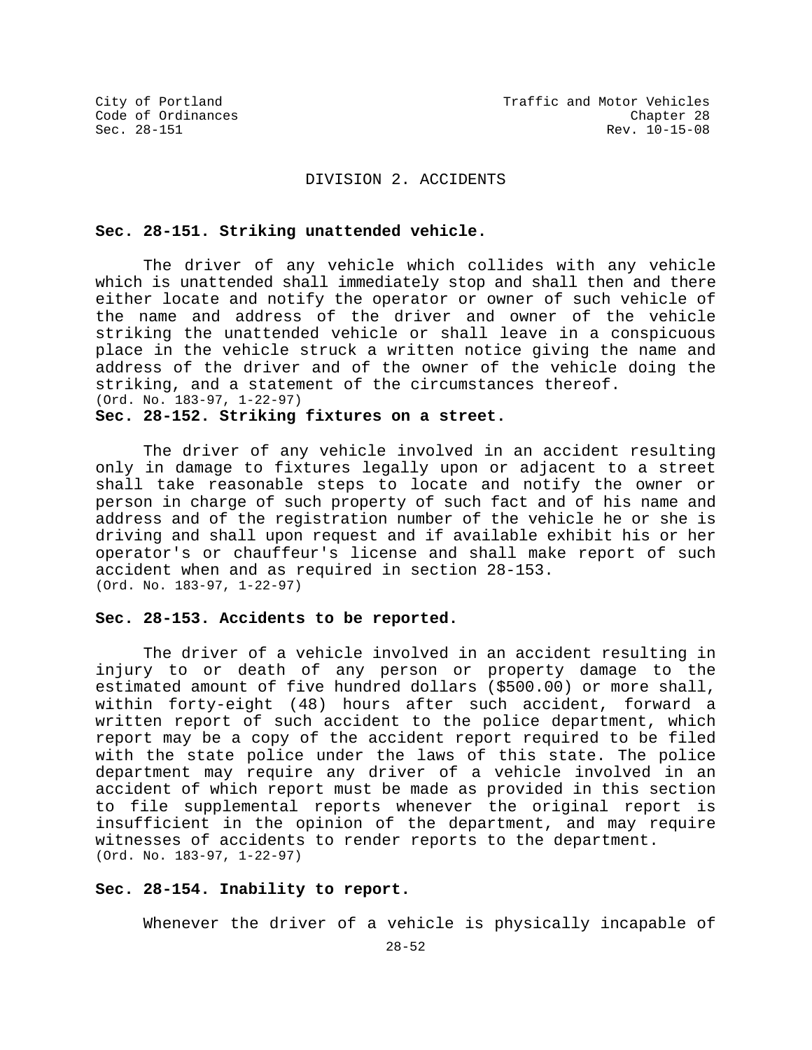## DIVISION 2. ACCIDENTS

**Sec. 28-151. Striking unattended vehicle.**

The driver of any vehicle which collides with any vehicle which is unattended shall immediately stop and shall then and there either locate and notify the operator or owner of such vehicle of the name and address of the driver and owner of the vehicle striking the unattended vehicle or shall leave in a conspicuous place in the vehicle struck a written notice giving the name and address of the driver and of the owner of the vehicle doing the striking, and a statement of the circumstances thereof.
(Ord. No. 183-97, 1-22-97)

**Sec. 28-152. Striking fixtures on a street.**

The driver of any vehicle involved in an accident resulting only in damage to fixtures legally upon or adjacent to a street shall take reasonable steps to locate and notify the owner or person in charge of such property of such fact and of his name and address and of the registration number of the vehicle he or she is driving and shall upon request and if available exhibit his or her operator's or chauffeur's license and shall make report of such accident when and as required in section 28-153.
(Ord. No. 183-97, 1-22-97)

**Sec. 28-153. Accidents to be reported.**

The driver of a vehicle involved in an accident resulting in injury to or death of any person or property damage to the estimated amount of five hundred dollars ($500.00) or more shall, within forty-eight (48) hours after such accident, forward a written report of such accident to the police department, which report may be a copy of the accident report required to be filed with the state police under the laws of this state. The police department may require any driver of a vehicle involved in an accident of which report must be made as provided in this section to file supplemental reports whenever the original report is insufficient in the opinion of the department, and may require witnesses of accidents to render reports to the department.
(Ord. No. 183-97, 1-22-97)

**Sec. 28-154. Inability to report.**

Whenever the driver of a vehicle is physically incapable of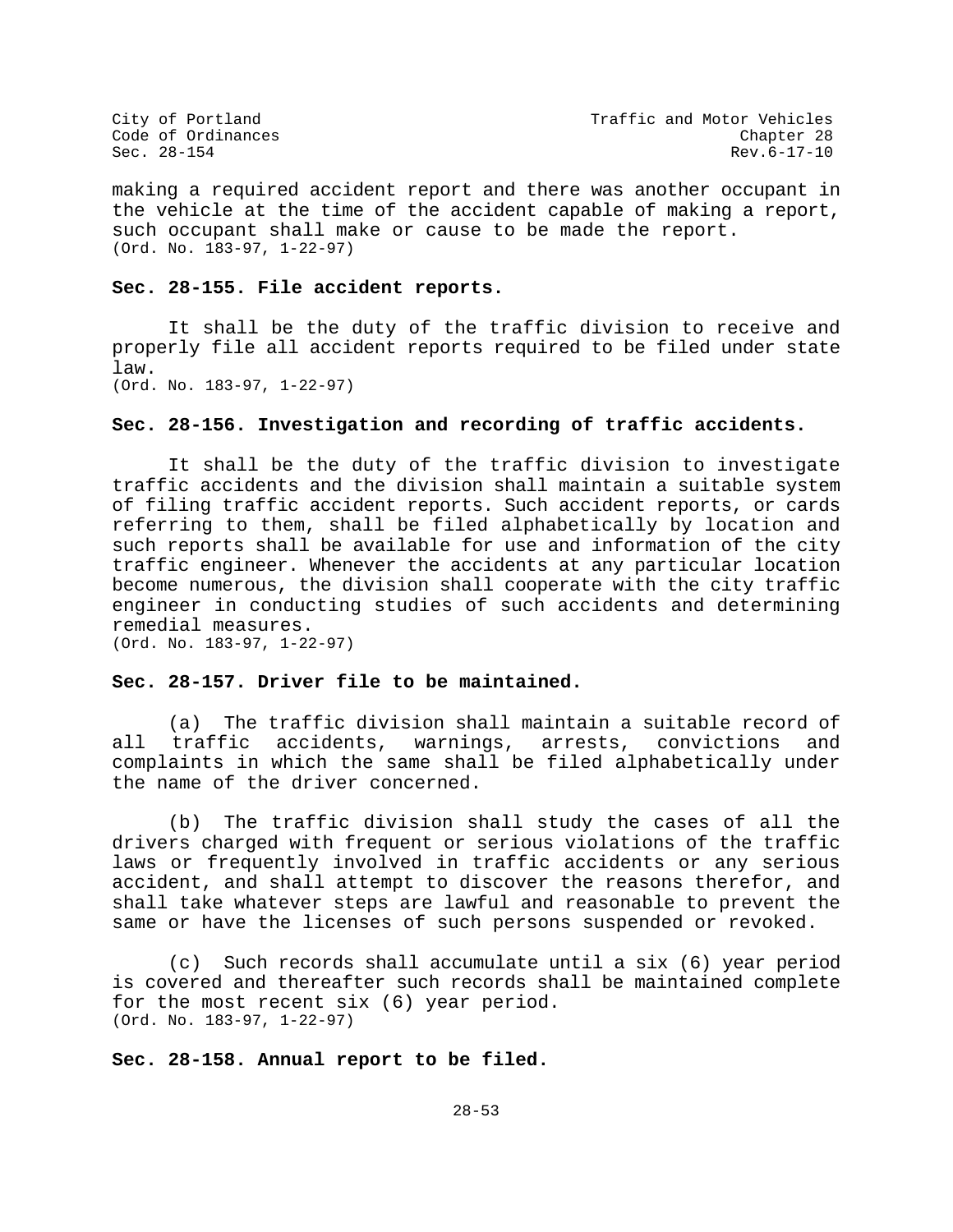making a required accident report and there was another occupant in the vehicle at the time of the accident capable of making a report, such occupant shall make or cause to be made the report.
(Ord. No. 183-97, 1-22-97)

**Sec. 28-155. File accident reports.**

It shall be the duty of the traffic division to receive and properly file all accident reports required to be filed under state law.
(Ord. No. 183-97, 1-22-97)

**Sec. 28-156. Investigation and recording of traffic accidents.**

It shall be the duty of the traffic division to investigate traffic accidents and the division shall maintain a suitable system of filing traffic accident reports. Such accident reports, or cards referring to them, shall be filed alphabetically by location and such reports shall be available for use and information of the city traffic engineer. Whenever the accidents at any particular location become numerous, the division shall cooperate with the city traffic engineer in conducting studies of such accidents and determining remedial measures.
(Ord. No. 183-97, 1-22-97)

**Sec. 28-157. Driver file to be maintained.**

(a) The traffic division shall maintain a suitable record of all traffic accidents, warnings, arrests, convictions and complaints in which the same shall be filed alphabetically under the name of the driver concerned.

(b) The traffic division shall study the cases of all the drivers charged with frequent or serious violations of the traffic laws or frequently involved in traffic accidents or any serious accident, and shall attempt to discover the reasons therefor, and shall take whatever steps are lawful and reasonable to prevent the same or have the licenses of such persons suspended or revoked.

(c) Such records shall accumulate until a six (6) year period is covered and thereafter such records shall be maintained complete for the most recent six (6) year period.
(Ord. No. 183-97, 1-22-97)

**Sec. 28-158. Annual report to be filed.**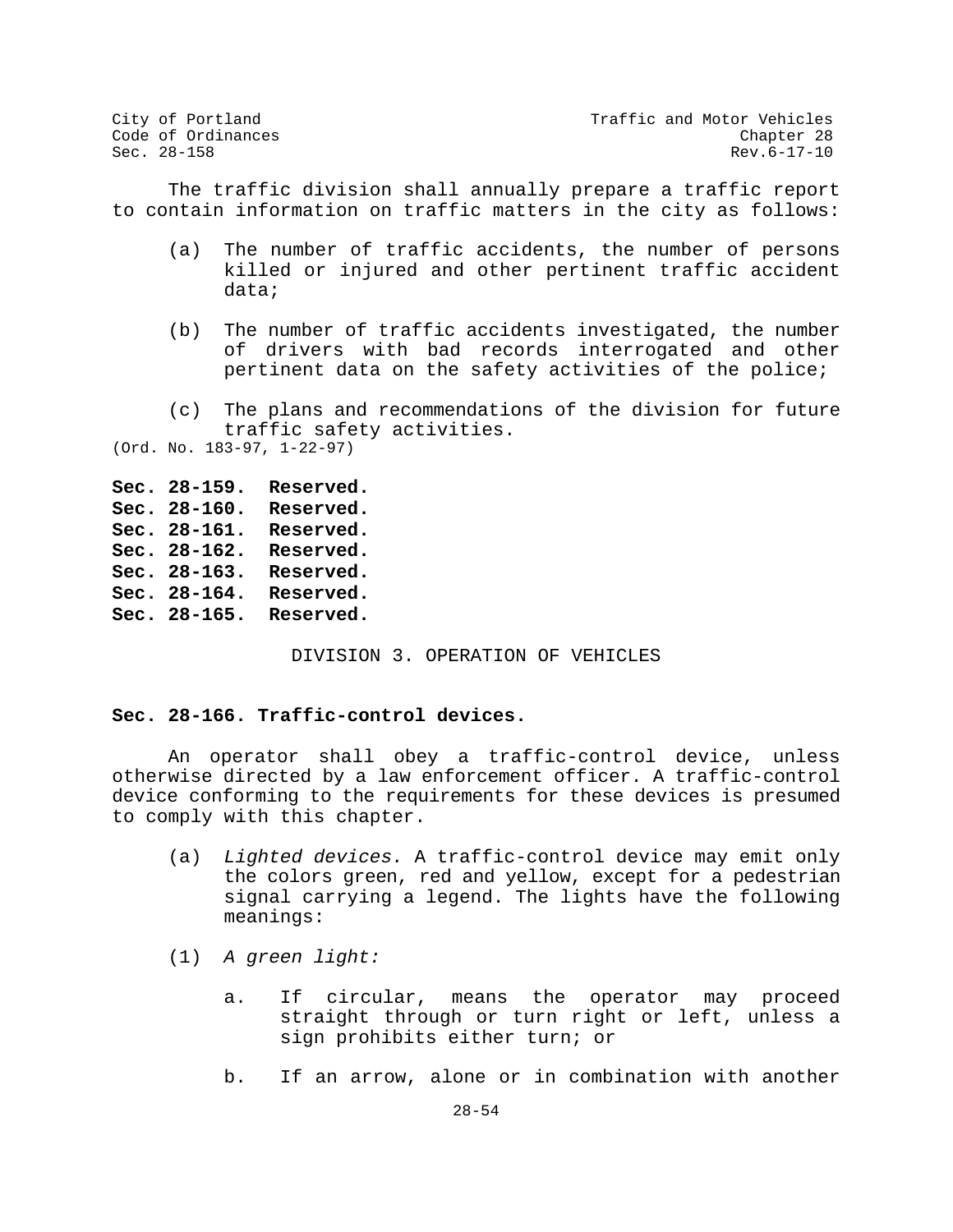The traffic division shall annually prepare a traffic report to contain information on traffic matters in the city as follows:

(a) The number of traffic accidents, the number of persons killed or injured and other pertinent traffic accident data;

(b) The number of traffic accidents investigated, the number of drivers with bad records interrogated and other pertinent data on the safety activities of the police;

(c) The plans and recommendations of the division for future traffic safety activities.

(Ord. No. 183-97, 1-22-97)

**Sec. 28-159. Reserved.**
**Sec. 28-160. Reserved.**
**Sec. 28-161. Reserved.**
**Sec. 28-162. Reserved.**
**Sec. 28-163. Reserved.**
**Sec. 28-164. Reserved.**
**Sec. 28-165. Reserved.**

## DIVISION 3. OPERATION OF VEHICLES

### Sec. 28-166. Traffic-control devices.

An operator shall obey a traffic-control device, unless otherwise directed by a law enforcement officer. A traffic-control device conforming to the requirements for these devices is presumed to comply with this chapter.

(a) *Lighted devices.* A traffic-control device may emit only the colors green, red and yellow, except for a pedestrian signal carrying a legend. The lights have the following meanings:

(1) *A green light:*

a. If circular, means the operator may proceed straight through or turn right or left, unless a sign prohibits either turn; or

b. If an arrow, alone or in combination with another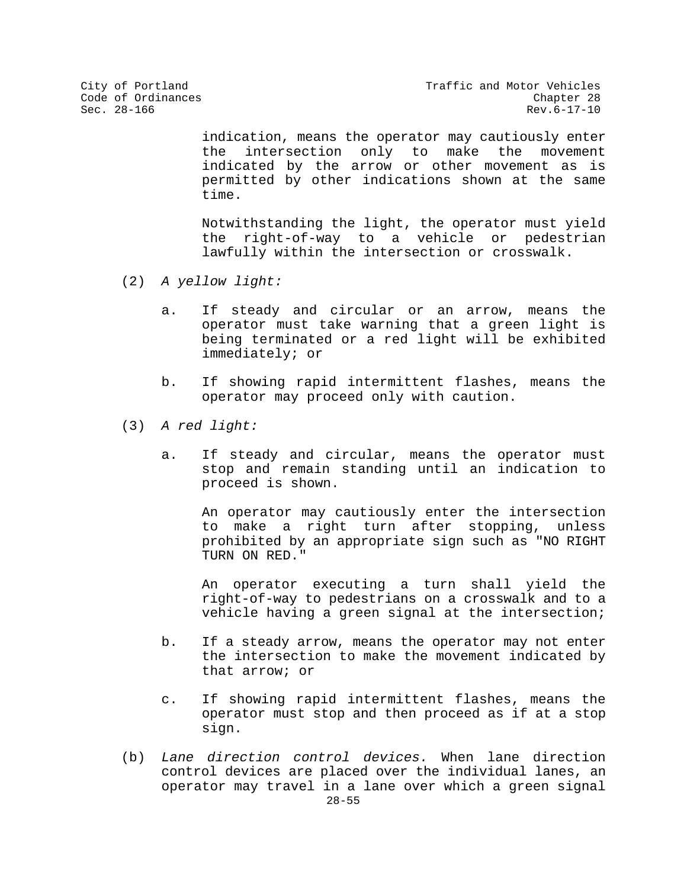indication, means the operator may cautiously enter the intersection only to make the movement indicated by the arrow or other movement as is permitted by other indications shown at the same time.

Notwithstanding the light, the operator must yield the right-of-way to a vehicle or pedestrian lawfully within the intersection or crosswalk.

(2) *A yellow light:*

a. If steady and circular or an arrow, means the operator must take warning that a green light is being terminated or a red light will be exhibited immediately; or

b. If showing rapid intermittent flashes, means the operator may proceed only with caution.

(3) *A red light:*

a. If steady and circular, means the operator must stop and remain standing until an indication to proceed is shown.

An operator may cautiously enter the intersection to make a right turn after stopping, unless prohibited by an appropriate sign such as "NO RIGHT TURN ON RED."

An operator executing a turn shall yield the right-of-way to pedestrians on a crosswalk and to a vehicle having a green signal at the intersection;

b. If a steady arrow, means the operator may not enter the intersection to make the movement indicated by that arrow; or

c. If showing rapid intermittent flashes, means the operator must stop and then proceed as if at a stop sign.

(b) *Lane direction control devices.* When lane direction control devices are placed over the individual lanes, an operator may travel in a lane over which a green signal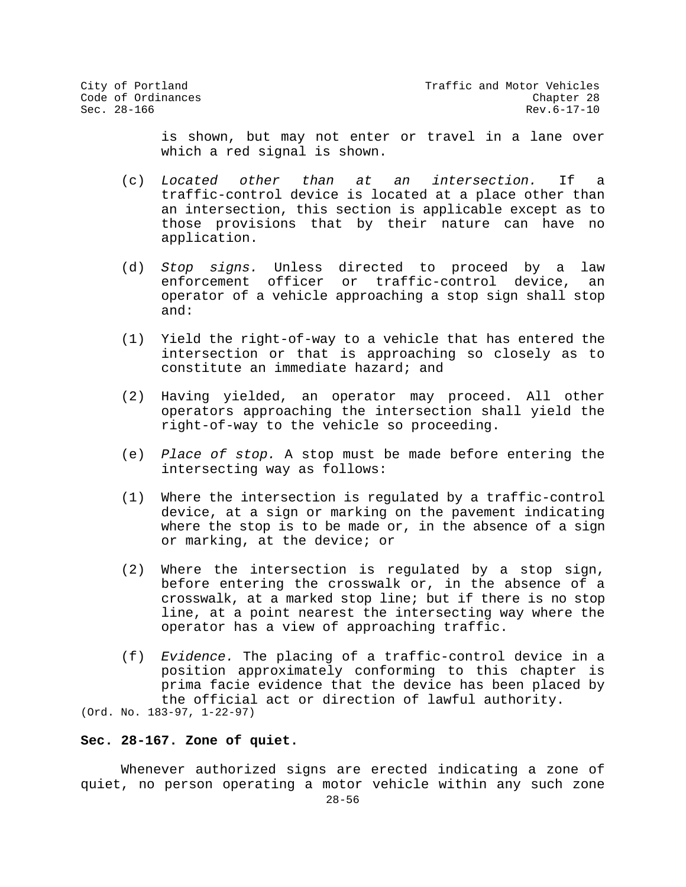is shown, but may not enter or travel in a lane over which a red signal is shown.

(c) *Located other than at an intersection.* If a traffic-control device is located at a place other than an intersection, this section is applicable except as to those provisions that by their nature can have no application.

(d) *Stop signs.* Unless directed to proceed by a law enforcement officer or traffic-control device, an operator of a vehicle approaching a stop sign shall stop and:

(1) Yield the right-of-way to a vehicle that has entered the intersection or that is approaching so closely as to constitute an immediate hazard; and

(2) Having yielded, an operator may proceed. All other operators approaching the intersection shall yield the right-of-way to the vehicle so proceeding.

(e) *Place of stop.* A stop must be made before entering the intersecting way as follows:

(1) Where the intersection is regulated by a traffic-control device, at a sign or marking on the pavement indicating where the stop is to be made or, in the absence of a sign or marking, at the device; or

(2) Where the intersection is regulated by a stop sign, before entering the crosswalk or, in the absence of a crosswalk, at a marked stop line; but if there is no stop line, at a point nearest the intersecting way where the operator has a view of approaching traffic.

(f) *Evidence.* The placing of a traffic-control device in a position approximately conforming to this chapter is prima facie evidence that the device has been placed by the official act or direction of lawful authority.

(Ord. No. 183-97, 1-22-97)

**Sec. 28-167. Zone of quiet.**

Whenever authorized signs are erected indicating a zone of quiet, no person operating a motor vehicle within any such zone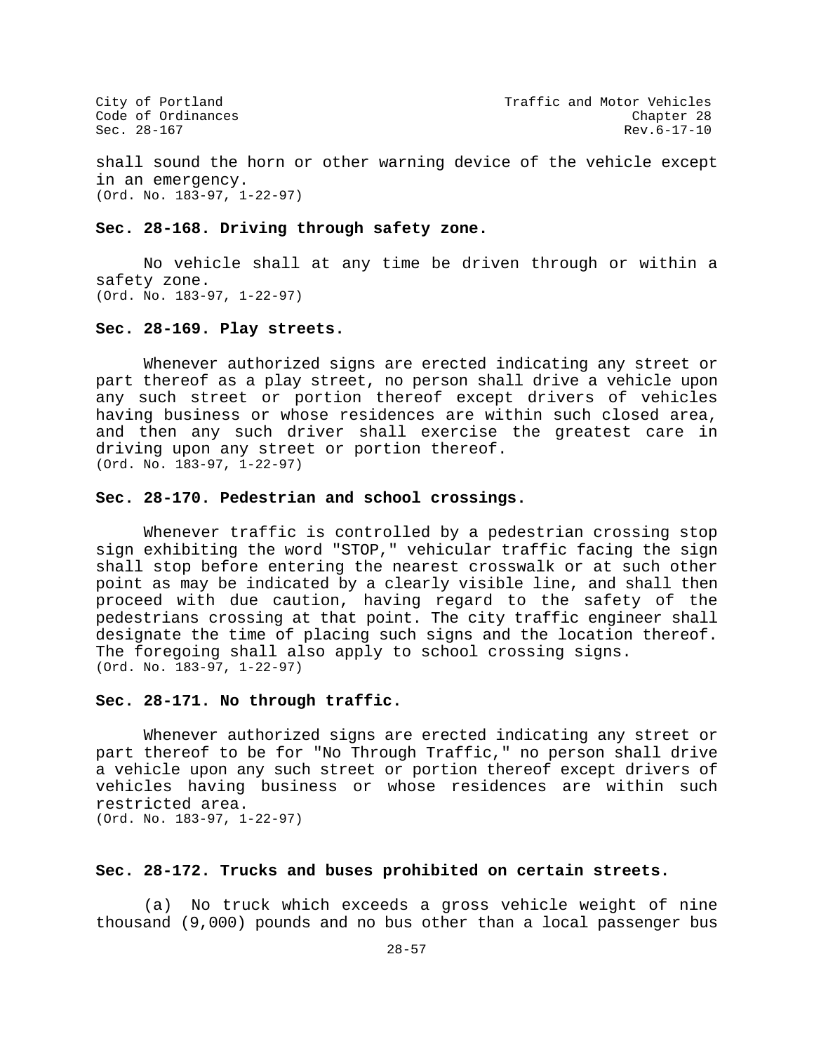shall sound the horn or other warning device of the vehicle except in an emergency.
(Ord. No. 183-97, 1-22-97)

**Sec. 28-168. Driving through safety zone.**

No vehicle shall at any time be driven through or within a safety zone.
(Ord. No. 183-97, 1-22-97)

**Sec. 28-169. Play streets.**

Whenever authorized signs are erected indicating any street or part thereof as a play street, no person shall drive a vehicle upon any such street or portion thereof except drivers of vehicles having business or whose residences are within such closed area, and then any such driver shall exercise the greatest care in driving upon any street or portion thereof.
(Ord. No. 183-97, 1-22-97)

**Sec. 28-170. Pedestrian and school crossings.**

Whenever traffic is controlled by a pedestrian crossing stop sign exhibiting the word "STOP," vehicular traffic facing the sign shall stop before entering the nearest crosswalk or at such other point as may be indicated by a clearly visible line, and shall then proceed with due caution, having regard to the safety of the pedestrians crossing at that point. The city traffic engineer shall designate the time of placing such signs and the location thereof. The foregoing shall also apply to school crossing signs.
(Ord. No. 183-97, 1-22-97)

**Sec. 28-171. No through traffic.**

Whenever authorized signs are erected indicating any street or part thereof to be for "No Through Traffic," no person shall drive a vehicle upon any such street or portion thereof except drivers of vehicles having business or whose residences are within such restricted area.
(Ord. No. 183-97, 1-22-97)

**Sec. 28-172. Trucks and buses prohibited on certain streets.**

(a) No truck which exceeds a gross vehicle weight of nine thousand (9,000) pounds and no bus other than a local passenger bus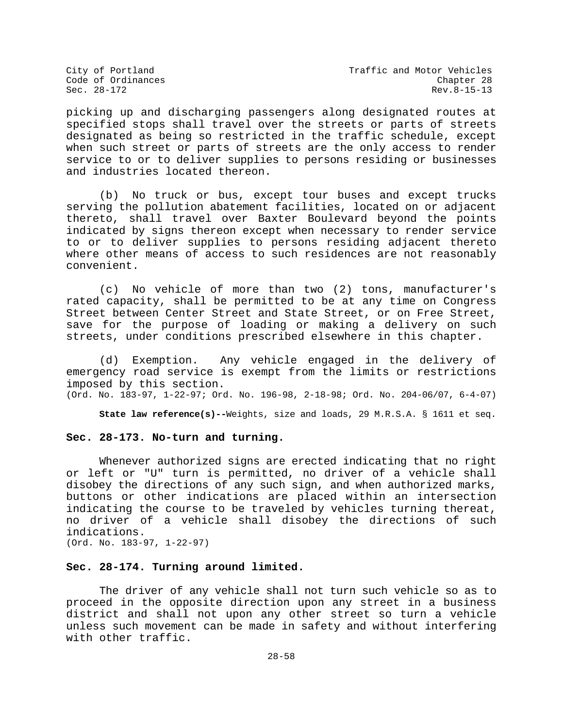picking up and discharging passengers along designated routes at specified stops shall travel over the streets or parts of streets designated as being so restricted in the traffic schedule, except when such street or parts of streets are the only access to render service to or to deliver supplies to persons residing or businesses and industries located thereon.

(b) No truck or bus, except tour buses and except trucks serving the pollution abatement facilities, located on or adjacent thereto, shall travel over Baxter Boulevard beyond the points indicated by signs thereon except when necessary to render service to or to deliver supplies to persons residing adjacent thereto where other means of access to such residences are not reasonably convenient.

(c) No vehicle of more than two (2) tons, manufacturer's rated capacity, shall be permitted to be at any time on Congress Street between Center Street and State Street, or on Free Street, save for the purpose of loading or making a delivery on such streets, under conditions prescribed elsewhere in this chapter.

(d) Exemption. Any vehicle engaged in the delivery of emergency road service is exempt from the limits or restrictions imposed by this section.
(Ord. No. 183-97, 1-22-97; Ord. No. 196-98, 2-18-98; Ord. No. 204-06/07, 6-4-07)

**State law reference(s)--**Weights, size and loads, 29 M.R.S.A. § 1611 et seq.

### Sec. 28-173. No-turn and turning.

Whenever authorized signs are erected indicating that no right or left or "U" turn is permitted, no driver of a vehicle shall disobey the directions of any such sign, and when authorized marks, buttons or other indications are placed within an intersection indicating the course to be traveled by vehicles turning thereat, no driver of a vehicle shall disobey the directions of such indications.
(Ord. No. 183-97, 1-22-97)

### Sec. 28-174. Turning around limited.

The driver of any vehicle shall not turn such vehicle so as to proceed in the opposite direction upon any street in a business district and shall not upon any other street so turn a vehicle unless such movement can be made in safety and without interfering with other traffic.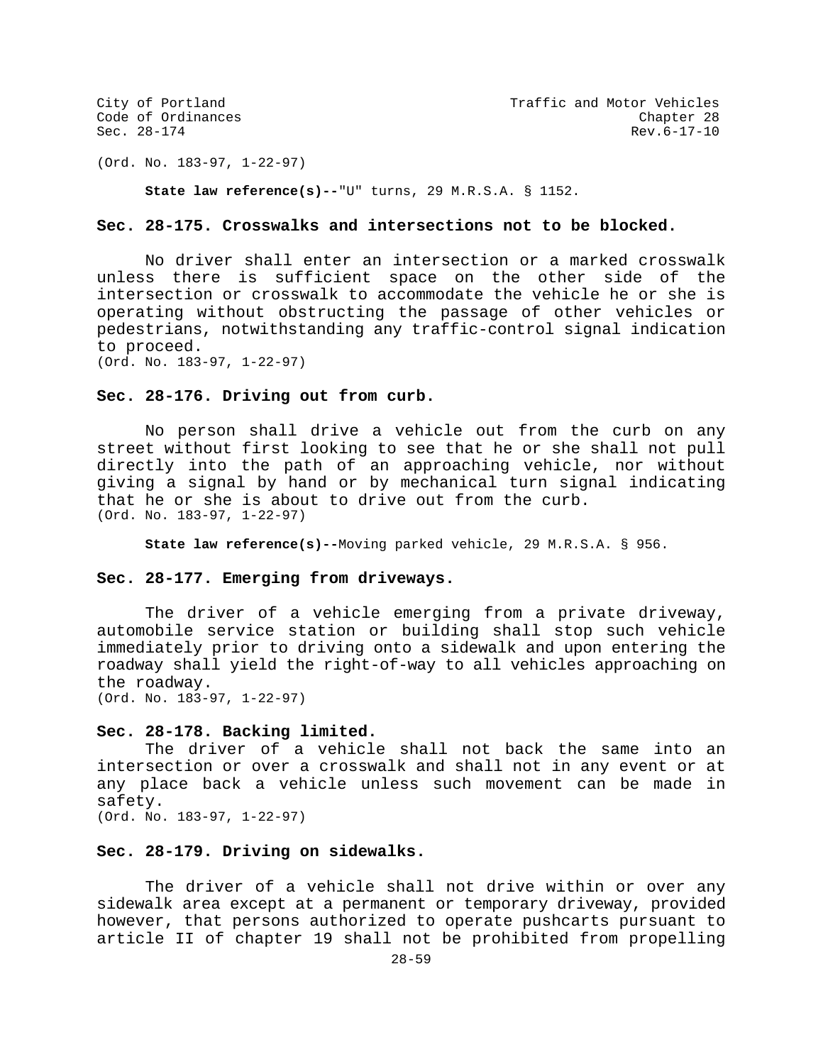(Ord. No. 183-97, 1-22-97)

**State law reference(s)--**"U" turns, 29 M.R.S.A. § 1152.

### Sec. 28-175. Crosswalks and intersections not to be blocked.

No driver shall enter an intersection or a marked crosswalk unless there is sufficient space on the other side of the intersection or crosswalk to accommodate the vehicle he or she is operating without obstructing the passage of other vehicles or pedestrians, notwithstanding any traffic-control signal indication to proceed.
(Ord. No. 183-97, 1-22-97)

### Sec. 28-176. Driving out from curb.

No person shall drive a vehicle out from the curb on any street without first looking to see that he or she shall not pull directly into the path of an approaching vehicle, nor without giving a signal by hand or by mechanical turn signal indicating that he or she is about to drive out from the curb.
(Ord. No. 183-97, 1-22-97)

**State law reference(s)--**Moving parked vehicle, 29 M.R.S.A. § 956.

### Sec. 28-177. Emerging from driveways.

The driver of a vehicle emerging from a private driveway, automobile service station or building shall stop such vehicle immediately prior to driving onto a sidewalk and upon entering the roadway shall yield the right-of-way to all vehicles approaching on the roadway.
(Ord. No. 183-97, 1-22-97)

### Sec. 28-178. Backing limited.

The driver of a vehicle shall not back the same into an intersection or over a crosswalk and shall not in any event or at any place back a vehicle unless such movement can be made in safety.
(Ord. No. 183-97, 1-22-97)

### Sec. 28-179. Driving on sidewalks.

The driver of a vehicle shall not drive within or over any sidewalk area except at a permanent or temporary driveway, provided however, that persons authorized to operate pushcarts pursuant to article II of chapter 19 shall not be prohibited from propelling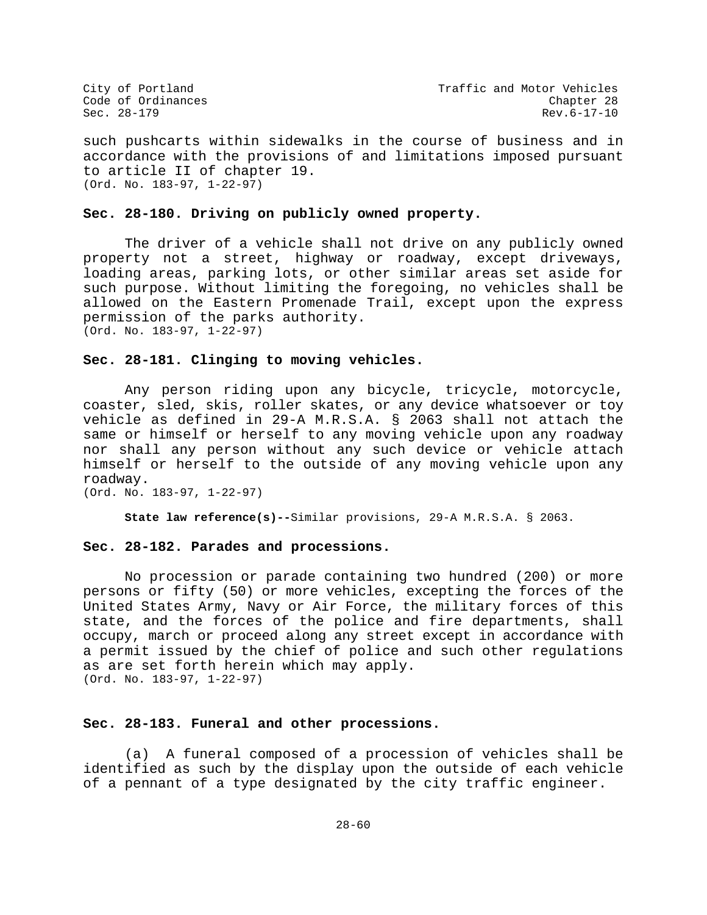such pushcarts within sidewalks in the course of business and in accordance with the provisions of and limitations imposed pursuant to article II of chapter 19.
(Ord. No. 183-97, 1-22-97)

**Sec. 28-180. Driving on publicly owned property.**

The driver of a vehicle shall not drive on any publicly owned property not a street, highway or roadway, except driveways, loading areas, parking lots, or other similar areas set aside for such purpose. Without limiting the foregoing, no vehicles shall be allowed on the Eastern Promenade Trail, except upon the express permission of the parks authority.
(Ord. No. 183-97, 1-22-97)

**Sec. 28-181. Clinging to moving vehicles.**

Any person riding upon any bicycle, tricycle, motorcycle, coaster, sled, skis, roller skates, or any device whatsoever or toy vehicle as defined in 29-A M.R.S.A. § 2063 shall not attach the same or himself or herself to any moving vehicle upon any roadway nor shall any person without any such device or vehicle attach himself or herself to the outside of any moving vehicle upon any roadway.
(Ord. No. 183-97, 1-22-97)

**State law reference(s)--**Similar provisions, 29-A M.R.S.A. § 2063.

**Sec. 28-182. Parades and processions.**

No procession or parade containing two hundred (200) or more persons or fifty (50) or more vehicles, excepting the forces of the United States Army, Navy or Air Force, the military forces of this state, and the forces of the police and fire departments, shall occupy, march or proceed along any street except in accordance with a permit issued by the chief of police and such other regulations as are set forth herein which may apply.
(Ord. No. 183-97, 1-22-97)

**Sec. 28-183. Funeral and other processions.**

(a) A funeral composed of a procession of vehicles shall be identified as such by the display upon the outside of each vehicle of a pennant of a type designated by the city traffic engineer.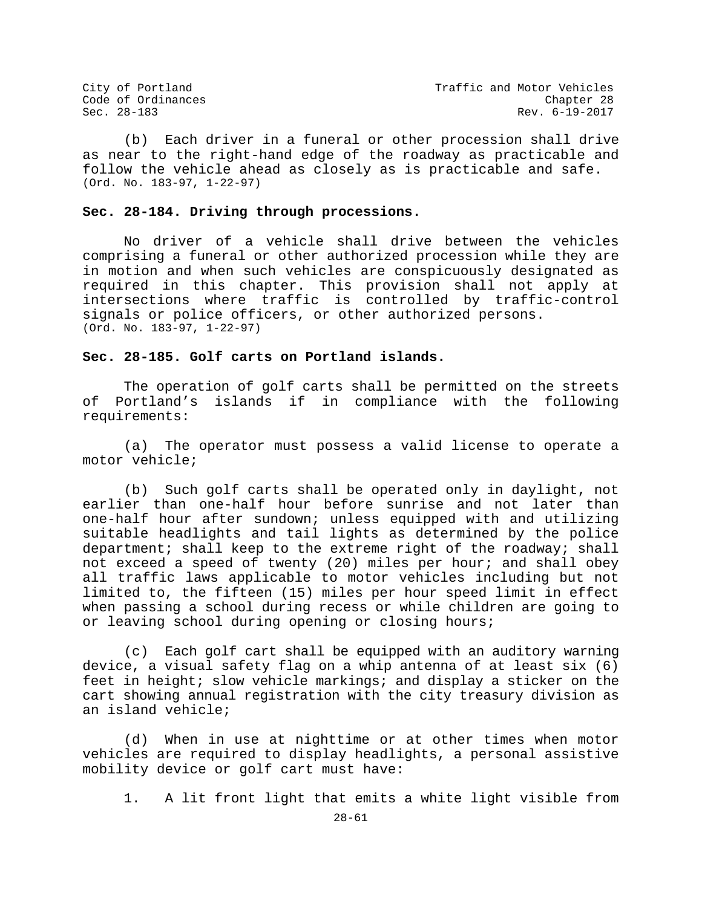(b) Each driver in a funeral or other procession shall drive as near to the right-hand edge of the roadway as practicable and follow the vehicle ahead as closely as is practicable and safe.
(Ord. No. 183-97, 1-22-97)

### Sec. 28-184. Driving through processions.

No driver of a vehicle shall drive between the vehicles comprising a funeral or other authorized procession while they are in motion and when such vehicles are conspicuously designated as required in this chapter. This provision shall not apply at intersections where traffic is controlled by traffic-control signals or police officers, or other authorized persons.
(Ord. No. 183-97, 1-22-97)

### Sec. 28-185. Golf carts on Portland islands.

The operation of golf carts shall be permitted on the streets of Portland's islands if in compliance with the following requirements:

(a) The operator must possess a valid license to operate a motor vehicle;

(b) Such golf carts shall be operated only in daylight, not earlier than one-half hour before sunrise and not later than one-half hour after sundown; unless equipped with and utilizing suitable headlights and tail lights as determined by the police department; shall keep to the extreme right of the roadway; shall not exceed a speed of twenty (20) miles per hour; and shall obey all traffic laws applicable to motor vehicles including but not limited to, the fifteen (15) miles per hour speed limit in effect when passing a school during recess or while children are going to or leaving school during opening or closing hours;

(c) Each golf cart shall be equipped with an auditory warning device, a visual safety flag on a whip antenna of at least six (6) feet in height; slow vehicle markings; and display a sticker on the cart showing annual registration with the city treasury division as an island vehicle;

(d) When in use at nighttime or at other times when motor vehicles are required to display headlights, a personal assistive mobility device or golf cart must have:

1. A lit front light that emits a white light visible from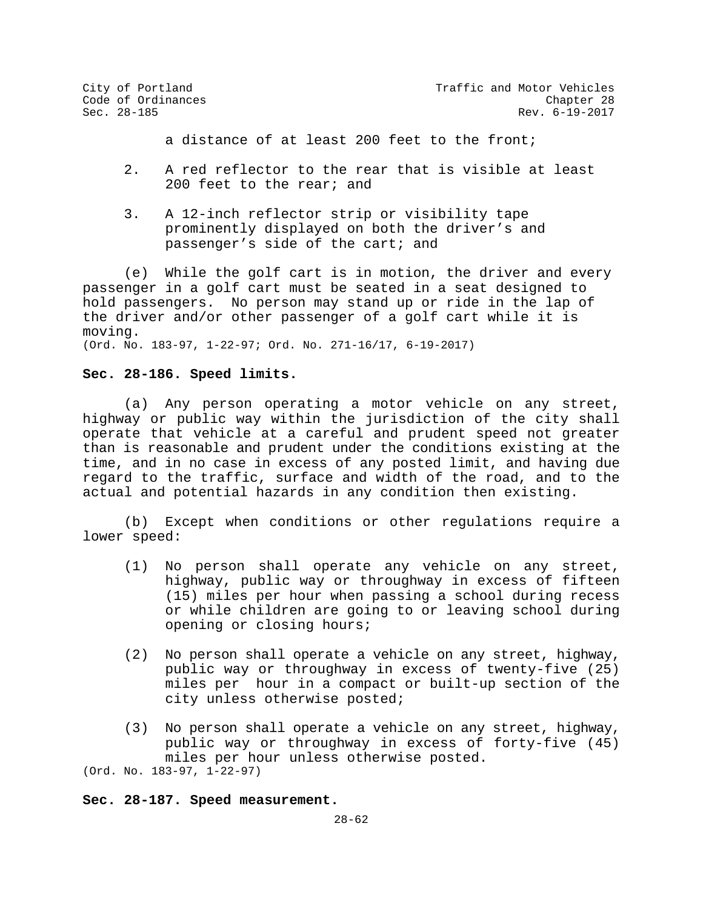a distance of at least 200 feet to the front;

2. A red reflector to the rear that is visible at least 200 feet to the rear; and

3. A 12-inch reflector strip or visibility tape prominently displayed on both the driver's and passenger's side of the cart; and

(e) While the golf cart is in motion, the driver and every passenger in a golf cart must be seated in a seat designed to hold passengers. No person may stand up or ride in the lap of the driver and/or other passenger of a golf cart while it is moving.

(Ord. No. 183-97, 1-22-97; Ord. No. 271-16/17, 6-19-2017)

**Sec. 28-186. Speed limits.**

(a) Any person operating a motor vehicle on any street, highway or public way within the jurisdiction of the city shall operate that vehicle at a careful and prudent speed not greater than is reasonable and prudent under the conditions existing at the time, and in no case in excess of any posted limit, and having due regard to the traffic, surface and width of the road, and to the actual and potential hazards in any condition then existing.

(b) Except when conditions or other regulations require a lower speed:

(1) No person shall operate any vehicle on any street, highway, public way or throughway in excess of fifteen (15) miles per hour when passing a school during recess or while children are going to or leaving school during opening or closing hours;

(2) No person shall operate a vehicle on any street, highway, public way or throughway in excess of twenty-five (25) miles per hour in a compact or built-up section of the city unless otherwise posted;

(3) No person shall operate a vehicle on any street, highway, public way or throughway in excess of forty-five (45) miles per hour unless otherwise posted.

(Ord. No. 183-97, 1-22-97)

**Sec. 28-187. Speed measurement.**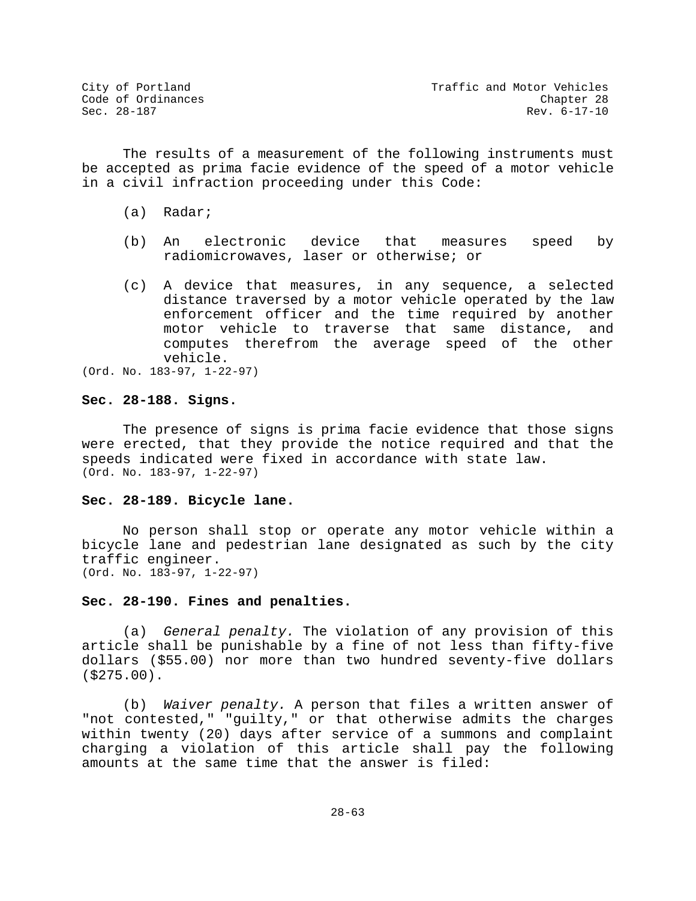The results of a measurement of the following instruments must be accepted as prima facie evidence of the speed of a motor vehicle in a civil infraction proceeding under this Code:

(a) Radar;

(b) An electronic device that measures speed by radiomicrowaves, laser or otherwise; or

(c) A device that measures, in any sequence, a selected distance traversed by a motor vehicle operated by the law enforcement officer and the time required by another motor vehicle to traverse that same distance, and computes therefrom the average speed of the other vehicle.

(Ord. No. 183-97, 1-22-97)

**Sec. 28-188. Signs.**

The presence of signs is prima facie evidence that those signs were erected, that they provide the notice required and that the speeds indicated were fixed in accordance with state law.
(Ord. No. 183-97, 1-22-97)

**Sec. 28-189. Bicycle lane.**

No person shall stop or operate any motor vehicle within a bicycle lane and pedestrian lane designated as such by the city traffic engineer.
(Ord. No. 183-97, 1-22-97)

**Sec. 28-190. Fines and penalties.**

(a) *General penalty.* The violation of any provision of this article shall be punishable by a fine of not less than fifty-five dollars ($55.00) nor more than two hundred seventy-five dollars ($275.00).

(b) *Waiver penalty.* A person that files a written answer of "not contested," "guilty," or that otherwise admits the charges within twenty (20) days after service of a summons and complaint charging a violation of this article shall pay the following amounts at the same time that the answer is filed: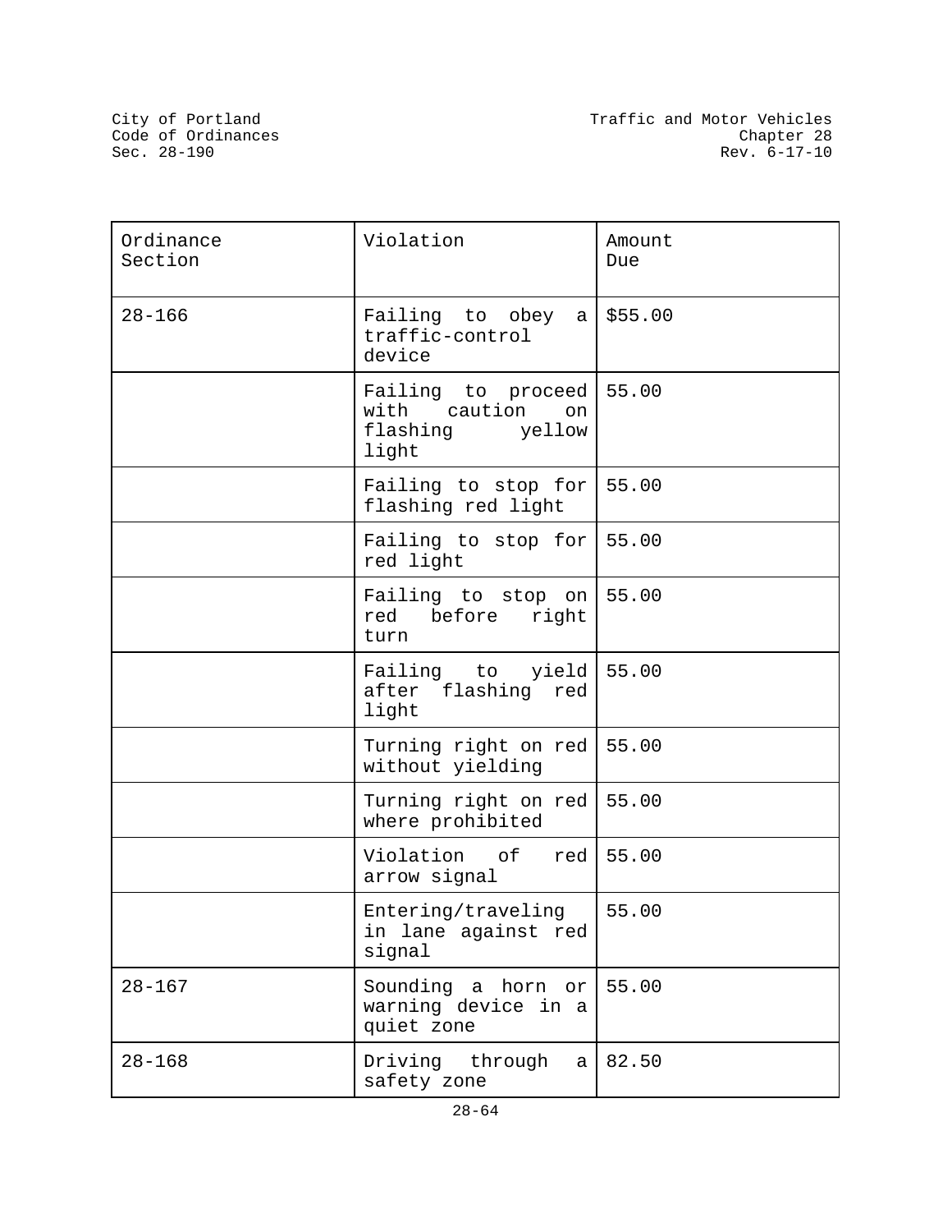| Ordinance Section | Violation | Amount Due |
|---|---|---|
| 28-166 | Failing to obey a traffic-control device | $55.00 |
| | Failing to proceed with caution on flashing yellow light | 55.00 |
| | Failing to stop for flashing red light | 55.00 |
| | Failing to stop for red light | 55.00 |
| | Failing to stop on red before right turn | 55.00 |
| | Failing to yield after flashing red light | 55.00 |
| | Turning right on red without yielding | 55.00 |
| | Turning right on red where prohibited | 55.00 |
| | Violation of red arrow signal | 55.00 |
| | Entering/traveling in lane against red signal | 55.00 |
| 28-167 | Sounding a horn or warning device in a quiet zone | 55.00 |
| 28-168 | Driving through a safety zone | 82.50 |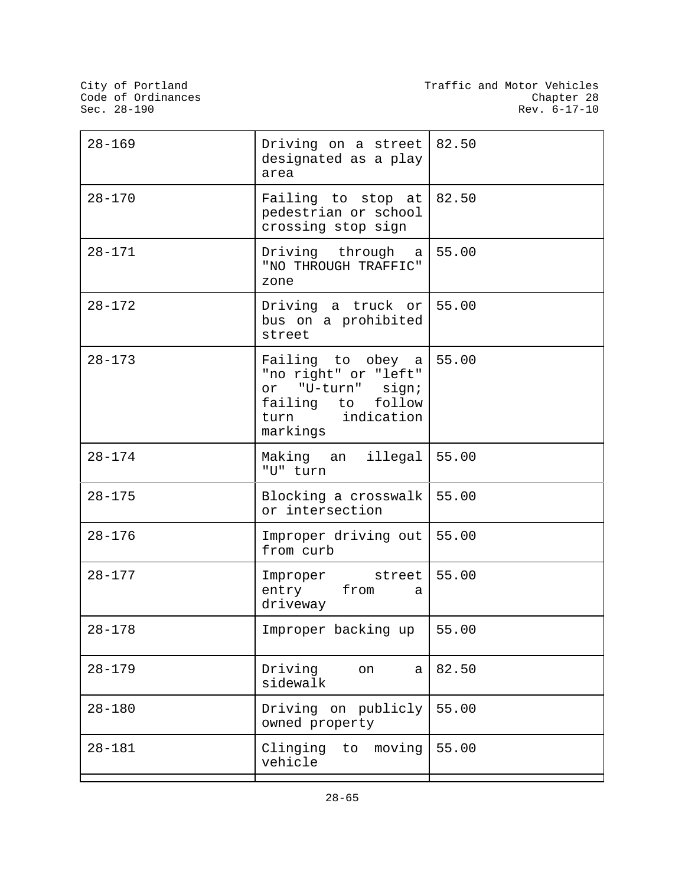| | | |
|---|---|---|
| 28-169 | Driving on a street designated as a play area | 82.50 |
| 28-170 | Failing to stop at pedestrian or school crossing stop sign | 82.50 |
| 28-171 | Driving through a "NO THROUGH TRAFFIC" zone | 55.00 |
| 28-172 | Driving a truck or bus on a prohibited street | 55.00 |
| 28-173 | Failing to obey a "no right" or "left" or "U-turn" sign; failing to follow turn indication markings | 55.00 |
| 28-174 | Making an illegal "U" turn | 55.00 |
| 28-175 | Blocking a crosswalk or intersection | 55.00 |
| 28-176 | Improper driving out from curb | 55.00 |
| 28-177 | Improper street entry from a driveway | 55.00 |
| 28-178 | Improper backing up | 55.00 |
| 28-179 | Driving on a sidewalk | 82.50 |
| 28-180 | Driving on publicly owned property | 55.00 |
| 28-181 | Clinging to moving vehicle | 55.00 |
| | | |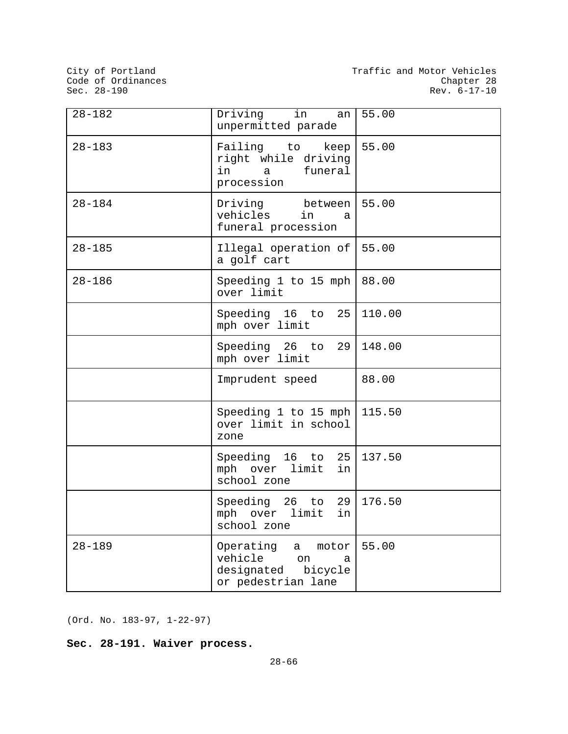| 28-182 | Driving in an unpermitted parade | 55.00 |
|---|---|---|
| 28-183 | Failing to keep right while driving in a funeral procession | 55.00 |
| 28-184 | Driving between vehicles in a funeral procession | 55.00 |
| 28-185 | Illegal operation of a golf cart | 55.00 |
| 28-186 | Speeding 1 to 15 mph over limit | 88.00 |
| | Speeding 16 to 25 mph over limit | 110.00 |
| | Speeding 26 to 29 mph over limit | 148.00 |
| | Imprudent speed | 88.00 |
| | Speeding 1 to 15 mph over limit in school zone | 115.50 |
| | Speeding 16 to 25 mph over limit in school zone | 137.50 |
| | Speeding 26 to 29 mph over limit in school zone | 176.50 |
| 28-189 | Operating a motor vehicle on a designated bicycle or pedestrian lane | 55.00 |

(Ord. No. 183-97, 1-22-97)

**Sec. 28-191. Waiver process.**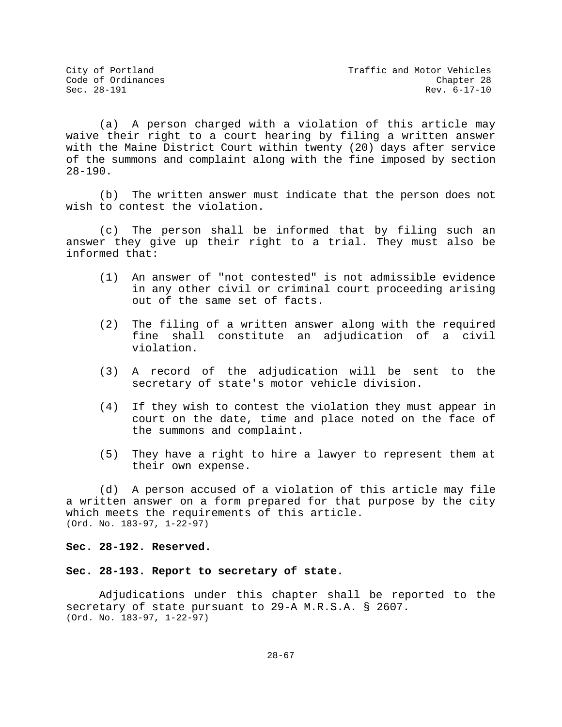(a) A person charged with a violation of this article may waive their right to a court hearing by filing a written answer with the Maine District Court within twenty (20) days after service of the summons and complaint along with the fine imposed by section 28-190.

(b) The written answer must indicate that the person does not wish to contest the violation.

(c) The person shall be informed that by filing such an answer they give up their right to a trial. They must also be informed that:

(1) An answer of "not contested" is not admissible evidence in any other civil or criminal court proceeding arising out of the same set of facts.

(2) The filing of a written answer along with the required fine shall constitute an adjudication of a civil violation.

(3) A record of the adjudication will be sent to the secretary of state's motor vehicle division.

(4) If they wish to contest the violation they must appear in court on the date, time and place noted on the face of the summons and complaint.

(5) They have a right to hire a lawyer to represent them at their own expense.

(d) A person accused of a violation of this article may file a written answer on a form prepared for that purpose by the city which meets the requirements of this article.
(Ord. No. 183-97, 1-22-97)

**Sec. 28-192. Reserved.**

**Sec. 28-193. Report to secretary of state.**

Adjudications under this chapter shall be reported to the secretary of state pursuant to 29-A M.R.S.A. § 2607.
(Ord. No. 183-97, 1-22-97)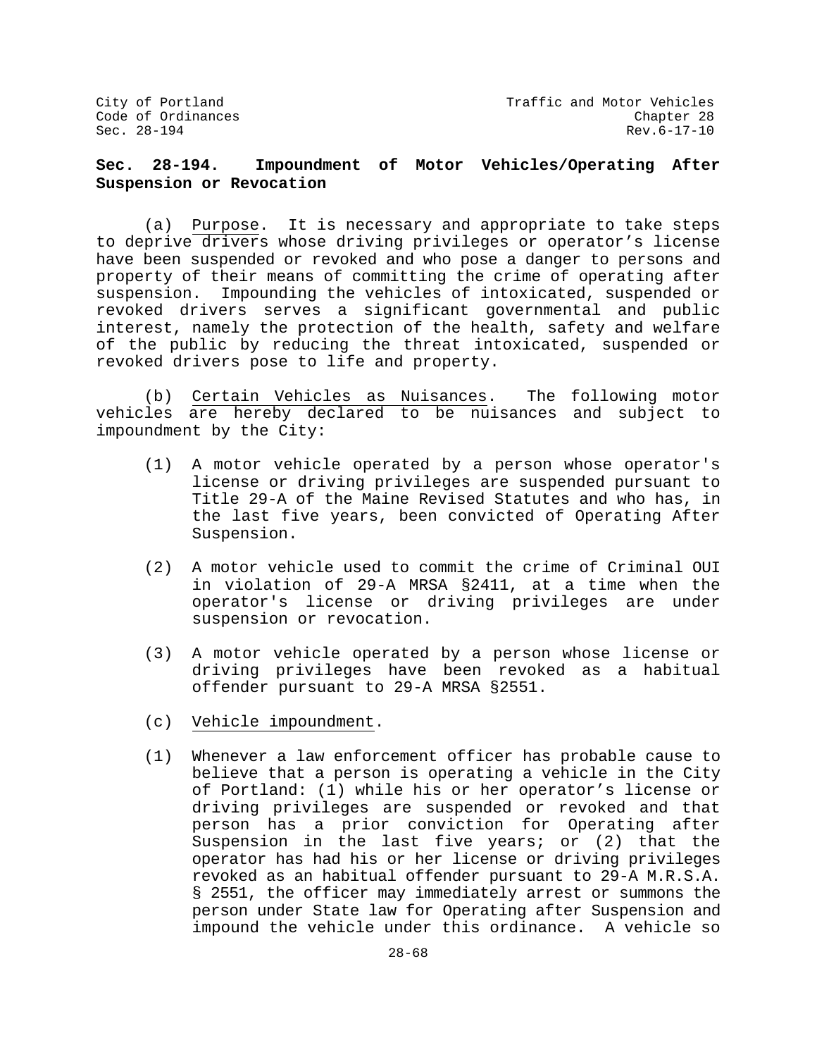## Sec. 28-194. Impoundment of Motor Vehicles/Operating After Suspension or Revocation

(a) Purpose. It is necessary and appropriate to take steps to deprive drivers whose driving privileges or operator's license have been suspended or revoked and who pose a danger to persons and property of their means of committing the crime of operating after suspension. Impounding the vehicles of intoxicated, suspended or revoked drivers serves a significant governmental and public interest, namely the protection of the health, safety and welfare of the public by reducing the threat intoxicated, suspended or revoked drivers pose to life and property.

(b) Certain Vehicles as Nuisances. The following motor vehicles are hereby declared to be nuisances and subject to impoundment by the City:

(1) A motor vehicle operated by a person whose operator's license or driving privileges are suspended pursuant to Title 29-A of the Maine Revised Statutes and who has, in the last five years, been convicted of Operating After Suspension.

(2) A motor vehicle used to commit the crime of Criminal OUI in violation of 29-A MRSA §2411, at a time when the operator's license or driving privileges are under suspension or revocation.

(3) A motor vehicle operated by a person whose license or driving privileges have been revoked as a habitual offender pursuant to 29-A MRSA §2551.

(c) Vehicle impoundment.

(1) Whenever a law enforcement officer has probable cause to believe that a person is operating a vehicle in the City of Portland: (1) while his or her operator's license or driving privileges are suspended or revoked and that person has a prior conviction for Operating after Suspension in the last five years; or (2) that the operator has had his or her license or driving privileges revoked as an habitual offender pursuant to 29-A M.R.S.A. § 2551, the officer may immediately arrest or summons the person under State law for Operating after Suspension and impound the vehicle under this ordinance. A vehicle so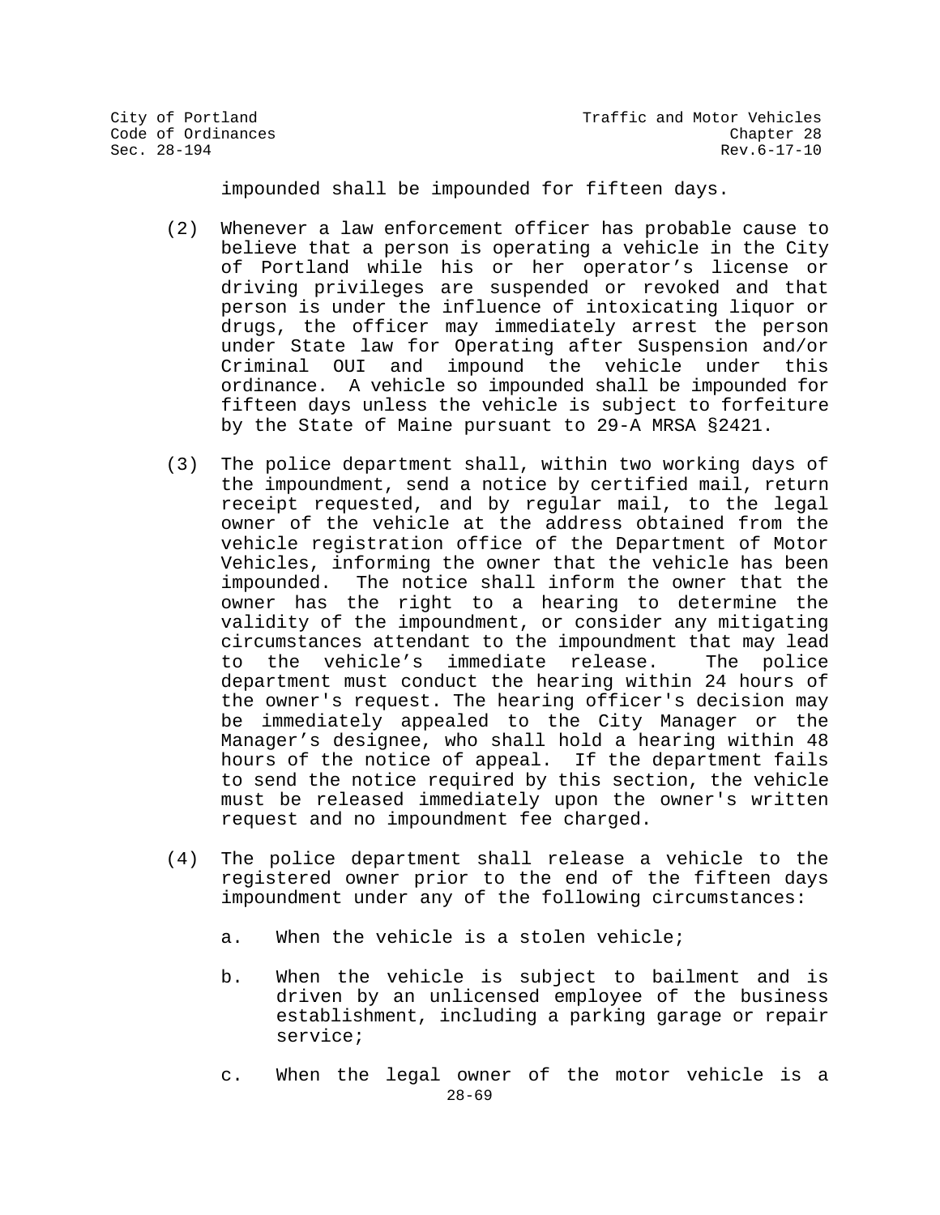impounded shall be impounded for fifteen days.

(2) Whenever a law enforcement officer has probable cause to believe that a person is operating a vehicle in the City of Portland while his or her operator's license or driving privileges are suspended or revoked and that person is under the influence of intoxicating liquor or drugs, the officer may immediately arrest the person under State law for Operating after Suspension and/or Criminal OUI and impound the vehicle under this ordinance. A vehicle so impounded shall be impounded for fifteen days unless the vehicle is subject to forfeiture by the State of Maine pursuant to 29-A MRSA §2421.

(3) The police department shall, within two working days of the impoundment, send a notice by certified mail, return receipt requested, and by regular mail, to the legal owner of the vehicle at the address obtained from the vehicle registration office of the Department of Motor Vehicles, informing the owner that the vehicle has been impounded. The notice shall inform the owner that the owner has the right to a hearing to determine the validity of the impoundment, or consider any mitigating circumstances attendant to the impoundment that may lead to the vehicle's immediate release. The police department must conduct the hearing within 24 hours of the owner's request. The hearing officer's decision may be immediately appealed to the City Manager or the Manager's designee, who shall hold a hearing within 48 hours of the notice of appeal. If the department fails to send the notice required by this section, the vehicle must be released immediately upon the owner's written request and no impoundment fee charged.

(4) The police department shall release a vehicle to the registered owner prior to the end of the fifteen days impoundment under any of the following circumstances:

a. When the vehicle is a stolen vehicle;

b. When the vehicle is subject to bailment and is driven by an unlicensed employee of the business establishment, including a parking garage or repair service;

c. When the legal owner of the motor vehicle is a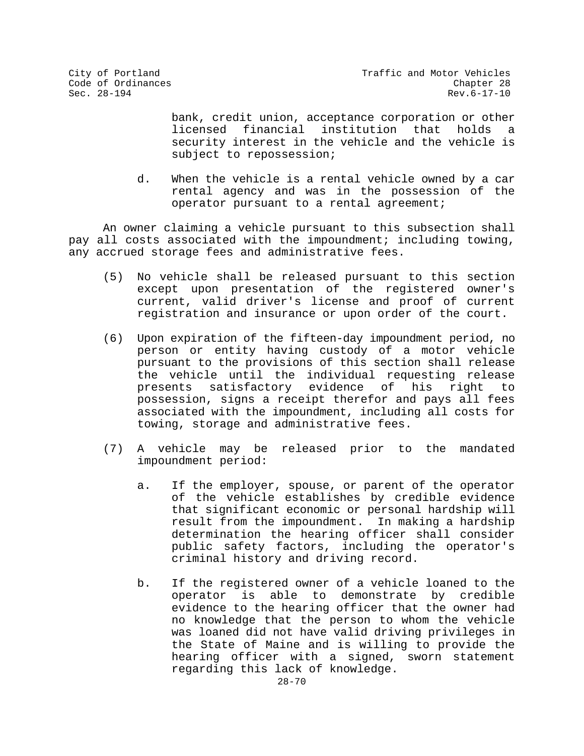bank, credit union, acceptance corporation or other licensed financial institution that holds a security interest in the vehicle and the vehicle is subject to repossession;

d. When the vehicle is a rental vehicle owned by a car rental agency and was in the possession of the operator pursuant to a rental agreement;

An owner claiming a vehicle pursuant to this subsection shall pay all costs associated with the impoundment; including towing, any accrued storage fees and administrative fees.

(5) No vehicle shall be released pursuant to this section except upon presentation of the registered owner's current, valid driver's license and proof of current registration and insurance or upon order of the court.

(6) Upon expiration of the fifteen-day impoundment period, no person or entity having custody of a motor vehicle pursuant to the provisions of this section shall release the vehicle until the individual requesting release presents satisfactory evidence of his right to possession, signs a receipt therefor and pays all fees associated with the impoundment, including all costs for towing, storage and administrative fees.

(7) A vehicle may be released prior to the mandated impoundment period:

a. If the employer, spouse, or parent of the operator of the vehicle establishes by credible evidence that significant economic or personal hardship will result from the impoundment. In making a hardship determination the hearing officer shall consider public safety factors, including the operator's criminal history and driving record.

b. If the registered owner of a vehicle loaned to the operator is able to demonstrate by credible evidence to the hearing officer that the owner had no knowledge that the person to whom the vehicle was loaned did not have valid driving privileges in the State of Maine and is willing to provide the hearing officer with a signed, sworn statement regarding this lack of knowledge.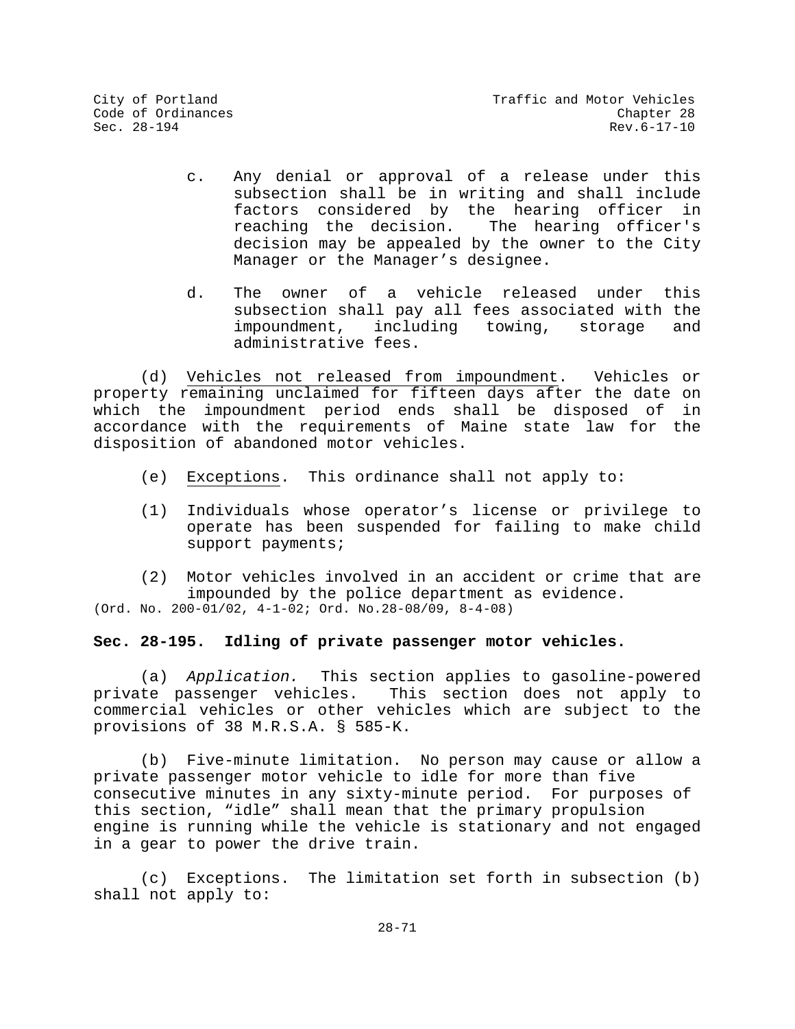c. Any denial or approval of a release under this subsection shall be in writing and shall include factors considered by the hearing officer in reaching the decision. The hearing officer's decision may be appealed by the owner to the City Manager or the Manager's designee.

d. The owner of a vehicle released under this subsection shall pay all fees associated with the impoundment, including towing, storage and administrative fees.

(d) Vehicles not released from impoundment. Vehicles or property remaining unclaimed for fifteen days after the date on which the impoundment period ends shall be disposed of in accordance with the requirements of Maine state law for the disposition of abandoned motor vehicles.

(e) Exceptions. This ordinance shall not apply to:

(1) Individuals whose operator's license or privilege to operate has been suspended for failing to make child support payments;

(2) Motor vehicles involved in an accident or crime that are impounded by the police department as evidence.

(Ord. No. 200-01/02, 4-1-02; Ord. No.28-08/09, 8-4-08)

**Sec. 28-195. Idling of private passenger motor vehicles.**

(a) *Application.* This section applies to gasoline-powered private passenger vehicles. This section does not apply to commercial vehicles or other vehicles which are subject to the provisions of 38 M.R.S.A. § 585-K.

(b) Five-minute limitation. No person may cause or allow a private passenger motor vehicle to idle for more than five consecutive minutes in any sixty-minute period. For purposes of this section, "idle" shall mean that the primary propulsion engine is running while the vehicle is stationary and not engaged in a gear to power the drive train.

(c) Exceptions. The limitation set forth in subsection (b) shall not apply to: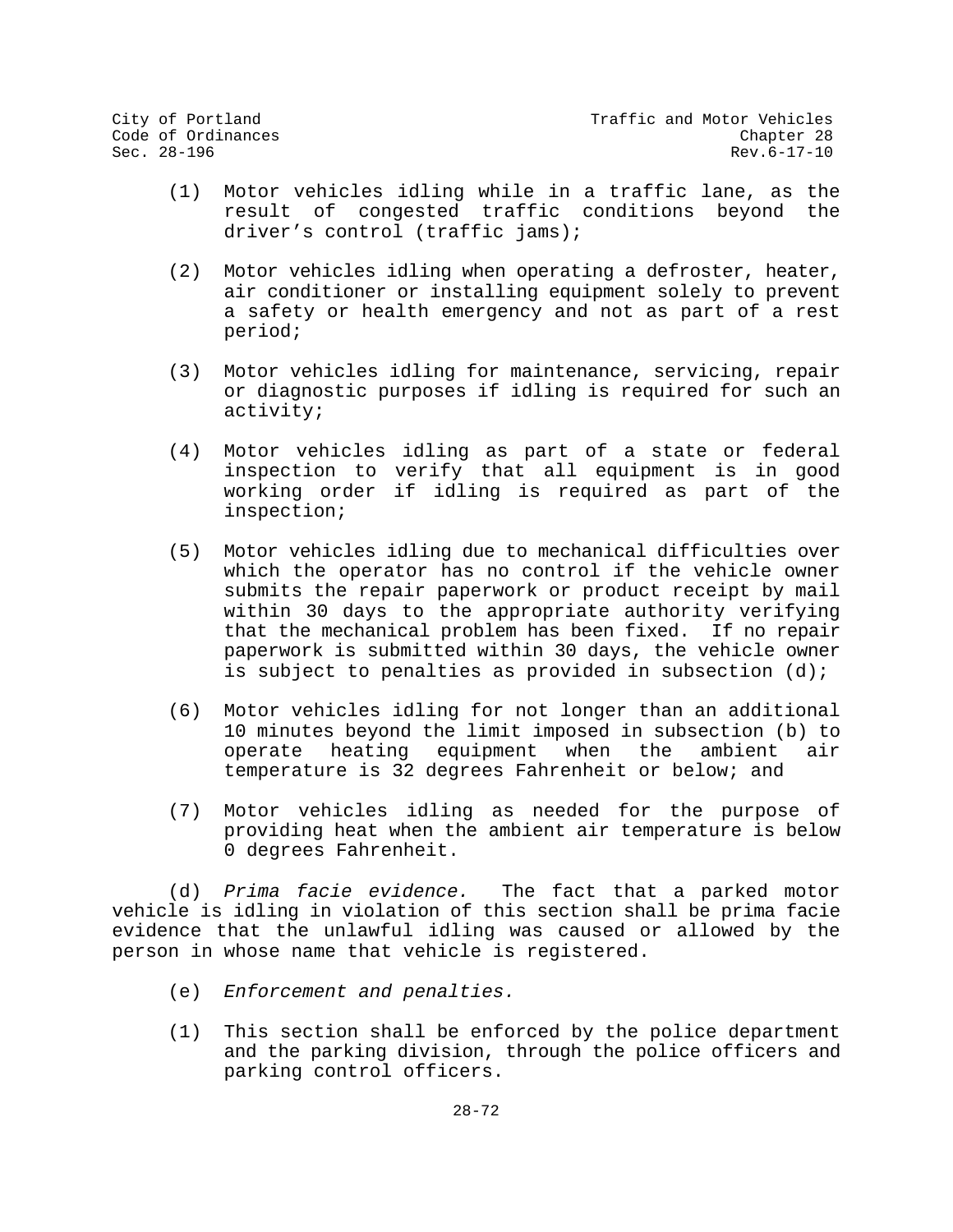(1) Motor vehicles idling while in a traffic lane, as the result of congested traffic conditions beyond the driver’s control (traffic jams);

(2) Motor vehicles idling when operating a defroster, heater, air conditioner or installing equipment solely to prevent a safety or health emergency and not as part of a rest period;

(3) Motor vehicles idling for maintenance, servicing, repair or diagnostic purposes if idling is required for such an activity;

(4) Motor vehicles idling as part of a state or federal inspection to verify that all equipment is in good working order if idling is required as part of the inspection;

(5) Motor vehicles idling due to mechanical difficulties over which the operator has no control if the vehicle owner submits the repair paperwork or product receipt by mail within 30 days to the appropriate authority verifying that the mechanical problem has been fixed. If no repair paperwork is submitted within 30 days, the vehicle owner is subject to penalties as provided in subsection (d);

(6) Motor vehicles idling for not longer than an additional 10 minutes beyond the limit imposed in subsection (b) to operate heating equipment when the ambient air temperature is 32 degrees Fahrenheit or below; and

(7) Motor vehicles idling as needed for the purpose of providing heat when the ambient air temperature is below 0 degrees Fahrenheit.

(d) *Prima facie evidence.* The fact that a parked motor vehicle is idling in violation of this section shall be prima facie evidence that the unlawful idling was caused or allowed by the person in whose name that vehicle is registered.

(e) *Enforcement and penalties.*

(1) This section shall be enforced by the police department and the parking division, through the police officers and parking control officers.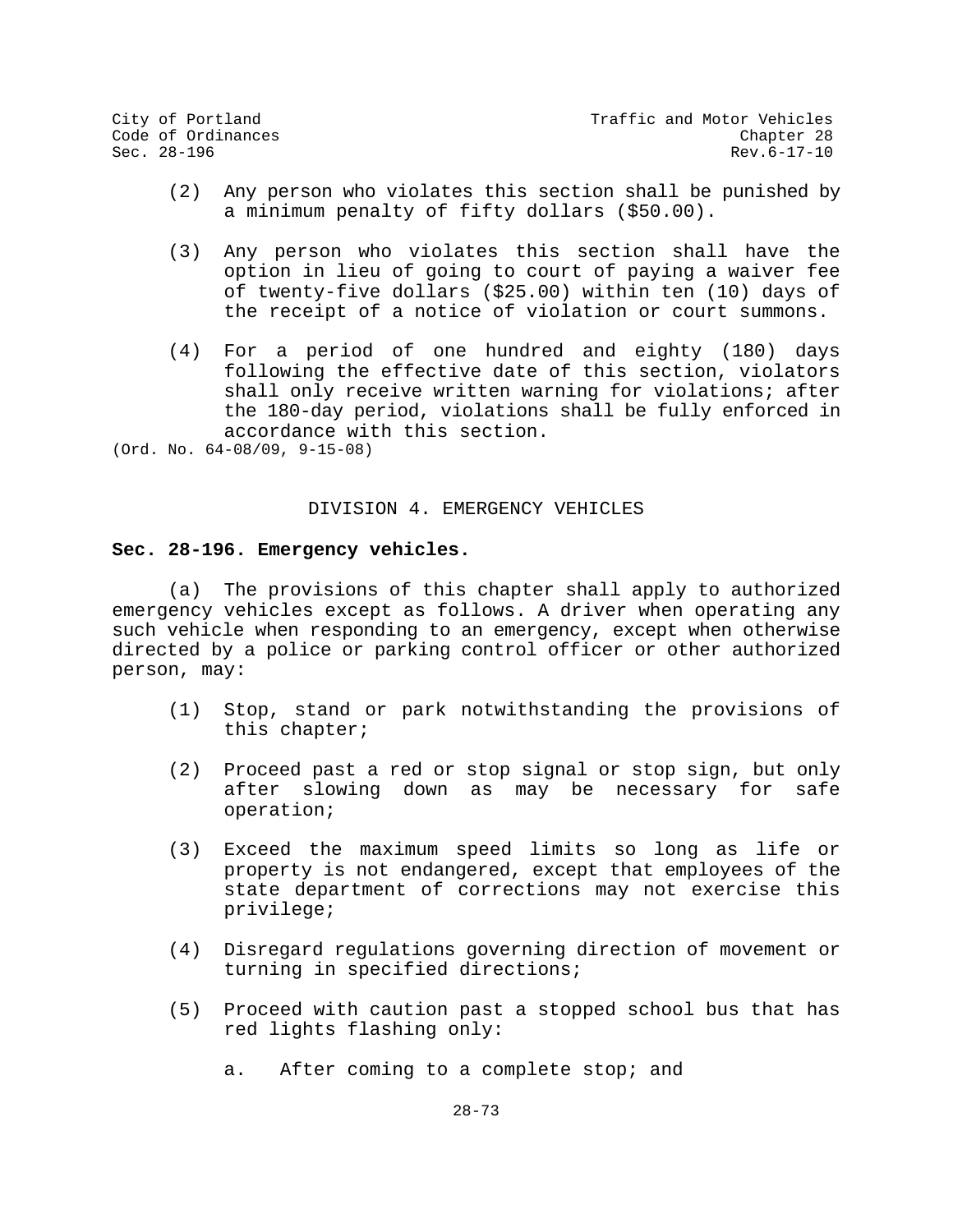(2) Any person who violates this section shall be punished by a minimum penalty of fifty dollars ($50.00).

(3) Any person who violates this section shall have the option in lieu of going to court of paying a waiver fee of twenty-five dollars ($25.00) within ten (10) days of the receipt of a notice of violation or court summons.

(4) For a period of one hundred and eighty (180) days following the effective date of this section, violators shall only receive written warning for violations; after the 180-day period, violations shall be fully enforced in accordance with this section.

(Ord. No. 64-08/09, 9-15-08)

## DIVISION 4. EMERGENCY VEHICLES

### Sec. 28-196. Emergency vehicles.

(a) The provisions of this chapter shall apply to authorized emergency vehicles except as follows. A driver when operating any such vehicle when responding to an emergency, except when otherwise directed by a police or parking control officer or other authorized person, may:

(1) Stop, stand or park notwithstanding the provisions of this chapter;

(2) Proceed past a red or stop signal or stop sign, but only after slowing down as may be necessary for safe operation;

(3) Exceed the maximum speed limits so long as life or property is not endangered, except that employees of the state department of corrections may not exercise this privilege;

(4) Disregard regulations governing direction of movement or turning in specified directions;

(5) Proceed with caution past a stopped school bus that has red lights flashing only:

a. After coming to a complete stop; and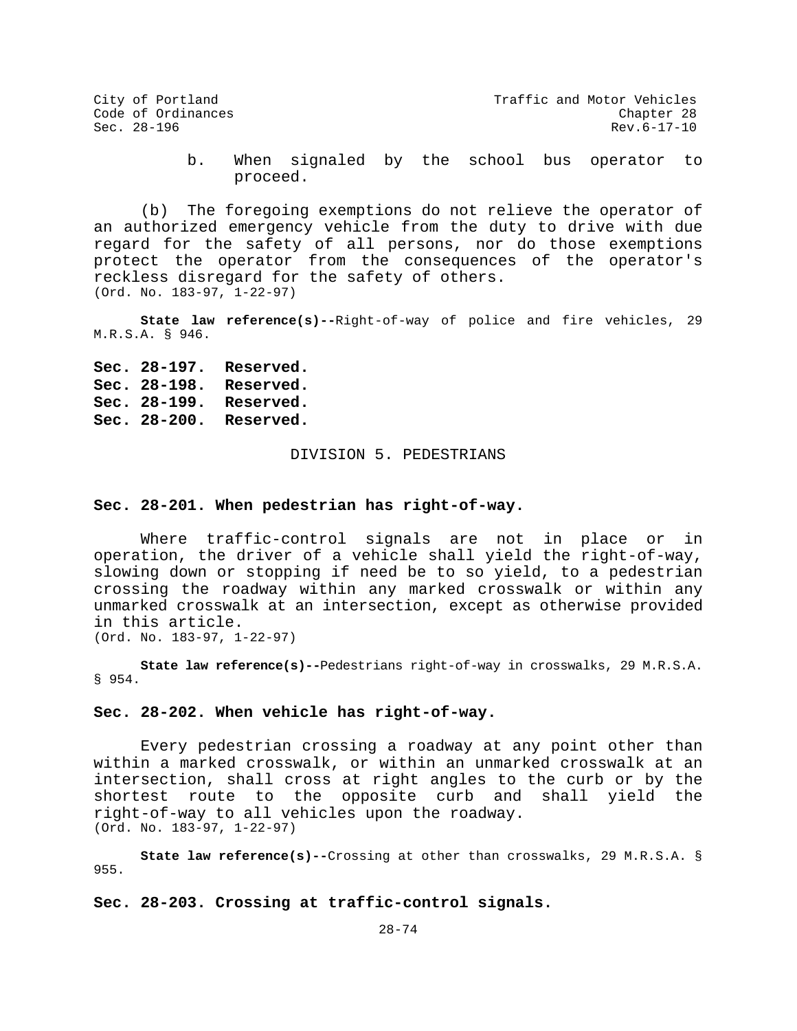b. When signaled by the school bus operator to proceed.

(b) The foregoing exemptions do not relieve the operator of an authorized emergency vehicle from the duty to drive with due regard for the safety of all persons, nor do those exemptions protect the operator from the consequences of the operator's reckless disregard for the safety of others.
(Ord. No. 183-97, 1-22-97)

**State law reference(s)--**Right-of-way of police and fire vehicles, 29 M.R.S.A. § 946.

**Sec. 28-197. Reserved.**
**Sec. 28-198. Reserved.**
**Sec. 28-199. Reserved.**
**Sec. 28-200. Reserved.**

## DIVISION 5. PEDESTRIANS

### Sec. 28-201. When pedestrian has right-of-way.

Where traffic-control signals are not in place or in operation, the driver of a vehicle shall yield the right-of-way, slowing down or stopping if need be to so yield, to a pedestrian crossing the roadway within any marked crosswalk or within any unmarked crosswalk at an intersection, except as otherwise provided in this article.
(Ord. No. 183-97, 1-22-97)

**State law reference(s)--**Pedestrians right-of-way in crosswalks, 29 M.R.S.A. § 954.

### Sec. 28-202. When vehicle has right-of-way.

Every pedestrian crossing a roadway at any point other than within a marked crosswalk, or within an unmarked crosswalk at an intersection, shall cross at right angles to the curb or by the shortest route to the opposite curb and shall yield the right-of-way to all vehicles upon the roadway.
(Ord. No. 183-97, 1-22-97)

**State law reference(s)--**Crossing at other than crosswalks, 29 M.R.S.A. § 955.

### Sec. 28-203. Crossing at traffic-control signals.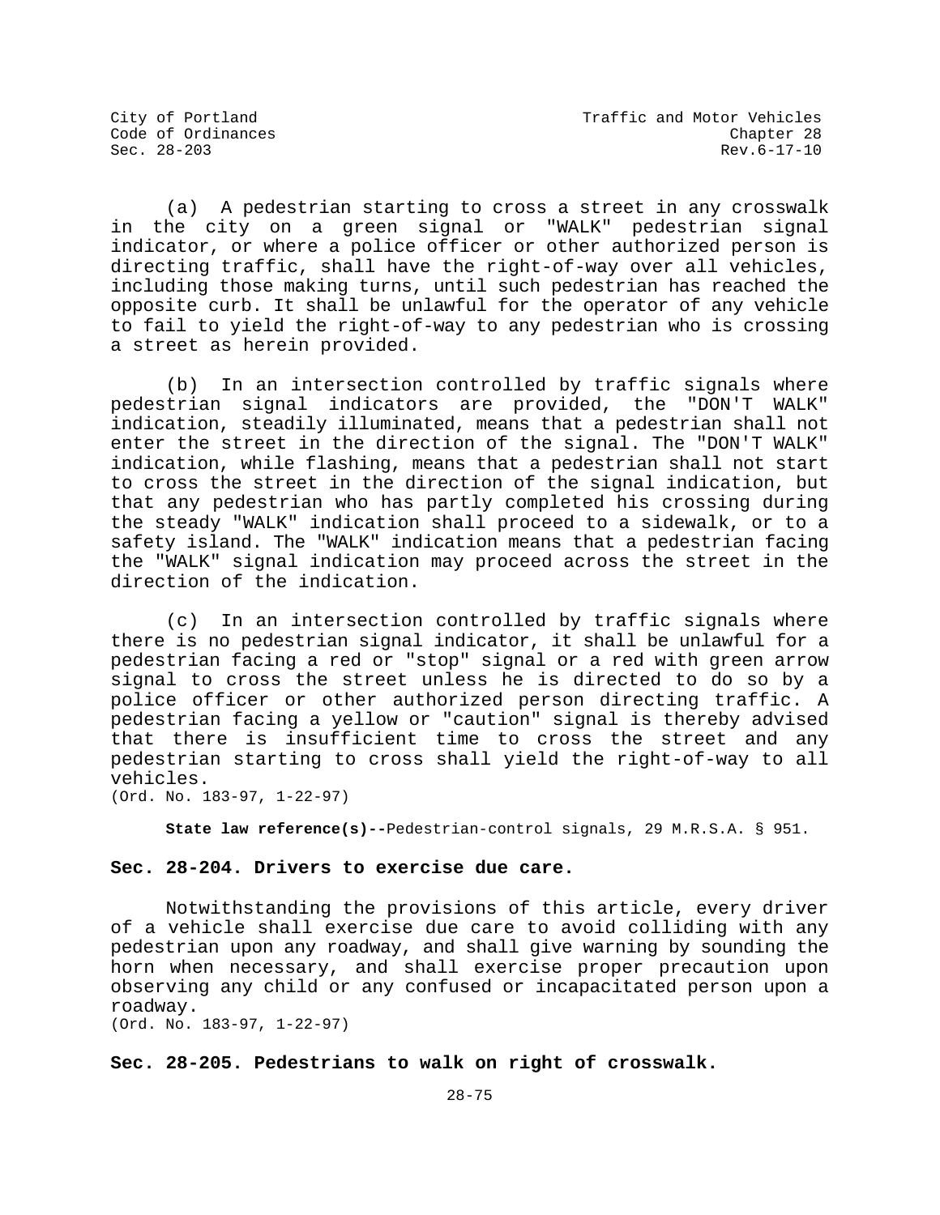(a) A pedestrian starting to cross a street in any crosswalk in the city on a green signal or "WALK" pedestrian signal indicator, or where a police officer or other authorized person is directing traffic, shall have the right-of-way over all vehicles, including those making turns, until such pedestrian has reached the opposite curb. It shall be unlawful for the operator of any vehicle to fail to yield the right-of-way to any pedestrian who is crossing a street as herein provided.

(b) In an intersection controlled by traffic signals where pedestrian signal indicators are provided, the "DON'T WALK" indication, steadily illuminated, means that a pedestrian shall not enter the street in the direction of the signal. The "DON'T WALK" indication, while flashing, means that a pedestrian shall not start to cross the street in the direction of the signal indication, but that any pedestrian who has partly completed his crossing during the steady "WALK" indication shall proceed to a sidewalk, or to a safety island. The "WALK" indication means that a pedestrian facing the "WALK" signal indication may proceed across the street in the direction of the indication.

(c) In an intersection controlled by traffic signals where there is no pedestrian signal indicator, it shall be unlawful for a pedestrian facing a red or "stop" signal or a red with green arrow signal to cross the street unless he is directed to do so by a police officer or other authorized person directing traffic. A pedestrian facing a yellow or "caution" signal is thereby advised that there is insufficient time to cross the street and any pedestrian starting to cross shall yield the right-of-way to all vehicles.
(Ord. No. 183-97, 1-22-97)

**State law reference(s)--**Pedestrian-control signals, 29 M.R.S.A. § 951.

**Sec. 28-204. Drivers to exercise due care.**

Notwithstanding the provisions of this article, every driver of a vehicle shall exercise due care to avoid colliding with any pedestrian upon any roadway, and shall give warning by sounding the horn when necessary, and shall exercise proper precaution upon observing any child or any confused or incapacitated person upon a roadway.
(Ord. No. 183-97, 1-22-97)

**Sec. 28-205. Pedestrians to walk on right of crosswalk.**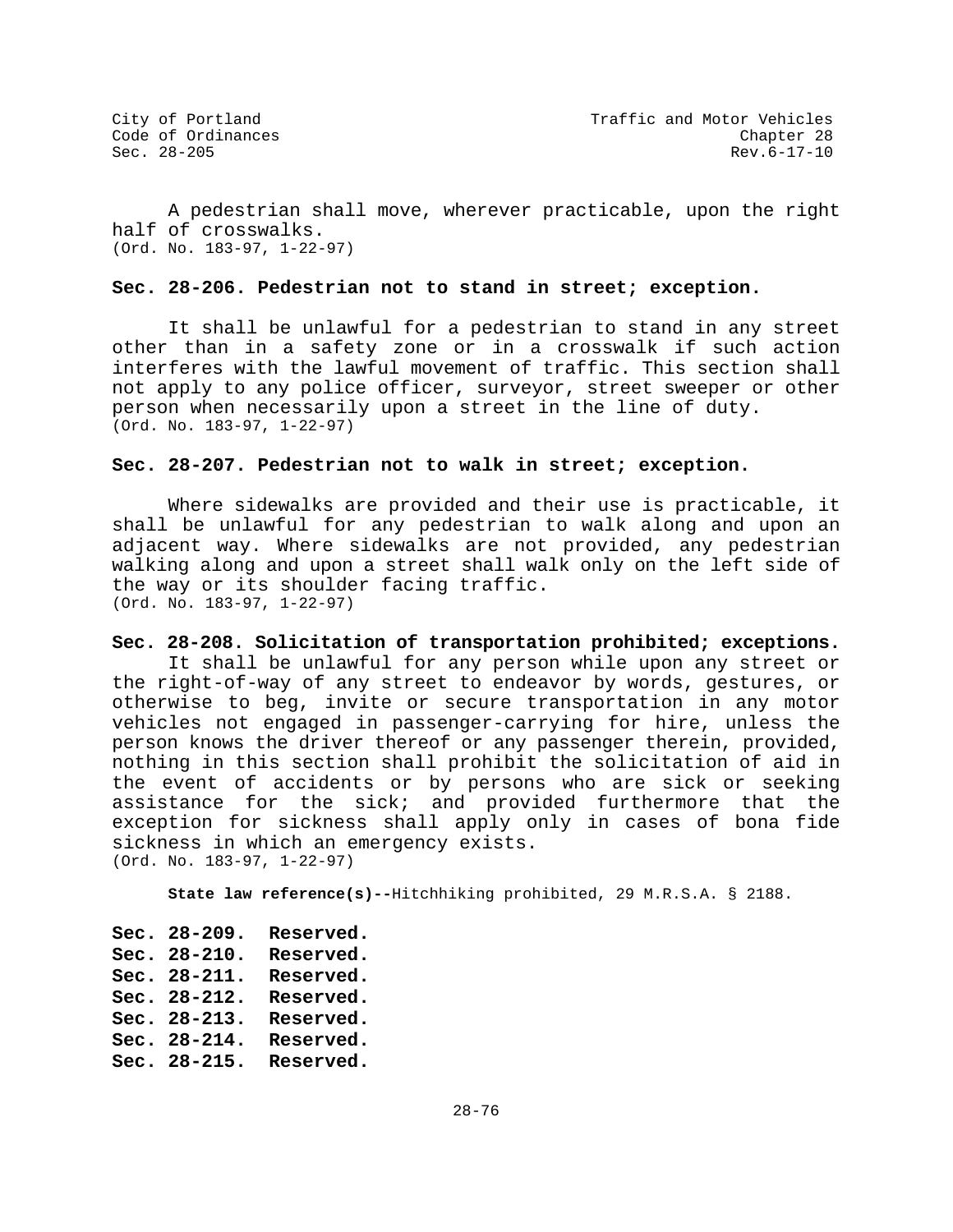A pedestrian shall move, wherever practicable, upon the right half of crosswalks.
(Ord. No. 183-97, 1-22-97)

**Sec. 28-206. Pedestrian not to stand in street; exception.**

It shall be unlawful for a pedestrian to stand in any street other than in a safety zone or in a crosswalk if such action interferes with the lawful movement of traffic. This section shall not apply to any police officer, surveyor, street sweeper or other person when necessarily upon a street in the line of duty.
(Ord. No. 183-97, 1-22-97)

**Sec. 28-207. Pedestrian not to walk in street; exception.**

Where sidewalks are provided and their use is practicable, it shall be unlawful for any pedestrian to walk along and upon an adjacent way. Where sidewalks are not provided, any pedestrian walking along and upon a street shall walk only on the left side of the way or its shoulder facing traffic.
(Ord. No. 183-97, 1-22-97)

**Sec. 28-208. Solicitation of transportation prohibited; exceptions.**

It shall be unlawful for any person while upon any street or the right-of-way of any street to endeavor by words, gestures, or otherwise to beg, invite or secure transportation in any motor vehicles not engaged in passenger-carrying for hire, unless the person knows the driver thereof or any passenger therein, provided, nothing in this section shall prohibit the solicitation of aid in the event of accidents or by persons who are sick or seeking assistance for the sick; and provided furthermore that the exception for sickness shall apply only in cases of bona fide sickness in which an emergency exists.
(Ord. No. 183-97, 1-22-97)

**State law reference(s)--**Hitchhiking prohibited, 29 M.R.S.A. § 2188.

**Sec. 28-209. Reserved.**
**Sec. 28-210. Reserved.**
**Sec. 28-211. Reserved.**
**Sec. 28-212. Reserved.**
**Sec. 28-213. Reserved.**
**Sec. 28-214. Reserved.**
**Sec. 28-215. Reserved.**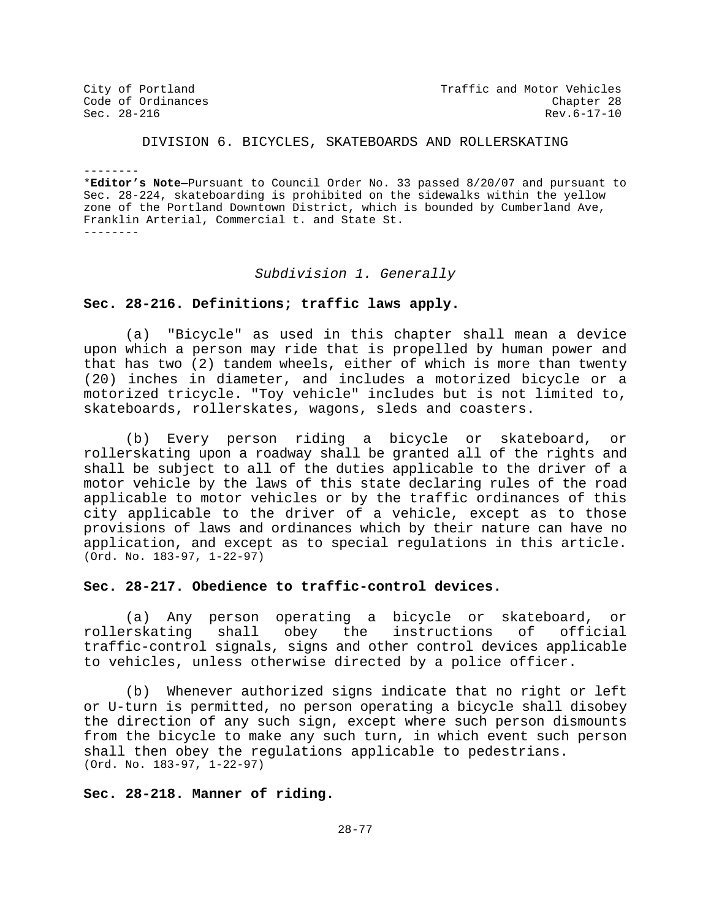## DIVISION 6. BICYCLES, SKATEBOARDS AND ROLLERSKATING

--------

*__Editor's Note—__Pursuant to Council Order No. 33 passed 8/20/07 and pursuant to Sec. 28-224, skateboarding is prohibited on the sidewalks within the yellow zone of the Portland Downtown District, which is bounded by Cumberland Ave, Franklin Arterial, Commercial t. and State St.

--------

### *Subdivision 1. Generally*

**Sec. 28-216. Definitions; traffic laws apply.**

(a) "Bicycle" as used in this chapter shall mean a device upon which a person may ride that is propelled by human power and that has two (2) tandem wheels, either of which is more than twenty (20) inches in diameter, and includes a motorized bicycle or a motorized tricycle. "Toy vehicle" includes but is not limited to, skateboards, rollerskates, wagons, sleds and coasters.

(b) Every person riding a bicycle or skateboard, or rollerskating upon a roadway shall be granted all of the rights and shall be subject to all of the duties applicable to the driver of a motor vehicle by the laws of this state declaring rules of the road applicable to motor vehicles or by the traffic ordinances of this city applicable to the driver of a vehicle, except as to those provisions of laws and ordinances which by their nature can have no application, and except as to special regulations in this article.
(Ord. No. 183-97, 1-22-97)

**Sec. 28-217. Obedience to traffic-control devices.**

(a) Any person operating a bicycle or skateboard, or rollerskating shall obey the instructions of official traffic-control signals, signs and other control devices applicable to vehicles, unless otherwise directed by a police officer.

(b) Whenever authorized signs indicate that no right or left or U-turn is permitted, no person operating a bicycle shall disobey the direction of any such sign, except where such person dismounts from the bicycle to make any such turn, in which event such person shall then obey the regulations applicable to pedestrians.
(Ord. No. 183-97, 1-22-97)

**Sec. 28-218. Manner of riding.**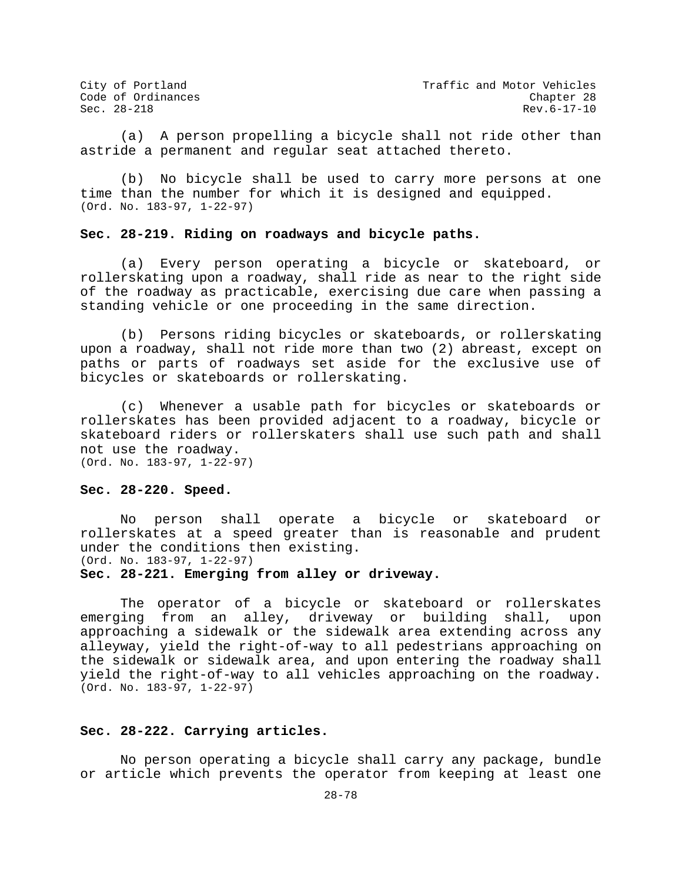(a) A person propelling a bicycle shall not ride other than astride a permanent and regular seat attached thereto.

(b) No bicycle shall be used to carry more persons at one time than the number for which it is designed and equipped.
(Ord. No. 183-97, 1-22-97)

**Sec. 28-219. Riding on roadways and bicycle paths.**

(a) Every person operating a bicycle or skateboard, or rollerskating upon a roadway, shall ride as near to the right side of the roadway as practicable, exercising due care when passing a standing vehicle or one proceeding in the same direction.

(b) Persons riding bicycles or skateboards, or rollerskating upon a roadway, shall not ride more than two (2) abreast, except on paths or parts of roadways set aside for the exclusive use of bicycles or skateboards or rollerskating.

(c) Whenever a usable path for bicycles or skateboards or rollerskates has been provided adjacent to a roadway, bicycle or skateboard riders or rollerskaters shall use such path and shall not use the roadway.
(Ord. No. 183-97, 1-22-97)

**Sec. 28-220. Speed.**

No person shall operate a bicycle or skateboard or rollerskates at a speed greater than is reasonable and prudent under the conditions then existing.
(Ord. No. 183-97, 1-22-97)

**Sec. 28-221. Emerging from alley or driveway.**

The operator of a bicycle or skateboard or rollerskates emerging from an alley, driveway or building shall, upon approaching a sidewalk or the sidewalk area extending across any alleyway, yield the right-of-way to all pedestrians approaching on the sidewalk or sidewalk area, and upon entering the roadway shall yield the right-of-way to all vehicles approaching on the roadway.
(Ord. No. 183-97, 1-22-97)

**Sec. 28-222. Carrying articles.**

No person operating a bicycle shall carry any package, bundle or article which prevents the operator from keeping at least one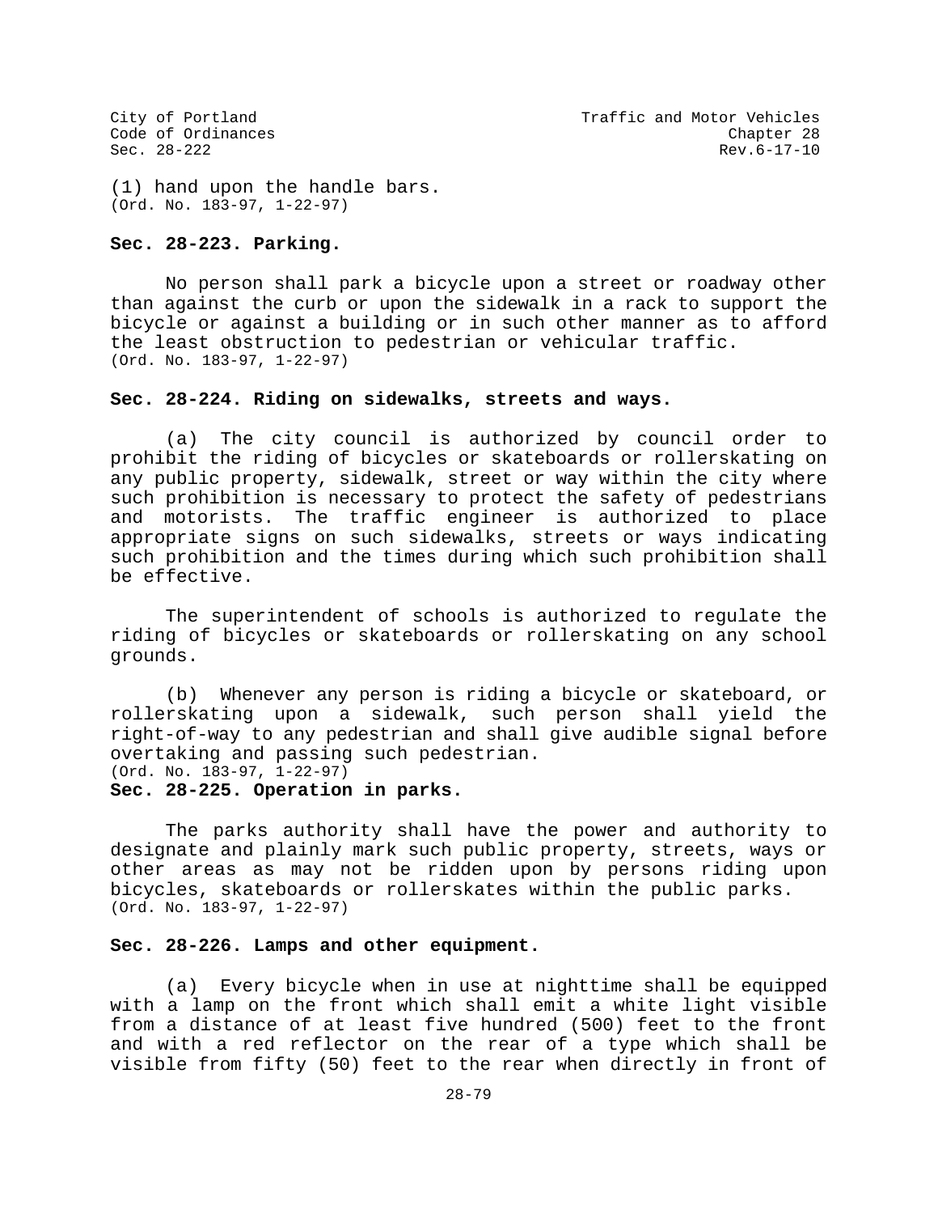(1) hand upon the handle bars.
(Ord. No. 183-97, 1-22-97)

**Sec. 28-223. Parking.**

No person shall park a bicycle upon a street or roadway other than against the curb or upon the sidewalk in a rack to support the bicycle or against a building or in such other manner as to afford the least obstruction to pedestrian or vehicular traffic.
(Ord. No. 183-97, 1-22-97)

**Sec. 28-224. Riding on sidewalks, streets and ways.**

(a) The city council is authorized by council order to prohibit the riding of bicycles or skateboards or rollerskating on any public property, sidewalk, street or way within the city where such prohibition is necessary to protect the safety of pedestrians and motorists. The traffic engineer is authorized to place appropriate signs on such sidewalks, streets or ways indicating such prohibition and the times during which such prohibition shall be effective.

The superintendent of schools is authorized to regulate the riding of bicycles or skateboards or rollerskating on any school grounds.

(b) Whenever any person is riding a bicycle or skateboard, or rollerskating upon a sidewalk, such person shall yield the right-of-way to any pedestrian and shall give audible signal before overtaking and passing such pedestrian.
(Ord. No. 183-97, 1-22-97)

**Sec. 28-225. Operation in parks.**

The parks authority shall have the power and authority to designate and plainly mark such public property, streets, ways or other areas as may not be ridden upon by persons riding upon bicycles, skateboards or rollerskates within the public parks.
(Ord. No. 183-97, 1-22-97)

**Sec. 28-226. Lamps and other equipment.**

(a) Every bicycle when in use at nighttime shall be equipped with a lamp on the front which shall emit a white light visible from a distance of at least five hundred (500) feet to the front and with a red reflector on the rear of a type which shall be visible from fifty (50) feet to the rear when directly in front of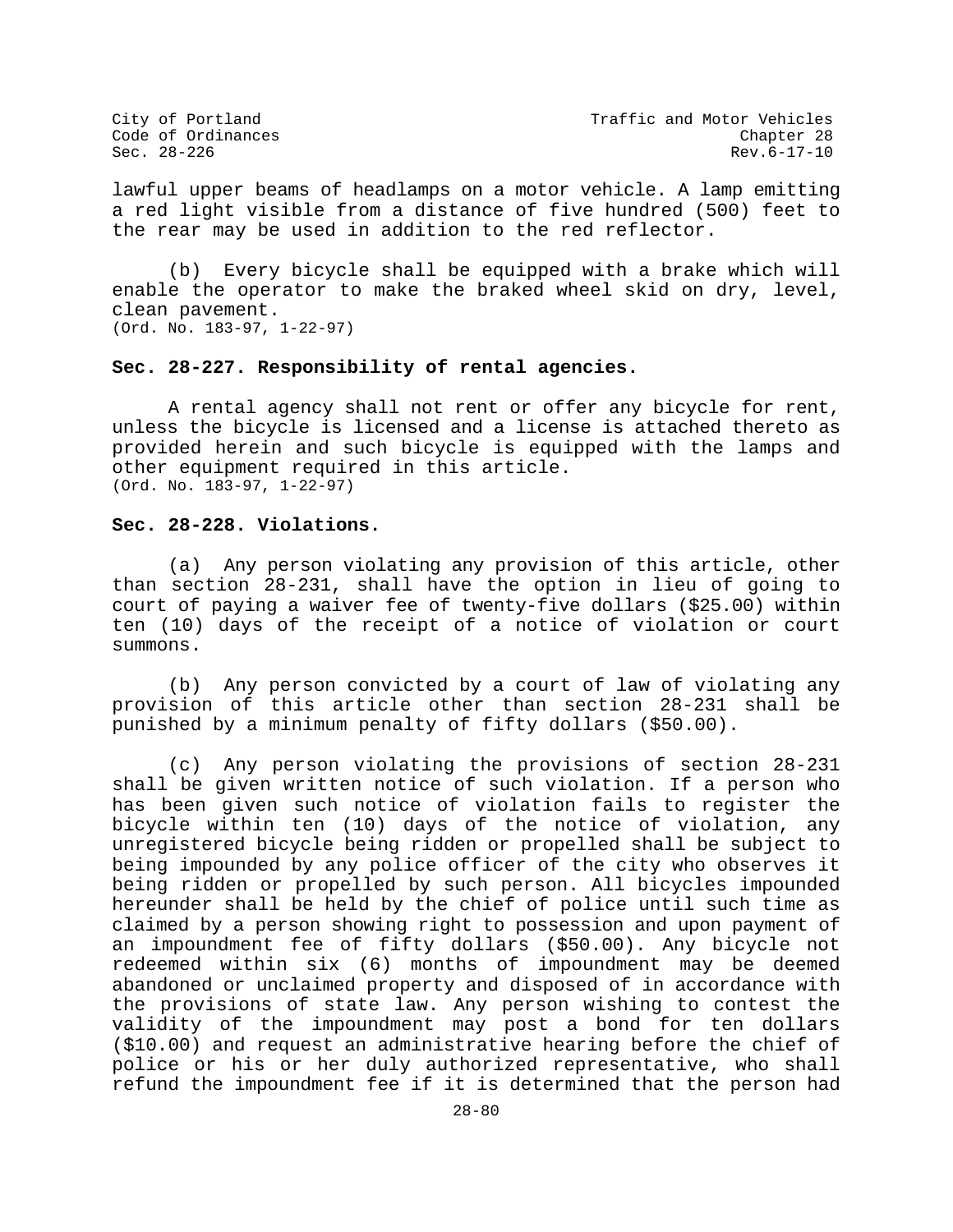lawful upper beams of headlamps on a motor vehicle. A lamp emitting a red light visible from a distance of five hundred (500) feet to the rear may be used in addition to the red reflector.

(b) Every bicycle shall be equipped with a brake which will enable the operator to make the braked wheel skid on dry, level, clean pavement.
(Ord. No. 183-97, 1-22-97)

### Sec. 28-227. Responsibility of rental agencies.

A rental agency shall not rent or offer any bicycle for rent, unless the bicycle is licensed and a license is attached thereto as provided herein and such bicycle is equipped with the lamps and other equipment required in this article.
(Ord. No. 183-97, 1-22-97)

### Sec. 28-228. Violations.

(a) Any person violating any provision of this article, other than section 28-231, shall have the option in lieu of going to court of paying a waiver fee of twenty-five dollars ($25.00) within ten (10) days of the receipt of a notice of violation or court summons.

(b) Any person convicted by a court of law of violating any provision of this article other than section 28-231 shall be punished by a minimum penalty of fifty dollars ($50.00).

(c) Any person violating the provisions of section 28-231 shall be given written notice of such violation. If a person who has been given such notice of violation fails to register the bicycle within ten (10) days of the notice of violation, any unregistered bicycle being ridden or propelled shall be subject to being impounded by any police officer of the city who observes it being ridden or propelled by such person. All bicycles impounded hereunder shall be held by the chief of police until such time as claimed by a person showing right to possession and upon payment of an impoundment fee of fifty dollars ($50.00). Any bicycle not redeemed within six (6) months of impoundment may be deemed abandoned or unclaimed property and disposed of in accordance with the provisions of state law. Any person wishing to contest the validity of the impoundment may post a bond for ten dollars ($10.00) and request an administrative hearing before the chief of police or his or her duly authorized representative, who shall refund the impoundment fee if it is determined that the person had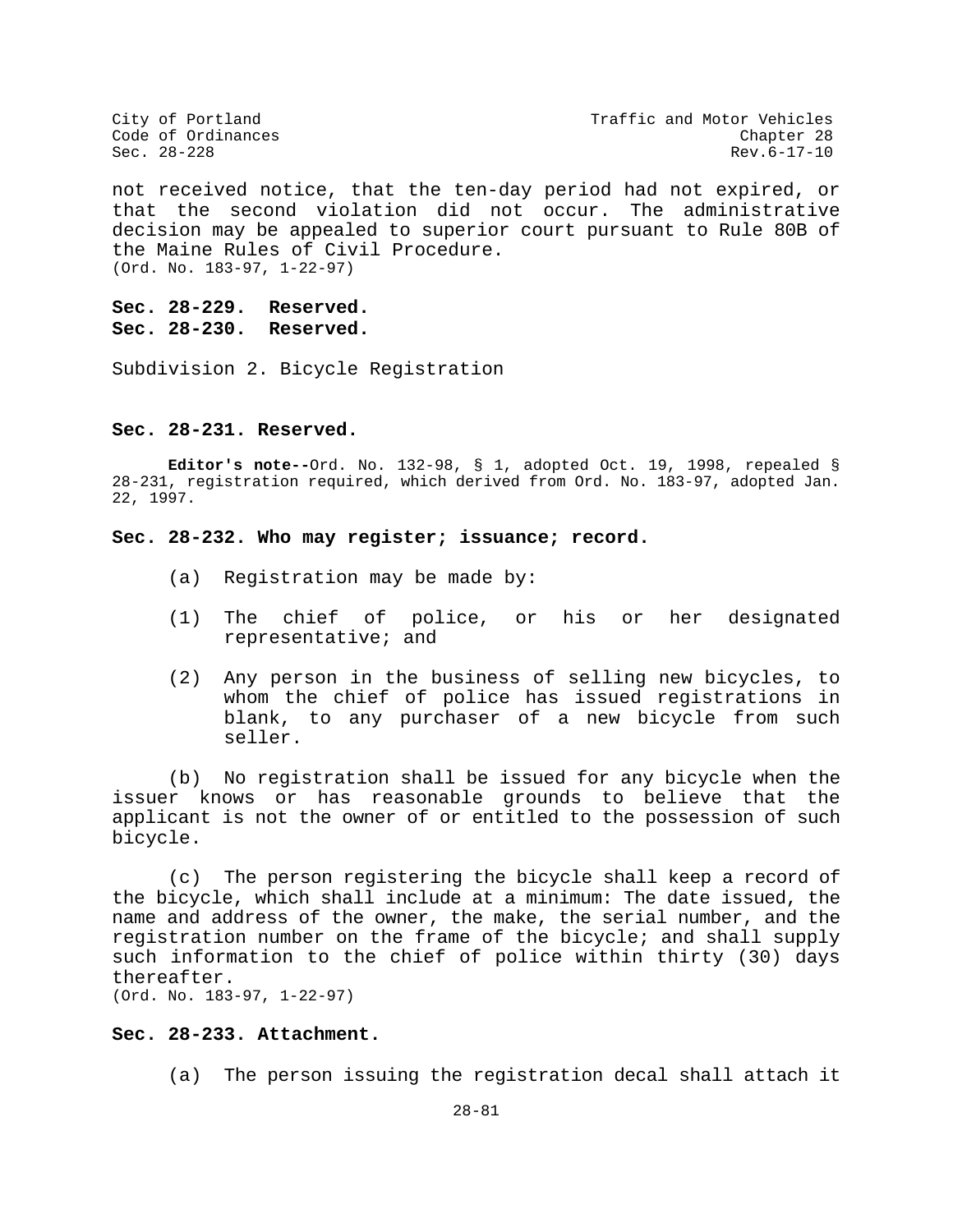not received notice, that the ten-day period had not expired, or that the second violation did not occur. The administrative decision may be appealed to superior court pursuant to Rule 80B of the Maine Rules of Civil Procedure.
(Ord. No. 183-97, 1-22-97)

**Sec. 28-229. Reserved.**
**Sec. 28-230. Reserved.**

Subdivision 2. Bicycle Registration

**Sec. 28-231. Reserved.**

**Editor's note--**Ord. No. 132-98, § 1, adopted Oct. 19, 1998, repealed § 28-231, registration required, which derived from Ord. No. 183-97, adopted Jan. 22, 1997.

**Sec. 28-232. Who may register; issuance; record.**

(a) Registration may be made by:

(1) The chief of police, or his or her designated representative; and

(2) Any person in the business of selling new bicycles, to whom the chief of police has issued registrations in blank, to any purchaser of a new bicycle from such seller.

(b) No registration shall be issued for any bicycle when the issuer knows or has reasonable grounds to believe that the applicant is not the owner of or entitled to the possession of such bicycle.

(c) The person registering the bicycle shall keep a record of the bicycle, which shall include at a minimum: The date issued, the name and address of the owner, the make, the serial number, and the registration number on the frame of the bicycle; and shall supply such information to the chief of police within thirty (30) days thereafter.
(Ord. No. 183-97, 1-22-97)

**Sec. 28-233. Attachment.**

(a) The person issuing the registration decal shall attach it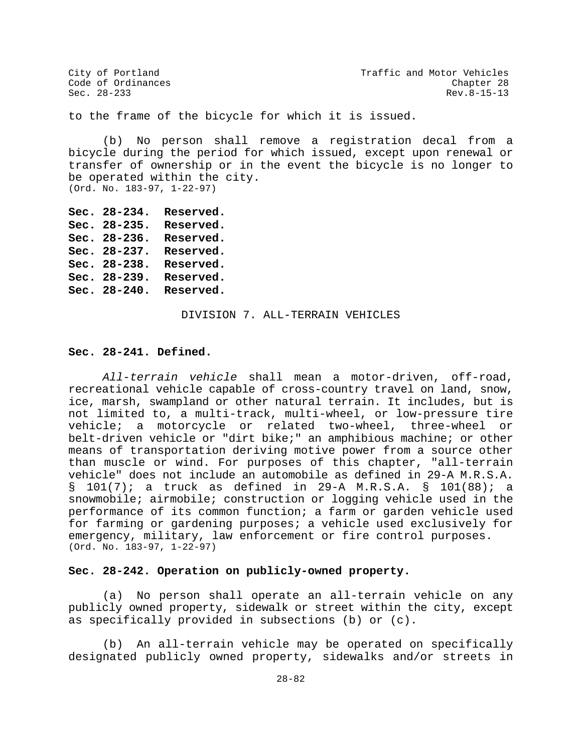to the frame of the bicycle for which it is issued.

(b) No person shall remove a registration decal from a bicycle during the period for which issued, except upon renewal or transfer of ownership or in the event the bicycle is no longer to be operated within the city.
(Ord. No. 183-97, 1-22-97)

**Sec. 28-234. Reserved.**
**Sec. 28-235. Reserved.**
**Sec. 28-236. Reserved.**
**Sec. 28-237. Reserved.**
**Sec. 28-238. Reserved.**
**Sec. 28-239. Reserved.**
**Sec. 28-240. Reserved.**

## DIVISION 7. ALL-TERRAIN VEHICLES

### Sec. 28-241. Defined.

*All-terrain vehicle* shall mean a motor-driven, off-road, recreational vehicle capable of cross-country travel on land, snow, ice, marsh, swampland or other natural terrain. It includes, but is not limited to, a multi-track, multi-wheel, or low-pressure tire vehicle; a motorcycle or related two-wheel, three-wheel or belt-driven vehicle or "dirt bike;" an amphibious machine; or other means of transportation deriving motive power from a source other than muscle or wind. For purposes of this chapter, "all-terrain vehicle" does not include an automobile as defined in 29-A M.R.S.A. § 101(7); a truck as defined in 29-A M.R.S.A. § 101(88); a snowmobile; airmobile; construction or logging vehicle used in the performance of its common function; a farm or garden vehicle used for farming or gardening purposes; a vehicle used exclusively for emergency, military, law enforcement or fire control purposes.
(Ord. No. 183-97, 1-22-97)

### Sec. 28-242. Operation on publicly-owned property.

(a) No person shall operate an all-terrain vehicle on any publicly owned property, sidewalk or street within the city, except as specifically provided in subsections (b) or (c).

(b) An all-terrain vehicle may be operated on specifically designated publicly owned property, sidewalks and/or streets in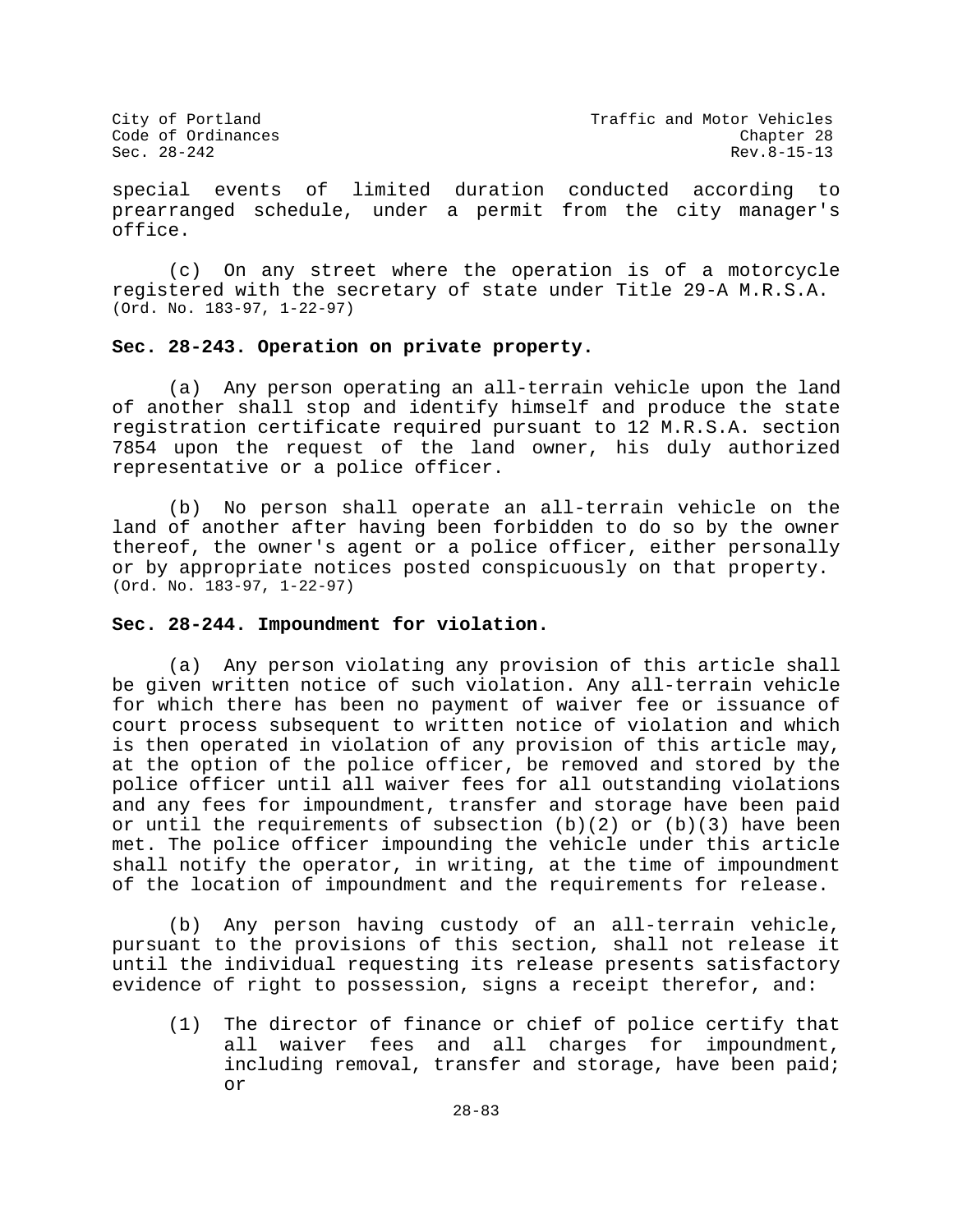special events of limited duration conducted according to prearranged schedule, under a permit from the city manager's office.

(c) On any street where the operation is of a motorcycle registered with the secretary of state under Title 29-A M.R.S.A. (Ord. No. 183-97, 1-22-97)

**Sec. 28-243. Operation on private property.**

(a) Any person operating an all-terrain vehicle upon the land of another shall stop and identify himself and produce the state registration certificate required pursuant to 12 M.R.S.A. section 7854 upon the request of the land owner, his duly authorized representative or a police officer.

(b) No person shall operate an all-terrain vehicle on the land of another after having been forbidden to do so by the owner thereof, the owner's agent or a police officer, either personally or by appropriate notices posted conspicuously on that property. (Ord. No. 183-97, 1-22-97)

**Sec. 28-244. Impoundment for violation.**

(a) Any person violating any provision of this article shall be given written notice of such violation. Any all-terrain vehicle for which there has been no payment of waiver fee or issuance of court process subsequent to written notice of violation and which is then operated in violation of any provision of this article may, at the option of the police officer, be removed and stored by the police officer until all waiver fees for all outstanding violations and any fees for impoundment, transfer and storage have been paid or until the requirements of subsection (b)(2) or (b)(3) have been met. The police officer impounding the vehicle under this article shall notify the operator, in writing, at the time of impoundment of the location of impoundment and the requirements for release.

(b) Any person having custody of an all-terrain vehicle, pursuant to the provisions of this section, shall not release it until the individual requesting its release presents satisfactory evidence of right to possession, signs a receipt therefor, and:

(1) The director of finance or chief of police certify that all waiver fees and all charges for impoundment, including removal, transfer and storage, have been paid; or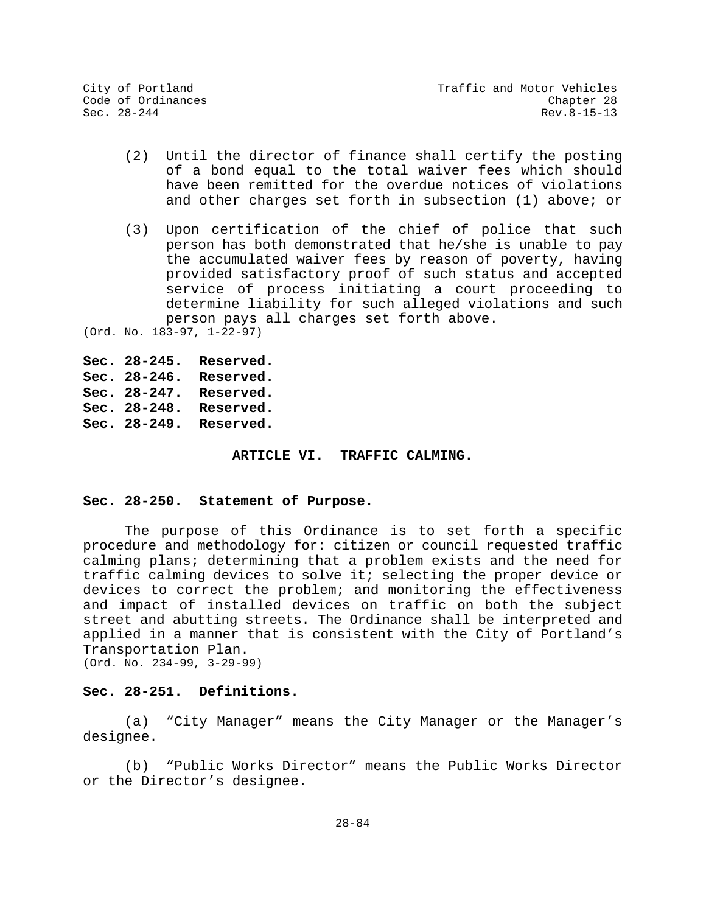(2) Until the director of finance shall certify the posting of a bond equal to the total waiver fees which should have been remitted for the overdue notices of violations and other charges set forth in subsection (1) above; or

(3) Upon certification of the chief of police that such person has both demonstrated that he/she is unable to pay the accumulated waiver fees by reason of poverty, having provided satisfactory proof of such status and accepted service of process initiating a court proceeding to determine liability for such alleged violations and such person pays all charges set forth above.

(Ord. No. 183-97, 1-22-97)

**Sec. 28-245. Reserved.**
**Sec. 28-246. Reserved.**
**Sec. 28-247. Reserved.**
**Sec. 28-248. Reserved.**
**Sec. 28-249. Reserved.**

## ARTICLE VI. TRAFFIC CALMING.

### Sec. 28-250. Statement of Purpose.

The purpose of this Ordinance is to set forth a specific procedure and methodology for: citizen or council requested traffic calming plans; determining that a problem exists and the need for traffic calming devices to solve it; selecting the proper device or devices to correct the problem; and monitoring the effectiveness and impact of installed devices on traffic on both the subject street and abutting streets. The Ordinance shall be interpreted and applied in a manner that is consistent with the City of Portland's Transportation Plan.

(Ord. No. 234-99, 3-29-99)

### Sec. 28-251. Definitions.

(a) "City Manager" means the City Manager or the Manager's designee.

(b) "Public Works Director" means the Public Works Director or the Director's designee.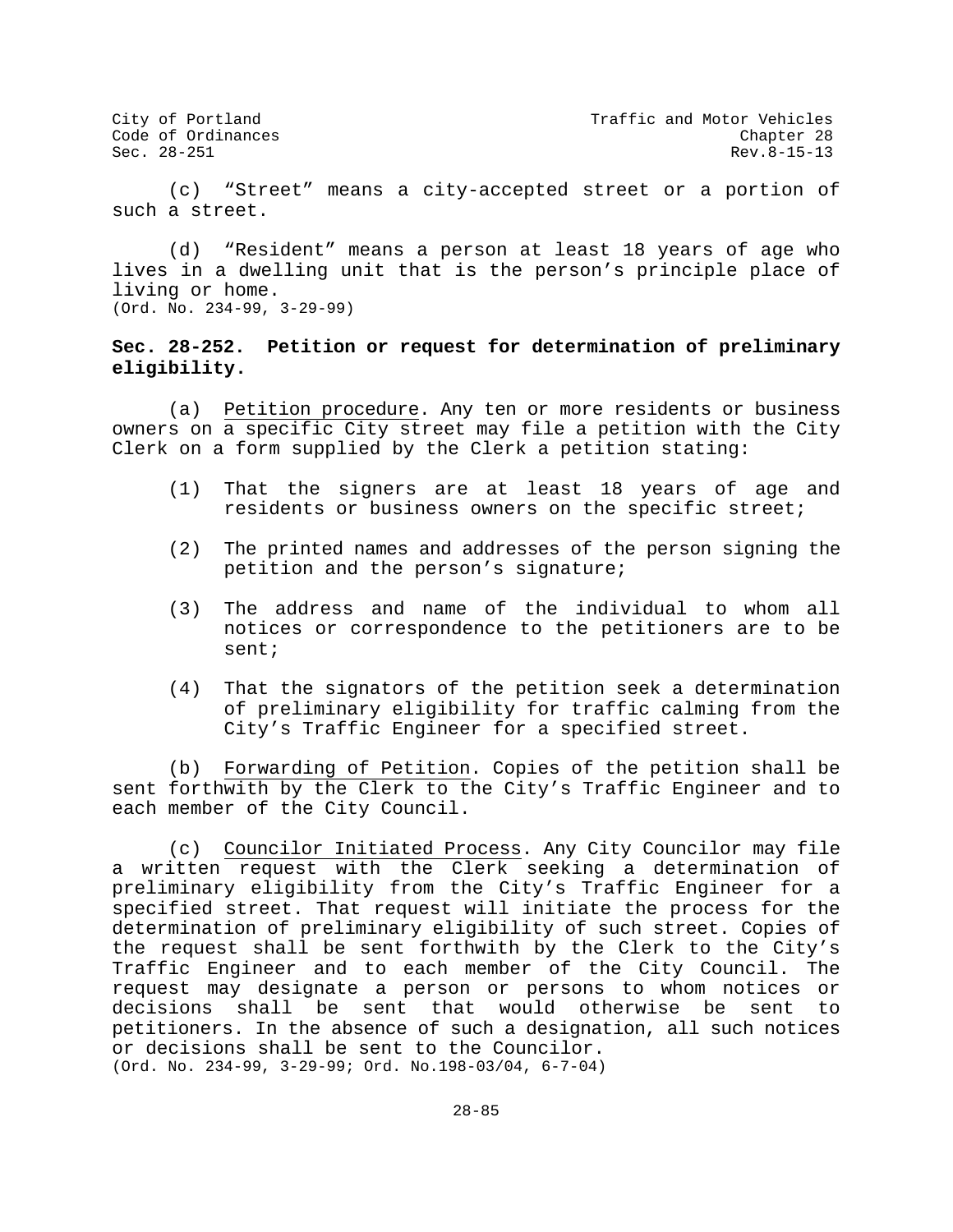(c) "Street" means a city-accepted street or a portion of such a street.

(d) "Resident" means a person at least 18 years of age who lives in a dwelling unit that is the person's principle place of living or home.
(Ord. No. 234-99, 3-29-99)

**Sec. 28-252. Petition or request for determination of preliminary eligibility.**

(a) Petition procedure. Any ten or more residents or business owners on a specific City street may file a petition with the City Clerk on a form supplied by the Clerk a petition stating:

(1) That the signers are at least 18 years of age and residents or business owners on the specific street;

(2) The printed names and addresses of the person signing the petition and the person's signature;

(3) The address and name of the individual to whom all notices or correspondence to the petitioners are to be sent;

(4) That the signators of the petition seek a determination of preliminary eligibility for traffic calming from the City's Traffic Engineer for a specified street.

(b) Forwarding of Petition. Copies of the petition shall be sent forthwith by the Clerk to the City's Traffic Engineer and to each member of the City Council.

(c) Councilor Initiated Process. Any City Councilor may file a written request with the Clerk seeking a determination of preliminary eligibility from the City's Traffic Engineer for a specified street. That request will initiate the process for the determination of preliminary eligibility of such street. Copies of the request shall be sent forthwith by the Clerk to the City's Traffic Engineer and to each member of the City Council. The request may designate a person or persons to whom notices or decisions shall be sent that would otherwise be sent to petitioners. In the absence of such a designation, all such notices or decisions shall be sent to the Councilor.
(Ord. No. 234-99, 3-29-99; Ord. No.198-03/04, 6-7-04)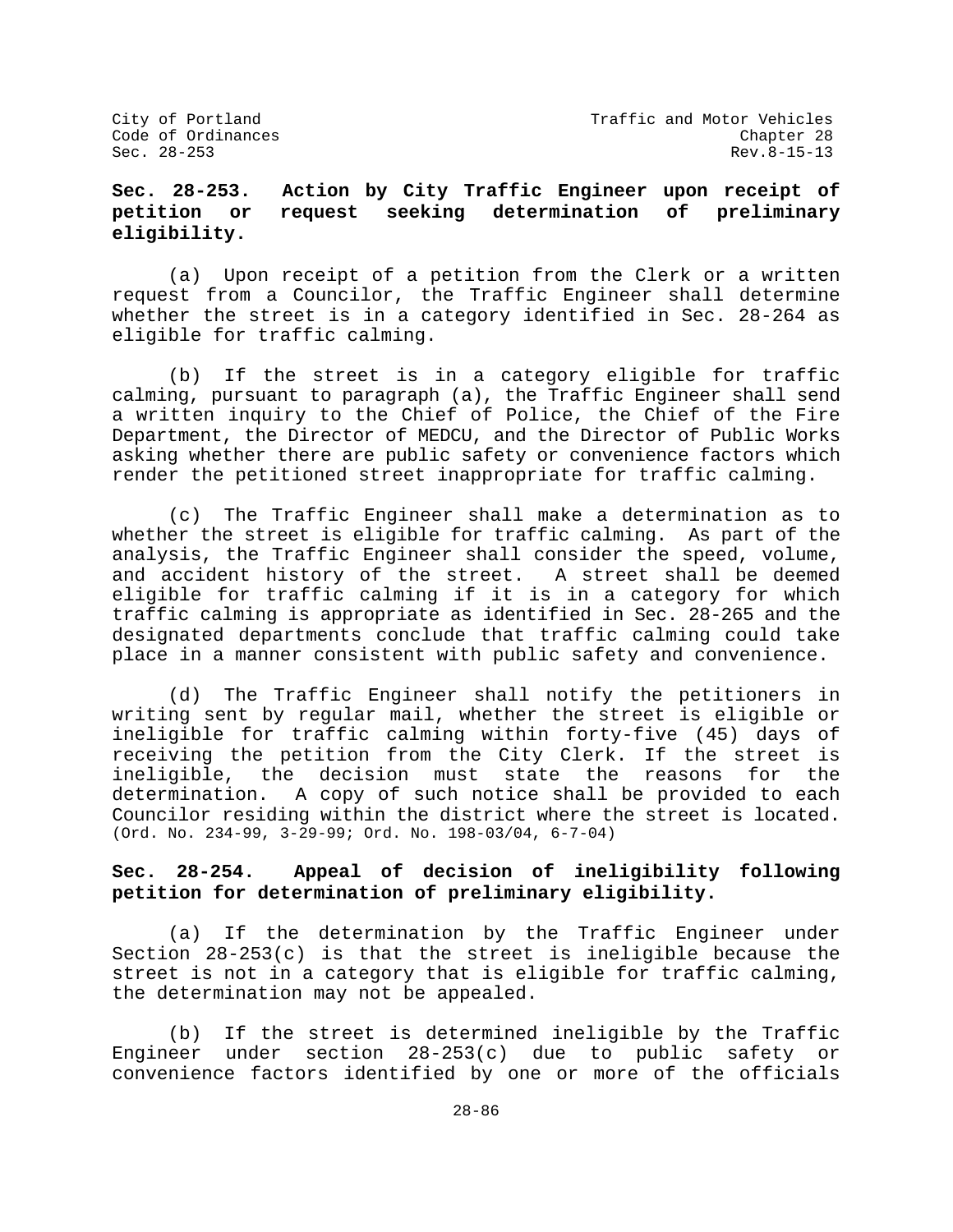## Sec. 28-253. Action by City Traffic Engineer upon receipt of petition or request seeking determination of preliminary eligibility.

(a) Upon receipt of a petition from the Clerk or a written request from a Councilor, the Traffic Engineer shall determine whether the street is in a category identified in Sec. 28-264 as eligible for traffic calming.

(b) If the street is in a category eligible for traffic calming, pursuant to paragraph (a), the Traffic Engineer shall send a written inquiry to the Chief of Police, the Chief of the Fire Department, the Director of MEDCU, and the Director of Public Works asking whether there are public safety or convenience factors which render the petitioned street inappropriate for traffic calming.

(c) The Traffic Engineer shall make a determination as to whether the street is eligible for traffic calming. As part of the analysis, the Traffic Engineer shall consider the speed, volume, and accident history of the street. A street shall be deemed eligible for traffic calming if it is in a category for which traffic calming is appropriate as identified in Sec. 28-265 and the designated departments conclude that traffic calming could take place in a manner consistent with public safety and convenience.

(d) The Traffic Engineer shall notify the petitioners in writing sent by regular mail, whether the street is eligible or ineligible for traffic calming within forty-five (45) days of receiving the petition from the City Clerk. If the street is ineligible, the decision must state the reasons for the determination. A copy of such notice shall be provided to each Councilor residing within the district where the street is located. (Ord. No. 234-99, 3-29-99; Ord. No. 198-03/04, 6-7-04)

## Sec. 28-254. Appeal of decision of ineligibility following petition for determination of preliminary eligibility.

(a) If the determination by the Traffic Engineer under Section 28-253(c) is that the street is ineligible because the street is not in a category that is eligible for traffic calming, the determination may not be appealed.

(b) If the street is determined ineligible by the Traffic Engineer under section 28-253(c) due to public safety or convenience factors identified by one or more of the officials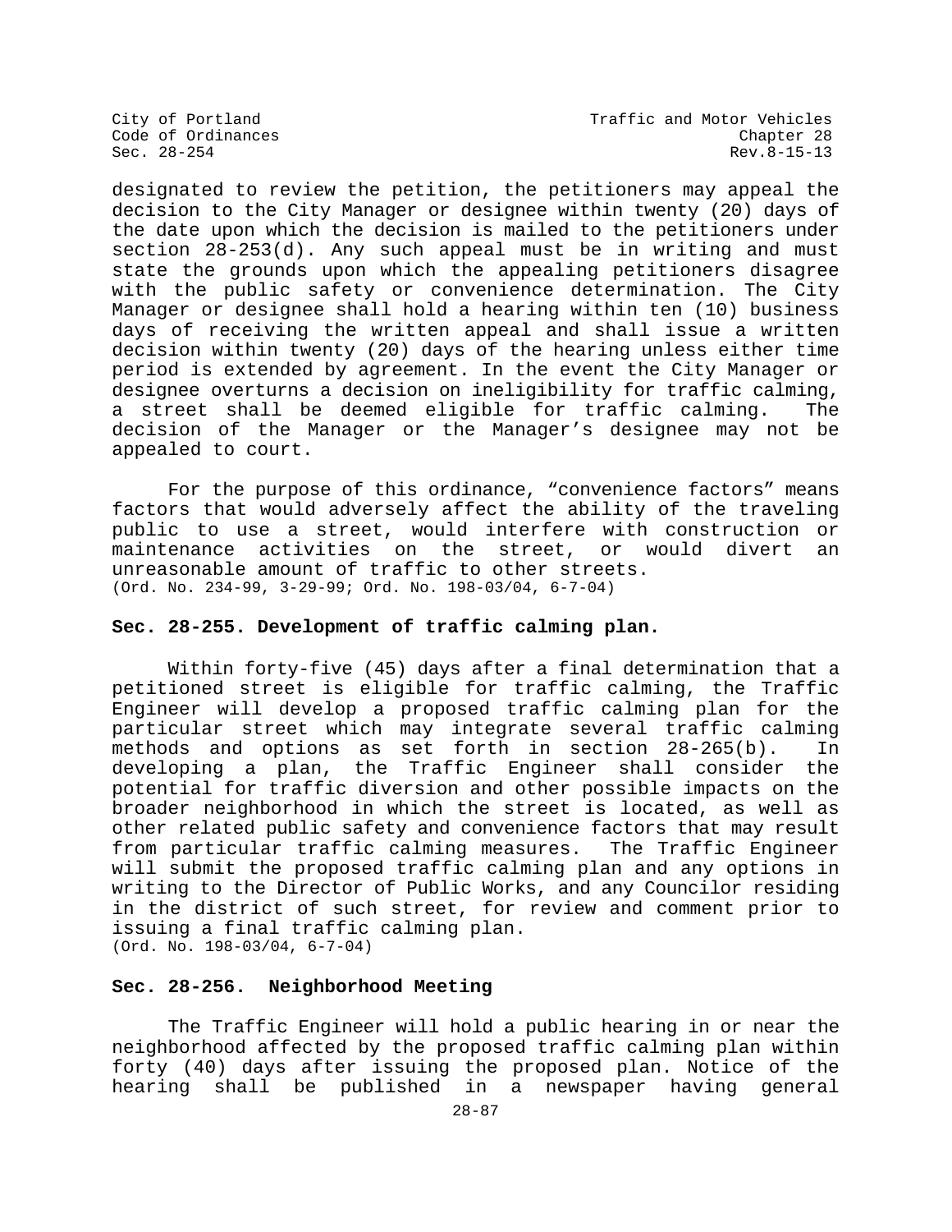designated to review the petition, the petitioners may appeal the decision to the City Manager or designee within twenty (20) days of the date upon which the decision is mailed to the petitioners under section 28-253(d). Any such appeal must be in writing and must state the grounds upon which the appealing petitioners disagree with the public safety or convenience determination. The City Manager or designee shall hold a hearing within ten (10) business days of receiving the written appeal and shall issue a written decision within twenty (20) days of the hearing unless either time period is extended by agreement. In the event the City Manager or designee overturns a decision on ineligibility for traffic calming, a street shall be deemed eligible for traffic calming. The decision of the Manager or the Manager's designee may not be appealed to court.

For the purpose of this ordinance, "convenience factors" means factors that would adversely affect the ability of the traveling public to use a street, would interfere with construction or maintenance activities on the street, or would divert an unreasonable amount of traffic to other streets.
(Ord. No. 234-99, 3-29-99; Ord. No. 198-03/04, 6-7-04)

**Sec. 28-255. Development of traffic calming plan.**

Within forty-five (45) days after a final determination that a petitioned street is eligible for traffic calming, the Traffic Engineer will develop a proposed traffic calming plan for the particular street which may integrate several traffic calming methods and options as set forth in section 28-265(b). In developing a plan, the Traffic Engineer shall consider the potential for traffic diversion and other possible impacts on the broader neighborhood in which the street is located, as well as other related public safety and convenience factors that may result from particular traffic calming measures. The Traffic Engineer will submit the proposed traffic calming plan and any options in writing to the Director of Public Works, and any Councilor residing in the district of such street, for review and comment prior to issuing a final traffic calming plan.
(Ord. No. 198-03/04, 6-7-04)

**Sec. 28-256. Neighborhood Meeting**

The Traffic Engineer will hold a public hearing in or near the neighborhood affected by the proposed traffic calming plan within forty (40) days after issuing the proposed plan. Notice of the hearing shall be published in a newspaper having general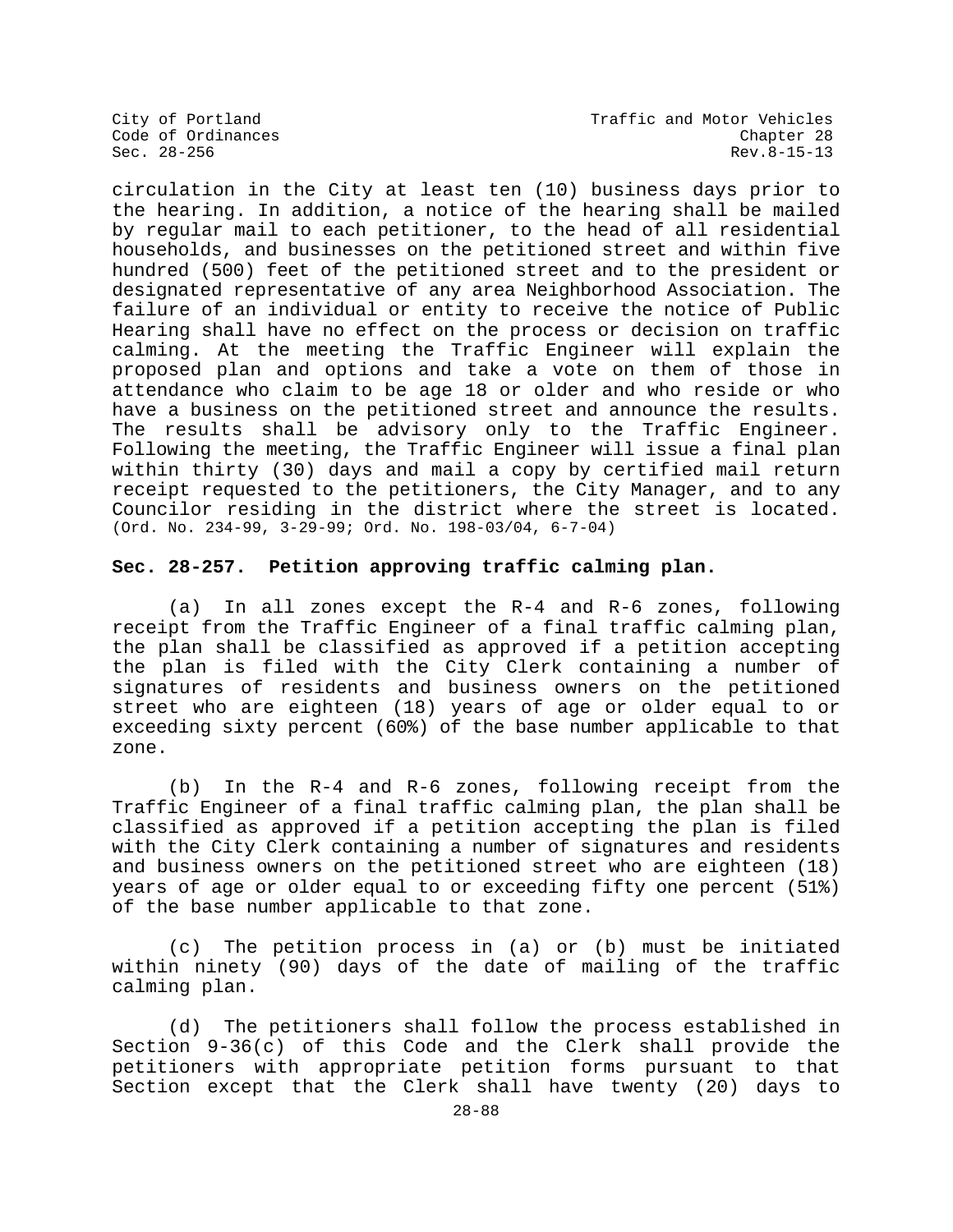circulation in the City at least ten (10) business days prior to the hearing. In addition, a notice of the hearing shall be mailed by regular mail to each petitioner, to the head of all residential households, and businesses on the petitioned street and within five hundred (500) feet of the petitioned street and to the president or designated representative of any area Neighborhood Association. The failure of an individual or entity to receive the notice of Public Hearing shall have no effect on the process or decision on traffic calming. At the meeting the Traffic Engineer will explain the proposed plan and options and take a vote on them of those in attendance who claim to be age 18 or older and who reside or who have a business on the petitioned street and announce the results. The results shall be advisory only to the Traffic Engineer. Following the meeting, the Traffic Engineer will issue a final plan within thirty (30) days and mail a copy by certified mail return receipt requested to the petitioners, the City Manager, and to any Councilor residing in the district where the street is located. (Ord. No. 234-99, 3-29-99; Ord. No. 198-03/04, 6-7-04)

**Sec. 28-257. Petition approving traffic calming plan.**

(a) In all zones except the R-4 and R-6 zones, following receipt from the Traffic Engineer of a final traffic calming plan, the plan shall be classified as approved if a petition accepting the plan is filed with the City Clerk containing a number of signatures of residents and business owners on the petitioned street who are eighteen (18) years of age or older equal to or exceeding sixty percent (60%) of the base number applicable to that zone.

(b) In the R-4 and R-6 zones, following receipt from the Traffic Engineer of a final traffic calming plan, the plan shall be classified as approved if a petition accepting the plan is filed with the City Clerk containing a number of signatures and residents and business owners on the petitioned street who are eighteen (18) years of age or older equal to or exceeding fifty one percent (51%) of the base number applicable to that zone.

(c) The petition process in (a) or (b) must be initiated within ninety (90) days of the date of mailing of the traffic calming plan.

(d) The petitioners shall follow the process established in Section 9-36(c) of this Code and the Clerk shall provide the petitioners with appropriate petition forms pursuant to that Section except that the Clerk shall have twenty (20) days to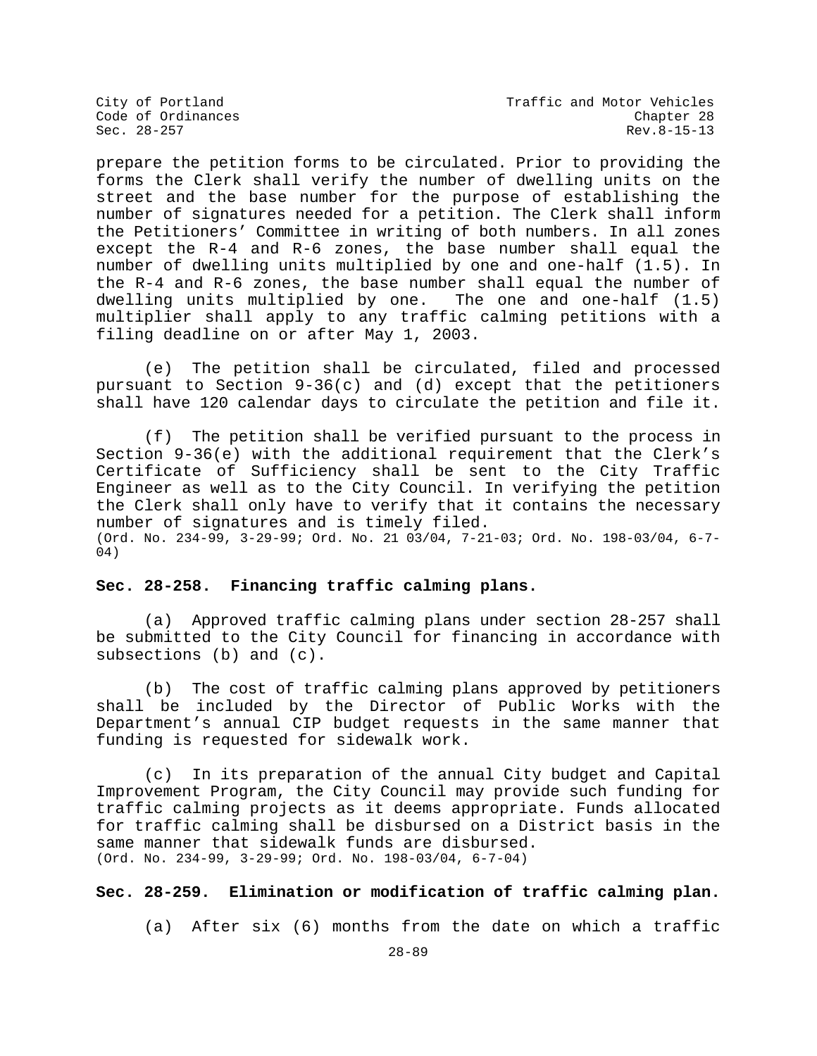prepare the petition forms to be circulated. Prior to providing the forms the Clerk shall verify the number of dwelling units on the street and the base number for the purpose of establishing the number of signatures needed for a petition. The Clerk shall inform the Petitioners' Committee in writing of both numbers. In all zones except the R-4 and R-6 zones, the base number shall equal the number of dwelling units multiplied by one and one-half (1.5). In the R-4 and R-6 zones, the base number shall equal the number of dwelling units multiplied by one. The one and one-half (1.5) multiplier shall apply to any traffic calming petitions with a filing deadline on or after May 1, 2003.

(e) The petition shall be circulated, filed and processed pursuant to Section 9-36(c) and (d) except that the petitioners shall have 120 calendar days to circulate the petition and file it.

(f) The petition shall be verified pursuant to the process in Section 9-36(e) with the additional requirement that the Clerk's Certificate of Sufficiency shall be sent to the City Traffic Engineer as well as to the City Council. In verifying the petition the Clerk shall only have to verify that it contains the necessary number of signatures and is timely filed.
(Ord. No. 234-99, 3-29-99; Ord. No. 21 03/04, 7-21-03; Ord. No. 198-03/04, 6-7-04)

**Sec. 28-258. Financing traffic calming plans.**

(a) Approved traffic calming plans under section 28-257 shall be submitted to the City Council for financing in accordance with subsections (b) and (c).

(b) The cost of traffic calming plans approved by petitioners shall be included by the Director of Public Works with the Department's annual CIP budget requests in the same manner that funding is requested for sidewalk work.

(c) In its preparation of the annual City budget and Capital Improvement Program, the City Council may provide such funding for traffic calming projects as it deems appropriate. Funds allocated for traffic calming shall be disbursed on a District basis in the same manner that sidewalk funds are disbursed.
(Ord. No. 234-99, 3-29-99; Ord. No. 198-03/04, 6-7-04)

**Sec. 28-259. Elimination or modification of traffic calming plan.**

(a) After six (6) months from the date on which a traffic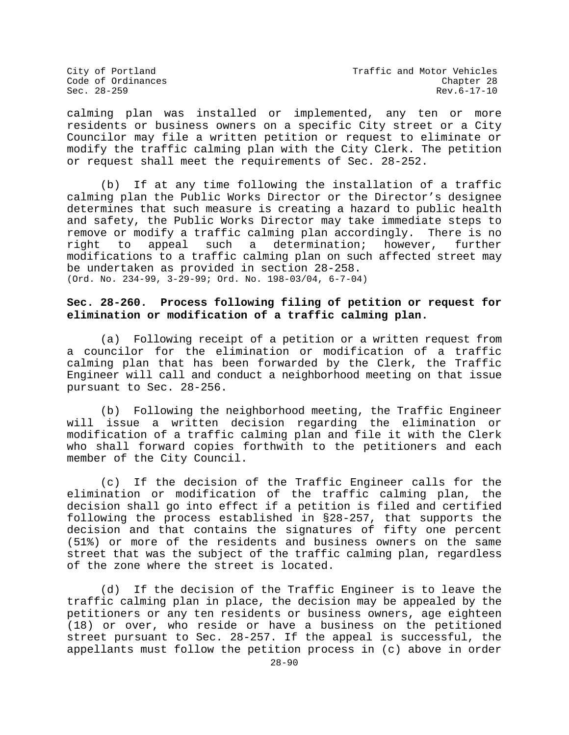calming plan was installed or implemented, any ten or more residents or business owners on a specific City street or a City Councilor may file a written petition or request to eliminate or modify the traffic calming plan with the City Clerk. The petition or request shall meet the requirements of Sec. 28-252.

(b) If at any time following the installation of a traffic calming plan the Public Works Director or the Director's designee determines that such measure is creating a hazard to public health and safety, the Public Works Director may take immediate steps to remove or modify a traffic calming plan accordingly. There is no right to appeal such a determination; however, further modifications to a traffic calming plan on such affected street may be undertaken as provided in section 28-258.
(Ord. No. 234-99, 3-29-99; Ord. No. 198-03/04, 6-7-04)

**Sec. 28-260. Process following filing of petition or request for elimination or modification of a traffic calming plan.**

(a) Following receipt of a petition or a written request from a councilor for the elimination or modification of a traffic calming plan that has been forwarded by the Clerk, the Traffic Engineer will call and conduct a neighborhood meeting on that issue pursuant to Sec. 28-256.

(b) Following the neighborhood meeting, the Traffic Engineer will issue a written decision regarding the elimination or modification of a traffic calming plan and file it with the Clerk who shall forward copies forthwith to the petitioners and each member of the City Council.

(c) If the decision of the Traffic Engineer calls for the elimination or modification of the traffic calming plan, the decision shall go into effect if a petition is filed and certified following the process established in §28-257, that supports the decision and that contains the signatures of fifty one percent (51%) or more of the residents and business owners on the same street that was the subject of the traffic calming plan, regardless of the zone where the street is located.

(d) If the decision of the Traffic Engineer is to leave the traffic calming plan in place, the decision may be appealed by the petitioners or any ten residents or business owners, age eighteen (18) or over, who reside or have a business on the petitioned street pursuant to Sec. 28-257. If the appeal is successful, the appellants must follow the petition process in (c) above in order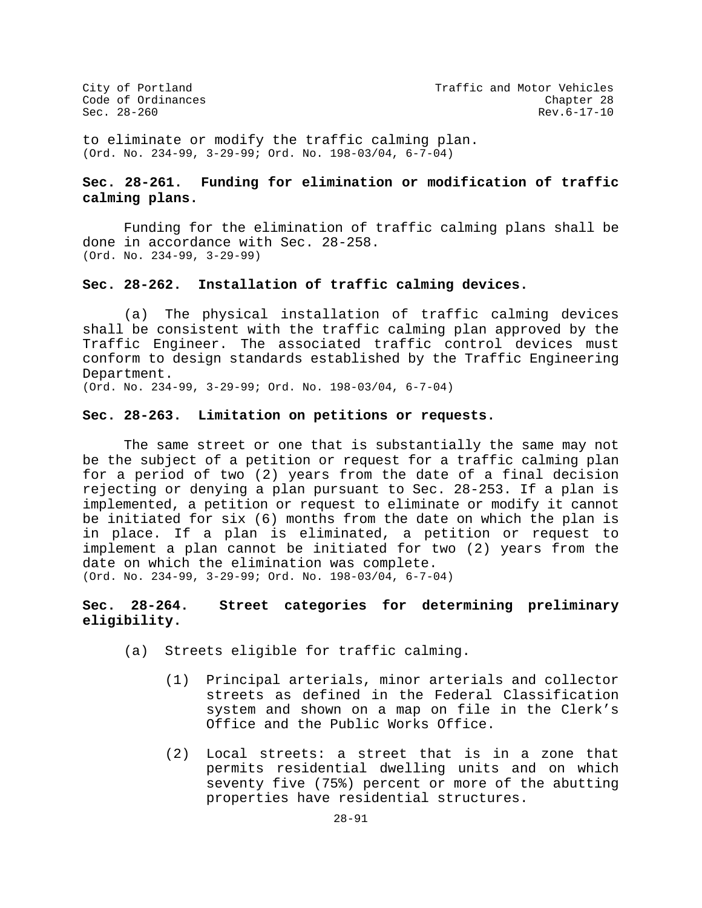to eliminate or modify the traffic calming plan.
(Ord. No. 234-99, 3-29-99; Ord. No. 198-03/04, 6-7-04)

### Sec. 28-261. Funding for elimination or modification of traffic calming plans.

Funding for the elimination of traffic calming plans shall be done in accordance with Sec. 28-258.
(Ord. No. 234-99, 3-29-99)

### Sec. 28-262. Installation of traffic calming devices.

(a) The physical installation of traffic calming devices shall be consistent with the traffic calming plan approved by the Traffic Engineer. The associated traffic control devices must conform to design standards established by the Traffic Engineering Department.
(Ord. No. 234-99, 3-29-99; Ord. No. 198-03/04, 6-7-04)

### Sec. 28-263. Limitation on petitions or requests.

The same street or one that is substantially the same may not be the subject of a petition or request for a traffic calming plan for a period of two (2) years from the date of a final decision rejecting or denying a plan pursuant to Sec. 28-253. If a plan is implemented, a petition or request to eliminate or modify it cannot be initiated for six (6) months from the date on which the plan is in place. If a plan is eliminated, a petition or request to implement a plan cannot be initiated for two (2) years from the date on which the elimination was complete.
(Ord. No. 234-99, 3-29-99; Ord. No. 198-03/04, 6-7-04)

### Sec. 28-264. Street categories for determining preliminary eligibility.

(a) Streets eligible for traffic calming.

(1) Principal arterials, minor arterials and collector streets as defined in the Federal Classification system and shown on a map on file in the Clerk's Office and the Public Works Office.

(2) Local streets: a street that is in a zone that permits residential dwelling units and on which seventy five (75%) percent or more of the abutting properties have residential structures.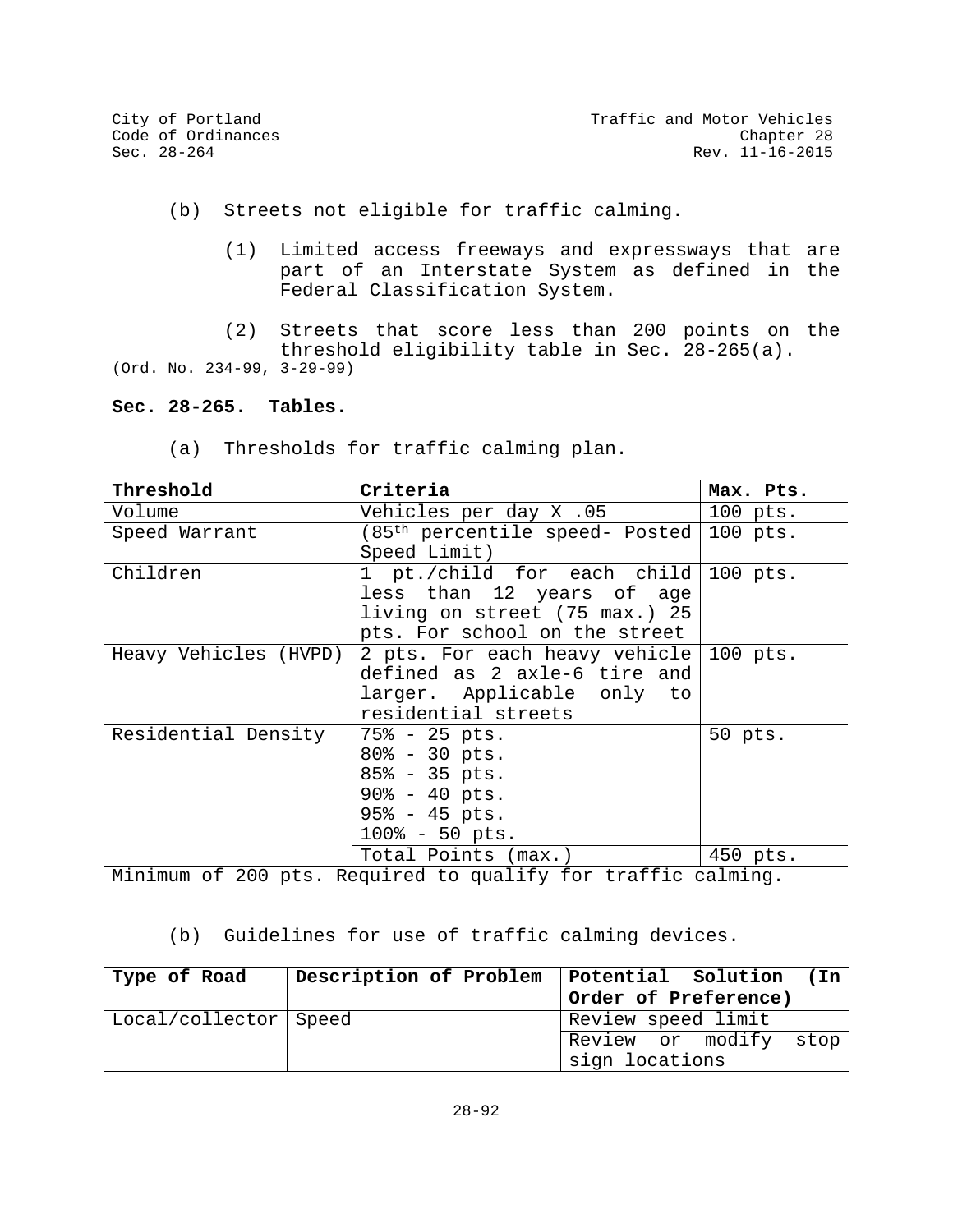(b) Streets not eligible for traffic calming.

(1) Limited access freeways and expressways that are part of an Interstate System as defined in the Federal Classification System.

(2) Streets that score less than 200 points on the threshold eligibility table in Sec. 28-265(a).

(Ord. No. 234-99, 3-29-99)

**Sec. 28-265. Tables.**

(a) Thresholds for traffic calming plan.

| **Threshold** | **Criteria** | **Max. Pts.** |
|---|---|---|
| Volume | Vehicles per day X .05 | 100 pts. |
| Speed Warrant | (85th percentile speed- Posted Speed Limit) | 100 pts. |
| Children | 1 pt./child for each child less than 12 years of age living on street (75 max.) 25 pts. For school on the street | 100 pts. |
| Heavy Vehicles (HVPD) | 2 pts. For each heavy vehicle defined as 2 axle-6 tire and larger. Applicable only to residential streets | 100 pts. |
| Residential Density | 75% - 25 pts.<br>80% - 30 pts.<br>85% - 35 pts.<br>90% - 40 pts.<br>95% - 45 pts.<br>100% - 50 pts. | 50 pts. |
| | Total Points (max.) | 450 pts. |

Minimum of 200 pts. Required to qualify for traffic calming.

(b) Guidelines for use of traffic calming devices.

| **Type of Road** | **Description of Problem** | **Potential Solution (In Order of Preference)** |
|---|---|---|
| Local/collector | Speed | Review speed limit |
| | | Review or modify stop sign locations |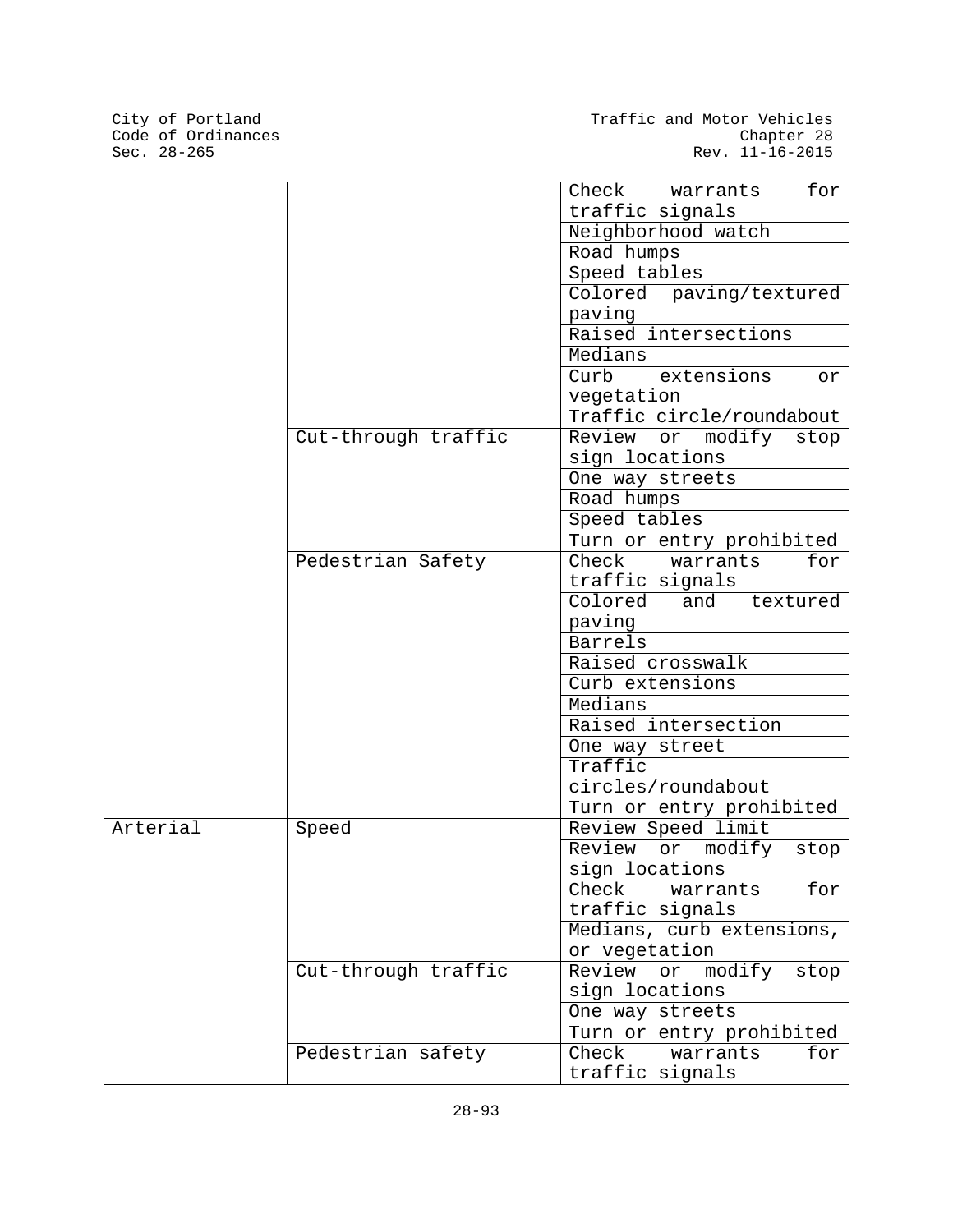| | | |
|---|---|---|
| | | Check warrants for traffic signals |
| | | Neighborhood watch |
| | | Road humps |
| | | Speed tables |
| | | Colored paving/textured paving |
| | | Raised intersections |
| | | Medians |
| | | Curb extensions or vegetation |
| | | Traffic circle/roundabout |
| | Cut-through traffic | Review or modify stop sign locations |
| | | One way streets |
| | | Road humps |
| | | Speed tables |
| | | Turn or entry prohibited |
| | Pedestrian Safety | Check warrants for traffic signals |
| | | Colored and textured paving |
| | | Barrels |
| | | Raised crosswalk |
| | | Curb extensions |
| | | Medians |
| | | Raised intersection |
| | | One way street |
| | | Traffic circles/roundabout |
| | | Turn or entry prohibited |
| Arterial | Speed | Review Speed limit |
| | | Review or modify stop sign locations |
| | | Check warrants for traffic signals |
| | | Medians, curb extensions, or vegetation |
| | Cut-through traffic | Review or modify stop sign locations |
| | | One way streets |
| | | Turn or entry prohibited |
| | Pedestrian safety | Check warrants for traffic signals |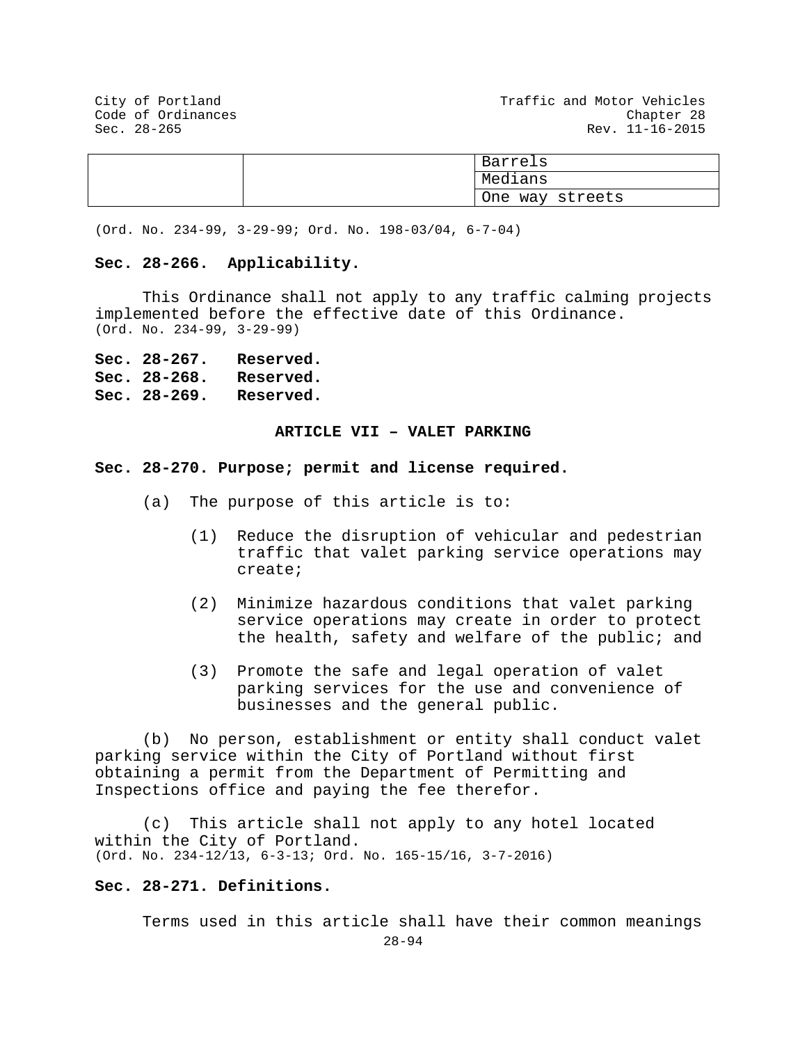| | | |
|---|---|---|
| | | Barrels |
| | | Medians |
| | | One way streets |

(Ord. No. 234-99, 3-29-99; Ord. No. 198-03/04, 6-7-04)

**Sec. 28-266. Applicability.**

This Ordinance shall not apply to any traffic calming projects implemented before the effective date of this Ordinance.
(Ord. No. 234-99, 3-29-99)

**Sec. 28-267. Reserved.**
**Sec. 28-268. Reserved.**
**Sec. 28-269. Reserved.**

## ARTICLE VII – VALET PARKING

**Sec. 28-270. Purpose; permit and license required.**

(a) The purpose of this article is to:

(1) Reduce the disruption of vehicular and pedestrian traffic that valet parking service operations may create;

(2) Minimize hazardous conditions that valet parking service operations may create in order to protect the health, safety and welfare of the public; and

(3) Promote the safe and legal operation of valet parking services for the use and convenience of businesses and the general public.

(b) No person, establishment or entity shall conduct valet parking service within the City of Portland without first obtaining a permit from the Department of Permitting and Inspections office and paying the fee therefor.

(c) This article shall not apply to any hotel located within the City of Portland.
(Ord. No. 234-12/13, 6-3-13; Ord. No. 165-15/16, 3-7-2016)

**Sec. 28-271. Definitions.**

Terms used in this article shall have their common meanings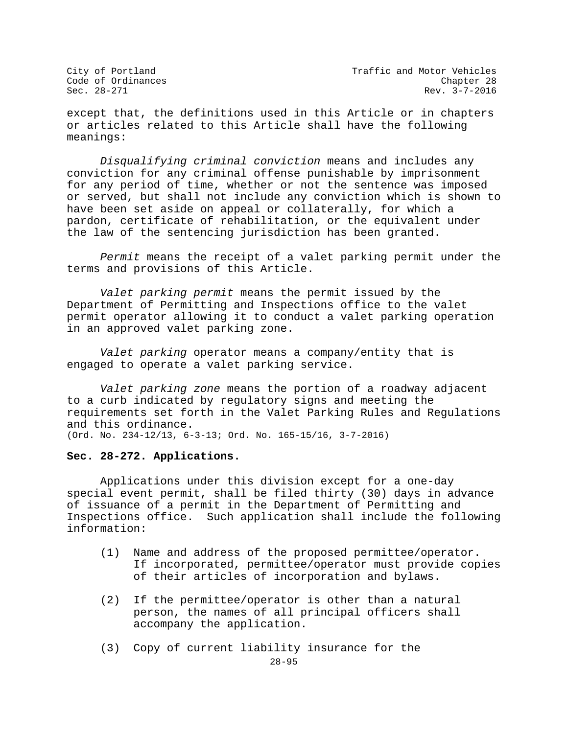except that, the definitions used in this Article or in chapters or articles related to this Article shall have the following meanings:

*Disqualifying criminal conviction* means and includes any conviction for any criminal offense punishable by imprisonment for any period of time, whether or not the sentence was imposed or served, but shall not include any conviction which is shown to have been set aside on appeal or collaterally, for which a pardon, certificate of rehabilitation, or the equivalent under the law of the sentencing jurisdiction has been granted.

*Permit* means the receipt of a valet parking permit under the terms and provisions of this Article.

*Valet parking permit* means the permit issued by the Department of Permitting and Inspections office to the valet permit operator allowing it to conduct a valet parking operation in an approved valet parking zone.

*Valet parking* operator means a company/entity that is engaged to operate a valet parking service.

*Valet parking zone* means the portion of a roadway adjacent to a curb indicated by regulatory signs and meeting the requirements set forth in the Valet Parking Rules and Regulations and this ordinance.
(Ord. No. 234-12/13, 6-3-13; Ord. No. 165-15/16, 3-7-2016)

**Sec. 28-272. Applications.**

Applications under this division except for a one-day special event permit, shall be filed thirty (30) days in advance of issuance of a permit in the Department of Permitting and Inspections office. Such application shall include the following information:

(1) Name and address of the proposed permittee/operator. If incorporated, permittee/operator must provide copies of their articles of incorporation and bylaws.

(2) If the permittee/operator is other than a natural person, the names of all principal officers shall accompany the application.

(3) Copy of current liability insurance for the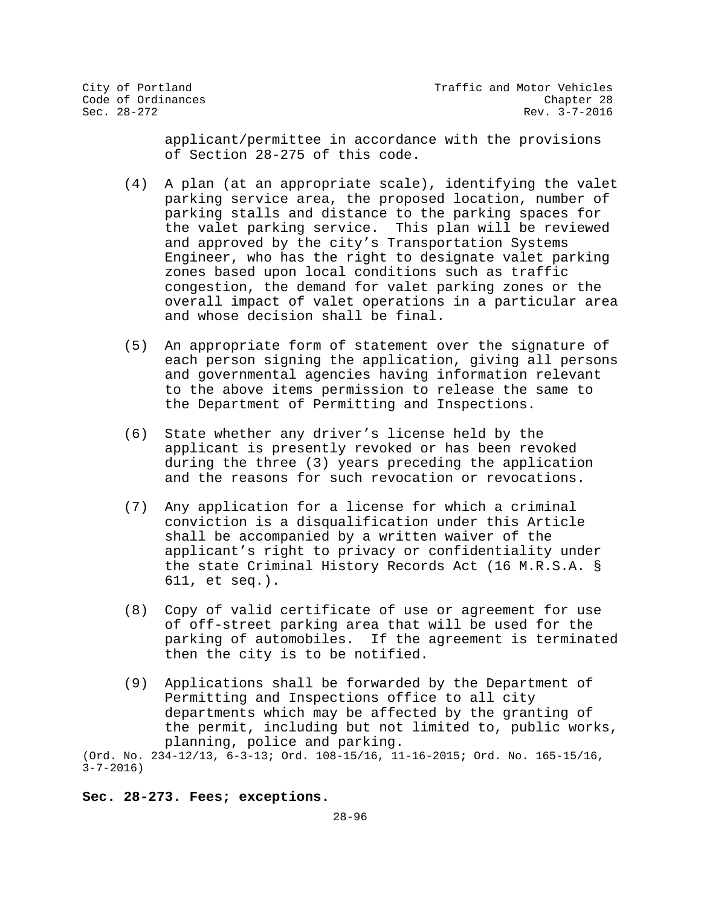applicant/permittee in accordance with the provisions of Section 28-275 of this code.

(4) A plan (at an appropriate scale), identifying the valet parking service area, the proposed location, number of parking stalls and distance to the parking spaces for the valet parking service. This plan will be reviewed and approved by the city's Transportation Systems Engineer, who has the right to designate valet parking zones based upon local conditions such as traffic congestion, the demand for valet parking zones or the overall impact of valet operations in a particular area and whose decision shall be final.

(5) An appropriate form of statement over the signature of each person signing the application, giving all persons and governmental agencies having information relevant to the above items permission to release the same to the Department of Permitting and Inspections.

(6) State whether any driver's license held by the applicant is presently revoked or has been revoked during the three (3) years preceding the application and the reasons for such revocation or revocations.

(7) Any application for a license for which a criminal conviction is a disqualification under this Article shall be accompanied by a written waiver of the applicant's right to privacy or confidentiality under the state Criminal History Records Act (16 M.R.S.A. § 611, et seq.).

(8) Copy of valid certificate of use or agreement for use of off-street parking area that will be used for the parking of automobiles. If the agreement is terminated then the city is to be notified.

(9) Applications shall be forwarded by the Department of Permitting and Inspections office to all city departments which may be affected by the granting of the permit, including but not limited to, public works, planning, police and parking.

(Ord. No. 234-12/13, 6-3-13; Ord. 108-15/16, 11-16-2015; Ord. No. 165-15/16, 3-7-2016)

**Sec. 28-273. Fees; exceptions.**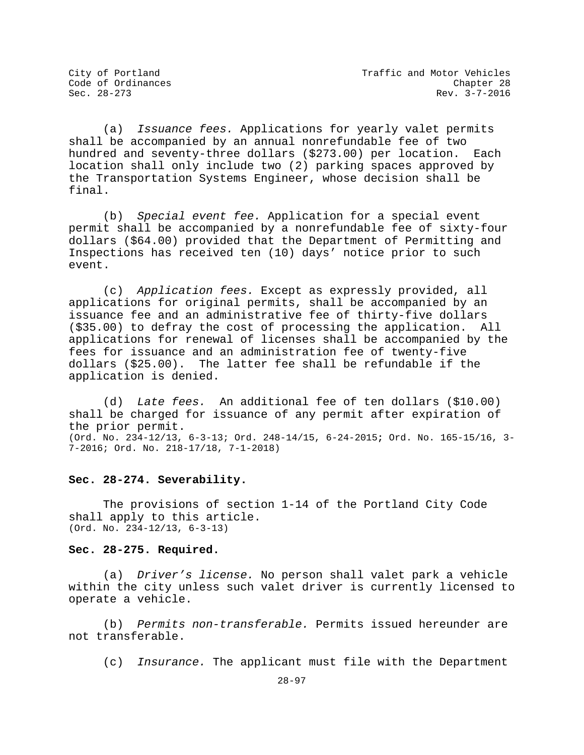(a) *Issuance fees.* Applications for yearly valet permits shall be accompanied by an annual nonrefundable fee of two hundred and seventy-three dollars ($273.00) per location. Each location shall only include two (2) parking spaces approved by the Transportation Systems Engineer, whose decision shall be final.

(b) *Special event fee.* Application for a special event permit shall be accompanied by a nonrefundable fee of sixty-four dollars ($64.00) provided that the Department of Permitting and Inspections has received ten (10) days' notice prior to such event.

(c) *Application fees.* Except as expressly provided, all applications for original permits, shall be accompanied by an issuance fee and an administrative fee of thirty-five dollars ($35.00) to defray the cost of processing the application. All applications for renewal of licenses shall be accompanied by the fees for issuance and an administration fee of twenty-five dollars ($25.00). The latter fee shall be refundable if the application is denied.

(d) *Late fees.* An additional fee of ten dollars ($10.00) shall be charged for issuance of any permit after expiration of the prior permit.
(Ord. No. 234-12/13, 6-3-13; Ord. 248-14/15, 6-24-2015; Ord. No. 165-15/16, 3-7-2016; Ord. No. 218-17/18, 7-1-2018)

**Sec. 28-274. Severability.**

The provisions of section 1-14 of the Portland City Code shall apply to this article.
(Ord. No. 234-12/13, 6-3-13)

**Sec. 28-275. Required.**

(a) *Driver's license.* No person shall valet park a vehicle within the city unless such valet driver is currently licensed to operate a vehicle.

(b) *Permits non-transferable.* Permits issued hereunder are not transferable.

(c) *Insurance.* The applicant must file with the Department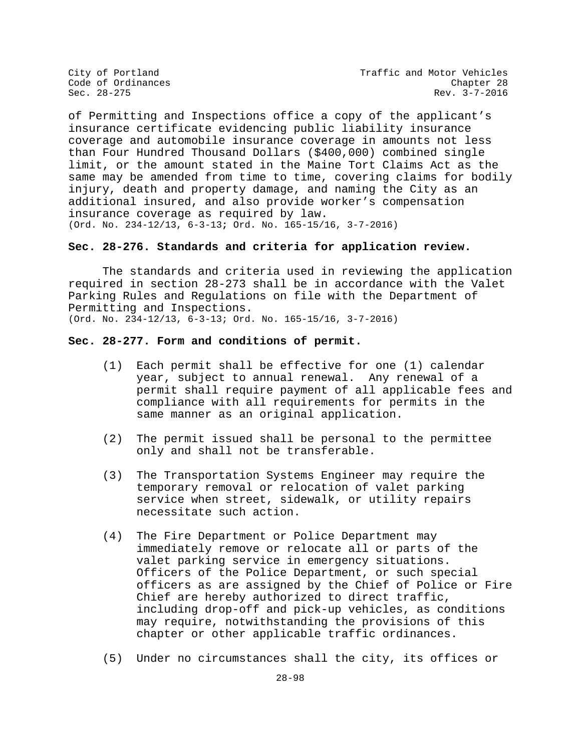of Permitting and Inspections office a copy of the applicant's insurance certificate evidencing public liability insurance coverage and automobile insurance coverage in amounts not less than Four Hundred Thousand Dollars ($400,000) combined single limit, or the amount stated in the Maine Tort Claims Act as the same may be amended from time to time, covering claims for bodily injury, death and property damage, and naming the City as an additional insured, and also provide worker's compensation insurance coverage as required by law.
(Ord. No. 234-12/13, 6-3-13; Ord. No. 165-15/16, 3-7-2016)

**Sec. 28-276. Standards and criteria for application review.**

The standards and criteria used in reviewing the application required in section 28-273 shall be in accordance with the Valet Parking Rules and Regulations on file with the Department of Permitting and Inspections.
(Ord. No. 234-12/13, 6-3-13; Ord. No. 165-15/16, 3-7-2016)

**Sec. 28-277. Form and conditions of permit.**

(1) Each permit shall be effective for one (1) calendar year, subject to annual renewal. Any renewal of a permit shall require payment of all applicable fees and compliance with all requirements for permits in the same manner as an original application.

(2) The permit issued shall be personal to the permittee only and shall not be transferable.

(3) The Transportation Systems Engineer may require the temporary removal or relocation of valet parking service when street, sidewalk, or utility repairs necessitate such action.

(4) The Fire Department or Police Department may immediately remove or relocate all or parts of the valet parking service in emergency situations. Officers of the Police Department, or such special officers as are assigned by the Chief of Police or Fire Chief are hereby authorized to direct traffic, including drop-off and pick-up vehicles, as conditions may require, notwithstanding the provisions of this chapter or other applicable traffic ordinances.

(5) Under no circumstances shall the city, its offices or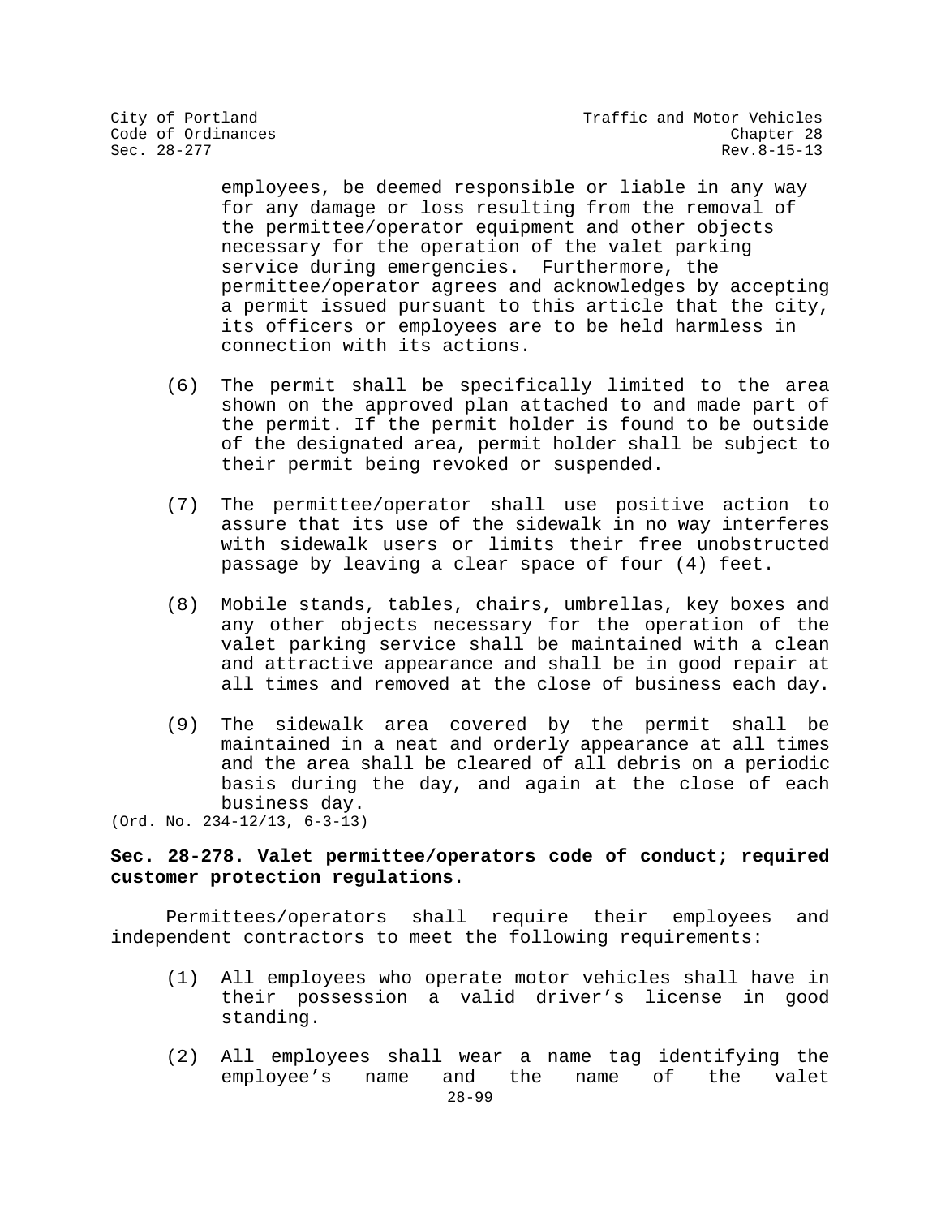employees, be deemed responsible or liable in any way for any damage or loss resulting from the removal of the permittee/operator equipment and other objects necessary for the operation of the valet parking service during emergencies. Furthermore, the permittee/operator agrees and acknowledges by accepting a permit issued pursuant to this article that the city, its officers or employees are to be held harmless in connection with its actions.

(6) The permit shall be specifically limited to the area shown on the approved plan attached to and made part of the permit. If the permit holder is found to be outside of the designated area, permit holder shall be subject to their permit being revoked or suspended.

(7) The permittee/operator shall use positive action to assure that its use of the sidewalk in no way interferes with sidewalk users or limits their free unobstructed passage by leaving a clear space of four (4) feet.

(8) Mobile stands, tables, chairs, umbrellas, key boxes and any other objects necessary for the operation of the valet parking service shall be maintained with a clean and attractive appearance and shall be in good repair at all times and removed at the close of business each day.

(9) The sidewalk area covered by the permit shall be maintained in a neat and orderly appearance at all times and the area shall be cleared of all debris on a periodic basis during the day, and again at the close of each business day.

(Ord. No. 234-12/13, 6-3-13)

**Sec. 28-278. Valet permittee/operators code of conduct; required customer protection regulations.**

Permittees/operators shall require their employees and independent contractors to meet the following requirements:

(1) All employees who operate motor vehicles shall have in their possession a valid driver's license in good standing.

(2) All employees shall wear a name tag identifying the employee's name and the name of the valet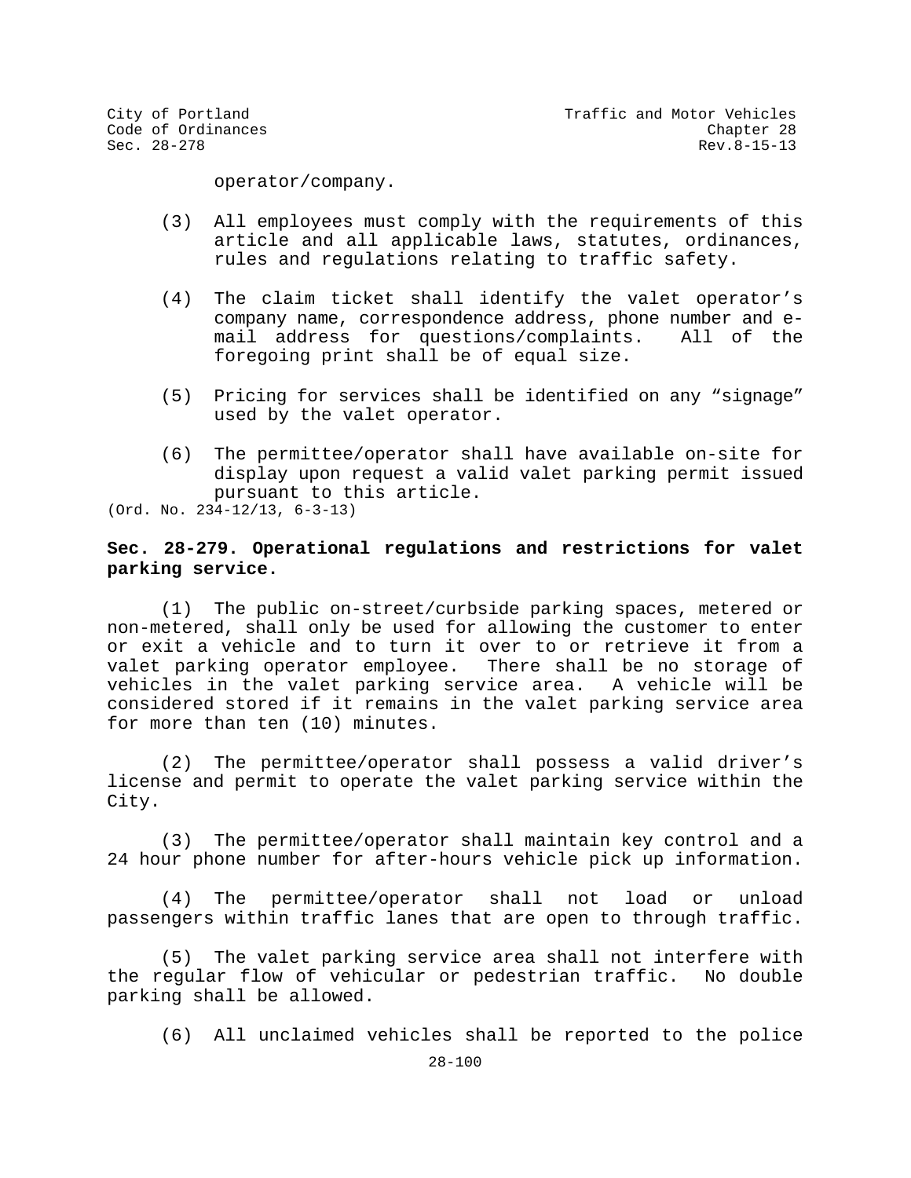operator/company.

(3) All employees must comply with the requirements of this article and all applicable laws, statutes, ordinances, rules and regulations relating to traffic safety.

(4) The claim ticket shall identify the valet operator's company name, correspondence address, phone number and e-mail address for questions/complaints. All of the foregoing print shall be of equal size.

(5) Pricing for services shall be identified on any "signage" used by the valet operator.

(6) The permittee/operator shall have available on-site for display upon request a valid valet parking permit issued pursuant to this article.

(Ord. No. 234-12/13, 6-3-13)

**Sec. 28-279. Operational regulations and restrictions for valet parking service.**

(1) The public on-street/curbside parking spaces, metered or non-metered, shall only be used for allowing the customer to enter or exit a vehicle and to turn it over to or retrieve it from a valet parking operator employee. There shall be no storage of vehicles in the valet parking service area. A vehicle will be considered stored if it remains in the valet parking service area for more than ten (10) minutes.

(2) The permittee/operator shall possess a valid driver's license and permit to operate the valet parking service within the City.

(3) The permittee/operator shall maintain key control and a 24 hour phone number for after-hours vehicle pick up information.

(4) The permittee/operator shall not load or unload passengers within traffic lanes that are open to through traffic.

(5) The valet parking service area shall not interfere with the regular flow of vehicular or pedestrian traffic. No double parking shall be allowed.

(6) All unclaimed vehicles shall be reported to the police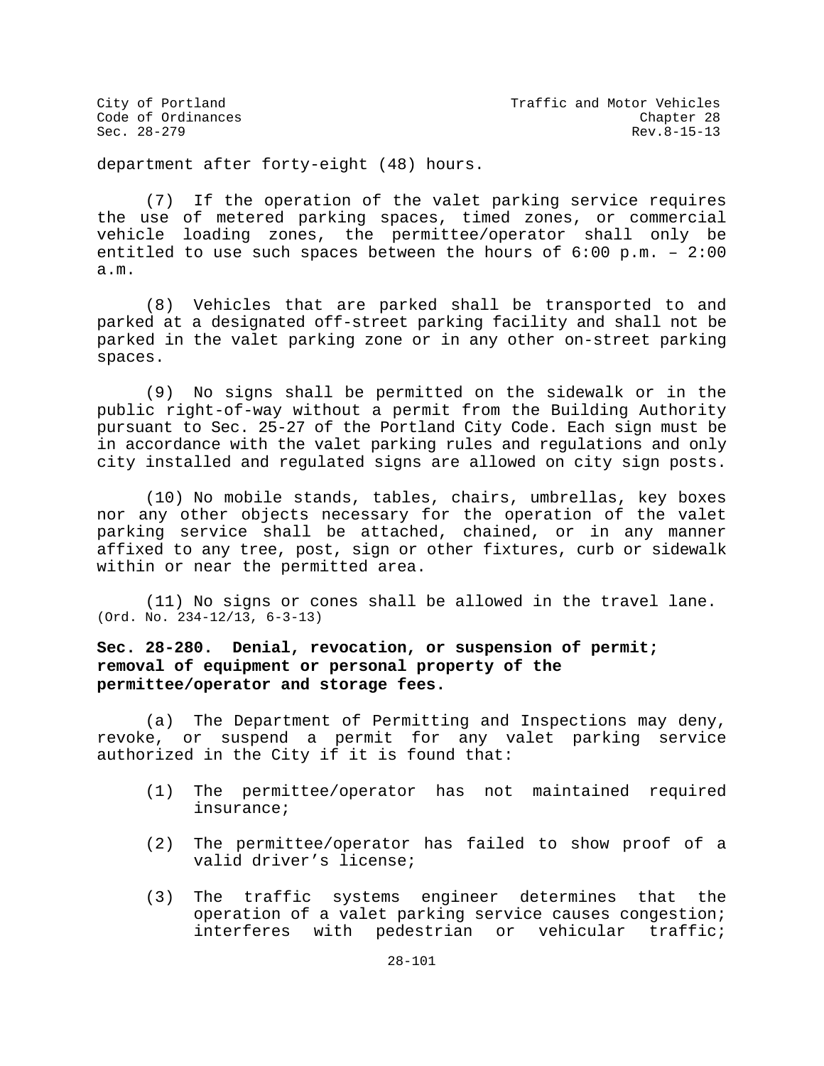department after forty-eight (48) hours.

(7) If the operation of the valet parking service requires the use of metered parking spaces, timed zones, or commercial vehicle loading zones, the permittee/operator shall only be entitled to use such spaces between the hours of 6:00 p.m. – 2:00 a.m.

(8) Vehicles that are parked shall be transported to and parked at a designated off-street parking facility and shall not be parked in the valet parking zone or in any other on-street parking spaces.

(9) No signs shall be permitted on the sidewalk or in the public right-of-way without a permit from the Building Authority pursuant to Sec. 25-27 of the Portland City Code. Each sign must be in accordance with the valet parking rules and regulations and only city installed and regulated signs are allowed on city sign posts.

(10) No mobile stands, tables, chairs, umbrellas, key boxes nor any other objects necessary for the operation of the valet parking service shall be attached, chained, or in any manner affixed to any tree, post, sign or other fixtures, curb or sidewalk within or near the permitted area.

(11) No signs or cones shall be allowed in the travel lane.
(Ord. No. 234-12/13, 6-3-13)

**Sec. 28-280. Denial, revocation, or suspension of permit; removal of equipment or personal property of the permittee/operator and storage fees.**

(a) The Department of Permitting and Inspections may deny, revoke, or suspend a permit for any valet parking service authorized in the City if it is found that:

(1) The permittee/operator has not maintained required insurance;

(2) The permittee/operator has failed to show proof of a valid driver's license;

(3) The traffic systems engineer determines that the operation of a valet parking service causes congestion; interferes with pedestrian or vehicular traffic;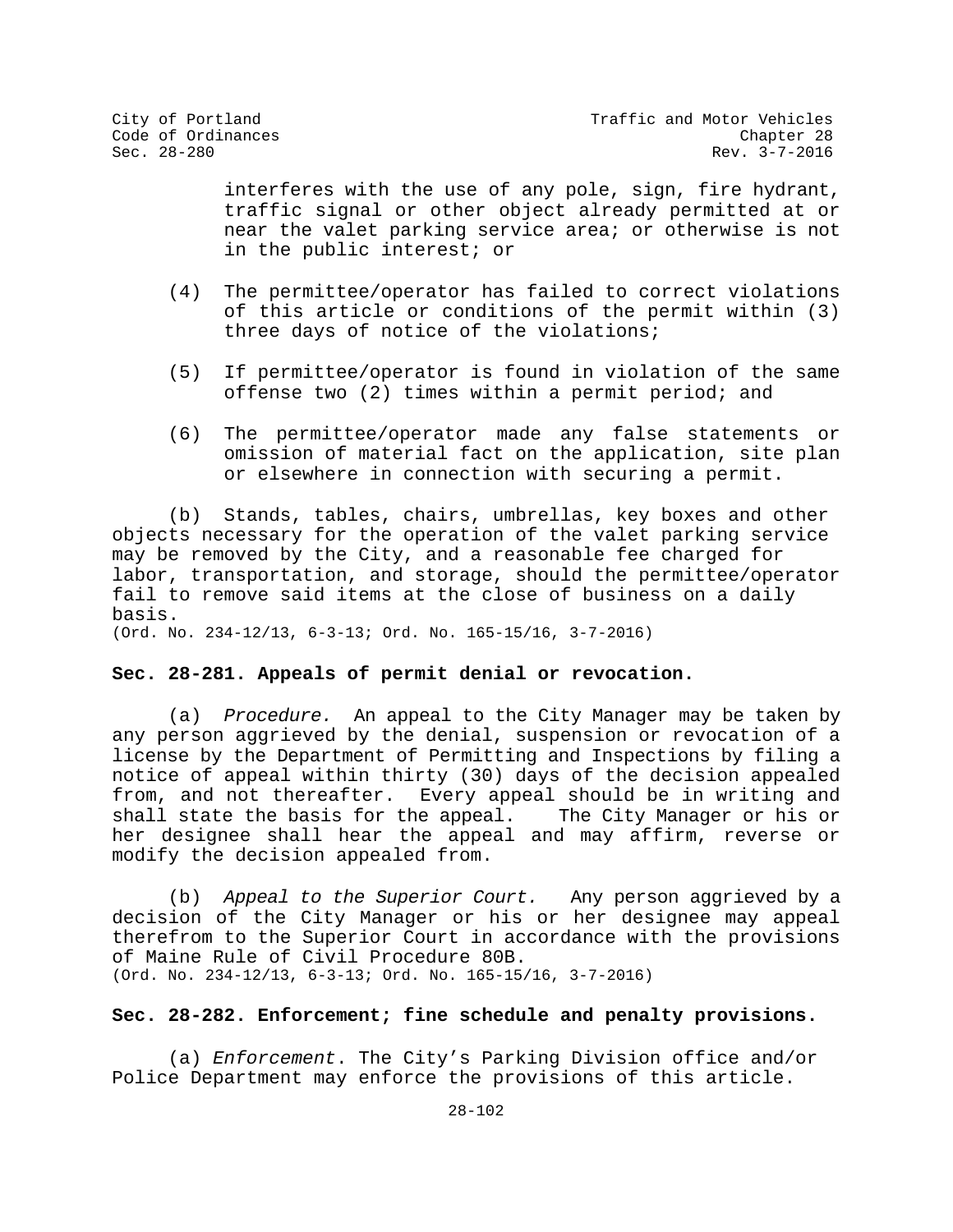interferes with the use of any pole, sign, fire hydrant, traffic signal or other object already permitted at or near the valet parking service area; or otherwise is not in the public interest; or

(4) The permittee/operator has failed to correct violations of this article or conditions of the permit within (3) three days of notice of the violations;

(5) If permittee/operator is found in violation of the same offense two (2) times within a permit period; and

(6) The permittee/operator made any false statements or omission of material fact on the application, site plan or elsewhere in connection with securing a permit.

(b) Stands, tables, chairs, umbrellas, key boxes and other objects necessary for the operation of the valet parking service may be removed by the City, and a reasonable fee charged for labor, transportation, and storage, should the permittee/operator fail to remove said items at the close of business on a daily basis.

(Ord. No. 234-12/13, 6-3-13; Ord. No. 165-15/16, 3-7-2016)

**Sec. 28-281. Appeals of permit denial or revocation.**

(a) *Procedure.* An appeal to the City Manager may be taken by any person aggrieved by the denial, suspension or revocation of a license by the Department of Permitting and Inspections by filing a notice of appeal within thirty (30) days of the decision appealed from, and not thereafter. Every appeal should be in writing and shall state the basis for the appeal. The City Manager or his or her designee shall hear the appeal and may affirm, reverse or modify the decision appealed from.

(b) *Appeal to the Superior Court.* Any person aggrieved by a decision of the City Manager or his or her designee may appeal therefrom to the Superior Court in accordance with the provisions of Maine Rule of Civil Procedure 80B.

(Ord. No. 234-12/13, 6-3-13; Ord. No. 165-15/16, 3-7-2016)

**Sec. 28-282. Enforcement; fine schedule and penalty provisions.**

(a) *Enforcement*. The City's Parking Division office and/or Police Department may enforce the provisions of this article.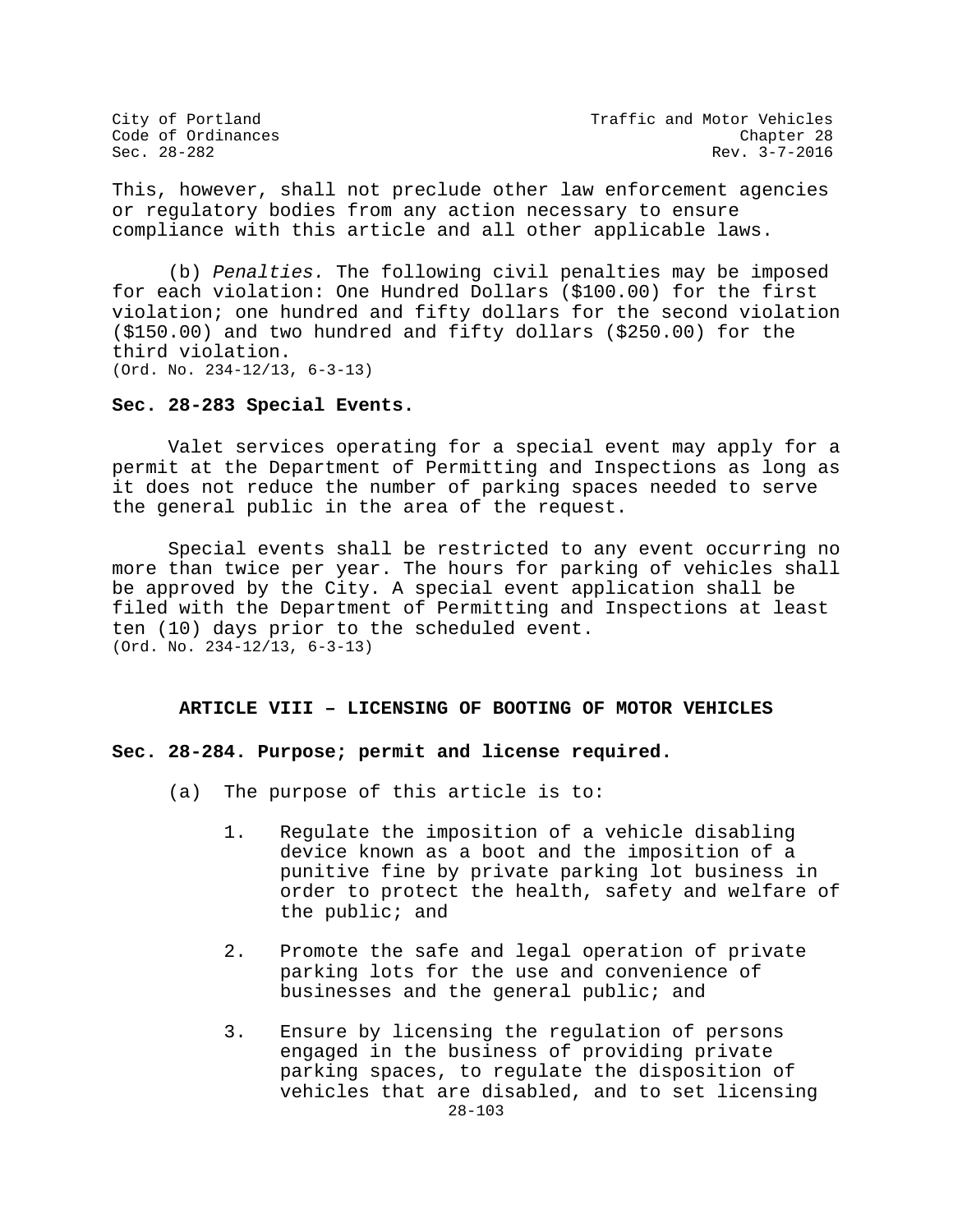This, however, shall not preclude other law enforcement agencies or regulatory bodies from any action necessary to ensure compliance with this article and all other applicable laws.

(b) *Penalties.* The following civil penalties may be imposed for each violation: One Hundred Dollars ($100.00) for the first violation; one hundred and fifty dollars for the second violation ($150.00) and two hundred and fifty dollars ($250.00) for the third violation.
(Ord. No. 234-12/13, 6-3-13)

**Sec. 28-283 Special Events.**

Valet services operating for a special event may apply for a permit at the Department of Permitting and Inspections as long as it does not reduce the number of parking spaces needed to serve the general public in the area of the request.

Special events shall be restricted to any event occurring no more than twice per year. The hours for parking of vehicles shall be approved by the City. A special event application shall be filed with the Department of Permitting and Inspections at least ten (10) days prior to the scheduled event.
(Ord. No. 234-12/13, 6-3-13)

## ARTICLE VIII – LICENSING OF BOOTING OF MOTOR VEHICLES

**Sec. 28-284. Purpose; permit and license required.**

(a) The purpose of this article is to:

1. Regulate the imposition of a vehicle disabling device known as a boot and the imposition of a punitive fine by private parking lot business in order to protect the health, safety and welfare of the public; and

2. Promote the safe and legal operation of private parking lots for the use and convenience of businesses and the general public; and

3. Ensure by licensing the regulation of persons engaged in the business of providing private parking spaces, to regulate the disposition of vehicles that are disabled, and to set licensing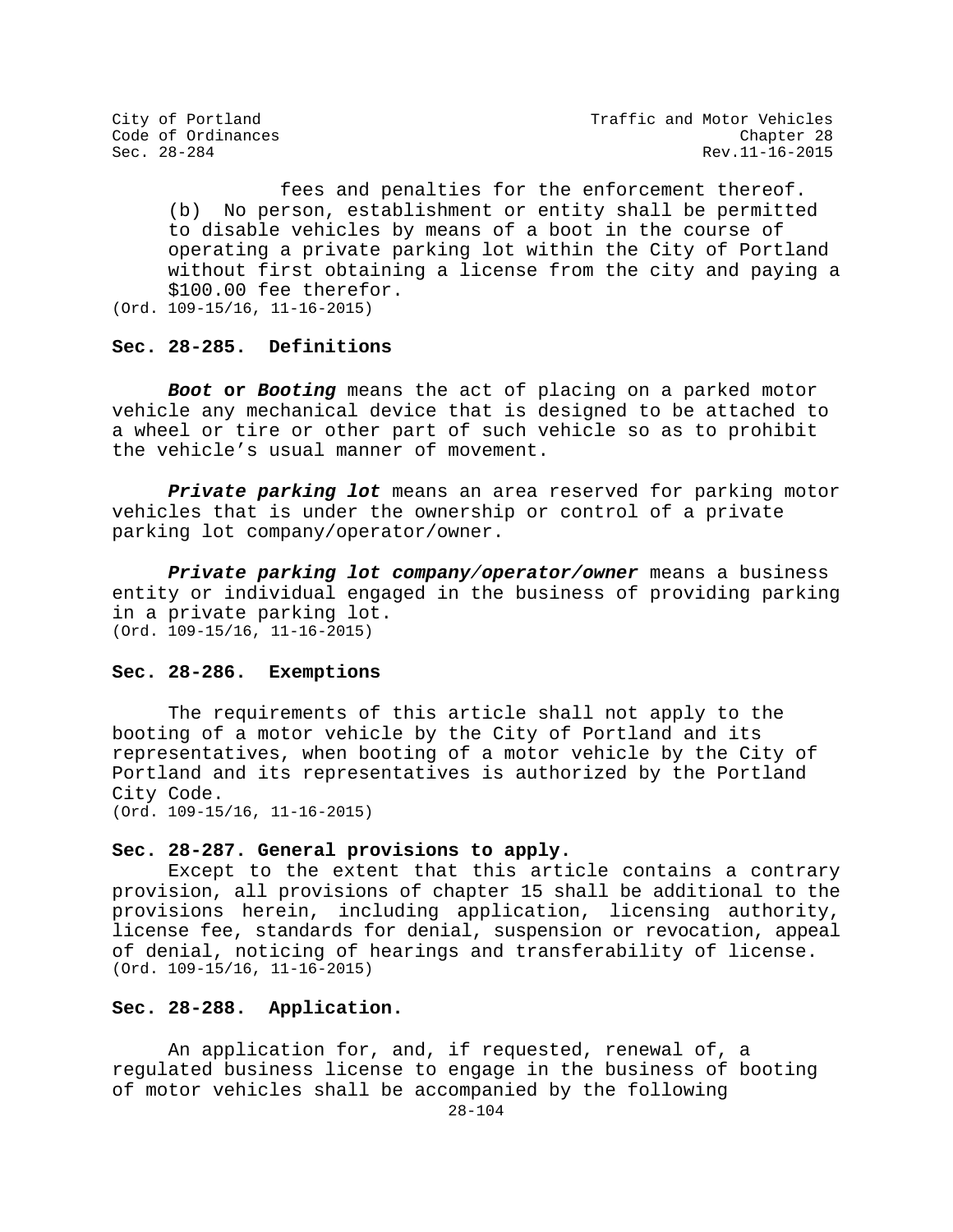fees and penalties for the enforcement thereof.

(b) No person, establishment or entity shall be permitted to disable vehicles by means of a boot in the course of operating a private parking lot within the City of Portland without first obtaining a license from the city and paying a $100.00 fee therefor.

(Ord. 109-15/16, 11-16-2015)

### Sec. 28-285. Definitions

***Boot* or *Booting*** means the act of placing on a parked motor vehicle any mechanical device that is designed to be attached to a wheel or tire or other part of such vehicle so as to prohibit the vehicle's usual manner of movement.

***Private parking lot*** means an area reserved for parking motor vehicles that is under the ownership or control of a private parking lot company/operator/owner.

***Private parking lot company/operator/owner*** means a business entity or individual engaged in the business of providing parking in a private parking lot.

(Ord. 109-15/16, 11-16-2015)

### Sec. 28-286. Exemptions

The requirements of this article shall not apply to the booting of a motor vehicle by the City of Portland and its representatives, when booting of a motor vehicle by the City of Portland and its representatives is authorized by the Portland City Code.

(Ord. 109-15/16, 11-16-2015)

### Sec. 28-287. General provisions to apply.

Except to the extent that this article contains a contrary provision, all provisions of chapter 15 shall be additional to the provisions herein, including application, licensing authority, license fee, standards for denial, suspension or revocation, appeal of denial, noticing of hearings and transferability of license.

(Ord. 109-15/16, 11-16-2015)

### Sec. 28-288. Application.

An application for, and, if requested, renewal of, a regulated business license to engage in the business of booting of motor vehicles shall be accompanied by the following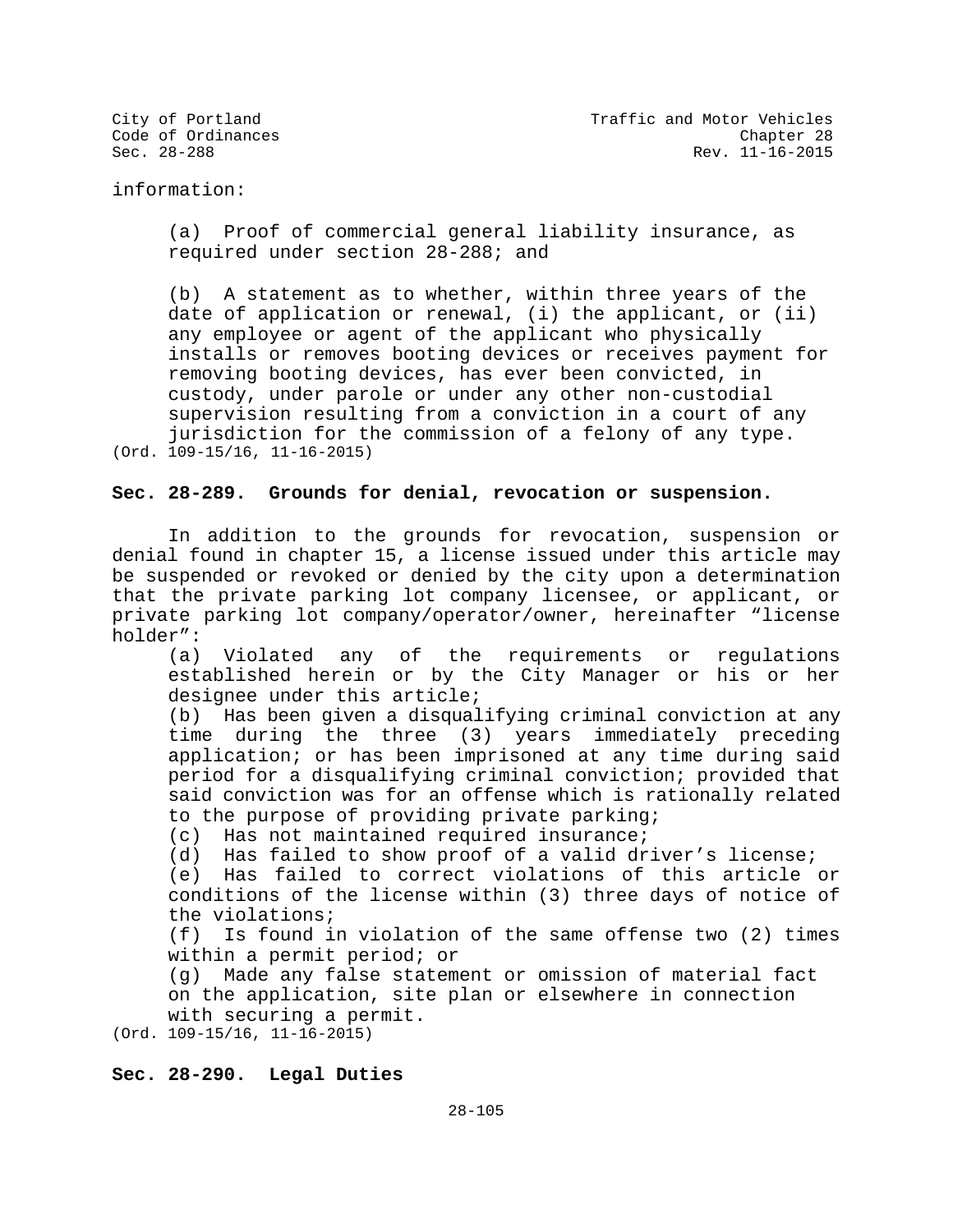information:

(a) Proof of commercial general liability insurance, as required under section 28-288; and

(b) A statement as to whether, within three years of the date of application or renewal, (i) the applicant, or (ii) any employee or agent of the applicant who physically installs or removes booting devices or receives payment for removing booting devices, has ever been convicted, in custody, under parole or under any other non-custodial supervision resulting from a conviction in a court of any jurisdiction for the commission of a felony of any type.

(Ord. 109-15/16, 11-16-2015)

**Sec. 28-289. Grounds for denial, revocation or suspension.**

In addition to the grounds for revocation, suspension or denial found in chapter 15, a license issued under this article may be suspended or revoked or denied by the city upon a determination that the private parking lot company licensee, or applicant, or private parking lot company/operator/owner, hereinafter "license holder":

(a) Violated any of the requirements or regulations established herein or by the City Manager or his or her designee under this article;

(b) Has been given a disqualifying criminal conviction at any time during the three (3) years immediately preceding application; or has been imprisoned at any time during said period for a disqualifying criminal conviction; provided that said conviction was for an offense which is rationally related to the purpose of providing private parking;

(c) Has not maintained required insurance;

(d) Has failed to show proof of a valid driver's license;

(e) Has failed to correct violations of this article or conditions of the license within (3) three days of notice of the violations;

(f) Is found in violation of the same offense two (2) times within a permit period; or

(g) Made any false statement or omission of material fact on the application, site plan or elsewhere in connection with securing a permit.

(Ord. 109-15/16, 11-16-2015)

**Sec. 28-290. Legal Duties**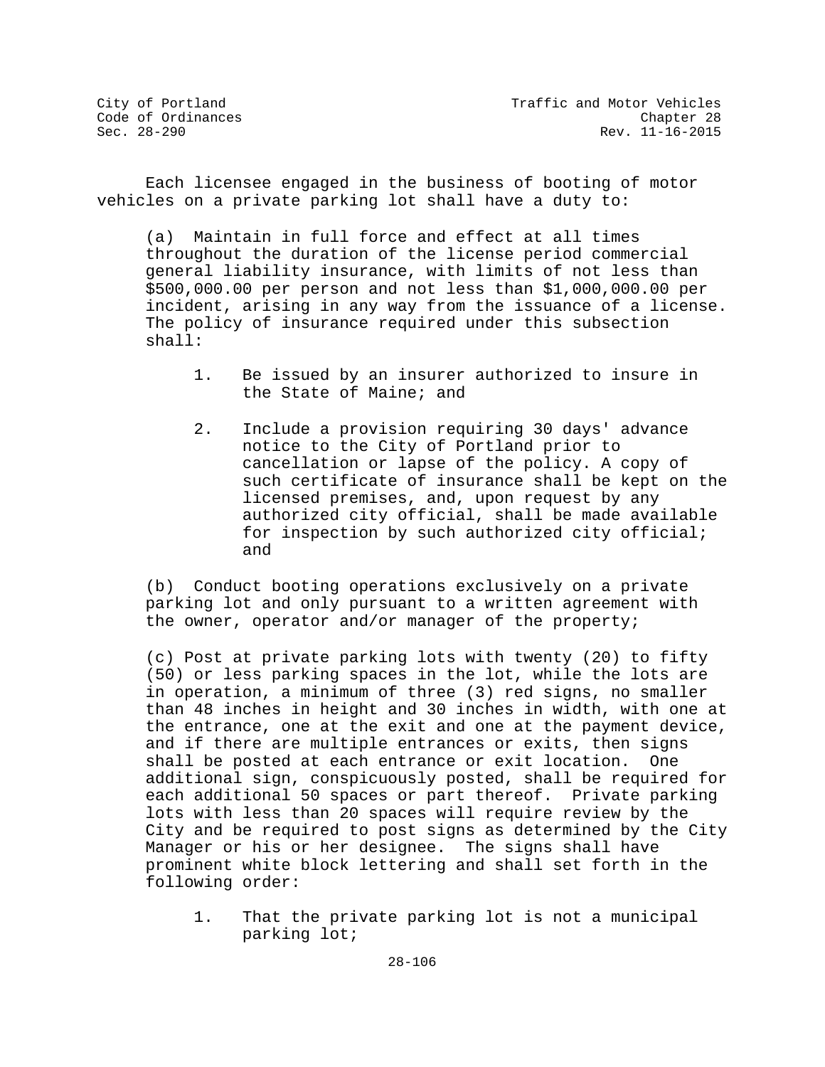Each licensee engaged in the business of booting of motor vehicles on a private parking lot shall have a duty to:

(a) Maintain in full force and effect at all times throughout the duration of the license period commercial general liability insurance, with limits of not less than $500,000.00 per person and not less than $1,000,000.00 per incident, arising in any way from the issuance of a license. The policy of insurance required under this subsection shall:

1. Be issued by an insurer authorized to insure in the State of Maine; and

2. Include a provision requiring 30 days' advance notice to the City of Portland prior to cancellation or lapse of the policy. A copy of such certificate of insurance shall be kept on the licensed premises, and, upon request by any authorized city official, shall be made available for inspection by such authorized city official; and

(b) Conduct booting operations exclusively on a private parking lot and only pursuant to a written agreement with the owner, operator and/or manager of the property;

(c) Post at private parking lots with twenty (20) to fifty (50) or less parking spaces in the lot, while the lots are in operation, a minimum of three (3) red signs, no smaller than 48 inches in height and 30 inches in width, with one at the entrance, one at the exit and one at the payment device, and if there are multiple entrances or exits, then signs shall be posted at each entrance or exit location. One additional sign, conspicuously posted, shall be required for each additional 50 spaces or part thereof. Private parking lots with less than 20 spaces will require review by the City and be required to post signs as determined by the City Manager or his or her designee. The signs shall have prominent white block lettering and shall set forth in the following order:

1. That the private parking lot is not a municipal parking lot;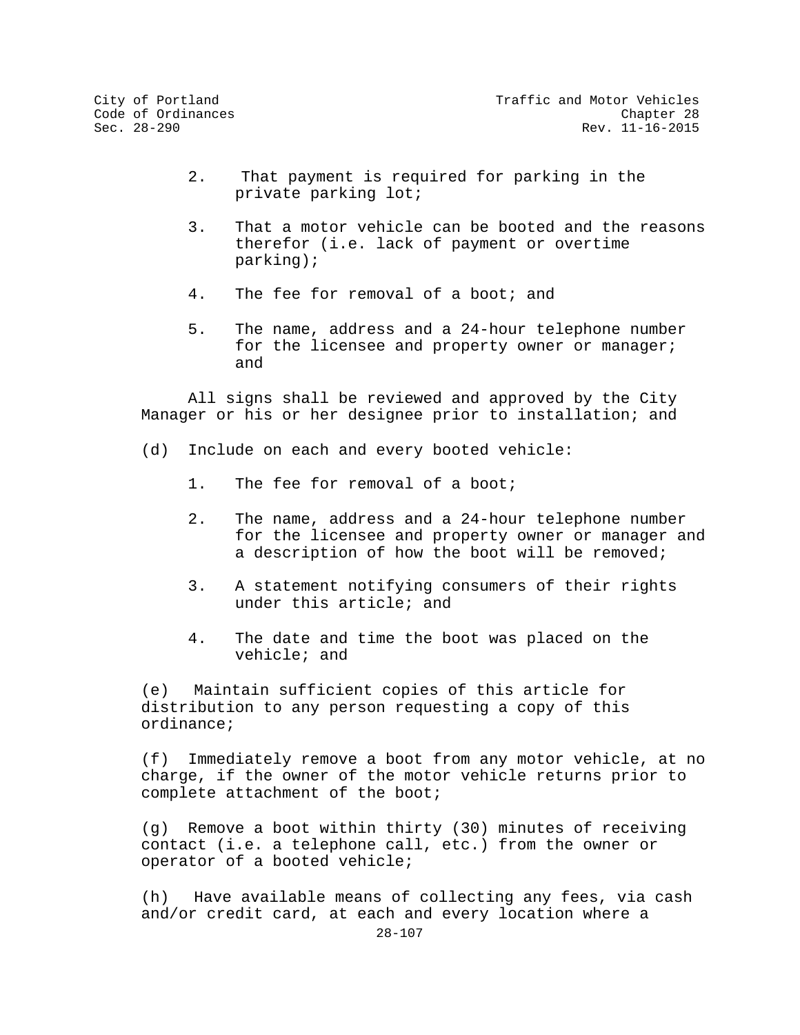2. That payment is required for parking in the private parking lot;

3. That a motor vehicle can be booted and the reasons therefor (i.e. lack of payment or overtime parking);

4. The fee for removal of a boot; and

5. The name, address and a 24-hour telephone number for the licensee and property owner or manager; and

All signs shall be reviewed and approved by the City Manager or his or her designee prior to installation; and

(d) Include on each and every booted vehicle:

1. The fee for removal of a boot;

2. The name, address and a 24-hour telephone number for the licensee and property owner or manager and a description of how the boot will be removed;

3. A statement notifying consumers of their rights under this article; and

4. The date and time the boot was placed on the vehicle; and

(e) Maintain sufficient copies of this article for distribution to any person requesting a copy of this ordinance;

(f) Immediately remove a boot from any motor vehicle, at no charge, if the owner of the motor vehicle returns prior to complete attachment of the boot;

(g) Remove a boot within thirty (30) minutes of receiving contact (i.e. a telephone call, etc.) from the owner or operator of a booted vehicle;

(h) Have available means of collecting any fees, via cash and/or credit card, at each and every location where a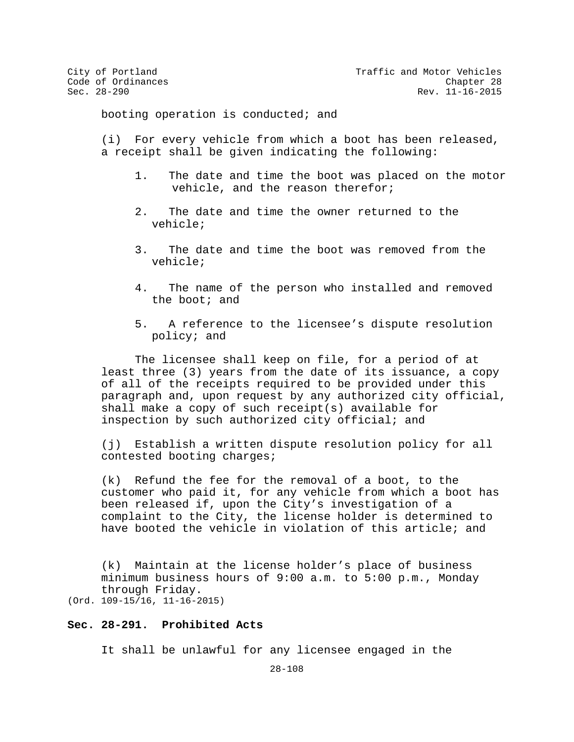booting operation is conducted; and

(i) For every vehicle from which a boot has been released, a receipt shall be given indicating the following:

1. The date and time the boot was placed on the motor vehicle, and the reason therefor;

2. The date and time the owner returned to the vehicle;

3. The date and time the boot was removed from the vehicle;

4. The name of the person who installed and removed the boot; and

5. A reference to the licensee’s dispute resolution policy; and

The licensee shall keep on file, for a period of at least three (3) years from the date of its issuance, a copy of all of the receipts required to be provided under this paragraph and, upon request by any authorized city official, shall make a copy of such receipt(s) available for inspection by such authorized city official; and

(j) Establish a written dispute resolution policy for all contested booting charges;

(k) Refund the fee for the removal of a boot, to the customer who paid it, for any vehicle from which a boot has been released if, upon the City’s investigation of a complaint to the City, the license holder is determined to have booted the vehicle in violation of this article; and

(k) Maintain at the license holder’s place of business minimum business hours of 9:00 a.m. to 5:00 p.m., Monday through Friday.

(Ord. 109-15/16, 11-16-2015)

**Sec. 28-291. Prohibited Acts**

It shall be unlawful for any licensee engaged in the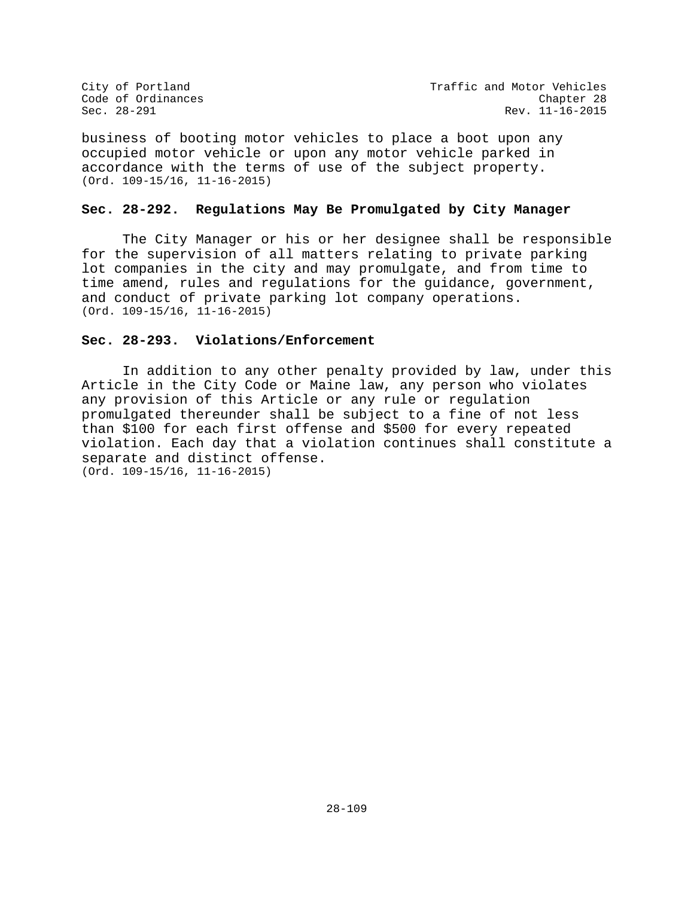business of booting motor vehicles to place a boot upon any occupied motor vehicle or upon any motor vehicle parked in accordance with the terms of use of the subject property.
(Ord. 109-15/16, 11-16-2015)

### Sec. 28-292. Regulations May Be Promulgated by City Manager

The City Manager or his or her designee shall be responsible for the supervision of all matters relating to private parking lot companies in the city and may promulgate, and from time to time amend, rules and regulations for the guidance, government, and conduct of private parking lot company operations.
(Ord. 109-15/16, 11-16-2015)

### Sec. 28-293. Violations/Enforcement

In addition to any other penalty provided by law, under this Article in the City Code or Maine law, any person who violates any provision of this Article or any rule or regulation promulgated thereunder shall be subject to a fine of not less than $100 for each first offense and $500 for every repeated violation. Each day that a violation continues shall constitute a separate and distinct offense.
(Ord. 109-15/16, 11-16-2015)